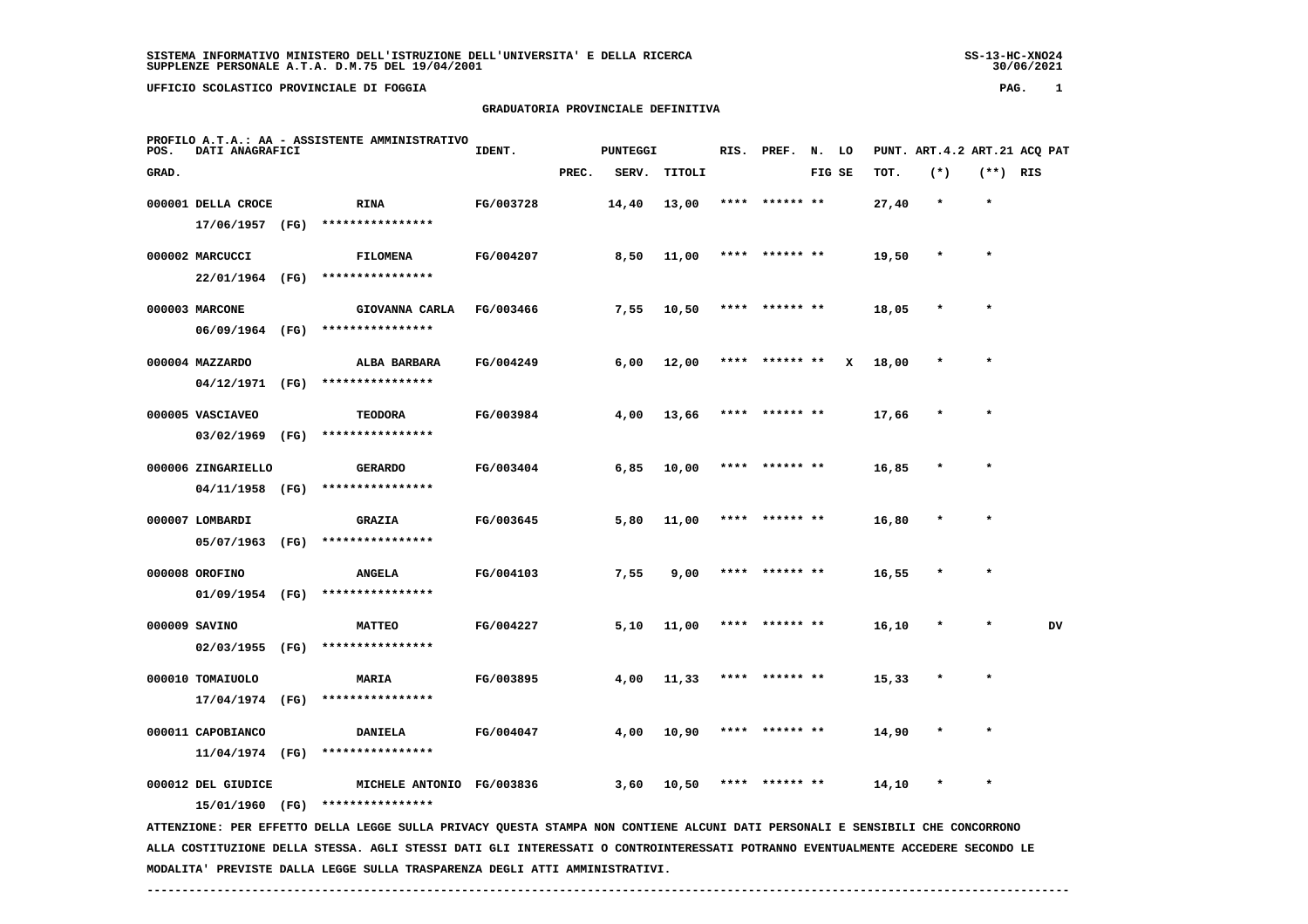SISTEMA INFORMATIVO MINISTERO DELL'ISTRUZIONE DELL'UNIVERSITA' E DELLA RICERCA
SUPPLENZE PERSONALE A.T.A. D.M.75 DEL 19/04/2001

UFFICIO SCOLASTICO PROVINCIALE DI FOGGIA

## GRADUATORIA PROVINCIALE DEFINITIVA

PROFILO A.T.A.: AA - ASSISTENTE AMMINISTRATIVO

| POS. GRAD. | DATI ANAGRAFICI | | IDENT. | PUNTEGGI PREC. | SERV. | TITOLI | RIS. | PREF. | N. FIG | LO SE | PUNT. TOT. | ART.4.2 (*) | ART.21 (**) | ACQ RIS | PAT |
|---|---|---|---|---|---|---|---|---|---|---|---|---|---|---|---|
| 000001 | DELLA CROCE 17/06/1957 (FG) | RINA **************** | FG/003728 | | 14,40 | 13,00 | **** | ****** | ** | | 27,40 | * | * | | |
| 000002 | MARCUCCI 22/01/1964 (FG) | FILOMENA **************** | FG/004207 | | 8,50 | 11,00 | **** | ****** | ** | | 19,50 | * | * | | |
| 000003 | MARCONE 06/09/1964 (FG) | GIOVANNA CARLA **************** | FG/003466 | | 7,55 | 10,50 | **** | ****** | ** | | 18,05 | * | * | | |
| 000004 | MAZZARDO 04/12/1971 (FG) | ALBA BARBARA **************** | FG/004249 | | 6,00 | 12,00 | **** | ****** | ** | X | 18,00 | * | * | | |
| 000005 | VASCIAVEO 03/02/1969 (FG) | TEODORA **************** | FG/003984 | | 4,00 | 13,66 | **** | ****** | ** | | 17,66 | * | * | | |
| 000006 | ZINGARIELLO 04/11/1958 (FG) | GERARDO **************** | FG/003404 | | 6,85 | 10,00 | **** | ****** | ** | | 16,85 | * | * | | |
| 000007 | LOMBARDI 05/07/1963 (FG) | GRAZIA **************** | FG/003645 | | 5,80 | 11,00 | **** | ****** | ** | | 16,80 | * | * | | |
| 000008 | OROFINO 01/09/1954 (FG) | ANGELA **************** | FG/004103 | | 7,55 | 9,00 | **** | ****** | ** | | 16,55 | * | * | | |
| 000009 | SAVINO 02/03/1955 (FG) | MATTEO **************** | FG/004227 | | 5,10 | 11,00 | **** | ****** | ** | | 16,10 | * | * | | DV |
| 000010 | TOMAIUOLO 17/04/1974 (FG) | MARIA **************** | FG/003895 | | 4,00 | 11,33 | **** | ****** | ** | | 15,33 | * | * | | |
| 000011 | CAPOBIANCO 11/04/1974 (FG) | DANIELA **************** | FG/004047 | | 4,00 | 10,90 | **** | ****** | ** | | 14,90 | * | * | | |
| 000012 | DEL GIUDICE 15/01/1960 (FG) | MICHELE ANTONIO **************** | FG/003836 | | 3,60 | 10,50 | **** | ****** | ** | | 14,10 | * | * | | |

ATTENZIONE: PER EFFETTO DELLA LEGGE SULLA PRIVACY QUESTA STAMPA NON CONTIENE ALCUNI DATI PERSONALI E SENSIBILI CHE CONCORRONO ALLA COSTITUZIONE DELLA STESSA. AGLI STESSI DATI GLI INTERESSATI O CONTROINTERESSATI POTRANNO EVENTUALMENTE ACCEDERE SECONDO LE MODALITA' PREVISTE DALLA LEGGE SULLA TRASPARENZA DEGLI ATTI AMMINISTRATIVI.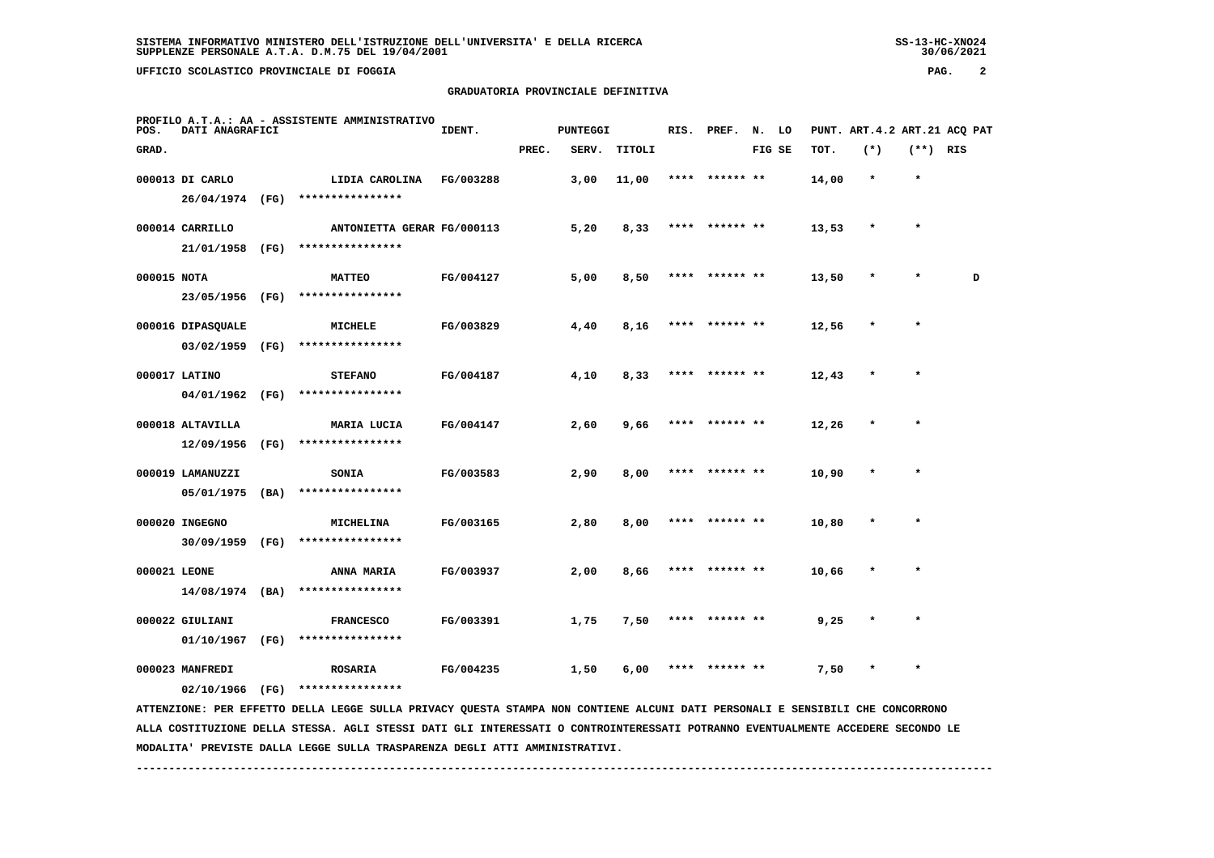SISTEMA INFORMATIVO MINISTERO DELL'ISTRUZIONE DELL'UNIVERSITA' E DELLA RICERCA
SUPPLENZE PERSONALE A.T.A. D.M.75 DEL 19/04/2001

UFFICIO SCOLASTICO PROVINCIALE DI FOGGIA

## GRADUATORIA PROVINCIALE DEFINITIVA

PROFILO A.T.A.: AA - ASSISTENTE AMMINISTRATIVO

| POS. GRAD. | DATI ANAGRAFICI | | IDENT. | PUNTEGGI PREC. | SERV. | TITOLI | RIS. | PREF. | N. LO FIG SE | PUNT. TOT. | ART.4.2 (*) | ART.21 (**) | ACQ RIS | PAT |
|---|---|---|---|---|---|---|---|---|---|---|---|---|---|---|
| 000013 | DI CARLO 26/04/1974 (FG) | LIDIA CAROLINA **************** | FG/003288 | | 3,00 | 11,00 | **** | ****** ** | | 14,00 | * | * | | |
| 000014 | CARRILLO 21/01/1958 (FG) | ANTONIETTA GERAR **************** | FG/000113 | | 5,20 | 8,33 | **** | ****** ** | | 13,53 | * | * | | |
| 000015 | NOTA 23/05/1956 (FG) | MATTEO **************** | FG/004127 | | 5,00 | 8,50 | **** | ****** ** | | 13,50 | * | * | | D |
| 000016 | DIPASQUALE 03/02/1959 (FG) | MICHELE **************** | FG/003829 | | 4,40 | 8,16 | **** | ****** ** | | 12,56 | * | * | | |
| 000017 | LATINO 04/01/1962 (FG) | STEFANO **************** | FG/004187 | | 4,10 | 8,33 | **** | ****** ** | | 12,43 | * | * | | |
| 000018 | ALTAVILLA 12/09/1956 (FG) | MARIA LUCIA **************** | FG/004147 | | 2,60 | 9,66 | **** | ****** ** | | 12,26 | * | * | | |
| 000019 | LAMANUZZI 05/01/1975 (BA) | SONIA **************** | FG/003583 | | 2,90 | 8,00 | **** | ****** ** | | 10,90 | * | * | | |
| 000020 | INGEGNO 30/09/1959 (FG) | MICHELINA **************** | FG/003165 | | 2,80 | 8,00 | **** | ****** ** | | 10,80 | * | * | | |
| 000021 | LEONE 14/08/1974 (BA) | ANNA MARIA **************** | FG/003937 | | 2,00 | 8,66 | **** | ****** ** | | 10,66 | * | * | | |
| 000022 | GIULIANI 01/10/1967 (FG) | FRANCESCO **************** | FG/003391 | | 1,75 | 7,50 | **** | ****** ** | | 9,25 | * | * | | |
| 000023 | MANFREDI 02/10/1966 (FG) | ROSARIA **************** | FG/004235 | | 1,50 | 6,00 | **** | ****** ** | | 7,50 | * | * | | |

ATTENZIONE: PER EFFETTO DELLA LEGGE SULLA PRIVACY QUESTA STAMPA NON CONTIENE ALCUNI DATI PERSONALI E SENSIBILI CHE CONCORRONO ALLA COSTITUZIONE DELLA STESSA. AGLI STESSI DATI GLI INTERESSATI O CONTROINTERESSATI POTRANNO EVENTUALMENTE ACCEDERE SECONDO LE MODALITA' PREVISTE DALLA LEGGE SULLA TRASPARENZA DEGLI ATTI AMMINISTRATIVI.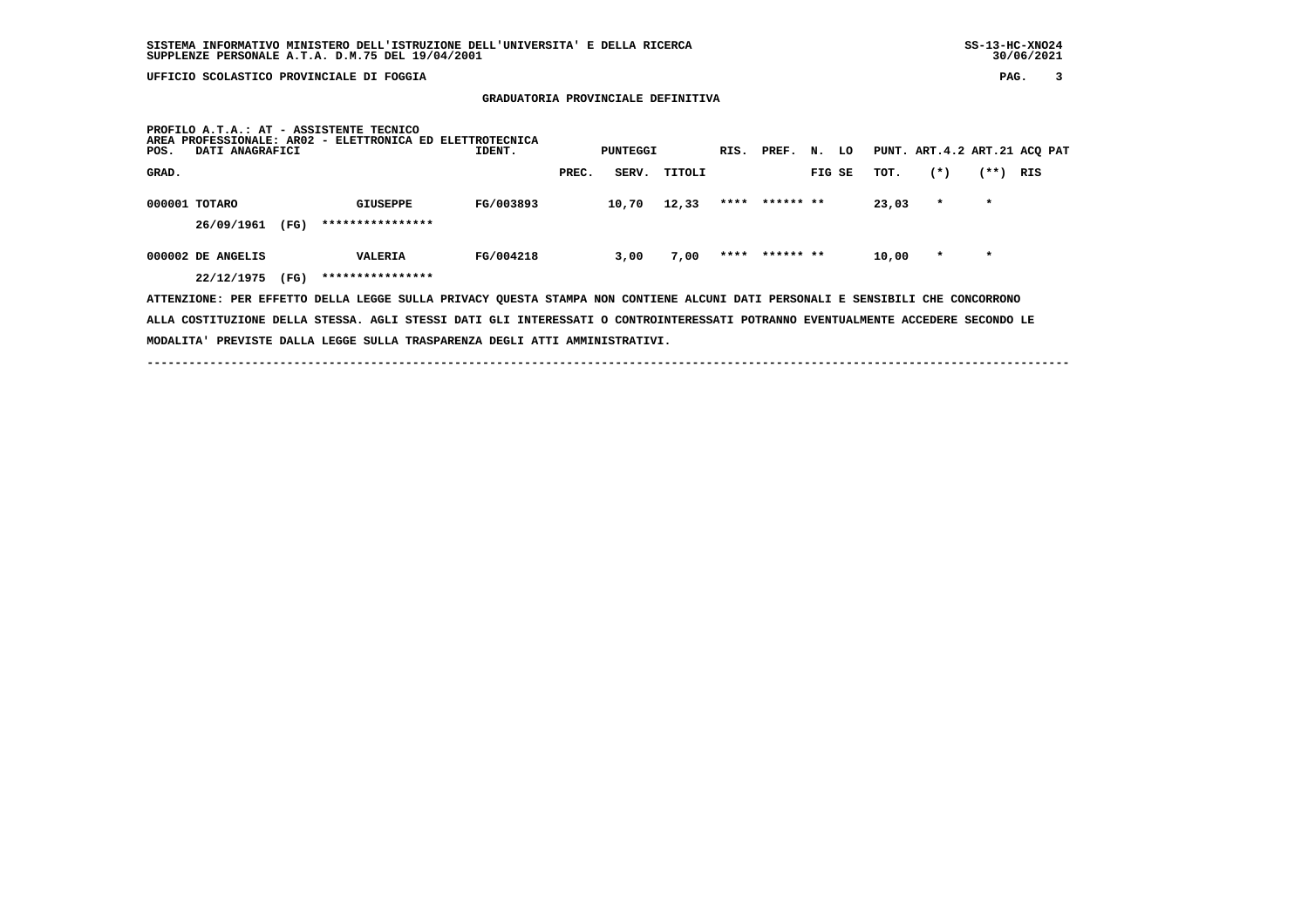SISTEMA INFORMATIVO MINISTERO DELL'ISTRUZIONE DELL'UNIVERSITA' E DELLA RICERCA SS-13-HC-XNO24
SUPPLENZE PERSONALE A.T.A. D.M.75 DEL 19/04/2001 30/06/2021

UFFICIO SCOLASTICO PROVINCIALE DI FOGGIA

## GRADUATORIA PROVINCIALE DEFINITIVA

PROFILO A.T.A.: AT - ASSISTENTE TECNICO
AREA PROFESSIONALE: AR02 - ELETTRONICA ED ELETTROTECNICA

| POS. GRAD. | DATI ANAGRAFICI | | IDENT. | PUNTEGGI PREC. | SERV. | TITOLI | RIS. | PREF. | N. FIG | LO SE | PUNT. TOT. | ART.4.2 (*) | ART.21 (**) | ACQ RIS | PAT |
|---|---|---|---|---|---|---|---|---|---|---|---|---|---|---|---|
| 000001 | TOTARO | GIUSEPPE | FG/003893 | | 10,70 | 12,33 | **** | ****** | ** | | 23,03 | * | * | | |
| | 26/09/1961 (FG) | **************** | | | | | | | | | | | | | |
| 000002 | DE ANGELIS | VALERIA | FG/004218 | | 3,00 | 7,00 | **** | ****** | ** | | 10,00 | * | * | | |
| | 22/12/1975 (FG) | **************** | | | | | | | | | | | | | |

ATTENZIONE: PER EFFETTO DELLA LEGGE SULLA PRIVACY QUESTA STAMPA NON CONTIENE ALCUNI DATI PERSONALI E SENSIBILI CHE CONCORRONO ALLA COSTITUZIONE DELLA STESSA. AGLI STESSI DATI GLI INTERESSATI O CONTROINTERESSATI POTRANNO EVENTUALMENTE ACCEDERE SECONDO LE MODALITA' PREVISTE DALLA LEGGE SULLA TRASPARENZA DEGLI ATTI AMMINISTRATIVI.

---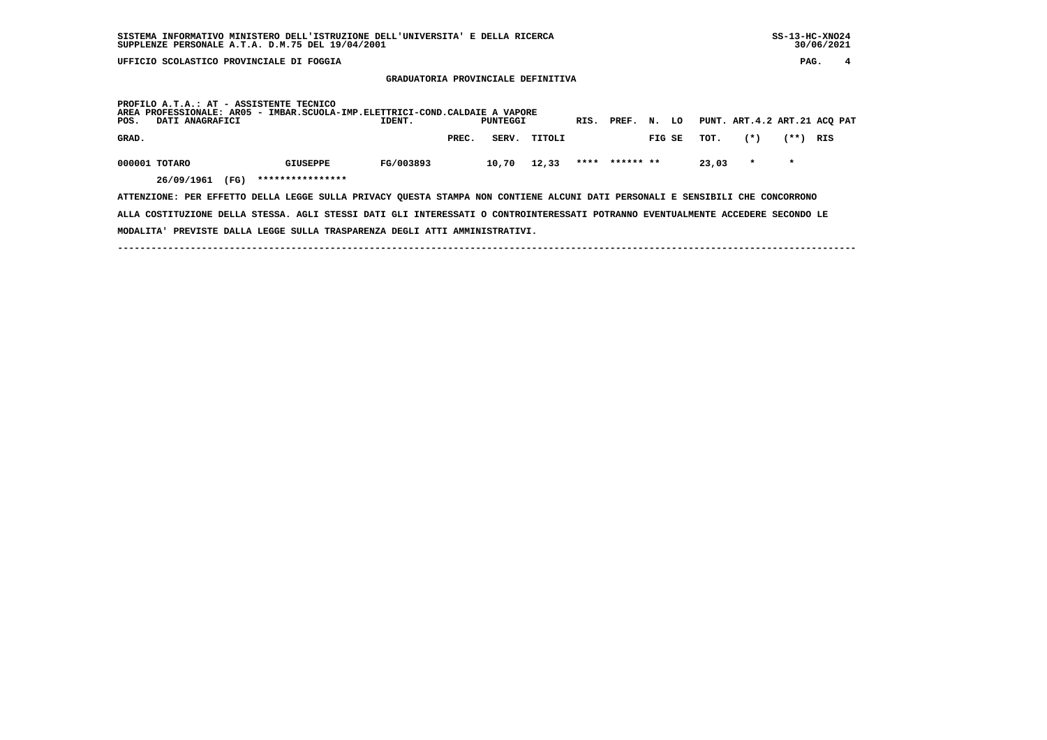SISTEMA INFORMATIVO MINISTERO DELL'ISTRUZIONE DELL'UNIVERSITA' E DELLA RICERCA
SUPPLENZE PERSONALE A.T.A. D.M.75 DEL 19/04/2001

SS-13-HC-XNO24
30/06/2021

UFFICIO SCOLASTICO PROVINCIALE DI FOGGIA

## GRADUATORIA PROVINCIALE DEFINITIVA

PROFILO A.T.A.: AT - ASSISTENTE TECNICO
AREA PROFESSIONALE: AR05 - IMBAR.SCUOLA-IMP.ELETTRICI-COND.CALDAIE A VAPORE

| POS. GRAD. | DATI ANAGRAFICI | | IDENT. | PUNTEGGI PREC. | SERV. | TITOLI | RIS. | PREF. | N. FIG | LO SE | PUNT. TOT. | ART.4.2 (*) | ART.21 (**) | ACQ RIS | PAT |
|---|---|---|---|---|---|---|---|---|---|---|---|---|---|---|---|
| 000001 | TOTARO | GIUSEPPE | FG/003893 | | 10,70 | 12,33 | **** | ****** | ** | | 23,03 | * | * | | |
| | 26/09/1961 (FG) | **************** | | | | | | | | | | | | | |

ATTENZIONE: PER EFFETTO DELLA LEGGE SULLA PRIVACY QUESTA STAMPA NON CONTIENE ALCUNI DATI PERSONALI E SENSIBILI CHE CONCORRONO ALLA COSTITUZIONE DELLA STESSA. AGLI STESSI DATI GLI INTERESSATI O CONTROINTERESSATI POTRANNO EVENTUALMENTE ACCEDERE SECONDO LE MODALITA' PREVISTE DALLA LEGGE SULLA TRASPARENZA DEGLI ATTI AMMINISTRATIVI.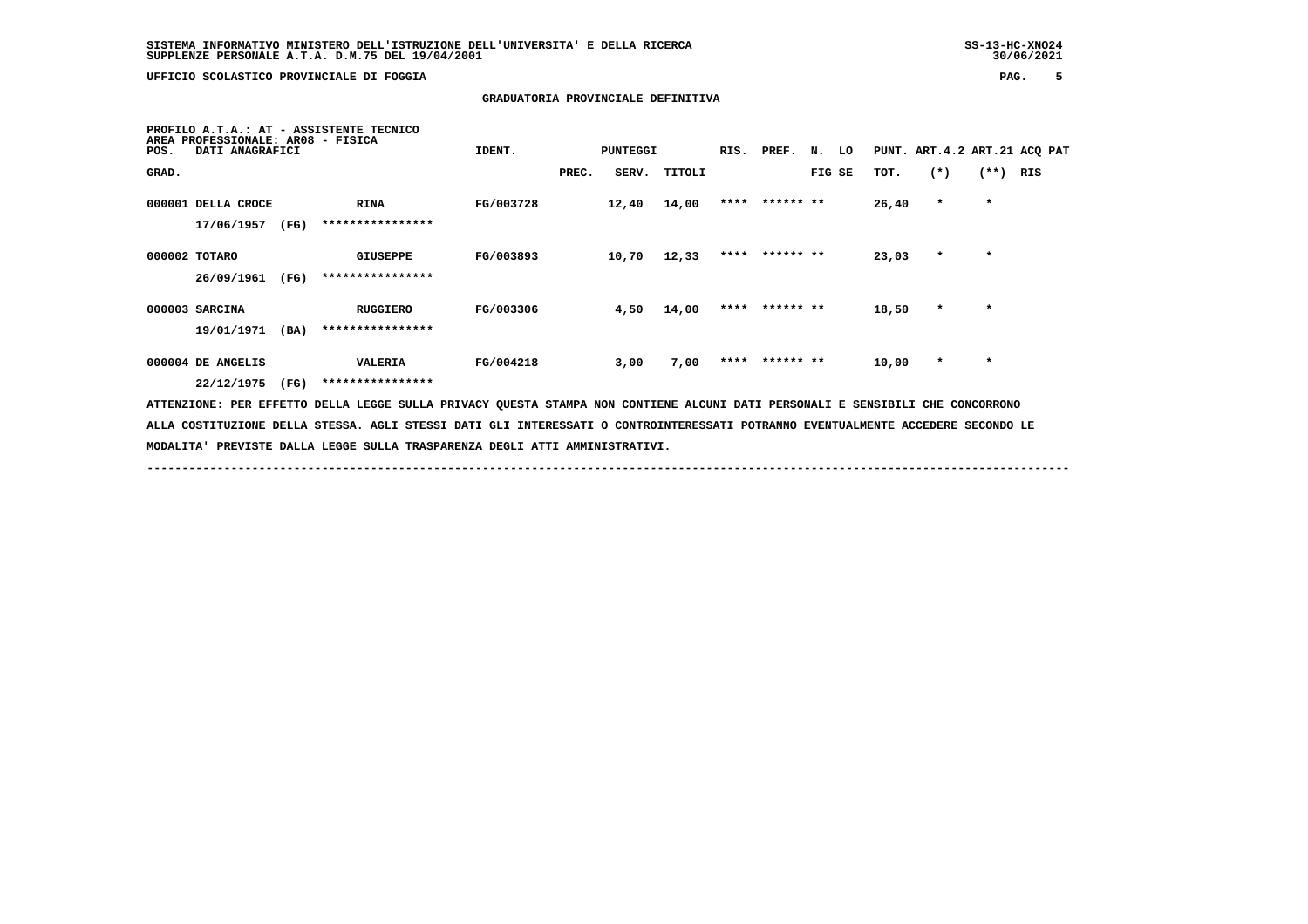UFFICIO SCOLASTICO PROVINCIALE DI FOGGIA

## GRADUATORIA PROVINCIALE DEFINITIVA

PROFILO A.T.A.: AT - ASSISTENTE TECNICO
AREA PROFESSIONALE: AR08 - FISICA

| POS. GRAD. | DATI ANAGRAFICI | | IDENT. | PREC. | SERV. | TITOLI | RIS. | PREF. | N. FIG | LO SE | PUNT. TOT. | ART.4.2 (*) | ART.21 (**) | ACQ PAT RIS |
|---|---|---|---|---|---|---|---|---|---|---|---|---|---|---|
| 000001 | DELLA CROCE 17/06/1957 (FG) | RINA **************** | FG/003728 | | 12,40 | 14,00 | **** | ****** | ** | | 26,40 | * | * | |
| 000002 | TOTARO 26/09/1961 (FG) | GIUSEPPE **************** | FG/003893 | | 10,70 | 12,33 | **** | ****** | ** | | 23,03 | * | * | |
| 000003 | SARCINA 19/01/1971 (BA) | RUGGIERO **************** | FG/003306 | | 4,50 | 14,00 | **** | ****** | ** | | 18,50 | * | * | |
| 000004 | DE ANGELIS 22/12/1975 (FG) | VALERIA **************** | FG/004218 | | 3,00 | 7,00 | **** | ****** | ** | | 10,00 | * | * | |

ATTENZIONE: PER EFFETTO DELLA LEGGE SULLA PRIVACY QUESTA STAMPA NON CONTIENE ALCUNI DATI PERSONALI E SENSIBILI CHE CONCORRONO ALLA COSTITUZIONE DELLA STESSA. AGLI STESSI DATI GLI INTERESSATI O CONTROINTERESSATI POTRANNO EVENTUALMENTE ACCEDERE SECONDO LE MODALITA' PREVISTE DALLA LEGGE SULLA TRASPARENZA DEGLI ATTI AMMINISTRATIVI.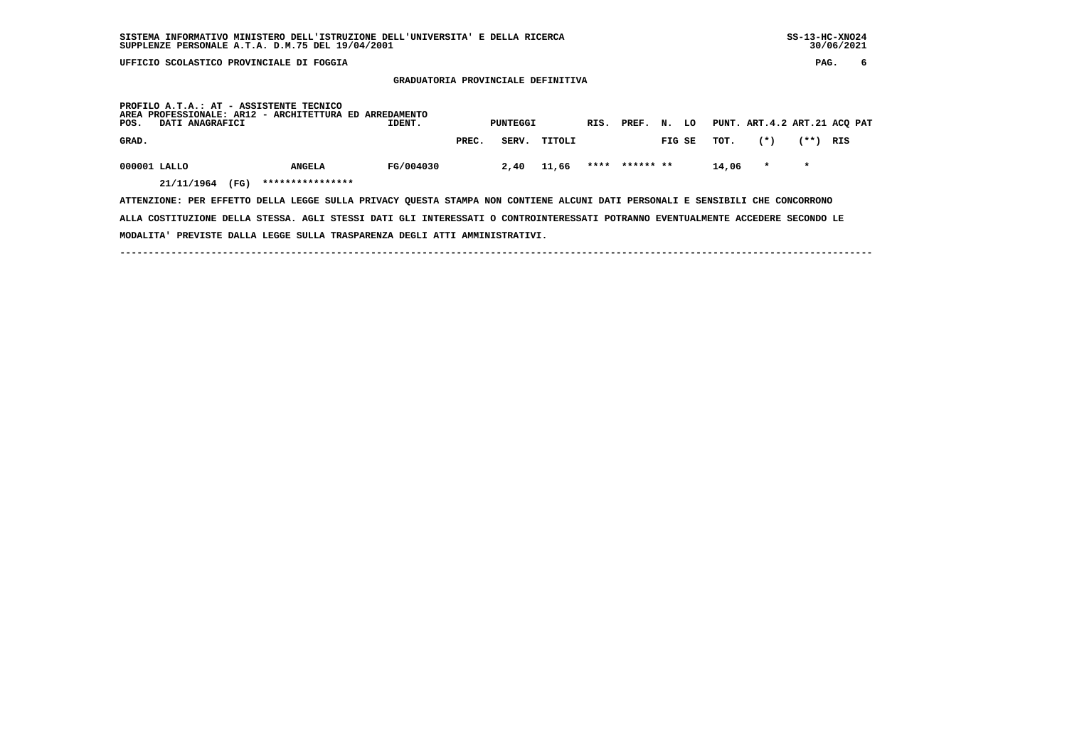SISTEMA INFORMATIVO MINISTERO DELL'ISTRUZIONE DELL'UNIVERSITA' E DELLA RICERCA
SUPPLENZE PERSONALE A.T.A. D.M.75 DEL 19/04/2001

SS-13-HC-XNO24
30/06/2021

UFFICIO SCOLASTICO PROVINCIALE DI FOGGIA

## GRADUATORIA PROVINCIALE DEFINITIVA

PROFILO A.T.A.: AT - ASSISTENTE TECNICO
AREA PROFESSIONALE: AR12 - ARCHITETTURA ED ARREDAMENTO

| POS. GRAD. | DATI ANAGRAFICI | | IDENT. | PUNTEGGI PREC. | SERV. | TITOLI | RIS. | PREF. | N. FIG | LO SE | PUNT. TOT. | ART.4.2 (*) | ART.21 (**) | ACQ PAT RIS |
|---|---|---|---|---|---|---|---|---|---|---|---|---|---|---|
| 000001 | LALLO | ANGELA | FG/004030 | | 2,40 | 11,66 | **** | ****** | ** | | 14,06 | * | * | |
| | 21/11/1964 (FG) | **************** | | | | | | | | | | | | |

ATTENZIONE: PER EFFETTO DELLA LEGGE SULLA PRIVACY QUESTA STAMPA NON CONTIENE ALCUNI DATI PERSONALI E SENSIBILI CHE CONCORRONO ALLA COSTITUZIONE DELLA STESSA. AGLI STESSI DATI GLI INTERESSATI O CONTROINTERESSATI POTRANNO EVENTUALMENTE ACCEDERE SECONDO LE MODALITA' PREVISTE DALLA LEGGE SULLA TRASPARENZA DEGLI ATTI AMMINISTRATIVI.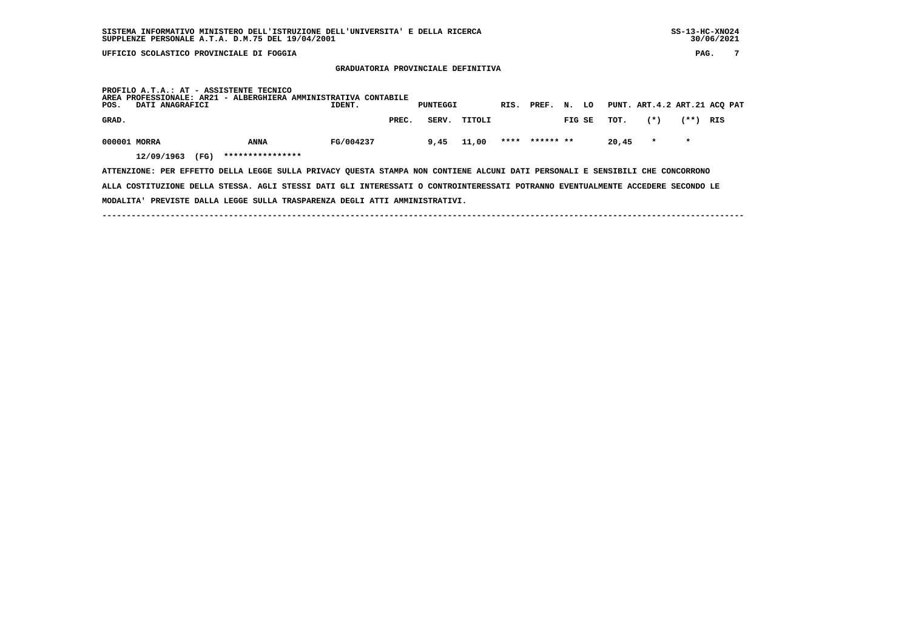SISTEMA INFORMATIVO MINISTERO DELL'ISTRUZIONE DELL'UNIVERSITA' E DELLA RICERCA SS-13-HC-XNO24
SUPPLENZE PERSONALE A.T.A. D.M.75 DEL 19/04/2001 30/06/2021

UFFICIO SCOLASTICO PROVINCIALE DI FOGGIA

## GRADUATORIA PROVINCIALE DEFINITIVA

PROFILO A.T.A.: AT - ASSISTENTE TECNICO
AREA PROFESSIONALE: AR21 - ALBERGHIERA AMMINISTRATIVA CONTABILE

| POS. GRAD. | DATI ANAGRAFICI | | IDENT. | PUNTEGGI PREC. | SERV. | TITOLI | RIS. | PREF. | N. FIG | LO SE | PUNT. TOT. | ART.4.2 (*) | ART.21 (**) | ACQ PAT RIS |
|---|---|---|---|---|---|---|---|---|---|---|---|---|---|---|
| 000001 | MORRA | ANNA | FG/004237 | | 9,45 | 11,00 | **** | ****** | ** | | 20,45 | * | * | |
| | 12/09/1963 (FG) | **************** | | | | | | | | | | | | |

ATTENZIONE: PER EFFETTO DELLA LEGGE SULLA PRIVACY QUESTA STAMPA NON CONTIENE ALCUNI DATI PERSONALI E SENSIBILI CHE CONCORRONO ALLA COSTITUZIONE DELLA STESSA. AGLI STESSI DATI GLI INTERESSATI O CONTROINTERESSATI POTRANNO EVENTUALMENTE ACCEDERE SECONDO LE MODALITA' PREVISTE DALLA LEGGE SULLA TRASPARENZA DEGLI ATTI AMMINISTRATIVI.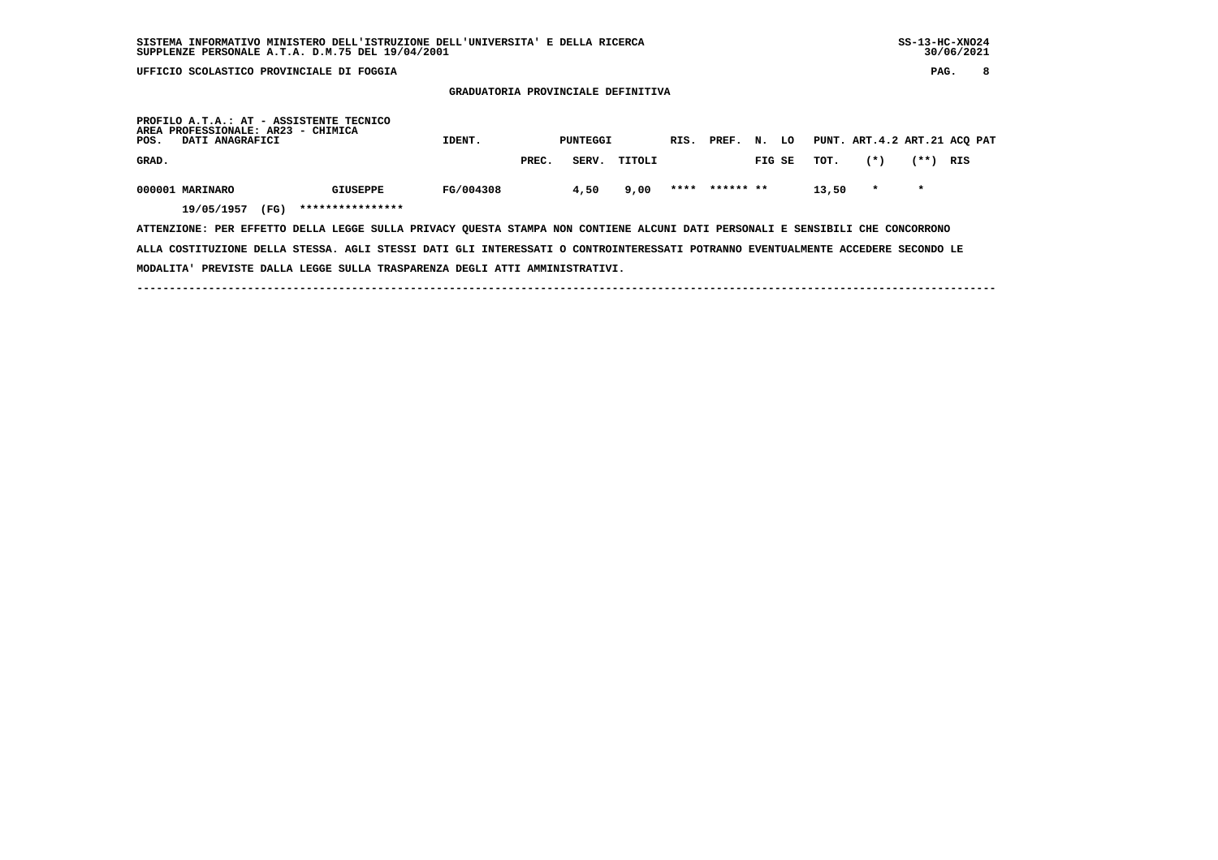UFFICIO SCOLASTICO PROVINCIALE DI FOGGIA

## GRADUATORIA PROVINCIALE DEFINITIVA

PROFILO A.T.A.: AT - ASSISTENTE TECNICO
AREA PROFESSIONALE: AR23 - CHIMICA

| POS. GRAD. | DATI ANAGRAFICI | | IDENT. | PUNTEGGI PREC. | SERV. | TITOLI | RIS. | PREF. | N. FIG | LO SE | PUNT. TOT. | ART.4.2 (*) | ART.21 (**) | ACQ PAT RIS |
|---|---|---|---|---|---|---|---|---|---|---|---|---|---|---|
| 000001 | MARINARO | GIUSEPPE | FG/004308 | | 4,50 | 9,00 | **** | ****** | ** | | 13,50 | * | * | |
| | 19/05/1957 (FG) | **************** | | | | | | | | | | | | |

ATTENZIONE: PER EFFETTO DELLA LEGGE SULLA PRIVACY QUESTA STAMPA NON CONTIENE ALCUNI DATI PERSONALI E SENSIBILI CHE CONCORRONO ALLA COSTITUZIONE DELLA STESSA. AGLI STESSI DATI GLI INTERESSATI O CONTROINTERESSATI POTRANNO EVENTUALMENTE ACCEDERE SECONDO LE MODALITA' PREVISTE DALLA LEGGE SULLA TRASPARENZA DEGLI ATTI AMMINISTRATIVI.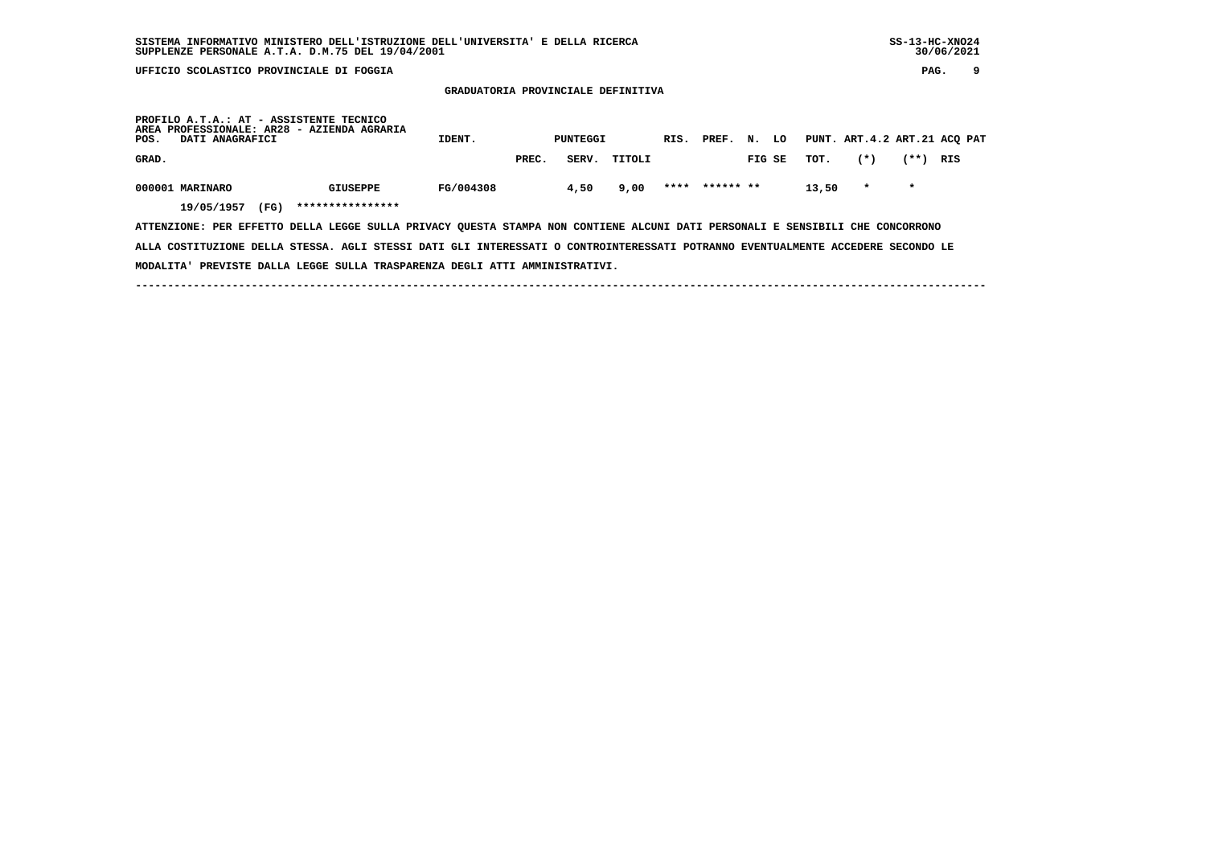UFFICIO SCOLASTICO PROVINCIALE DI FOGGIA

## GRADUATORIA PROVINCIALE DEFINITIVA

PROFILO A.T.A.: AT - ASSISTENTE TECNICO
AREA PROFESSIONALE: AR28 - AZIENDA AGRARIA

| POS. GRAD. | DATI ANAGRAFICI | | IDENT. | PUNTEGGI PREC. | SERV. | TITOLI | RIS. | PREF. | N. FIG | LO SE | PUNT. TOT. | ART.4.2 (*) | ART.21 (**) | ACQ PAT RIS |
|---|---|---|---|---|---|---|---|---|---|---|---|---|---|---|
| 000001 | MARINARO | GIUSEPPE | FG/004308 | | 4,50 | 9,00 | **** | ****** | ** | | 13,50 | * | * | |
| | 19/05/1957 (FG) | **************** | | | | | | | | | | | | |

ATTENZIONE: PER EFFETTO DELLA LEGGE SULLA PRIVACY QUESTA STAMPA NON CONTIENE ALCUNI DATI PERSONALI E SENSIBILI CHE CONCORRONO ALLA COSTITUZIONE DELLA STESSA. AGLI STESSI DATI GLI INTERESSATI O CONTROINTERESSATI POTRANNO EVENTUALMENTE ACCEDERE SECONDO LE MODALITA' PREVISTE DALLA LEGGE SULLA TRASPARENZA DEGLI ATTI AMMINISTRATIVI.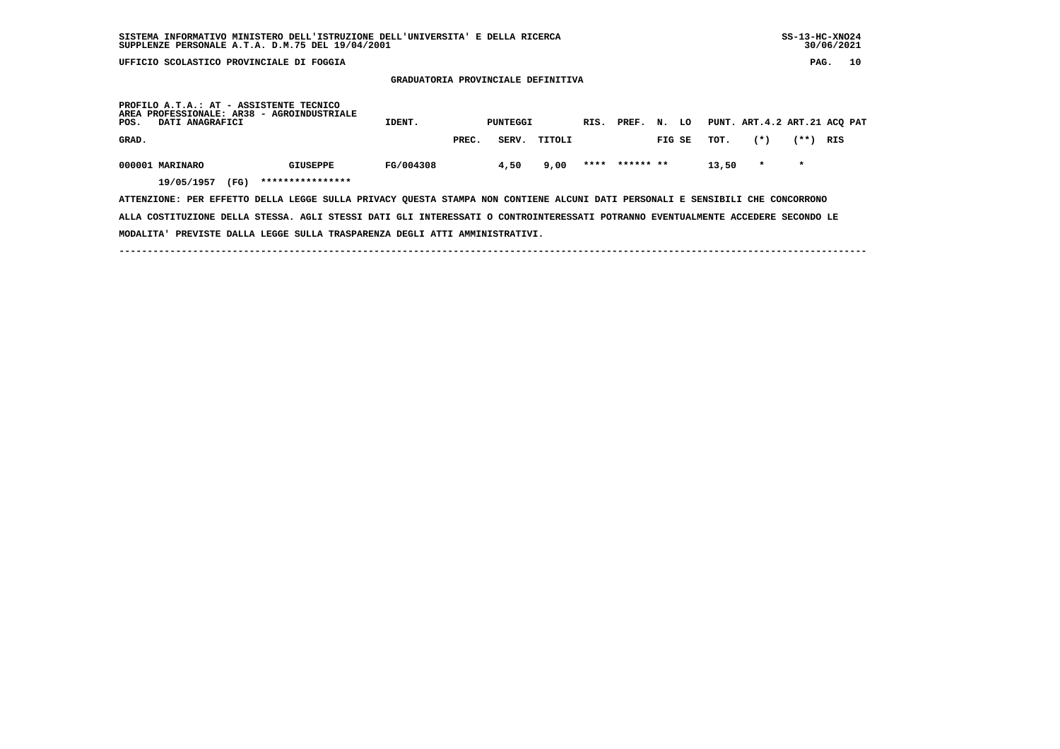SISTEMA INFORMATIVO MINISTERO DELL'ISTRUZIONE DELL'UNIVERSITA' E DELLA RICERCA
SUPPLENZE PERSONALE A.T.A. D.M.75 DEL 19/04/2001

UFFICIO SCOLASTICO PROVINCIALE DI FOGGIA

GRADUATORIA PROVINCIALE DEFINITIVA

PROFILO A.T.A.: AT - ASSISTENTE TECNICO
AREA PROFESSIONALE: AR38 - AGROINDUSTRIALE

| POS. GRAD. | DATI ANAGRAFICI | | IDENT. | PUNTEGGI PREC. | SERV. | TITOLI | RIS. | PREF. | N. FIG | LO SE | PUNT. TOT. | ART.4.2 (*) | ART.21 (**) | ACQ RIS | PAT |
|---|---|---|---|---|---|---|---|---|---|---|---|---|---|---|---|
| 000001 | MARINARO | GIUSEPPE | FG/004308 | | 4,50 | 9,00 | **** | ****** | ** | | 13,50 | * | * | | |
| | 19/05/1957 (FG) | **************** | | | | | | | | | | | | | |

ATTENZIONE: PER EFFETTO DELLA LEGGE SULLA PRIVACY QUESTA STAMPA NON CONTIENE ALCUNI DATI PERSONALI E SENSIBILI CHE CONCORRONO ALLA COSTITUZIONE DELLA STESSA. AGLI STESSI DATI GLI INTERESSATI O CONTROINTERESSATI POTRANNO EVENTUALMENTE ACCEDERE SECONDO LE MODALITA' PREVISTE DALLA LEGGE SULLA TRASPARENZA DEGLI ATTI AMMINISTRATIVI.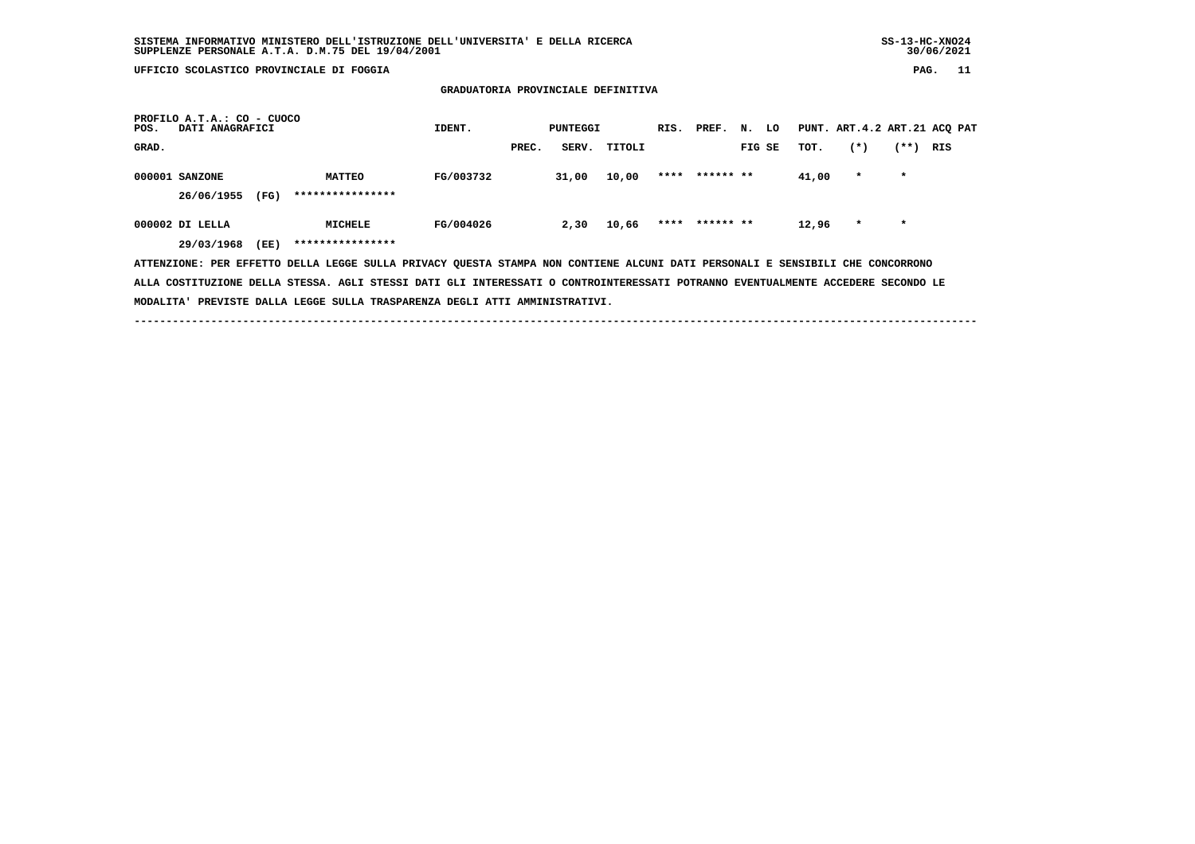SISTEMA INFORMATIVO MINISTERO DELL'ISTRUZIONE DELL'UNIVERSITA' E DELLA RICERCA
SUPPLENZE PERSONALE A.T.A. D.M.75 DEL 19/04/2001

UFFICIO SCOLASTICO PROVINCIALE DI FOGGIA

## GRADUATORIA PROVINCIALE DEFINITIVA

PROFILO A.T.A.: CO - CUOCO

| POS. GRAD. | DATI ANAGRAFICI | | IDENT. | PUNTEGGI PREC. | SERV. | TITOLI | RIS. | PREF. | N. FIG | LO SE | PUNT. TOT. | ART.4.2 (*) | ART.21 (**) | ACQ RIS | PAT |
|---|---|---|---|---|---|---|---|---|---|---|---|---|---|---|---|
| 000001 | SANZONE | MATTEO | FG/003732 | | 31,00 | 10,00 | **** | ****** | ** | | 41,00 | * | * | | |
| | 26/06/1955 (FG) | **************** | | | | | | | | | | | | | |
| 000002 | DI LELLA | MICHELE | FG/004026 | | 2,30 | 10,66 | **** | ****** | ** | | 12,96 | * | * | | |
| | 29/03/1968 (EE) | **************** | | | | | | | | | | | | | |

ATTENZIONE: PER EFFETTO DELLA LEGGE SULLA PRIVACY QUESTA STAMPA NON CONTIENE ALCUNI DATI PERSONALI E SENSIBILI CHE CONCORRONO ALLA COSTITUZIONE DELLA STESSA. AGLI STESSI DATI GLI INTERESSATI O CONTROINTERESSATI POTRANNO EVENTUALMENTE ACCEDERE SECONDO LE MODALITA' PREVISTE DALLA LEGGE SULLA TRASPARENZA DEGLI ATTI AMMINISTRATIVI.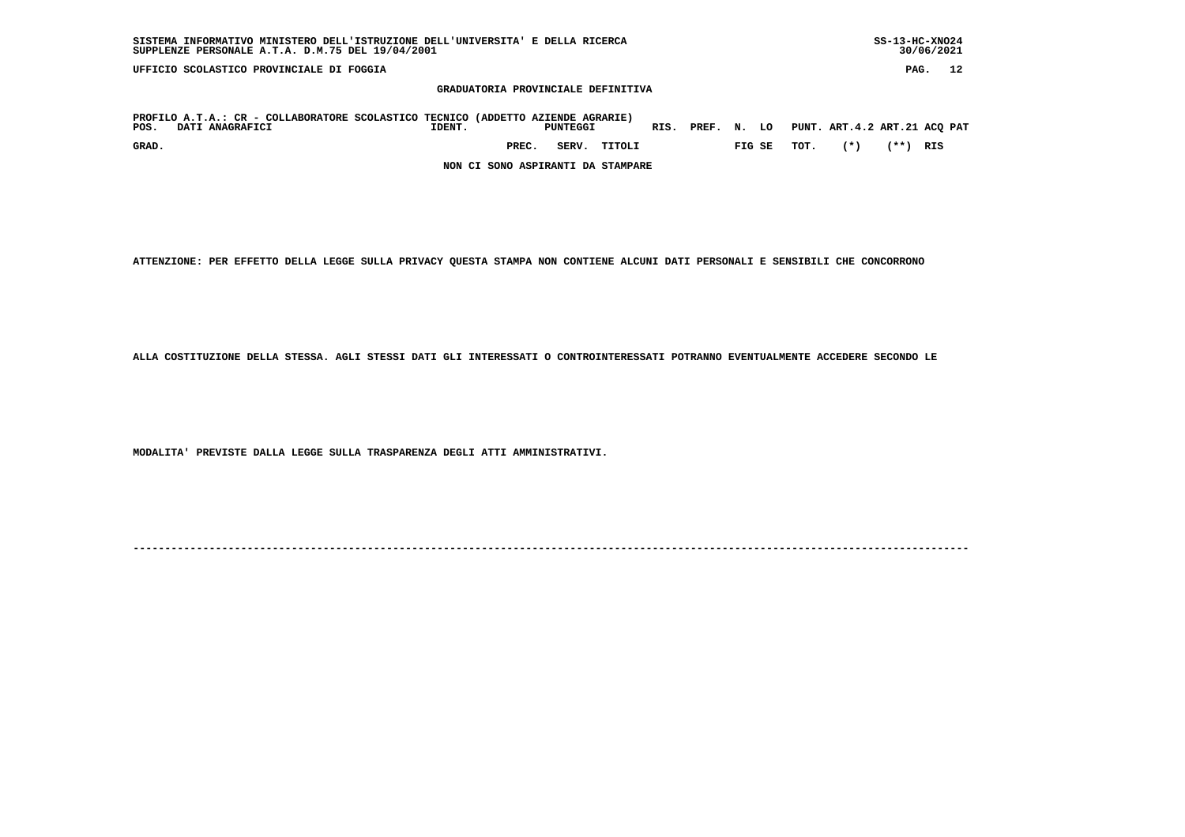SISTEMA INFORMATIVO MINISTERO DELL'ISTRUZIONE DELL'UNIVERSITA' E DELLA RICERCA — SS-13-HC-XNO24

SUPPLENZE PERSONALE A.T.A. D.M.75 DEL 19/04/2001 — 30/06/2021

UFFICIO SCOLASTICO PROVINCIALE DI FOGGIA

## GRADUATORIA PROVINCIALE DEFINITIVA

PROFILO A.T.A.: CR - COLLABORATORE SCOLASTICO TECNICO (ADDETTO AZIENDE AGRARIE)

| POS. | DATI ANAGRAFICI | IDENT. | PUNTEGGI | | | RIS. | PREF. | N. LO | | PUNT. | ART.4.2 | ART.21 | ACQ PAT |
|---|---|---|---|---|---|---|---|---|---|---|---|---|---|
| GRAD. | | | PREC. | SERV. | TITOLI | | | FIG | SE | TOT. | (*) | (**) | RIS |

NON CI SONO ASPIRANTI DA STAMPARE

ATTENZIONE: PER EFFETTO DELLA LEGGE SULLA PRIVACY QUESTA STAMPA NON CONTIENE ALCUNI DATI PERSONALI E SENSIBILI CHE CONCORRONO

ALLA COSTITUZIONE DELLA STESSA. AGLI STESSI DATI GLI INTERESSATI O CONTROINTERESSATI POTRANNO EVENTUALMENTE ACCEDERE SECONDO LE

MODALITA' PREVISTE DALLA LEGGE SULLA TRASPARENZA DEGLI ATTI AMMINISTRATIVI.

---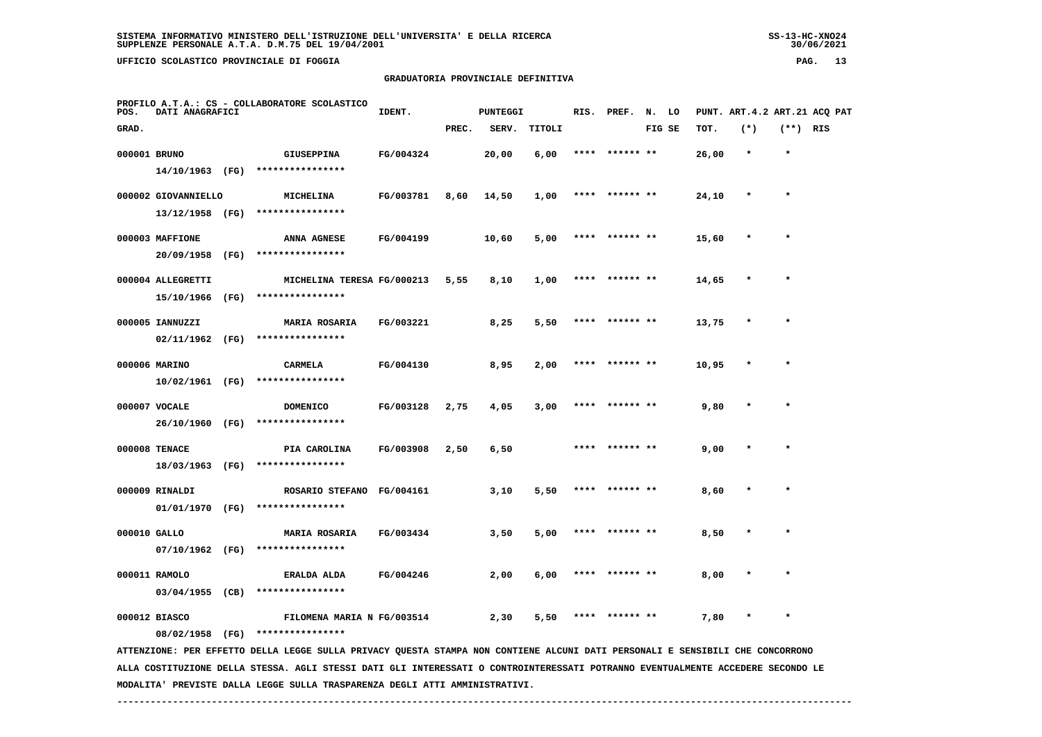SISTEMA INFORMATIVO MINISTERO DELL'ISTRUZIONE DELL'UNIVERSITA' E DELLA RICERCA
SUPPLENZE PERSONALE A.T.A. D.M.75 DEL 19/04/2001

UFFICIO SCOLASTICO PROVINCIALE DI FOGGIA

## GRADUATORIA PROVINCIALE DEFINITIVA

PROFILO A.T.A.: CS - COLLABORATORE SCOLASTICO

| POS. GRAD. | DATI ANAGRAFICI | | IDENT. | PUNTEGGI PREC. | SERV. | TITOLI | RIS. | PREF. | N. FIG | LO SE | PUNT. TOT. | ART.4.2 (*) | ART.21 (**) | ACQ PAT RIS |
|---|---|---|---|---|---|---|---|---|---|---|---|---|---|---|
| 000001 | BRUNO 14/10/1963 (FG) | GIUSEPPINA **************** | FG/004324 | | 20,00 | 6,00 | **** | ****** | ** | | 26,00 | * | * | |
| 000002 | GIOVANNIELLO 13/12/1958 (FG) | MICHELINA **************** | FG/003781 | 8,60 | 14,50 | 1,00 | **** | ****** | ** | | 24,10 | * | * | |
| 000003 | MAFFIONE 20/09/1958 (FG) | ANNA AGNESE **************** | FG/004199 | | 10,60 | 5,00 | **** | ****** | ** | | 15,60 | * | * | |
| 000004 | ALLEGRETTI 15/10/1966 (FG) | MICHELINA TERESA **************** | FG/000213 | 5,55 | 8,10 | 1,00 | **** | ****** | ** | | 14,65 | * | * | |
| 000005 | IANNUZZI 02/11/1962 (FG) | MARIA ROSARIA **************** | FG/003221 | | 8,25 | 5,50 | **** | ****** | ** | | 13,75 | * | * | |
| 000006 | MARINO 10/02/1961 (FG) | CARMELA **************** | FG/004130 | | 8,95 | 2,00 | **** | ****** | ** | | 10,95 | * | * | |
| 000007 | VOCALE 26/10/1960 (FG) | DOMENICO **************** | FG/003128 | 2,75 | 4,05 | 3,00 | **** | ****** | ** | | 9,80 | * | * | |
| 000008 | TENACE 18/03/1963 (FG) | PIA CAROLINA **************** | FG/003908 | 2,50 | 6,50 | | **** | ****** | ** | | 9,00 | * | * | |
| 000009 | RINALDI 01/01/1970 (FG) | ROSARIO STEFANO **************** | FG/004161 | | 3,10 | 5,50 | **** | ****** | ** | | 8,60 | * | * | |
| 000010 | GALLO 07/10/1962 (FG) | MARIA ROSARIA **************** | FG/003434 | | 3,50 | 5,00 | **** | ****** | ** | | 8,50 | * | * | |
| 000011 | RAMOLO 03/04/1955 (CB) | ERALDA ALDA **************** | FG/004246 | | 2,00 | 6,00 | **** | ****** | ** | | 8,00 | * | * | |
| 000012 | BIASCO 08/02/1958 (FG) | FILOMENA MARIA N **************** | FG/003514 | | 2,30 | 5,50 | **** | ****** | ** | | 7,80 | * | * | |

ATTENZIONE: PER EFFETTO DELLA LEGGE SULLA PRIVACY QUESTA STAMPA NON CONTIENE ALCUNI DATI PERSONALI E SENSIBILI CHE CONCORRONO ALLA COSTITUZIONE DELLA STESSA. AGLI STESSI DATI GLI INTERESSATI O CONTROINTERESSATI POTRANNO EVENTUALMENTE ACCEDERE SECONDO LE MODALITA' PREVISTE DALLA LEGGE SULLA TRASPARENZA DEGLI ATTI AMMINISTRATIVI.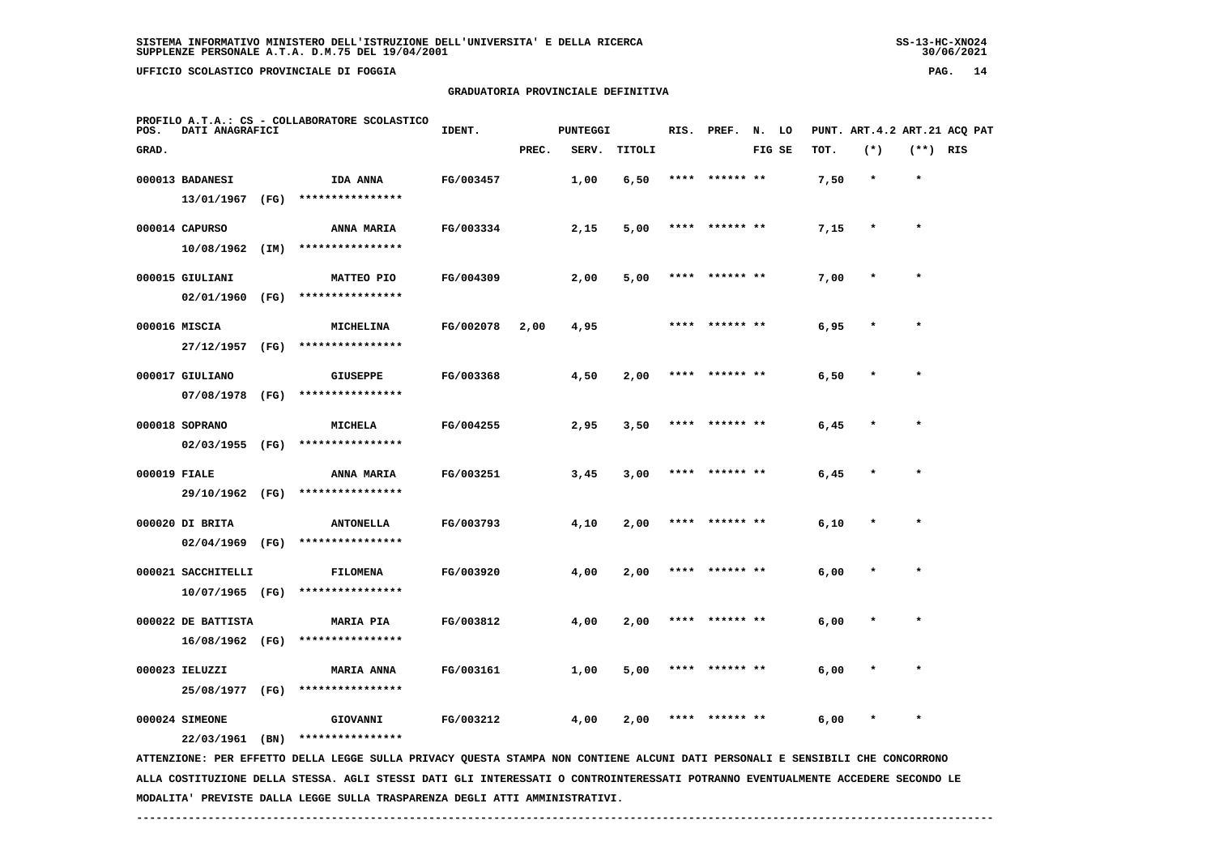SISTEMA INFORMATIVO MINISTERO DELL'ISTRUZIONE DELL'UNIVERSITA' E DELLA RICERCA
SUPPLENZE PERSONALE A.T.A. D.M.75 DEL 19/04/2001

UFFICIO SCOLASTICO PROVINCIALE DI FOGGIA

## GRADUATORIA PROVINCIALE DEFINITIVA

PROFILO A.T.A.: CS - COLLABORATORE SCOLASTICO

| POS. GRAD. | DATI ANAGRAFICI | | IDENT. | PUNTEGGI PREC. | SERV. | TITOLI | RIS. | PREF. | N. LO FIG SE | PUNT. TOT. | ART.4.2 (*) | ART.21 (**) | ACQ PAT RIS |
|---|---|---|---|---|---|---|---|---|---|---|---|---|---|
| 000013 | BADANESI 13/01/1967 (FG) | IDA ANNA **************** | FG/003457 | | 1,00 | 6,50 | **** | ****** ** | | 7,50 | * | * | |
| 000014 | CAPURSO 10/08/1962 (IM) | ANNA MARIA **************** | FG/003334 | | 2,15 | 5,00 | **** | ****** ** | | 7,15 | * | * | |
| 000015 | GIULIANI 02/01/1960 (FG) | MATTEO PIO **************** | FG/004309 | | 2,00 | 5,00 | **** | ****** ** | | 7,00 | * | * | |
| 000016 | MISCIA 27/12/1957 (FG) | MICHELINA **************** | FG/002078 | 2,00 | 4,95 | | **** | ****** ** | | 6,95 | * | * | |
| 000017 | GIULIANO 07/08/1978 (FG) | GIUSEPPE **************** | FG/003368 | | 4,50 | 2,00 | **** | ****** ** | | 6,50 | * | * | |
| 000018 | SOPRANO 02/03/1955 (FG) | MICHELA **************** | FG/004255 | | 2,95 | 3,50 | **** | ****** ** | | 6,45 | * | * | |
| 000019 | FIALE 29/10/1962 (FG) | ANNA MARIA **************** | FG/003251 | | 3,45 | 3,00 | **** | ****** ** | | 6,45 | * | * | |
| 000020 | DI BRITA 02/04/1969 (FG) | ANTONELLA **************** | FG/003793 | | 4,10 | 2,00 | **** | ****** ** | | 6,10 | * | * | |
| 000021 | SACCHITELLI 10/07/1965 (FG) | FILOMENA **************** | FG/003920 | | 4,00 | 2,00 | **** | ****** ** | | 6,00 | * | * | |
| 000022 | DE BATTISTA 16/08/1962 (FG) | MARIA PIA **************** | FG/003812 | | 4,00 | 2,00 | **** | ****** ** | | 6,00 | * | * | |
| 000023 | IELUZZI 25/08/1977 (FG) | MARIA ANNA **************** | FG/003161 | | 1,00 | 5,00 | **** | ****** ** | | 6,00 | * | * | |
| 000024 | SIMEONE 22/03/1961 (BN) | GIOVANNI **************** | FG/003212 | | 4,00 | 2,00 | **** | ****** ** | | 6,00 | * | * | |

ATTENZIONE: PER EFFETTO DELLA LEGGE SULLA PRIVACY QUESTA STAMPA NON CONTIENE ALCUNI DATI PERSONALI E SENSIBILI CHE CONCORRONO ALLA COSTITUZIONE DELLA STESSA. AGLI STESSI DATI GLI INTERESSATI O CONTROINTERESSATI POTRANNO EVENTUALMENTE ACCEDERE SECONDO LE MODALITA' PREVISTE DALLA LEGGE SULLA TRASPARENZA DEGLI ATTI AMMINISTRATIVI.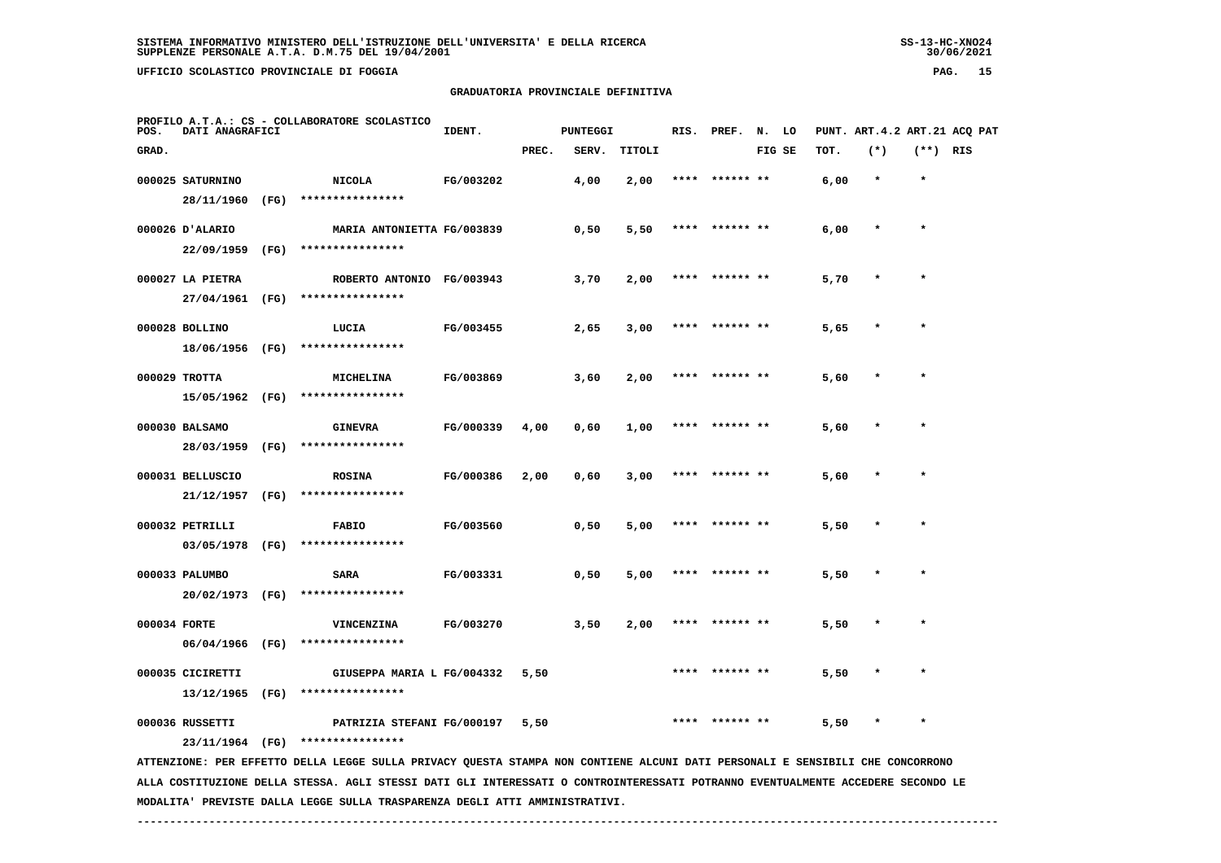SISTEMA INFORMATIVO MINISTERO DELL'ISTRUZIONE DELL'UNIVERSITA' E DELLA RICERCA
SUPPLENZE PERSONALE A.T.A. D.M.75 DEL 19/04/2001

UFFICIO SCOLASTICO PROVINCIALE DI FOGGIA

## GRADUATORIA PROVINCIALE DEFINITIVA

PROFILO A.T.A.: CS - COLLABORATORE SCOLASTICO

| POS. GRAD. | DATI ANAGRAFICI | | IDENT. | PUNTEGGI PREC. | SERV. | TITOLI | RIS. | PREF. | N. FIG | LO SE | PUNT. TOT. | ART.4.2 (*) | ART.21 (**) | ACQ PAT RIS |
|---|---|---|---|---|---|---|---|---|---|---|---|---|---|---|
| 000025 | SATURNINO 28/11/1960 (FG) | NICOLA **************** | FG/003202 | | 4,00 | 2,00 | **** | ****** | ** | | 6,00 | * | * | |
| 000026 | D'ALARIO 22/09/1959 (FG) | MARIA ANTONIETTA **************** | FG/003839 | | 0,50 | 5,50 | **** | ****** | ** | | 6,00 | * | * | |
| 000027 | LA PIETRA 27/04/1961 (FG) | ROBERTO ANTONIO **************** | FG/003943 | | 3,70 | 2,00 | **** | ****** | ** | | 5,70 | * | * | |
| 000028 | BOLLINO 18/06/1956 (FG) | LUCIA **************** | FG/003455 | | 2,65 | 3,00 | **** | ****** | ** | | 5,65 | * | * | |
| 000029 | TROTTA 15/05/1962 (FG) | MICHELINA **************** | FG/003869 | | 3,60 | 2,00 | **** | ****** | ** | | 5,60 | * | * | |
| 000030 | BALSAMO 28/03/1959 (FG) | GINEVRA **************** | FG/000339 | 4,00 | 0,60 | 1,00 | **** | ****** | ** | | 5,60 | * | * | |
| 000031 | BELLUSCIO 21/12/1957 (FG) | ROSINA **************** | FG/000386 | 2,00 | 0,60 | 3,00 | **** | ****** | ** | | 5,60 | * | * | |
| 000032 | PETRILLI 03/05/1978 (FG) | FABIO **************** | FG/003560 | | 0,50 | 5,00 | **** | ****** | ** | | 5,50 | * | * | |
| 000033 | PALUMBO 20/02/1973 (FG) | SARA **************** | FG/003331 | | 0,50 | 5,00 | **** | ****** | ** | | 5,50 | * | * | |
| 000034 | FORTE 06/04/1966 (FG) | VINCENZINA **************** | FG/003270 | | 3,50 | 2,00 | **** | ****** | ** | | 5,50 | * | * | |
| 000035 | CICIRETTI 13/12/1965 (FG) | GIUSEPPA MARIA L **************** | FG/004332 | 5,50 | | | **** | ****** | ** | | 5,50 | * | * | |
| 000036 | RUSSETTI 23/11/1964 (FG) | PATRIZIA STEFANI **************** | FG/000197 | 5,50 | | | **** | ****** | ** | | 5,50 | * | * | |

ATTENZIONE: PER EFFETTO DELLA LEGGE SULLA PRIVACY QUESTA STAMPA NON CONTIENE ALCUNI DATI PERSONALI E SENSIBILI CHE CONCORRONO ALLA COSTITUZIONE DELLA STESSA. AGLI STESSI DATI GLI INTERESSATI O CONTROINTERESSATI POTRANNO EVENTUALMENTE ACCEDERE SECONDO LE MODALITA' PREVISTE DALLA LEGGE SULLA TRASPARENZA DEGLI ATTI AMMINISTRATIVI.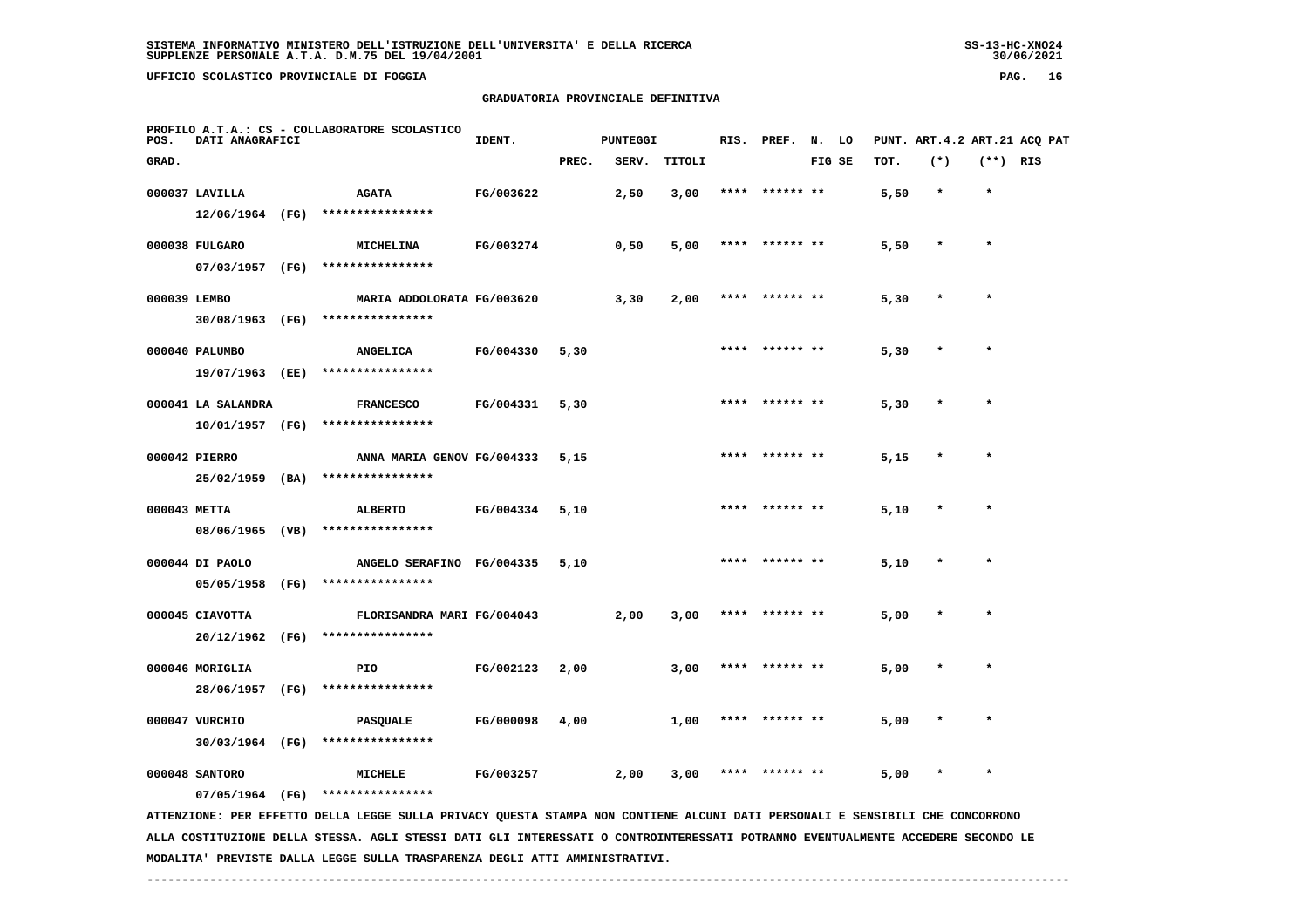# SISTEMA INFORMATIVO MINISTERO DELL'ISTRUZIONE DELL'UNIVERSITA' E DELLA RICERCA
SUPPLENZE PERSONALE A.T.A. D.M.75 DEL 19/04/2001

UFFICIO SCOLASTICO PROVINCIALE DI FOGGIA

## GRADUATORIA PROVINCIALE DEFINITIVA

PROFILO A.T.A.: CS - COLLABORATORE SCOLASTICO

| POS. GRAD. | DATI ANAGRAFICI | | IDENT. | PUNTEGGI PREC. | SERV. | TITOLI | RIS. | PREF. | N. FIG | LO SE | PUNT. TOT. | ART.4.2 (*) | ART.21 (**) | ACQ PAT RIS |
|---|---|---|---|---|---|---|---|---|---|---|---|---|---|---|
| 000037 | LAVILLA 12/06/1964 (FG) | AGATA **************** | FG/003622 | | 2,50 | 3,00 | **** | ****** | ** | | 5,50 | * | * | |
| 000038 | FULGARO 07/03/1957 (FG) | MICHELINA **************** | FG/003274 | | 0,50 | 5,00 | **** | ****** | ** | | 5,50 | * | * | |
| 000039 | LEMBO 30/08/1963 (FG) | MARIA ADDOLORATA **************** | FG/003620 | | 3,30 | 2,00 | **** | ****** | ** | | 5,30 | * | * | |
| 000040 | PALUMBO 19/07/1963 (EE) | ANGELICA **************** | FG/004330 | 5,30 | | | **** | ****** | ** | | 5,30 | * | * | |
| 000041 | LA SALANDRA 10/01/1957 (FG) | FRANCESCO **************** | FG/004331 | 5,30 | | | **** | ****** | ** | | 5,30 | * | * | |
| 000042 | PIERRO 25/02/1959 (BA) | ANNA MARIA GENOV **************** | FG/004333 | 5,15 | | | **** | ****** | ** | | 5,15 | * | * | |
| 000043 | METTA 08/06/1965 (VB) | ALBERTO **************** | FG/004334 | 5,10 | | | **** | ****** | ** | | 5,10 | * | * | |
| 000044 | DI PAOLO 05/05/1958 (FG) | ANGELO SERAFINO **************** | FG/004335 | 5,10 | | | **** | ****** | ** | | 5,10 | * | * | |
| 000045 | CIAVOTTA 20/12/1962 (FG) | FLORISANDRA MARI **************** | FG/004043 | | 2,00 | 3,00 | **** | ****** | ** | | 5,00 | * | * | |
| 000046 | MORIGLIA 28/06/1957 (FG) | PIO **************** | FG/002123 | 2,00 | | 3,00 | **** | ****** | ** | | 5,00 | * | * | |
| 000047 | VURCHIO 30/03/1964 (FG) | PASQUALE **************** | FG/000098 | 4,00 | | 1,00 | **** | ****** | ** | | 5,00 | * | * | |
| 000048 | SANTORO 07/05/1964 (FG) | MICHELE **************** | FG/003257 | | 2,00 | 3,00 | **** | ****** | ** | | 5,00 | * | * | |

ATTENZIONE: PER EFFETTO DELLA LEGGE SULLA PRIVACY QUESTA STAMPA NON CONTIENE ALCUNI DATI PERSONALI E SENSIBILI CHE CONCORRONO ALLA COSTITUZIONE DELLA STESSA. AGLI STESSI DATI GLI INTERESSATI O CONTROINTERESSATI POTRANNO EVENTUALMENTE ACCEDERE SECONDO LE MODALITA' PREVISTE DALLA LEGGE SULLA TRASPARENZA DEGLI ATTI AMMINISTRATIVI.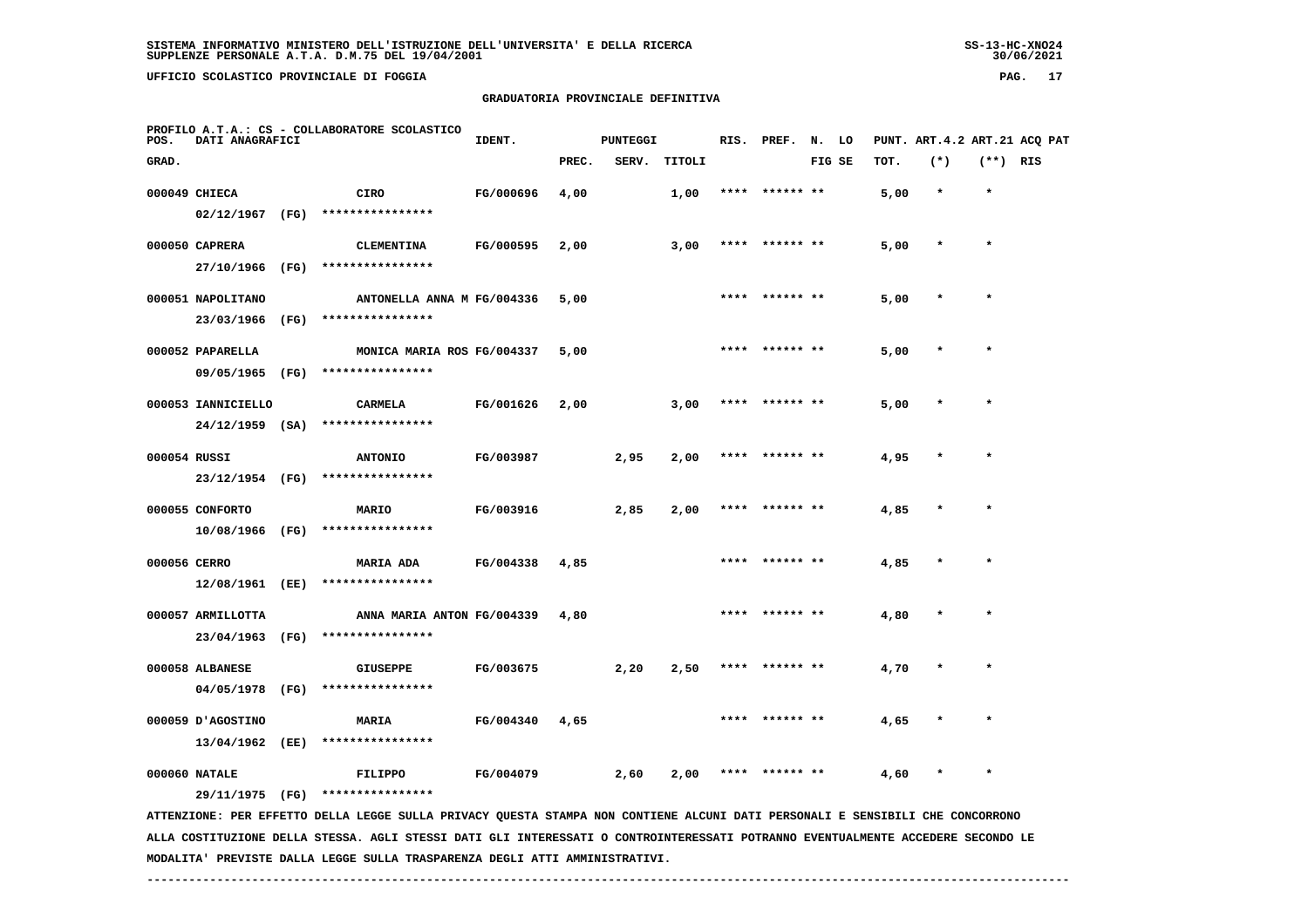**GRADUATORIA PROVINCIALE DEFINITIVA**

PROFILO A.T.A.: CS - COLLABORATORE SCOLASTICO

| POS. GRAD. | DATI ANAGRAFICI | | IDENT. | PUNTEGGI PREC. | SERV. | TITOLI | RIS. | PREF. | N. FIG | LO SE | PUNT. TOT. | ART.4.2 (*) | ART.21 (**) | ACQ PAT RIS |
|---|---|---|---|---|---|---|---|---|---|---|---|---|---|---|
| 000049 | CHIECA | CIRO | FG/000696 | 4,00 | | 1,00 | **** | ****** | ** | | 5,00 | * | * | |
| | 02/12/1967 (FG) | **************** | | | | | | | | | | | | |
| 000050 | CAPRERA | CLEMENTINA | FG/000595 | 2,00 | | 3,00 | **** | ****** | ** | | 5,00 | * | * | |
| | 27/10/1966 (FG) | **************** | | | | | | | | | | | | |
| 000051 | NAPOLITANO | ANTONELLA ANNA M | FG/004336 | 5,00 | | | **** | ****** | ** | | 5,00 | * | * | |
| | 23/03/1966 (FG) | **************** | | | | | | | | | | | | |
| 000052 | PAPARELLA | MONICA MARIA ROS | FG/004337 | 5,00 | | | **** | ****** | ** | | 5,00 | * | * | |
| | 09/05/1965 (FG) | **************** | | | | | | | | | | | | |
| 000053 | IANNICIELLO | CARMELA | FG/001626 | 2,00 | | 3,00 | **** | ****** | ** | | 5,00 | * | * | |
| | 24/12/1959 (SA) | **************** | | | | | | | | | | | | |
| 000054 | RUSSI | ANTONIO | FG/003987 | | 2,95 | 2,00 | **** | ****** | ** | | 4,95 | * | * | |
| | 23/12/1954 (FG) | **************** | | | | | | | | | | | | |
| 000055 | CONFORTO | MARIO | FG/003916 | | 2,85 | 2,00 | **** | ****** | ** | | 4,85 | * | * | |
| | 10/08/1966 (FG) | **************** | | | | | | | | | | | | |
| 000056 | CERRO | MARIA ADA | FG/004338 | 4,85 | | | **** | ****** | ** | | 4,85 | * | * | |
| | 12/08/1961 (EE) | **************** | | | | | | | | | | | | |
| 000057 | ARMILLOTTA | ANNA MARIA ANTON | FG/004339 | 4,80 | | | **** | ****** | ** | | 4,80 | * | * | |
| | 23/04/1963 (FG) | **************** | | | | | | | | | | | | |
| 000058 | ALBANESE | GIUSEPPE | FG/003675 | | 2,20 | 2,50 | **** | ****** | ** | | 4,70 | * | * | |
| | 04/05/1978 (FG) | **************** | | | | | | | | | | | | |
| 000059 | D'AGOSTINO | MARIA | FG/004340 | 4,65 | | | **** | ****** | ** | | 4,65 | * | * | |
| | 13/04/1962 (EE) | **************** | | | | | | | | | | | | |
| 000060 | NATALE | FILIPPO | FG/004079 | | 2,60 | 2,00 | **** | ****** | ** | | 4,60 | * | * | |
| | 29/11/1975 (FG) | **************** | | | | | | | | | | | | |

ATTENZIONE: PER EFFETTO DELLA LEGGE SULLA PRIVACY QUESTA STAMPA NON CONTIENE ALCUNI DATI PERSONALI E SENSIBILI CHE CONCORRONO ALLA COSTITUZIONE DELLA STESSA. AGLI STESSI DATI GLI INTERESSATI O CONTROINTERESSATI POTRANNO EVENTUALMENTE ACCEDERE SECONDO LE MODALITA' PREVISTE DALLA LEGGE SULLA TRASPARENZA DEGLI ATTI AMMINISTRATIVI.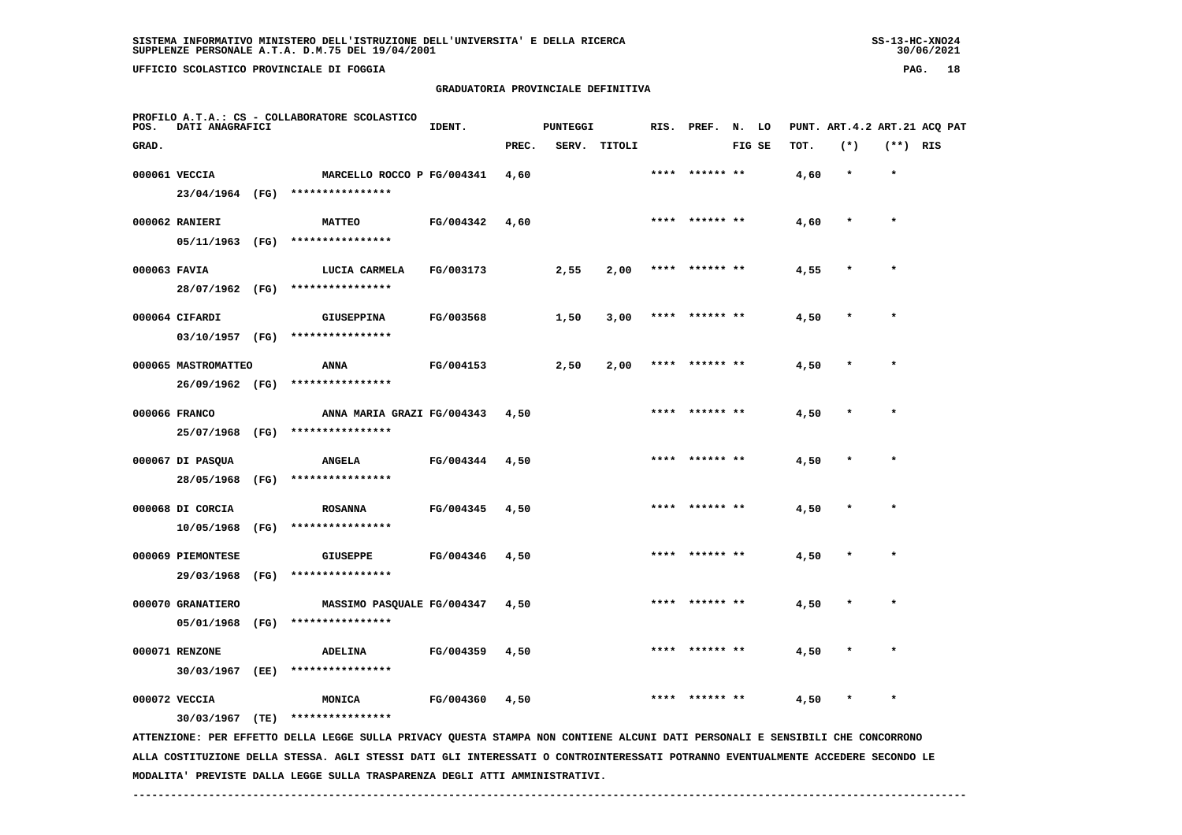**SISTEMA INFORMATIVO MINISTERO DELL'ISTRUZIONE DELL'UNIVERSITA' E DELLA RICERCA**
**SUPPLENZE PERSONALE A.T.A. D.M.75 DEL 19/04/2001**

**UFFICIO SCOLASTICO PROVINCIALE DI FOGGIA**

**GRADUATORIA PROVINCIALE DEFINITIVA**

**PROFILO A.T.A.: CS - COLLABORATORE SCOLASTICO**

| POS. GRAD. | DATI ANAGRAFICI | | IDENT. | PUNTEGGI PREC. | SERV. | TITOLI | RIS. | PREF. | N. FIG | LO SE | PUNT. TOT. | ART.4.2 (*) | ART.21 (**) | ACQ PAT RIS |
|---|---|---|---|---|---|---|---|---|---|---|---|---|---|---|
| 000061 | VECCIA 23/04/1964 (FG) | MARCELLO ROCCO P **************** | FG/004341 | 4,60 | | | **** | ****** | ** | | 4,60 | * | * | |
| 000062 | RANIERI 05/11/1963 (FG) | MATTEO **************** | FG/004342 | 4,60 | | | **** | ****** | ** | | 4,60 | * | * | |
| 000063 | FAVIA 28/07/1962 (FG) | LUCIA CARMELA **************** | FG/003173 | | 2,55 | 2,00 | **** | ****** | ** | | 4,55 | * | * | |
| 000064 | CIFARDI 03/10/1957 (FG) | GIUSEPPINA **************** | FG/003568 | | 1,50 | 3,00 | **** | ****** | ** | | 4,50 | * | * | |
| 000065 | MASTROMATTEO 26/09/1962 (FG) | ANNA **************** | FG/004153 | | 2,50 | 2,00 | **** | ****** | ** | | 4,50 | * | * | |
| 000066 | FRANCO 25/07/1968 (FG) | ANNA MARIA GRAZI **************** | FG/004343 | 4,50 | | | **** | ****** | ** | | 4,50 | * | * | |
| 000067 | DI PASQUA 28/05/1968 (FG) | ANGELA **************** | FG/004344 | 4,50 | | | **** | ****** | ** | | 4,50 | * | * | |
| 000068 | DI CORCIA 10/05/1968 (FG) | ROSANNA **************** | FG/004345 | 4,50 | | | **** | ****** | ** | | 4,50 | * | * | |
| 000069 | PIEMONTESE 29/03/1968 (FG) | GIUSEPPE **************** | FG/004346 | 4,50 | | | **** | ****** | ** | | 4,50 | * | * | |
| 000070 | GRANATIERO 05/01/1968 (FG) | MASSIMO PASQUALE **************** | FG/004347 | 4,50 | | | **** | ****** | ** | | 4,50 | * | * | |
| 000071 | RENZONE 30/03/1967 (EE) | ADELINA **************** | FG/004359 | 4,50 | | | **** | ****** | ** | | 4,50 | * | * | |
| 000072 | VECCIA 30/03/1967 (TE) | MONICA **************** | FG/004360 | 4,50 | | | **** | ****** | ** | | 4,50 | * | * | |

ATTENZIONE: PER EFFETTO DELLA LEGGE SULLA PRIVACY QUESTA STAMPA NON CONTIENE ALCUNI DATI PERSONALI E SENSIBILI CHE CONCORRONO ALLA COSTITUZIONE DELLA STESSA. AGLI STESSI DATI GLI INTERESSATI O CONTROINTERESSATI POTRANNO EVENTUALMENTE ACCEDERE SECONDO LE MODALITA' PREVISTE DALLA LEGGE SULLA TRASPARENZA DEGLI ATTI AMMINISTRATIVI.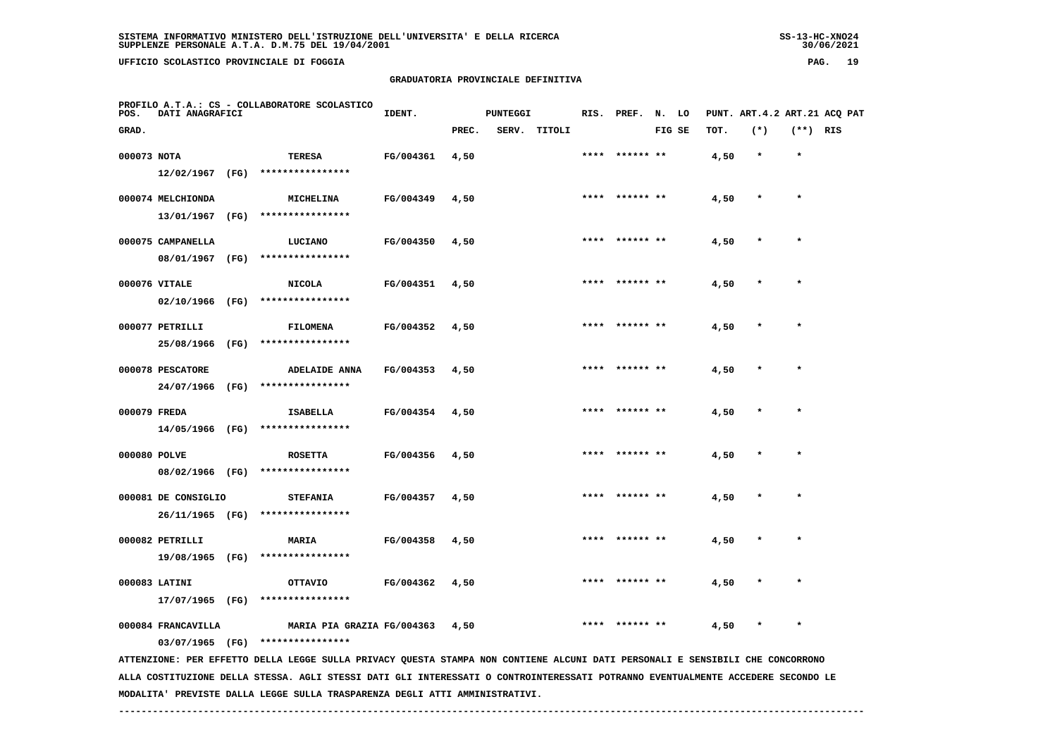SISTEMA INFORMATIVO MINISTERO DELL'ISTRUZIONE DELL'UNIVERSITA' E DELLA RICERCA
SUPPLENZE PERSONALE A.T.A. D.M.75 DEL 19/04/2001

UFFICIO SCOLASTICO PROVINCIALE DI FOGGIA

## GRADUATORIA PROVINCIALE DEFINITIVA

PROFILO A.T.A.: CS - COLLABORATORE SCOLASTICO

| POS. GRAD. | DATI ANAGRAFICI | | IDENT. | PUNTEGGI PREC. | SERV. | TITOLI | RIS. | PREF. | N. FIG | LO SE | PUNT. TOT. | ART.4.2 (*) | ART.21 (**) | ACQ PAT RIS |
|---|---|---|---|---|---|---|---|---|---|---|---|---|---|---|
| 000073 | NOTA 12/02/1967 (FG) **************** | TERESA | FG/004361 | 4,50 | | | **** | ****** | ** | | 4,50 | * | * | |
| 000074 | MELCHIONDA 13/01/1967 (FG) **************** | MICHELINA | FG/004349 | 4,50 | | | **** | ****** | ** | | 4,50 | * | * | |
| 000075 | CAMPANELLA 08/01/1967 (FG) **************** | LUCIANO | FG/004350 | 4,50 | | | **** | ****** | ** | | 4,50 | * | * | |
| 000076 | VITALE 02/10/1966 (FG) **************** | NICOLA | FG/004351 | 4,50 | | | **** | ****** | ** | | 4,50 | * | * | |
| 000077 | PETRILLI 25/08/1966 (FG) **************** | FILOMENA | FG/004352 | 4,50 | | | **** | ****** | ** | | 4,50 | * | * | |
| 000078 | PESCATORE 24/07/1966 (FG) **************** | ADELAIDE ANNA | FG/004353 | 4,50 | | | **** | ****** | ** | | 4,50 | * | * | |
| 000079 | FREDA 14/05/1966 (FG) **************** | ISABELLA | FG/004354 | 4,50 | | | **** | ****** | ** | | 4,50 | * | * | |
| 000080 | POLVE 08/02/1966 (FG) **************** | ROSETTA | FG/004356 | 4,50 | | | **** | ****** | ** | | 4,50 | * | * | |
| 000081 | DE CONSIGLIO 26/11/1965 (FG) **************** | STEFANIA | FG/004357 | 4,50 | | | **** | ****** | ** | | 4,50 | * | * | |
| 000082 | PETRILLI 19/08/1965 (FG) **************** | MARIA | FG/004358 | 4,50 | | | **** | ****** | ** | | 4,50 | * | * | |
| 000083 | LATINI 17/07/1965 (FG) **************** | OTTAVIO | FG/004362 | 4,50 | | | **** | ****** | ** | | 4,50 | * | * | |
| 000084 | FRANCAVILLA 03/07/1965 (FG) **************** | MARIA PIA GRAZIA | FG/004363 | 4,50 | | | **** | ****** | ** | | 4,50 | * | * | |

ATTENZIONE: PER EFFETTO DELLA LEGGE SULLA PRIVACY QUESTA STAMPA NON CONTIENE ALCUNI DATI PERSONALI E SENSIBILI CHE CONCORRONO ALLA COSTITUZIONE DELLA STESSA. AGLI STESSI DATI GLI INTERESSATI O CONTROINTERESSATI POTRANNO EVENTUALMENTE ACCEDERE SECONDO LE MODALITA' PREVISTE DALLA LEGGE SULLA TRASPARENZA DEGLI ATTI AMMINISTRATIVI.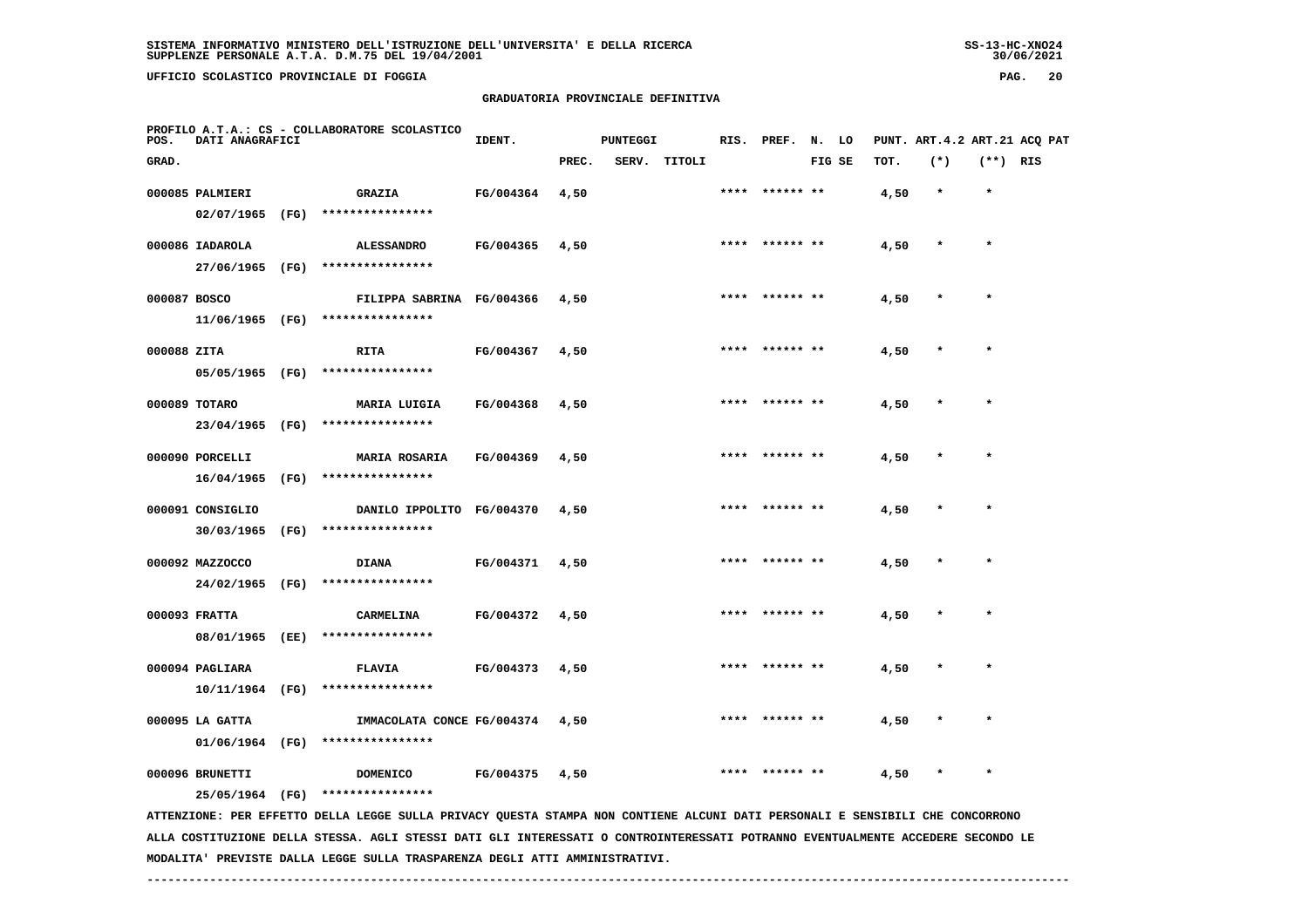SISTEMA INFORMATIVO MINISTERO DELL'ISTRUZIONE DELL'UNIVERSITA' E DELLA RICERCA
SUPPLENZE PERSONALE A.T.A. D.M.75 DEL 19/04/2001

UFFICIO SCOLASTICO PROVINCIALE DI FOGGIA

## GRADUATORIA PROVINCIALE DEFINITIVA

PROFILO A.T.A.: CS - COLLABORATORE SCOLASTICO

| POS. GRAD. | DATI ANAGRAFICI | | IDENT. | PUNTEGGI PREC. | SERV. | TITOLI | RIS. | PREF. | N. LO FIG SE | PUNT. TOT. | ART.4.2 (*) | ART.21 (**) | ACQ PAT RIS |
|---|---|---|---|---|---|---|---|---|---|---|---|---|---|
| 000085 | PALMIERI 02/07/1965 (FG) | GRAZIA **************** | FG/004364 | 4,50 | | | **** | ****** ** | | 4,50 | * | * | |
| 000086 | IADAROLA 27/06/1965 (FG) | ALESSANDRO **************** | FG/004365 | 4,50 | | | **** | ****** ** | | 4,50 | * | * | |
| 000087 | BOSCO 11/06/1965 (FG) | FILIPPA SABRINA **************** | FG/004366 | 4,50 | | | **** | ****** ** | | 4,50 | * | * | |
| 000088 | ZITA 05/05/1965 (FG) | RITA **************** | FG/004367 | 4,50 | | | **** | ****** ** | | 4,50 | * | * | |
| 000089 | TOTARO 23/04/1965 (FG) | MARIA LUIGIA **************** | FG/004368 | 4,50 | | | **** | ****** ** | | 4,50 | * | * | |
| 000090 | PORCELLI 16/04/1965 (FG) | MARIA ROSARIA **************** | FG/004369 | 4,50 | | | **** | ****** ** | | 4,50 | * | * | |
| 000091 | CONSIGLIO 30/03/1965 (FG) | DANILO IPPOLITO **************** | FG/004370 | 4,50 | | | **** | ****** ** | | 4,50 | * | * | |
| 000092 | MAZZOCCO 24/02/1965 (FG) | DIANA **************** | FG/004371 | 4,50 | | | **** | ****** ** | | 4,50 | * | * | |
| 000093 | FRATTA 08/01/1965 (EE) | CARMELINA **************** | FG/004372 | 4,50 | | | **** | ****** ** | | 4,50 | * | * | |
| 000094 | PAGLIARA 10/11/1964 (FG) | FLAVIA **************** | FG/004373 | 4,50 | | | **** | ****** ** | | 4,50 | * | * | |
| 000095 | LA GATTA 01/06/1964 (FG) | IMMACOLATA CONCE **************** | FG/004374 | 4,50 | | | **** | ****** ** | | 4,50 | * | * | |
| 000096 | BRUNETTI 25/05/1964 (FG) | DOMENICO **************** | FG/004375 | 4,50 | | | **** | ****** ** | | 4,50 | * | * | |

ATTENZIONE: PER EFFETTO DELLA LEGGE SULLA PRIVACY QUESTA STAMPA NON CONTIENE ALCUNI DATI PERSONALI E SENSIBILI CHE CONCORRONO ALLA COSTITUZIONE DELLA STESSA. AGLI STESSI DATI GLI INTERESSATI O CONTROINTERESSATI POTRANNO EVENTUALMENTE ACCEDERE SECONDO LE MODALITA' PREVISTE DALLA LEGGE SULLA TRASPARENZA DEGLI ATTI AMMINISTRATIVI.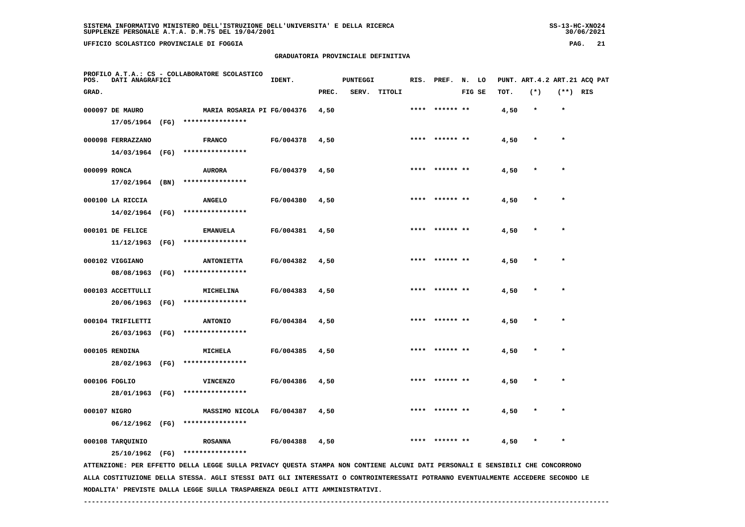GRADUATORIA PROVINCIALE DEFINITIVA

PROFILO A.T.A.: CS - COLLABORATORE SCOLASTICO

| POS. GRAD. | DATI ANAGRAFICI | | IDENT. | PUNTEGGI PREC. | SERV. | TITOLI | RIS. | PREF. | N. FIG | LO SE | PUNT. TOT. | ART.4.2 (*) | ART.21 (**) | ACQ PAT RIS |
|---|---|---|---|---|---|---|---|---|---|---|---|---|---|---|
| 000097 | DE MAURO 17/05/1964 (FG) | MARIA ROSARIA PI **************** | FG/004376 | 4,50 | | | **** | ****** | ** | | 4,50 | * | * | |
| 000098 | FERRAZZANO 14/03/1964 (FG) | FRANCO **************** | FG/004378 | 4,50 | | | **** | ****** | ** | | 4,50 | * | * | |
| 000099 | RONCA 17/02/1964 (BN) | AURORA **************** | FG/004379 | 4,50 | | | **** | ****** | ** | | 4,50 | * | * | |
| 000100 | LA RICCIA 14/02/1964 (FG) | ANGELO **************** | FG/004380 | 4,50 | | | **** | ****** | ** | | 4,50 | * | * | |
| 000101 | DE FELICE 11/12/1963 (FG) | EMANUELA **************** | FG/004381 | 4,50 | | | **** | ****** | ** | | 4,50 | * | * | |
| 000102 | VIGGIANO 08/08/1963 (FG) | ANTONIETTA **************** | FG/004382 | 4,50 | | | **** | ****** | ** | | 4,50 | * | * | |
| 000103 | ACCETTULLI 20/06/1963 (FG) | MICHELINA **************** | FG/004383 | 4,50 | | | **** | ****** | ** | | 4,50 | * | * | |
| 000104 | TRIFILETTI 26/03/1963 (FG) | ANTONIO **************** | FG/004384 | 4,50 | | | **** | ****** | ** | | 4,50 | * | * | |
| 000105 | RENDINA 28/02/1963 (FG) | MICHELA **************** | FG/004385 | 4,50 | | | **** | ****** | ** | | 4,50 | * | * | |
| 000106 | FOGLIO 28/01/1963 (FG) | VINCENZO **************** | FG/004386 | 4,50 | | | **** | ****** | ** | | 4,50 | * | * | |
| 000107 | NIGRO 06/12/1962 (FG) | MASSIMO NICOLA **************** | FG/004387 | 4,50 | | | **** | ****** | ** | | 4,50 | * | * | |
| 000108 | TARQUINIO 25/10/1962 (FG) | ROSANNA **************** | FG/004388 | 4,50 | | | **** | ****** | ** | | 4,50 | * | * | |

ATTENZIONE: PER EFFETTO DELLA LEGGE SULLA PRIVACY QUESTA STAMPA NON CONTIENE ALCUNI DATI PERSONALI E SENSIBILI CHE CONCORRONO ALLA COSTITUZIONE DELLA STESSA. AGLI STESSI DATI GLI INTERESSATI O CONTROINTERESSATI POTRANNO EVENTUALMENTE ACCEDERE SECONDO LE MODALITA' PREVISTE DALLA LEGGE SULLA TRASPARENZA DEGLI ATTI AMMINISTRATIVI.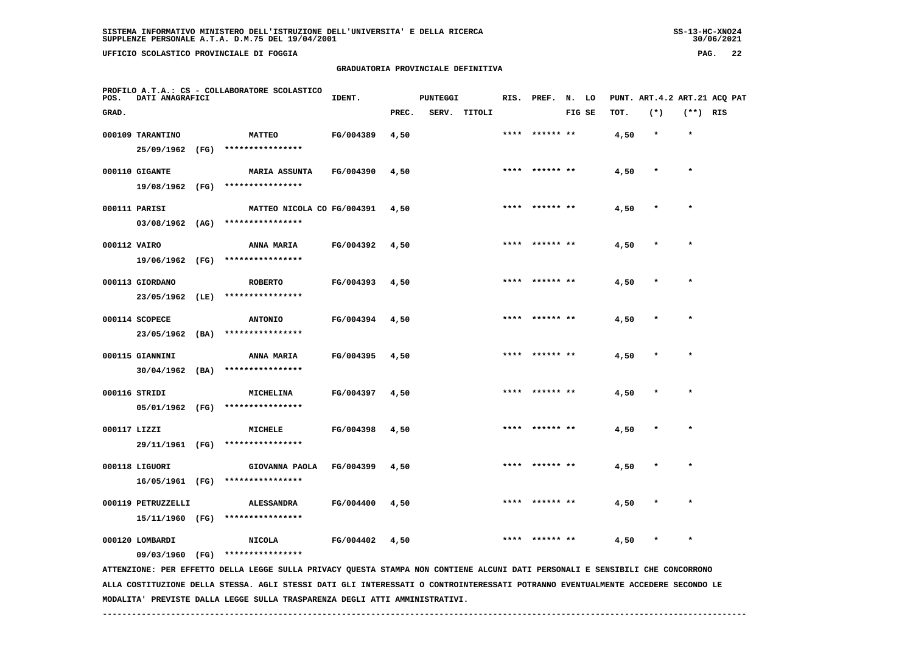SISTEMA INFORMATIVO MINISTERO DELL'ISTRUZIONE DELL'UNIVERSITA' E DELLA RICERCA
SUPPLENZE PERSONALE A.T.A. D.M.75 DEL 19/04/2001

UFFICIO SCOLASTICO PROVINCIALE DI FOGGIA

## GRADUATORIA PROVINCIALE DEFINITIVA

PROFILO A.T.A.: CS - COLLABORATORE SCOLASTICO

| POS. GRAD. | DATI ANAGRAFICI | | IDENT. | PUNTEGGI PREC. | SERV. | TITOLI | RIS. | PREF. | N. FIG | LO SE | PUNT. TOT. | ART.4.2 (*) | ART.21 (**) | ACQ PAT RIS |
|---|---|---|---|---|---|---|---|---|---|---|---|---|---|---|
| 000109 | TARANTINO 25/09/1962 (FG) | MATTEO **************** | FG/004389 | 4,50 | | | **** | ****** | ** | | 4,50 | * | * | |
| 000110 | GIGANTE 19/08/1962 (FG) | MARIA ASSUNTA **************** | FG/004390 | 4,50 | | | **** | ****** | ** | | 4,50 | * | * | |
| 000111 | PARISI 03/08/1962 (AG) | MATTEO NICOLA CO **************** | FG/004391 | 4,50 | | | **** | ****** | ** | | 4,50 | * | * | |
| 000112 | VAIRO 19/06/1962 (FG) | ANNA MARIA **************** | FG/004392 | 4,50 | | | **** | ****** | ** | | 4,50 | * | * | |
| 000113 | GIORDANO 23/05/1962 (LE) | ROBERTO **************** | FG/004393 | 4,50 | | | **** | ****** | ** | | 4,50 | * | * | |
| 000114 | SCOPECE 23/05/1962 (BA) | ANTONIO **************** | FG/004394 | 4,50 | | | **** | ****** | ** | | 4,50 | * | * | |
| 000115 | GIANNINI 30/04/1962 (BA) | ANNA MARIA **************** | FG/004395 | 4,50 | | | **** | ****** | ** | | 4,50 | * | * | |
| 000116 | STRIDI 05/01/1962 (FG) | MICHELINA **************** | FG/004397 | 4,50 | | | **** | ****** | ** | | 4,50 | * | * | |
| 000117 | LIZZI 29/11/1961 (FG) | MICHELE **************** | FG/004398 | 4,50 | | | **** | ****** | ** | | 4,50 | * | * | |
| 000118 | LIGUORI 16/05/1961 (FG) | GIOVANNA PAOLA **************** | FG/004399 | 4,50 | | | **** | ****** | ** | | 4,50 | * | * | |
| 000119 | PETRUZZELLI 15/11/1960 (FG) | ALESSANDRA **************** | FG/004400 | 4,50 | | | **** | ****** | ** | | 4,50 | * | * | |
| 000120 | LOMBARDI 09/03/1960 (FG) | NICOLA **************** | FG/004402 | 4,50 | | | **** | ****** | ** | | 4,50 | * | * | |

ATTENZIONE: PER EFFETTO DELLA LEGGE SULLA PRIVACY QUESTA STAMPA NON CONTIENE ALCUNI DATI PERSONALI E SENSIBILI CHE CONCORRONO ALLA COSTITUZIONE DELLA STESSA. AGLI STESSI DATI GLI INTERESSATI O CONTROINTERESSATI POTRANNO EVENTUALMENTE ACCEDERE SECONDO LE MODALITA' PREVISTE DALLA LEGGE SULLA TRASPARENZA DEGLI ATTI AMMINISTRATIVI.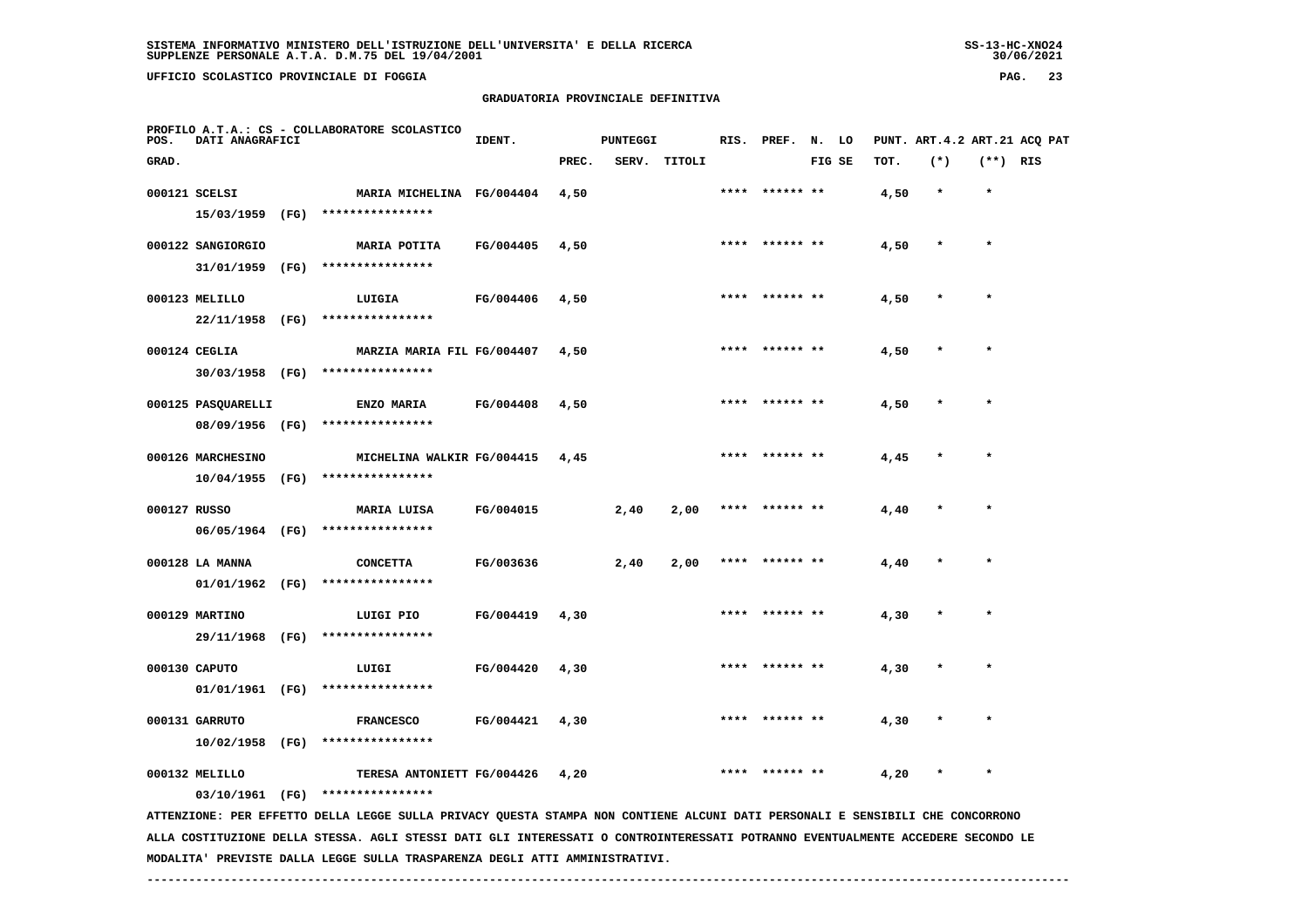SISTEMA INFORMATIVO MINISTERO DELL'ISTRUZIONE DELL'UNIVERSITA' E DELLA RICERCA
SUPPLENZE PERSONALE A.T.A. D.M.75 DEL 19/04/2001

UFFICIO SCOLASTICO PROVINCIALE DI FOGGIA

## GRADUATORIA PROVINCIALE DEFINITIVA

PROFILO A.T.A.: CS - COLLABORATORE SCOLASTICO

| POS. GRAD. | DATI ANAGRAFICI | | IDENT. | PUNTEGGI PREC. | SERV. | TITOLI | RIS. | PREF. | N. FIG | LO SE | PUNT. TOT. | ART.4.2 (*) | ART.21 (**) | ACQ PAT RIS |
|---|---|---|---|---|---|---|---|---|---|---|---|---|---|---|
| 000121 | SCELSI 15/03/1959 (FG) | MARIA MICHELINA **************** | FG/004404 | 4,50 | | | **** | ****** | ** | | 4,50 | * | * | |
| 000122 | SANGIORGIO 31/01/1959 (FG) | MARIA POTITA **************** | FG/004405 | 4,50 | | | **** | ****** | ** | | 4,50 | * | * | |
| 000123 | MELILLO 22/11/1958 (FG) | LUIGIA **************** | FG/004406 | 4,50 | | | **** | ****** | ** | | 4,50 | * | * | |
| 000124 | CEGLIA 30/03/1958 (FG) | MARZIA MARIA FIL **************** | FG/004407 | 4,50 | | | **** | ****** | ** | | 4,50 | * | * | |
| 000125 | PASQUARELLI 08/09/1956 (FG) | ENZO MARIA **************** | FG/004408 | 4,50 | | | **** | ****** | ** | | 4,50 | * | * | |
| 000126 | MARCHESINO 10/04/1955 (FG) | MICHELINA WALKIR **************** | FG/004415 | 4,45 | | | **** | ****** | ** | | 4,45 | * | * | |
| 000127 | RUSSO 06/05/1964 (FG) | MARIA LUISA **************** | FG/004015 | | 2,40 | 2,00 | **** | ****** | ** | | 4,40 | * | * | |
| 000128 | LA MANNA 01/01/1962 (FG) | CONCETTA **************** | FG/003636 | | 2,40 | 2,00 | **** | ****** | ** | | 4,40 | * | * | |
| 000129 | MARTINO 29/11/1968 (FG) | LUIGI PIO **************** | FG/004419 | 4,30 | | | **** | ****** | ** | | 4,30 | * | * | |
| 000130 | CAPUTO 01/01/1961 (FG) | LUIGI **************** | FG/004420 | 4,30 | | | **** | ****** | ** | | 4,30 | * | * | |
| 000131 | GARRUTO 10/02/1958 (FG) | FRANCESCO **************** | FG/004421 | 4,30 | | | **** | ****** | ** | | 4,30 | * | * | |
| 000132 | MELILLO 03/10/1961 (FG) | TERESA ANTONIETT **************** | FG/004426 | 4,20 | | | **** | ****** | ** | | 4,20 | * | * | |

ATTENZIONE: PER EFFETTO DELLA LEGGE SULLA PRIVACY QUESTA STAMPA NON CONTIENE ALCUNI DATI PERSONALI E SENSIBILI CHE CONCORRONO ALLA COSTITUZIONE DELLA STESSA. AGLI STESSI DATI GLI INTERESSATI O CONTROINTERESSATI POTRANNO EVENTUALMENTE ACCEDERE SECONDO LE MODALITA' PREVISTE DALLA LEGGE SULLA TRASPARENZA DEGLI ATTI AMMINISTRATIVI.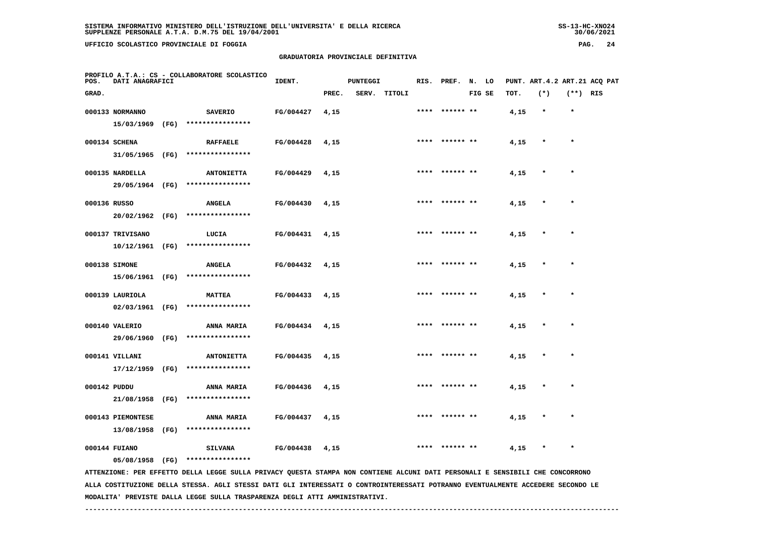SISTEMA INFORMATIVO MINISTERO DELL'ISTRUZIONE DELL'UNIVERSITA' E DELLA RICERCA
SUPPLENZE PERSONALE A.T.A. D.M.75 DEL 19/04/2001

UFFICIO SCOLASTICO PROVINCIALE DI FOGGIA

## GRADUATORIA PROVINCIALE DEFINITIVA

PROFILO A.T.A.: CS - COLLABORATORE SCOLASTICO

| POS. GRAD. | DATI ANAGRAFICI | | IDENT. | PUNTEGGI PREC. | SERV. | TITOLI | RIS. | PREF. | N. FIG | LO SE | PUNT. TOT. | ART.4.2 (*) | ART.21 (**) | ACQ RIS | PAT |
|---|---|---|---|---|---|---|---|---|---|---|---|---|---|---|---|
| 000133 | NORMANNO 15/03/1969 (FG) | SAVERIO **************** | FG/004427 | 4,15 | | | **** | ****** | ** | | 4,15 | * | * | | |
| 000134 | SCHENA 31/05/1965 (FG) | RAFFAELE **************** | FG/004428 | 4,15 | | | **** | ****** | ** | | 4,15 | * | * | | |
| 000135 | NARDELLA 29/05/1964 (FG) | ANTONIETTA **************** | FG/004429 | 4,15 | | | **** | ****** | ** | | 4,15 | * | * | | |
| 000136 | RUSSO 20/02/1962 (FG) | ANGELA **************** | FG/004430 | 4,15 | | | **** | ****** | ** | | 4,15 | * | * | | |
| 000137 | TRIVISANO 10/12/1961 (FG) | LUCIA **************** | FG/004431 | 4,15 | | | **** | ****** | ** | | 4,15 | * | * | | |
| 000138 | SIMONE 15/06/1961 (FG) | ANGELA **************** | FG/004432 | 4,15 | | | **** | ****** | ** | | 4,15 | * | * | | |
| 000139 | LAURIOLA 02/03/1961 (FG) | MATTEA **************** | FG/004433 | 4,15 | | | **** | ****** | ** | | 4,15 | * | * | | |
| 000140 | VALERIO 29/06/1960 (FG) | ANNA MARIA **************** | FG/004434 | 4,15 | | | **** | ****** | ** | | 4,15 | * | * | | |
| 000141 | VILLANI 17/12/1959 (FG) | ANTONIETTA **************** | FG/004435 | 4,15 | | | **** | ****** | ** | | 4,15 | * | * | | |
| 000142 | PUDDU 21/08/1958 (FG) | ANNA MARIA **************** | FG/004436 | 4,15 | | | **** | ****** | ** | | 4,15 | * | * | | |
| 000143 | PIEMONTESE 13/08/1958 (FG) | ANNA MARIA **************** | FG/004437 | 4,15 | | | **** | ****** | ** | | 4,15 | * | * | | |
| 000144 | FUIANO 05/08/1958 (FG) | SILVANA **************** | FG/004438 | 4,15 | | | **** | ****** | ** | | 4,15 | * | * | | |

ATTENZIONE: PER EFFETTO DELLA LEGGE SULLA PRIVACY QUESTA STAMPA NON CONTIENE ALCUNI DATI PERSONALI E SENSIBILI CHE CONCORRONO ALLA COSTITUZIONE DELLA STESSA. AGLI STESSI DATI GLI INTERESSATI O CONTROINTERESSATI POTRANNO EVENTUALMENTE ACCEDERE SECONDO LE MODALITA' PREVISTE DALLA LEGGE SULLA TRASPARENZA DEGLI ATTI AMMINISTRATIVI.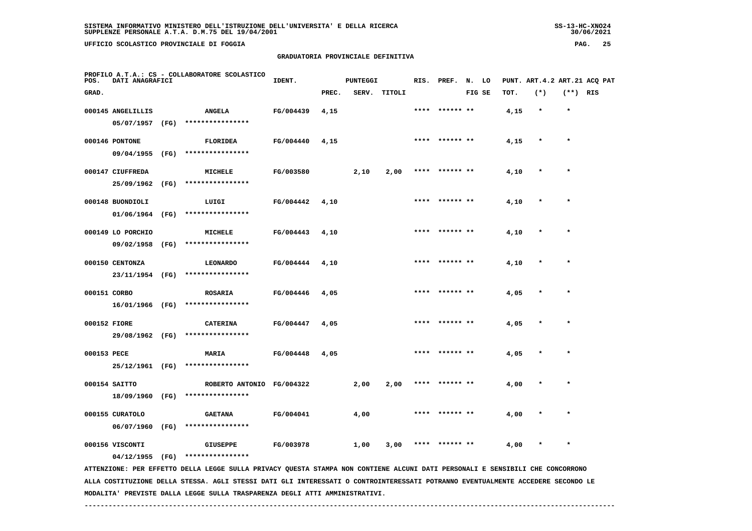SISTEMA INFORMATIVO MINISTERO DELL'ISTRUZIONE DELL'UNIVERSITA' E DELLA RICERCA
SUPPLENZE PERSONALE A.T.A. D.M.75 DEL 19/04/2001

UFFICIO SCOLASTICO PROVINCIALE DI FOGGIA

GRADUATORIA PROVINCIALE DEFINITIVA

PROFILO A.T.A.: CS - COLLABORATORE SCOLASTICO

| POS. GRAD. | DATI ANAGRAFICI | | IDENT. | PUNTEGGI PREC. | SERV. | TITOLI | RIS. | PREF. | N. LO FIG SE | PUNT. TOT. | ART.4.2 (*) | ART.21 (**) | ACQ PAT RIS |
|---|---|---|---|---|---|---|---|---|---|---|---|---|---|
| 000145 | ANGELILLIS 05/07/1957 (FG) | ANGELA **************** | FG/004439 | 4,15 | | | **** | ****** ** | | 4,15 | * | * | |
| 000146 | PONTONE 09/04/1955 (FG) | FLORIDEA **************** | FG/004440 | 4,15 | | | **** | ****** ** | | 4,15 | * | * | |
| 000147 | CIUFFREDA 25/09/1962 (FG) | MICHELE **************** | FG/003580 | | 2,10 | 2,00 | **** | ****** ** | | 4,10 | * | * | |
| 000148 | BUONDIOLI 01/06/1964 (FG) | LUIGI **************** | FG/004442 | 4,10 | | | **** | ****** ** | | 4,10 | * | * | |
| 000149 | LO PORCHIO 09/02/1958 (FG) | MICHELE **************** | FG/004443 | 4,10 | | | **** | ****** ** | | 4,10 | * | * | |
| 000150 | CENTONZA 23/11/1954 (FG) | LEONARDO **************** | FG/004444 | 4,10 | | | **** | ****** ** | | 4,10 | * | * | |
| 000151 | CORBO 16/01/1966 (FG) | ROSARIA **************** | FG/004446 | 4,05 | | | **** | ****** ** | | 4,05 | * | * | |
| 000152 | FIORE 29/08/1962 (FG) | CATERINA **************** | FG/004447 | 4,05 | | | **** | ****** ** | | 4,05 | * | * | |
| 000153 | PECE 25/12/1961 (FG) | MARIA **************** | FG/004448 | 4,05 | | | **** | ****** ** | | 4,05 | * | * | |
| 000154 | SAITTO 18/09/1960 (FG) | ROBERTO ANTONIO **************** | FG/004322 | | 2,00 | 2,00 | **** | ****** ** | | 4,00 | * | * | |
| 000155 | CURATOLO 06/07/1960 (FG) | GAETANA **************** | FG/004041 | | 4,00 | | **** | ****** ** | | 4,00 | * | * | |
| 000156 | VISCONTI 04/12/1955 (FG) | GIUSEPPE **************** | FG/003978 | | 1,00 | 3,00 | **** | ****** ** | | 4,00 | * | * | |

ATTENZIONE: PER EFFETTO DELLA LEGGE SULLA PRIVACY QUESTA STAMPA NON CONTIENE ALCUNI DATI PERSONALI E SENSIBILI CHE CONCORRONO ALLA COSTITUZIONE DELLA STESSA. AGLI STESSI DATI GLI INTERESSATI O CONTROINTERESSATI POTRANNO EVENTUALMENTE ACCEDERE SECONDO LE MODALITA' PREVISTE DALLA LEGGE SULLA TRASPARENZA DEGLI ATTI AMMINISTRATIVI.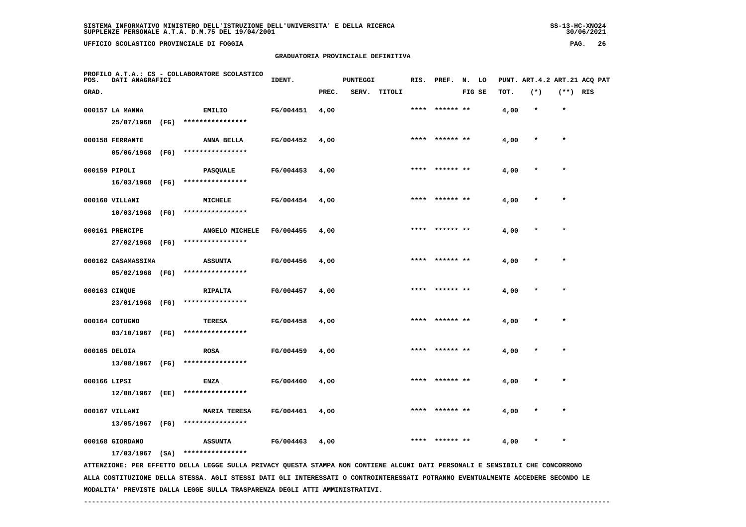**GRADUATORIA PROVINCIALE DEFINITIVA**

**PROFILO A.T.A.: CS - COLLABORATORE SCOLASTICO**

| POS. GRAD. | DATI ANAGRAFICI | | IDENT. | PUNTEGGI PREC. | SERV. | TITOLI | RIS. | PREF. | N. FIG | LO SE | PUNT. TOT. | ART.4.2 (*) | ART.21 (**) | ACQ RIS | PAT |
|---|---|---|---|---|---|---|---|---|---|---|---|---|---|---|---|
| 000157 | LA MANNA 25/07/1968 (FG) | EMILIO **************** | FG/004451 | 4,00 | | | **** | ****** | ** | | 4,00 | * | * | | |
| 000158 | FERRANTE 05/06/1968 (FG) | ANNA BELLA **************** | FG/004452 | 4,00 | | | **** | ****** | ** | | 4,00 | * | * | | |
| 000159 | PIPOLI 16/03/1968 (FG) | PASQUALE **************** | FG/004453 | 4,00 | | | **** | ****** | ** | | 4,00 | * | * | | |
| 000160 | VILLANI 10/03/1968 (FG) | MICHELE **************** | FG/004454 | 4,00 | | | **** | ****** | ** | | 4,00 | * | * | | |
| 000161 | PRENCIPE 27/02/1968 (FG) | ANGELO MICHELE **************** | FG/004455 | 4,00 | | | **** | ****** | ** | | 4,00 | * | * | | |
| 000162 | CASAMASSIMA 05/02/1968 (FG) | ASSUNTA **************** | FG/004456 | 4,00 | | | **** | ****** | ** | | 4,00 | * | * | | |
| 000163 | CINQUE 23/01/1968 (FG) | RIPALTA **************** | FG/004457 | 4,00 | | | **** | ****** | ** | | 4,00 | * | * | | |
| 000164 | COTUGNO 03/10/1967 (FG) | TERESA **************** | FG/004458 | 4,00 | | | **** | ****** | ** | | 4,00 | * | * | | |
| 000165 | DELOIA 13/08/1967 (FG) | ROSA **************** | FG/004459 | 4,00 | | | **** | ****** | ** | | 4,00 | * | * | | |
| 000166 | LIPSI 12/08/1967 (EE) | ENZA **************** | FG/004460 | 4,00 | | | **** | ****** | ** | | 4,00 | * | * | | |
| 000167 | VILLANI 13/05/1967 (FG) | MARIA TERESA **************** | FG/004461 | 4,00 | | | **** | ****** | ** | | 4,00 | * | * | | |
| 000168 | GIORDANO 17/03/1967 (SA) | ASSUNTA **************** | FG/004463 | 4,00 | | | **** | ****** | ** | | 4,00 | * | * | | |

ATTENZIONE: PER EFFETTO DELLA LEGGE SULLA PRIVACY QUESTA STAMPA NON CONTIENE ALCUNI DATI PERSONALI E SENSIBILI CHE CONCORRONO ALLA COSTITUZIONE DELLA STESSA. AGLI STESSI DATI GLI INTERESSATI O CONTROINTERESSATI POTRANNO EVENTUALMENTE ACCEDERE SECONDO LE MODALITA' PREVISTE DALLA LEGGE SULLA TRASPARENZA DEGLI ATTI AMMINISTRATIVI.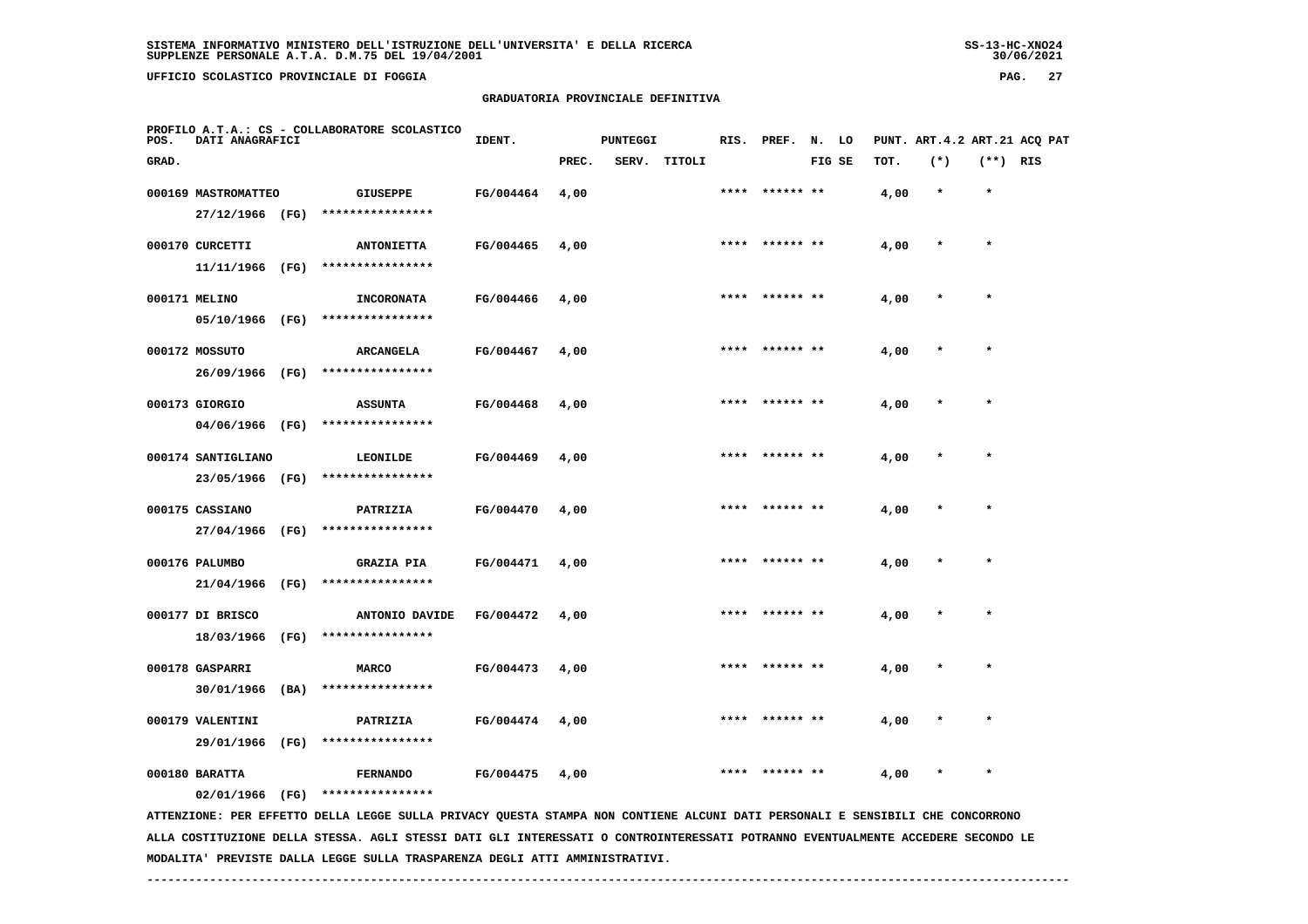SISTEMA INFORMATIVO MINISTERO DELL'ISTRUZIONE DELL'UNIVERSITA' E DELLA RICERCA
SUPPLENZE PERSONALE A.T.A. D.M.75 DEL 19/04/2001

UFFICIO SCOLASTICO PROVINCIALE DI FOGGIA

## GRADUATORIA PROVINCIALE DEFINITIVA

PROFILO A.T.A.: CS - COLLABORATORE SCOLASTICO

| POS. GRAD. | DATI ANAGRAFICI | | IDENT. | PUNTEGGI PREC. | SERV. | TITOLI | RIS. | PREF. | N. FIG | LO SE | PUNT. TOT. | ART.4.2 (*) | ART.21 (**) | ACQ RIS | PAT |
|---|---|---|---|---|---|---|---|---|---|---|---|---|---|---|---|
| 000169 | MASTROMATTEO 27/12/1966 (FG) | GIUSEPPE **************** | FG/004464 | 4,00 | | | **** | ****** ** | | | 4,00 | * | * | | |
| 000170 | CURCETTI 11/11/1966 (FG) | ANTONIETTA **************** | FG/004465 | 4,00 | | | **** | ****** ** | | | 4,00 | * | * | | |
| 000171 | MELINO 05/10/1966 (FG) | INCORONATA **************** | FG/004466 | 4,00 | | | **** | ****** ** | | | 4,00 | * | * | | |
| 000172 | MOSSUTO 26/09/1966 (FG) | ARCANGELA **************** | FG/004467 | 4,00 | | | **** | ****** ** | | | 4,00 | * | * | | |
| 000173 | GIORGIO 04/06/1966 (FG) | ASSUNTA **************** | FG/004468 | 4,00 | | | **** | ****** ** | | | 4,00 | * | * | | |
| 000174 | SANTIGLIANO 23/05/1966 (FG) | LEONILDE **************** | FG/004469 | 4,00 | | | **** | ****** ** | | | 4,00 | * | * | | |
| 000175 | CASSIANO 27/04/1966 (FG) | PATRIZIA **************** | FG/004470 | 4,00 | | | **** | ****** ** | | | 4,00 | * | * | | |
| 000176 | PALUMBO 21/04/1966 (FG) | GRAZIA PIA **************** | FG/004471 | 4,00 | | | **** | ****** ** | | | 4,00 | * | * | | |
| 000177 | DI BRISCO 18/03/1966 (FG) | ANTONIO DAVIDE **************** | FG/004472 | 4,00 | | | **** | ****** ** | | | 4,00 | * | * | | |
| 000178 | GASPARRI 30/01/1966 (BA) | MARCO **************** | FG/004473 | 4,00 | | | **** | ****** ** | | | 4,00 | * | * | | |
| 000179 | VALENTINI 29/01/1966 (FG) | PATRIZIA **************** | FG/004474 | 4,00 | | | **** | ****** ** | | | 4,00 | * | * | | |
| 000180 | BARATTA 02/01/1966 (FG) | FERNANDO **************** | FG/004475 | 4,00 | | | **** | ****** ** | | | 4,00 | * | * | | |

ATTENZIONE: PER EFFETTO DELLA LEGGE SULLA PRIVACY QUESTA STAMPA NON CONTIENE ALCUNI DATI PERSONALI E SENSIBILI CHE CONCORRONO ALLA COSTITUZIONE DELLA STESSA. AGLI STESSI DATI GLI INTERESSATI O CONTROINTERESSATI POTRANNO EVENTUALMENTE ACCEDERE SECONDO LE MODALITA' PREVISTE DALLA LEGGE SULLA TRASPARENZA DEGLI ATTI AMMINISTRATIVI.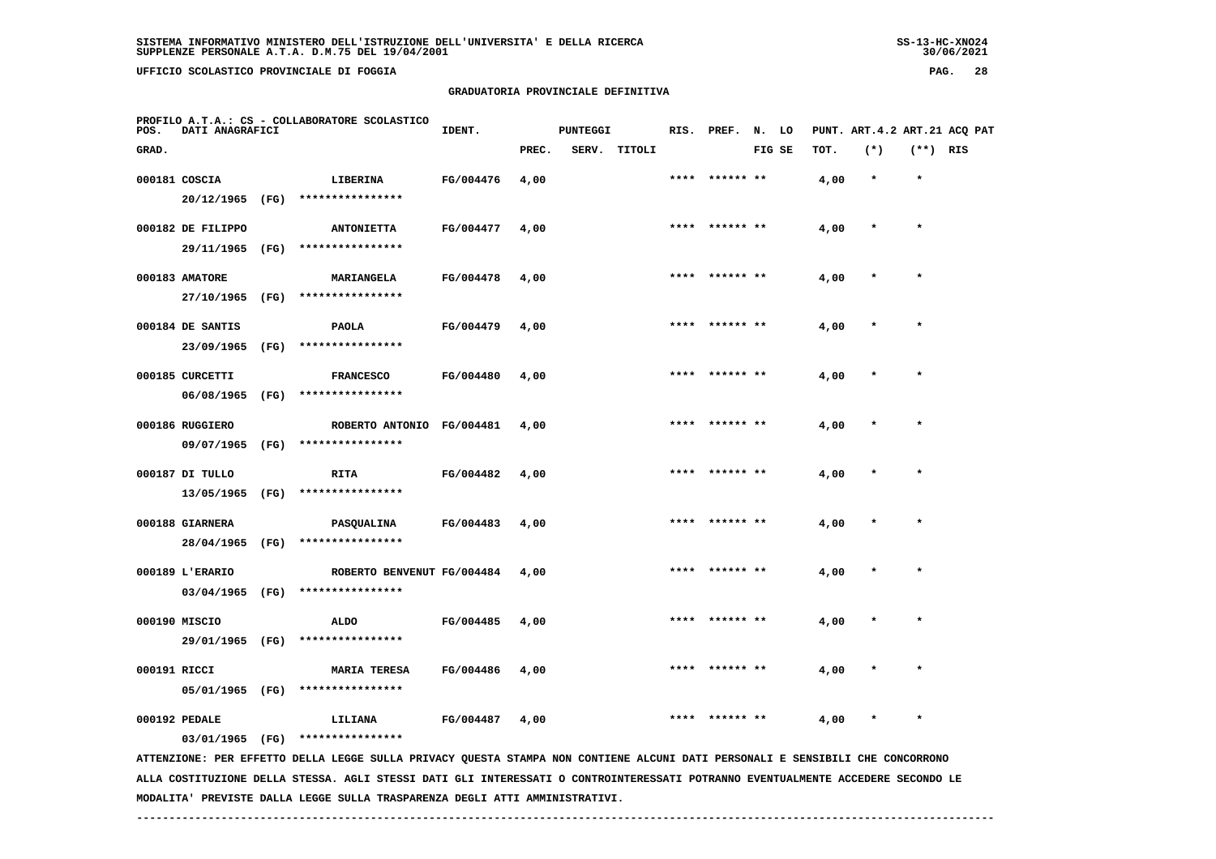SISTEMA INFORMATIVO MINISTERO DELL'ISTRUZIONE DELL'UNIVERSITA' E DELLA RICERCA
SUPPLENZE PERSONALE A.T.A. D.M.75 DEL 19/04/2001

UFFICIO SCOLASTICO PROVINCIALE DI FOGGIA

## GRADUATORIA PROVINCIALE DEFINITIVA

PROFILO A.T.A.: CS - COLLABORATORE SCOLASTICO

| POS. GRAD. | DATI ANAGRAFICI | | IDENT. | PUNTEGGI PREC. | SERV. | TITOLI | RIS. | PREF. | N. FIG | LO SE | PUNT. TOT. | ART.4.2 (*) | ART.21 (**) | ACQ RIS | PAT |
|---|---|---|---|---|---|---|---|---|---|---|---|---|---|---|---|
| 000181 | COSCIA 20/12/1965 (FG) | LIBERINA **************** | FG/004476 | 4,00 | | | **** | ****** | ** | | 4,00 | * | * | | |
| 000182 | DE FILIPPO 29/11/1965 (FG) | ANTONIETTA **************** | FG/004477 | 4,00 | | | **** | ****** | ** | | 4,00 | * | * | | |
| 000183 | AMATORE 27/10/1965 (FG) | MARIANGELA **************** | FG/004478 | 4,00 | | | **** | ****** | ** | | 4,00 | * | * | | |
| 000184 | DE SANTIS 23/09/1965 (FG) | PAOLA **************** | FG/004479 | 4,00 | | | **** | ****** | ** | | 4,00 | * | * | | |
| 000185 | CURCETTI 06/08/1965 (FG) | FRANCESCO **************** | FG/004480 | 4,00 | | | **** | ****** | ** | | 4,00 | * | * | | |
| 000186 | RUGGIERO 09/07/1965 (FG) | ROBERTO ANTONIO **************** | FG/004481 | 4,00 | | | **** | ****** | ** | | 4,00 | * | * | | |
| 000187 | DI TULLO 13/05/1965 (FG) | RITA **************** | FG/004482 | 4,00 | | | **** | ****** | ** | | 4,00 | * | * | | |
| 000188 | GIARNERA 28/04/1965 (FG) | PASQUALINA **************** | FG/004483 | 4,00 | | | **** | ****** | ** | | 4,00 | * | * | | |
| 000189 | L'ERARIO 03/04/1965 (FG) | ROBERTO BENVENUT **************** | FG/004484 | 4,00 | | | **** | ****** | ** | | 4,00 | * | * | | |
| 000190 | MISCIO 29/01/1965 (FG) | ALDO **************** | FG/004485 | 4,00 | | | **** | ****** | ** | | 4,00 | * | * | | |
| 000191 | RICCI 05/01/1965 (FG) | MARIA TERESA **************** | FG/004486 | 4,00 | | | **** | ****** | ** | | 4,00 | * | * | | |
| 000192 | PEDALE 03/01/1965 (FG) | LILIANA **************** | FG/004487 | 4,00 | | | **** | ****** | ** | | 4,00 | * | * | | |

ATTENZIONE: PER EFFETTO DELLA LEGGE SULLA PRIVACY QUESTA STAMPA NON CONTIENE ALCUNI DATI PERSONALI E SENSIBILI CHE CONCORRONO ALLA COSTITUZIONE DELLA STESSA. AGLI STESSI DATI GLI INTERESSATI O CONTROINTERESSATI POTRANNO EVENTUALMENTE ACCEDERE SECONDO LE MODALITA' PREVISTE DALLA LEGGE SULLA TRASPARENZA DEGLI ATTI AMMINISTRATIVI.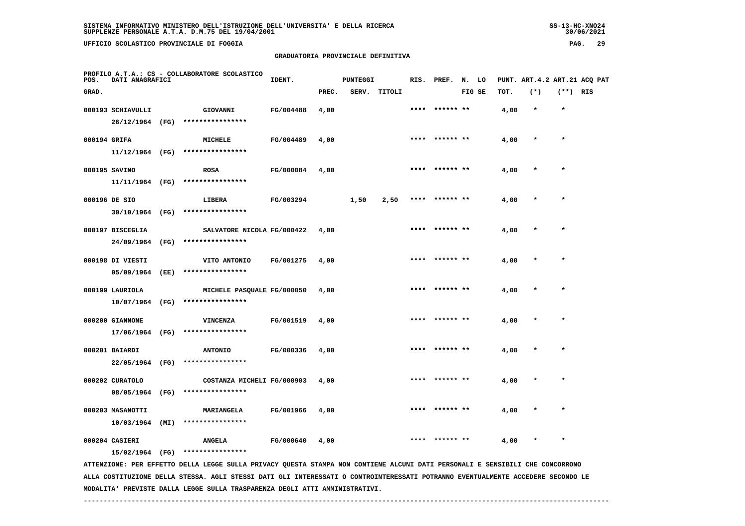SISTEMA INFORMATIVO MINISTERO DELL'ISTRUZIONE DELL'UNIVERSITA' E DELLA RICERCA
SUPPLENZE PERSONALE A.T.A. D.M.75 DEL 19/04/2001

UFFICIO SCOLASTICO PROVINCIALE DI FOGGIA

## GRADUATORIA PROVINCIALE DEFINITIVA

PROFILO A.T.A.: CS - COLLABORATORE SCOLASTICO

| POS. GRAD. | DATI ANAGRAFICI | | IDENT. | PUNTEGGI PREC. | SERV. | TITOLI | RIS. | PREF. | N. FIG | LO SE | PUNT. TOT. | ART.4.2 (*) | ART.21 (**) | ACQ PAT RIS |
|---|---|---|---|---|---|---|---|---|---|---|---|---|---|---|
| 000193 | SCHIAVULLI 26/12/1964 (FG) | GIOVANNI **************** | FG/004488 | 4,00 | | | **** | ****** | ** | | 4,00 | * | * | |
| 000194 | GRIFA 11/12/1964 (FG) | MICHELE **************** | FG/004489 | 4,00 | | | **** | ****** | ** | | 4,00 | * | * | |
| 000195 | SAVINO 11/11/1964 (FG) | ROSA **************** | FG/000084 | 4,00 | | | **** | ****** | ** | | 4,00 | * | * | |
| 000196 | DE SIO 30/10/1964 (FG) | LIBERA **************** | FG/003294 | | 1,50 | 2,50 | **** | ****** | ** | | 4,00 | * | * | |
| 000197 | BISCEGLIA 24/09/1964 (FG) | SALVATORE NICOLA **************** | FG/000422 | 4,00 | | | **** | ****** | ** | | 4,00 | * | * | |
| 000198 | DI VIESTI 05/09/1964 (EE) | VITO ANTONIO **************** | FG/001275 | 4,00 | | | **** | ****** | ** | | 4,00 | * | * | |
| 000199 | LAURIOLA 10/07/1964 (FG) | MICHELE PASQUALE **************** | FG/000050 | 4,00 | | | **** | ****** | ** | | 4,00 | * | * | |
| 000200 | GIANNONE 17/06/1964 (FG) | VINCENZA **************** | FG/001519 | 4,00 | | | **** | ****** | ** | | 4,00 | * | * | |
| 000201 | BAIARDI 22/05/1964 (FG) | ANTONIO **************** | FG/000336 | 4,00 | | | **** | ****** | ** | | 4,00 | * | * | |
| 000202 | CURATOLO 08/05/1964 (FG) | COSTANZA MICHELI **************** | FG/000903 | 4,00 | | | **** | ****** | ** | | 4,00 | * | * | |
| 000203 | MASANOTTI 10/03/1964 (MI) | MARIANGELA **************** | FG/001966 | 4,00 | | | **** | ****** | ** | | 4,00 | * | * | |
| 000204 | CASIERI 15/02/1964 (FG) | ANGELA **************** | FG/000640 | 4,00 | | | **** | ****** | ** | | 4,00 | * | * | |

ATTENZIONE: PER EFFETTO DELLA LEGGE SULLA PRIVACY QUESTA STAMPA NON CONTIENE ALCUNI DATI PERSONALI E SENSIBILI CHE CONCORRONO ALLA COSTITUZIONE DELLA STESSA. AGLI STESSI DATI GLI INTERESSATI O CONTROINTERESSATI POTRANNO EVENTUALMENTE ACCEDERE SECONDO LE MODALITA' PREVISTE DALLA LEGGE SULLA TRASPARENZA DEGLI ATTI AMMINISTRATIVI.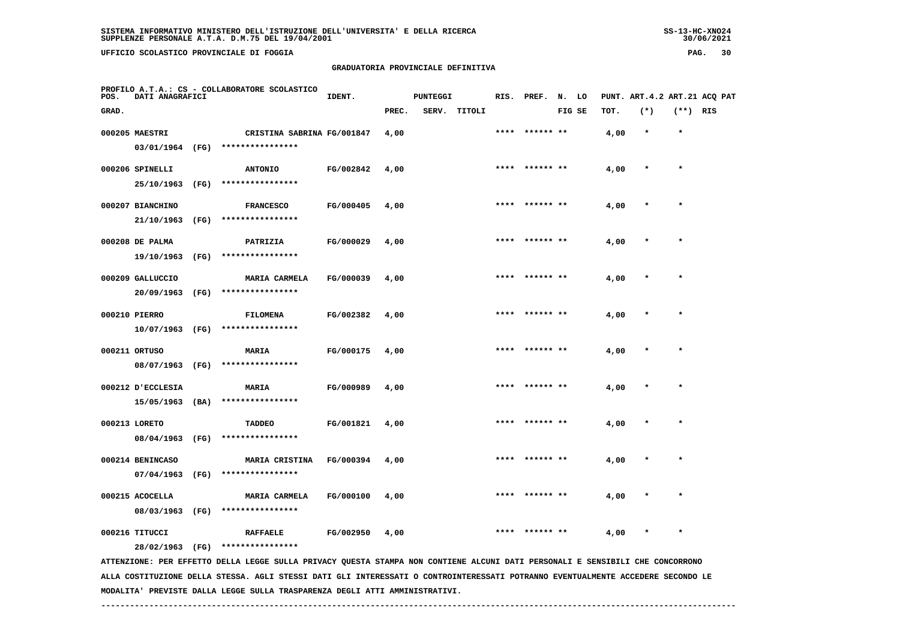SISTEMA INFORMATIVO MINISTERO DELL'ISTRUZIONE DELL'UNIVERSITA' E DELLA RICERCA
SUPPLENZE PERSONALE A.T.A. D.M.75 DEL 19/04/2001

UFFICIO SCOLASTICO PROVINCIALE DI FOGGIA

GRADUATORIA PROVINCIALE DEFINITIVA

PROFILO A.T.A.: CS - COLLABORATORE SCOLASTICO

| POS. GRAD. | DATI ANAGRAFICI | | IDENT. | PUNTEGGI PREC. | SERV. | TITOLI | RIS. | PREF. | N. LO FIG SE | PUNT. TOT. | ART.4.2 (*) | ART.21 (**) | ACQ PAT RIS |
|---|---|---|---|---|---|---|---|---|---|---|---|---|---|
| 000205 | MAESTRI 03/01/1964 (FG) | CRISTINA SABRINA **************** | FG/001847 | 4,00 | | | **** | ****** ** | | 4,00 | * | * | |
| 000206 | SPINELLI 25/10/1963 (FG) | ANTONIO **************** | FG/002842 | 4,00 | | | **** | ****** ** | | 4,00 | * | * | |
| 000207 | BIANCHINO 21/10/1963 (FG) | FRANCESCO **************** | FG/000405 | 4,00 | | | **** | ****** ** | | 4,00 | * | * | |
| 000208 | DE PALMA 19/10/1963 (FG) | PATRIZIA **************** | FG/000029 | 4,00 | | | **** | ****** ** | | 4,00 | * | * | |
| 000209 | GALLUCCIO 20/09/1963 (FG) | MARIA CARMELA **************** | FG/000039 | 4,00 | | | **** | ****** ** | | 4,00 | * | * | |
| 000210 | PIERRO 10/07/1963 (FG) | FILOMENA **************** | FG/002382 | 4,00 | | | **** | ****** ** | | 4,00 | * | * | |
| 000211 | ORTUSO 08/07/1963 (FG) | MARIA **************** | FG/000175 | 4,00 | | | **** | ****** ** | | 4,00 | * | * | |
| 000212 | D'ECCLESIA 15/05/1963 (BA) | MARIA **************** | FG/000989 | 4,00 | | | **** | ****** ** | | 4,00 | * | * | |
| 000213 | LORETO 08/04/1963 (FG) | TADDEO **************** | FG/001821 | 4,00 | | | **** | ****** ** | | 4,00 | * | * | |
| 000214 | BENINCASO 07/04/1963 (FG) | MARIA CRISTINA **************** | FG/000394 | 4,00 | | | **** | ****** ** | | 4,00 | * | * | |
| 000215 | ACOCELLA 08/03/1963 (FG) | MARIA CARMELA **************** | FG/000100 | 4,00 | | | **** | ****** ** | | 4,00 | * | * | |
| 000216 | TITUCCI 28/02/1963 (FG) | RAFFAELE **************** | FG/002950 | 4,00 | | | **** | ****** ** | | 4,00 | * | * | |

ATTENZIONE: PER EFFETTO DELLA LEGGE SULLA PRIVACY QUESTA STAMPA NON CONTIENE ALCUNI DATI PERSONALI E SENSIBILI CHE CONCORRONO ALLA COSTITUZIONE DELLA STESSA. AGLI STESSI DATI GLI INTERESSATI O CONTROINTERESSATI POTRANNO EVENTUALMENTE ACCEDERE SECONDO LE MODALITA' PREVISTE DALLA LEGGE SULLA TRASPARENZA DEGLI ATTI AMMINISTRATIVI.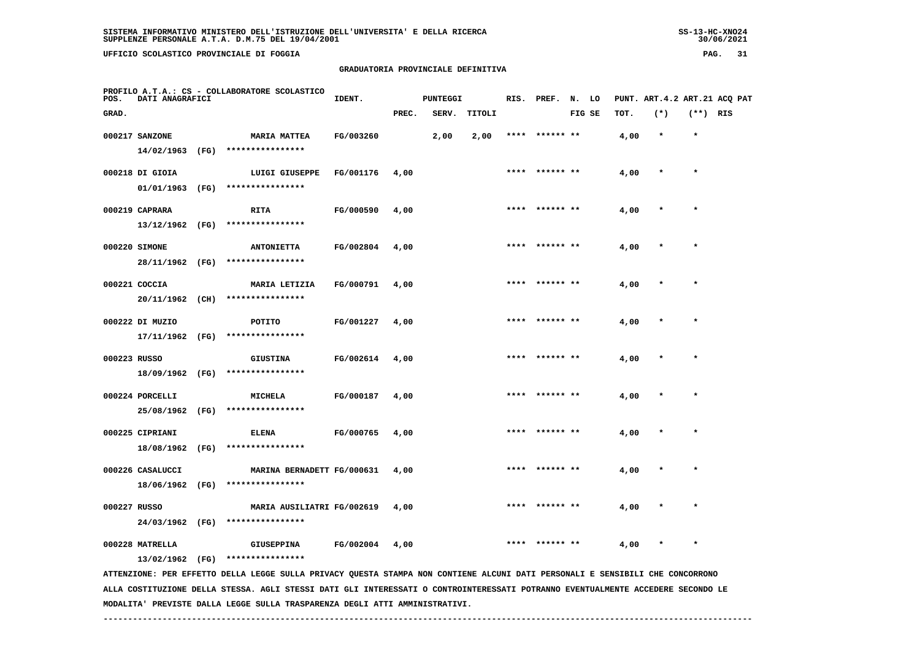SISTEMA INFORMATIVO MINISTERO DELL'ISTRUZIONE DELL'UNIVERSITA' E DELLA RICERCA
SUPPLENZE PERSONALE A.T.A. D.M.75 DEL 19/04/2001

UFFICIO SCOLASTICO PROVINCIALE DI FOGGIA

## GRADUATORIA PROVINCIALE DEFINITIVA

PROFILO A.T.A.: CS - COLLABORATORE SCOLASTICO

| POS. GRAD. | DATI ANAGRAFICI | | IDENT. | PUNTEGGI PREC. | SERV. | TITOLI | RIS. | PREF. | N. FIG | LO SE | PUNT. TOT. | ART.4.2 (*) | ART.21 (**) | ACQ PAT RIS |
|---|---|---|---|---|---|---|---|---|---|---|---|---|---|---|
| 000217 | SANZONE 14/02/1963 (FG) | MARIA MATTEA **************** | FG/003260 | | 2,00 | 2,00 | **** | ****** | ** | | 4,00 | * | * | |
| 000218 | DI GIOIA 01/01/1963 (FG) | LUIGI GIUSEPPE **************** | FG/001176 | 4,00 | | | **** | ****** | ** | | 4,00 | * | * | |
| 000219 | CAPRARA 13/12/1962 (FG) | RITA **************** | FG/000590 | 4,00 | | | **** | ****** | ** | | 4,00 | * | * | |
| 000220 | SIMONE 28/11/1962 (FG) | ANTONIETTA **************** | FG/002804 | 4,00 | | | **** | ****** | ** | | 4,00 | * | * | |
| 000221 | COCCIA 20/11/1962 (CH) | MARIA LETIZIA **************** | FG/000791 | 4,00 | | | **** | ****** | ** | | 4,00 | * | * | |
| 000222 | DI MUZIO 17/11/1962 (FG) | POTITO **************** | FG/001227 | 4,00 | | | **** | ****** | ** | | 4,00 | * | * | |
| 000223 | RUSSO 18/09/1962 (FG) | GIUSTINA **************** | FG/002614 | 4,00 | | | **** | ****** | ** | | 4,00 | * | * | |
| 000224 | PORCELLI 25/08/1962 (FG) | MICHELA **************** | FG/000187 | 4,00 | | | **** | ****** | ** | | 4,00 | * | * | |
| 000225 | CIPRIANI 18/08/1962 (FG) | ELENA **************** | FG/000765 | 4,00 | | | **** | ****** | ** | | 4,00 | * | * | |
| 000226 | CASALUCCI 18/06/1962 (FG) | MARINA BERNADETT **************** | FG/000631 | 4,00 | | | **** | ****** | ** | | 4,00 | * | * | |
| 000227 | RUSSO 24/03/1962 (FG) | MARIA AUSILIATRI **************** | FG/002619 | 4,00 | | | **** | ****** | ** | | 4,00 | * | * | |
| 000228 | MATRELLA 13/02/1962 (FG) | GIUSEPPINA **************** | FG/002004 | 4,00 | | | **** | ****** | ** | | 4,00 | * | * | |

ATTENZIONE: PER EFFETTO DELLA LEGGE SULLA PRIVACY QUESTA STAMPA NON CONTIENE ALCUNI DATI PERSONALI E SENSIBILI CHE CONCORRONO ALLA COSTITUZIONE DELLA STESSA. AGLI STESSI DATI GLI INTERESSATI O CONTROINTERESSATI POTRANNO EVENTUALMENTE ACCEDERE SECONDO LE MODALITA' PREVISTE DALLA LEGGE SULLA TRASPARENZA DEGLI ATTI AMMINISTRATIVI.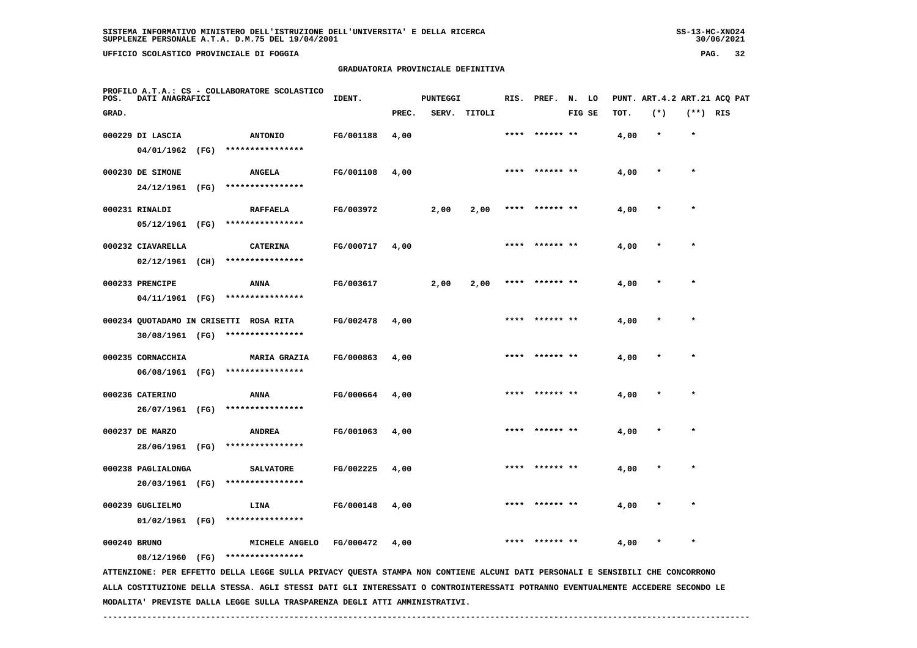**SISTEMA INFORMATIVO MINISTERO DELL'ISTRUZIONE DELL'UNIVERSITA' E DELLA RICERCA**
**SUPPLENZE PERSONALE A.T.A. D.M.75 DEL 19/04/2001**

**UFFICIO SCOLASTICO PROVINCIALE DI FOGGIA**

**GRADUATORIA PROVINCIALE DEFINITIVA**

**PROFILO A.T.A.: CS - COLLABORATORE SCOLASTICO**

| POS. GRAD. | DATI ANAGRAFICI | | IDENT. | PUNTEGGI PREC. | SERV. | TITOLI | RIS. | PREF. | N. FIG | LO SE | PUNT. TOT. | ART.4.2 (*) | ART.21 (**) | ACQ RIS | PAT |
|---|---|---|---|---|---|---|---|---|---|---|---|---|---|---|---|
| 000229 | DI LASCIA 04/01/1962 (FG) | ANTONIO **************** | FG/001188 | 4,00 | | | **** | ****** | ** | | 4,00 | * | * | | |
| 000230 | DE SIMONE 24/12/1961 (FG) | ANGELA **************** | FG/001108 | 4,00 | | | **** | ****** | ** | | 4,00 | * | * | | |
| 000231 | RINALDI 05/12/1961 (FG) | RAFFAELA **************** | FG/003972 | | 2,00 | 2,00 | **** | ****** | ** | | 4,00 | * | * | | |
| 000232 | CIAVARELLA 02/12/1961 (CH) | CATERINA **************** | FG/000717 | 4,00 | | | **** | ****** | ** | | 4,00 | * | * | | |
| 000233 | PRENCIPE 04/11/1961 (FG) | ANNA **************** | FG/003617 | | 2,00 | 2,00 | **** | ****** | ** | | 4,00 | * | * | | |
| 000234 | QUOTADAMO IN CRISETTI 30/08/1961 (FG) | ROSA RITA **************** | FG/002478 | 4,00 | | | **** | ****** | ** | | 4,00 | * | * | | |
| 000235 | CORNACCHIA 06/08/1961 (FG) | MARIA GRAZIA **************** | FG/000863 | 4,00 | | | **** | ****** | ** | | 4,00 | * | * | | |
| 000236 | CATERINO 26/07/1961 (FG) | ANNA **************** | FG/000664 | 4,00 | | | **** | ****** | ** | | 4,00 | * | * | | |
| 000237 | DE MARZO 28/06/1961 (FG) | ANDREA **************** | FG/001063 | 4,00 | | | **** | ****** | ** | | 4,00 | * | * | | |
| 000238 | PAGLIALONGA 20/03/1961 (FG) | SALVATORE **************** | FG/002225 | 4,00 | | | **** | ****** | ** | | 4,00 | * | * | | |
| 000239 | GUGLIELMO 01/02/1961 (FG) | LINA **************** | FG/000148 | 4,00 | | | **** | ****** | ** | | 4,00 | * | * | | |
| 000240 | BRUNO 08/12/1960 (FG) | MICHELE ANGELO **************** | FG/000472 | 4,00 | | | **** | ****** | ** | | 4,00 | * | * | | |

ATTENZIONE: PER EFFETTO DELLA LEGGE SULLA PRIVACY QUESTA STAMPA NON CONTIENE ALCUNI DATI PERSONALI E SENSIBILI CHE CONCORRONO ALLA COSTITUZIONE DELLA STESSA. AGLI STESSI DATI GLI INTERESSATI O CONTROINTERESSATI POTRANNO EVENTUALMENTE ACCEDERE SECONDO LE MODALITA' PREVISTE DALLA LEGGE SULLA TRASPARENZA DEGLI ATTI AMMINISTRATIVI.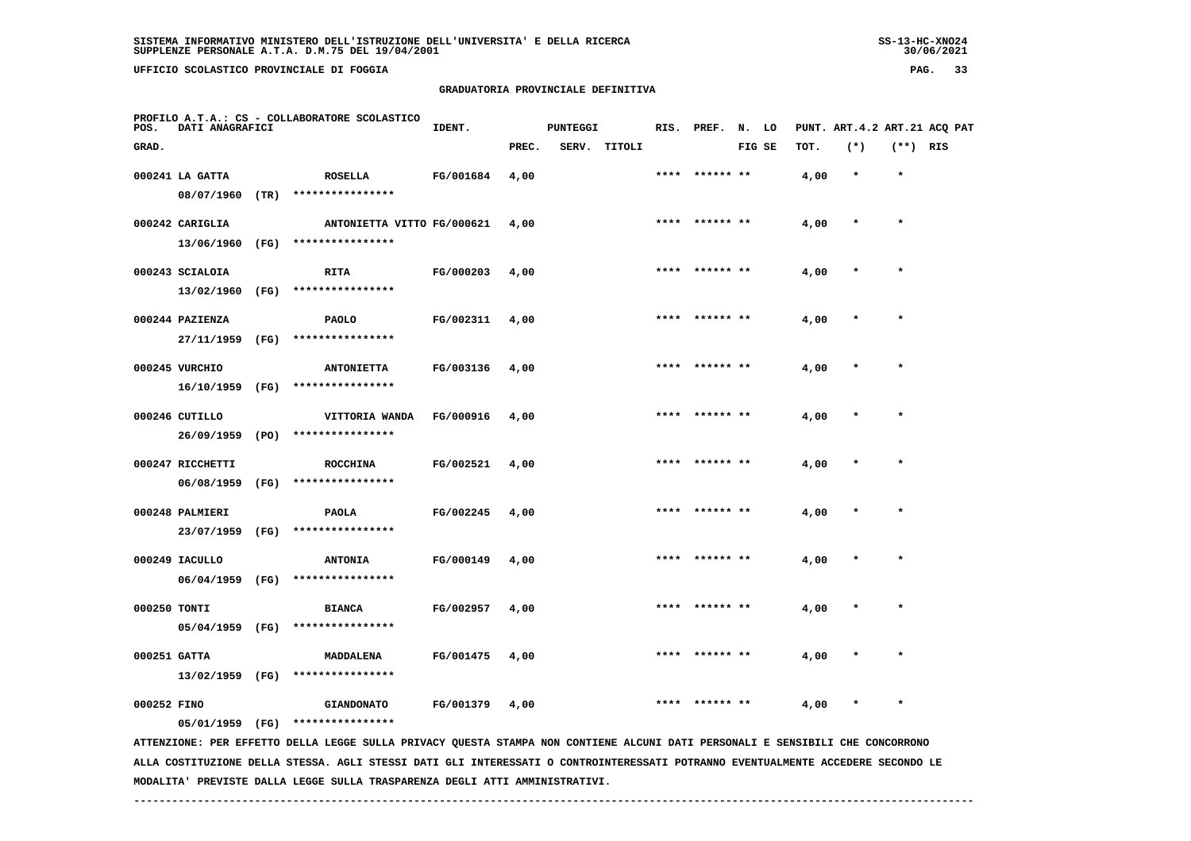SISTEMA INFORMATIVO MINISTERO DELL'ISTRUZIONE DELL'UNIVERSITA' E DELLA RICERCA
SUPPLENZE PERSONALE A.T.A. D.M.75 DEL 19/04/2001

UFFICIO SCOLASTICO PROVINCIALE DI FOGGIA

## GRADUATORIA PROVINCIALE DEFINITIVA

PROFILO A.T.A.: CS - COLLABORATORE SCOLASTICO

| POS. GRAD. | DATI ANAGRAFICI | | IDENT. | PUNTEGGI PREC. | SERV. | TITOLI | RIS. | PREF. | N. LO FIG SE | PUNT. TOT. | ART.4.2 (*) | ART.21 (**) | ACQ PAT RIS |
|---|---|---|---|---|---|---|---|---|---|---|---|---|---|
| 000241 | LA GATTA 08/07/1960 (TR) | ROSELLA **************** | FG/001684 | 4,00 | | | **** | ****** ** | | 4,00 | * | * | |
| 000242 | CARIGLIA 13/06/1960 (FG) | ANTONIETTA VITTO **************** | FG/000621 | 4,00 | | | **** | ****** ** | | 4,00 | * | * | |
| 000243 | SCIALOIA 13/02/1960 (FG) | RITA **************** | FG/000203 | 4,00 | | | **** | ****** ** | | 4,00 | * | * | |
| 000244 | PAZIENZA 27/11/1959 (FG) | PAOLO **************** | FG/002311 | 4,00 | | | **** | ****** ** | | 4,00 | * | * | |
| 000245 | VURCHIO 16/10/1959 (FG) | ANTONIETTA **************** | FG/003136 | 4,00 | | | **** | ****** ** | | 4,00 | * | * | |
| 000246 | CUTILLO 26/09/1959 (PO) | VITTORIA WANDA **************** | FG/000916 | 4,00 | | | **** | ****** ** | | 4,00 | * | * | |
| 000247 | RICCHETTI 06/08/1959 (FG) | ROCCHINA **************** | FG/002521 | 4,00 | | | **** | ****** ** | | 4,00 | * | * | |
| 000248 | PALMIERI 23/07/1959 (FG) | PAOLA **************** | FG/002245 | 4,00 | | | **** | ****** ** | | 4,00 | * | * | |
| 000249 | IACULLO 06/04/1959 (FG) | ANTONIA **************** | FG/000149 | 4,00 | | | **** | ****** ** | | 4,00 | * | * | |
| 000250 | TONTI 05/04/1959 (FG) | BIANCA **************** | FG/002957 | 4,00 | | | **** | ****** ** | | 4,00 | * | * | |
| 000251 | GATTA 13/02/1959 (FG) | MADDALENA **************** | FG/001475 | 4,00 | | | **** | ****** ** | | 4,00 | * | * | |
| 000252 | FINO 05/01/1959 (FG) | GIANDONATO **************** | FG/001379 | 4,00 | | | **** | ****** ** | | 4,00 | * | * | |

ATTENZIONE: PER EFFETTO DELLA LEGGE SULLA PRIVACY QUESTA STAMPA NON CONTIENE ALCUNI DATI PERSONALI E SENSIBILI CHE CONCORRONO ALLA COSTITUZIONE DELLA STESSA. AGLI STESSI DATI GLI INTERESSATI O CONTROINTERESSATI POTRANNO EVENTUALMENTE ACCEDERE SECONDO LE MODALITA' PREVISTE DALLA LEGGE SULLA TRASPARENZA DEGLI ATTI AMMINISTRATIVI.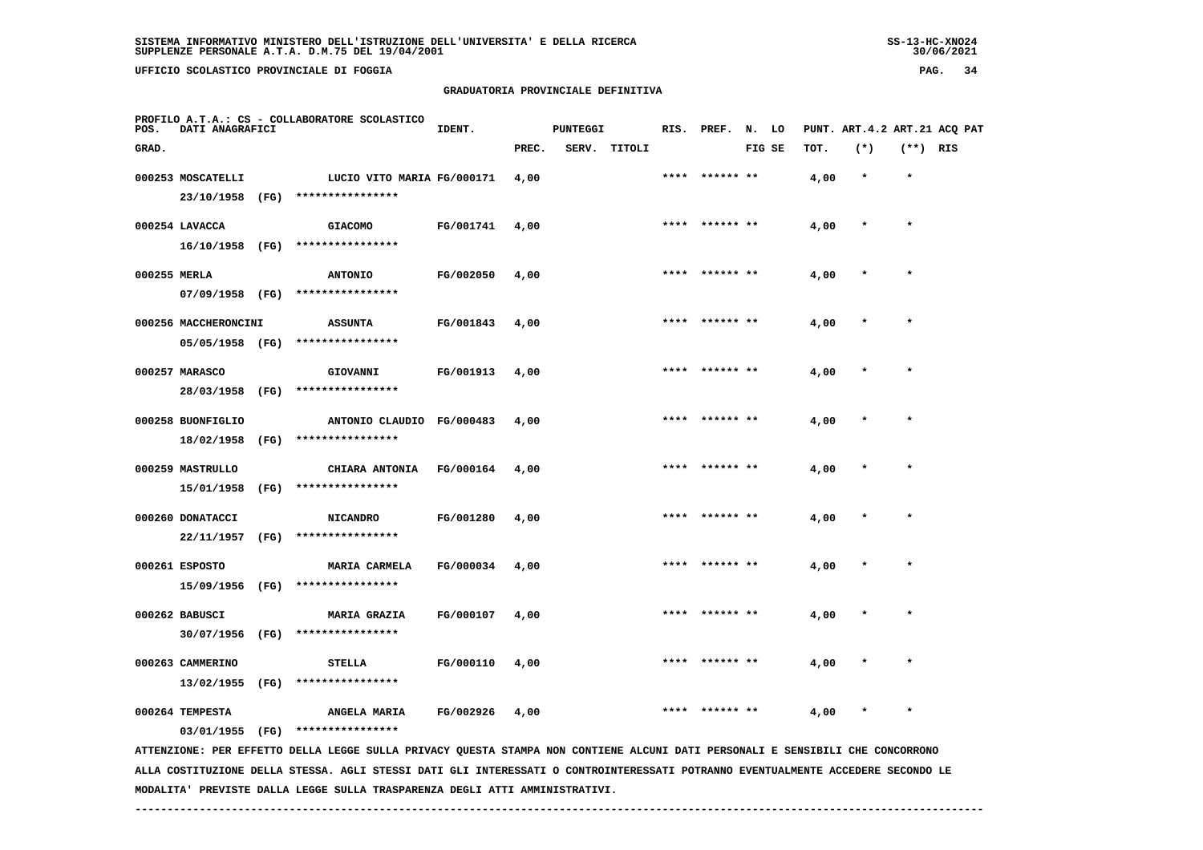SISTEMA INFORMATIVO MINISTERO DELL'ISTRUZIONE DELL'UNIVERSITA' E DELLA RICERCA
SUPPLENZE PERSONALE A.T.A. D.M.75 DEL 19/04/2001

UFFICIO SCOLASTICO PROVINCIALE DI FOGGIA

## GRADUATORIA PROVINCIALE DEFINITIVA

PROFILO A.T.A.: CS - COLLABORATORE SCOLASTICO

| POS. GRAD. | DATI ANAGRAFICI | | IDENT. | PUNTEGGI PREC. | SERV. | TITOLI | RIS. | PREF. | N. FIG | LO SE | PUNT. TOT. | ART.4.2 (*) | ART.21 (**) | ACQ PAT RIS |
|---|---|---|---|---|---|---|---|---|---|---|---|---|---|---|
| 000253 | MOSCATELLI 23/10/1958 (FG) | LUCIO VITO MARIA **************** | FG/000171 | 4,00 | | | **** | ****** | ** | | 4,00 | * | * | |
| 000254 | LAVACCA 16/10/1958 (FG) | GIACOMO **************** | FG/001741 | 4,00 | | | **** | ****** | ** | | 4,00 | * | * | |
| 000255 | MERLA 07/09/1958 (FG) | ANTONIO **************** | FG/002050 | 4,00 | | | **** | ****** | ** | | 4,00 | * | * | |
| 000256 | MACCHERONCINI 05/05/1958 (FG) | ASSUNTA **************** | FG/001843 | 4,00 | | | **** | ****** | ** | | 4,00 | * | * | |
| 000257 | MARASCO 28/03/1958 (FG) | GIOVANNI **************** | FG/001913 | 4,00 | | | **** | ****** | ** | | 4,00 | * | * | |
| 000258 | BUONFIGLIO 18/02/1958 (FG) | ANTONIO CLAUDIO **************** | FG/000483 | 4,00 | | | **** | ****** | ** | | 4,00 | * | * | |
| 000259 | MASTRULLO 15/01/1958 (FG) | CHIARA ANTONIA **************** | FG/000164 | 4,00 | | | **** | ****** | ** | | 4,00 | * | * | |
| 000260 | DONATACCI 22/11/1957 (FG) | NICANDRO **************** | FG/001280 | 4,00 | | | **** | ****** | ** | | 4,00 | * | * | |
| 000261 | ESPOSTO 15/09/1956 (FG) | MARIA CARMELA **************** | FG/000034 | 4,00 | | | **** | ****** | ** | | 4,00 | * | * | |
| 000262 | BABUSCI 30/07/1956 (FG) | MARIA GRAZIA **************** | FG/000107 | 4,00 | | | **** | ****** | ** | | 4,00 | * | * | |
| 000263 | CAMMERINO 13/02/1955 (FG) | STELLA **************** | FG/000110 | 4,00 | | | **** | ****** | ** | | 4,00 | * | * | |
| 000264 | TEMPESTA 03/01/1955 (FG) | ANGELA MARIA **************** | FG/002926 | 4,00 | | | **** | ****** | ** | | 4,00 | * | * | |

ATTENZIONE: PER EFFETTO DELLA LEGGE SULLA PRIVACY QUESTA STAMPA NON CONTIENE ALCUNI DATI PERSONALI E SENSIBILI CHE CONCORRONO ALLA COSTITUZIONE DELLA STESSA. AGLI STESSI DATI GLI INTERESSATI O CONTROINTERESSATI POTRANNO EVENTUALMENTE ACCEDERE SECONDO LE MODALITA' PREVISTE DALLA LEGGE SULLA TRASPARENZA DEGLI ATTI AMMINISTRATIVI.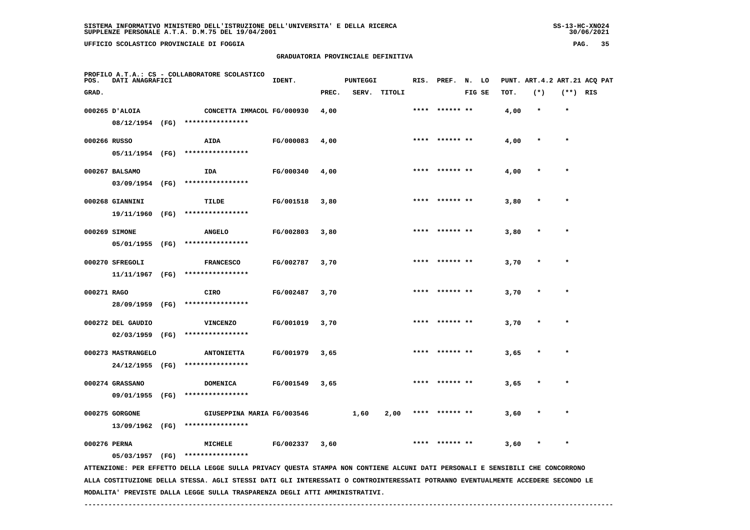GRADUATORIA PROVINCIALE DEFINITIVA

PROFILO A.T.A.: CS - COLLABORATORE SCOLASTICO

| POS. GRAD. | DATI ANAGRAFICI | | IDENT. | PUNTEGGI PREC. | SERV. | TITOLI | RIS. | PREF. | N. FIG | LO SE | PUNT. TOT. | ART.4.2 (*) | ART.21 (**) | ACQ PAT RIS |
|---|---|---|---|---|---|---|---|---|---|---|---|---|---|---|
| 000265 | D'ALOIA 08/12/1954 (FG) | CONCETTA IMMACOL **************** | FG/000930 | 4,00 | | | **** | ****** | ** | | 4,00 | * | * | |
| 000266 | RUSSO 05/11/1954 (FG) | AIDA **************** | FG/000083 | 4,00 | | | **** | ****** | ** | | 4,00 | * | * | |
| 000267 | BALSAMO 03/09/1954 (FG) | IDA **************** | FG/000340 | 4,00 | | | **** | ****** | ** | | 4,00 | * | * | |
| 000268 | GIANNINI 19/11/1960 (FG) | TILDE **************** | FG/001518 | 3,80 | | | **** | ****** | ** | | 3,80 | * | * | |
| 000269 | SIMONE 05/01/1955 (FG) | ANGELO **************** | FG/002803 | 3,80 | | | **** | ****** | ** | | 3,80 | * | * | |
| 000270 | SFREGOLI 11/11/1967 (FG) | FRANCESCO **************** | FG/002787 | 3,70 | | | **** | ****** | ** | | 3,70 | * | * | |
| 000271 | RAGO 28/09/1959 (FG) | CIRO **************** | FG/002487 | 3,70 | | | **** | ****** | ** | | 3,70 | * | * | |
| 000272 | DEL GAUDIO 02/03/1959 (FG) | VINCENZO **************** | FG/001019 | 3,70 | | | **** | ****** | ** | | 3,70 | * | * | |
| 000273 | MASTRANGELO 24/12/1955 (FG) | ANTONIETTA **************** | FG/001979 | 3,65 | | | **** | ****** | ** | | 3,65 | * | * | |
| 000274 | GRASSANO 09/01/1955 (FG) | DOMENICA **************** | FG/001549 | 3,65 | | | **** | ****** | ** | | 3,65 | * | * | |
| 000275 | GORGONE 13/09/1962 (FG) | GIUSEPPINA MARIA **************** | FG/003546 | | 1,60 | 2,00 | **** | ****** | ** | | 3,60 | * | * | |
| 000276 | PERNA 05/03/1957 (FG) | MICHELE **************** | FG/002337 | 3,60 | | | **** | ****** | ** | | 3,60 | * | * | |

ATTENZIONE: PER EFFETTO DELLA LEGGE SULLA PRIVACY QUESTA STAMPA NON CONTIENE ALCUNI DATI PERSONALI E SENSIBILI CHE CONCORRONO ALLA COSTITUZIONE DELLA STESSA. AGLI STESSI DATI GLI INTERESSATI O CONTROINTERESSATI POTRANNO EVENTUALMENTE ACCEDERE SECONDO LE MODALITA' PREVISTE DALLA LEGGE SULLA TRASPARENZA DEGLI ATTI AMMINISTRATIVI.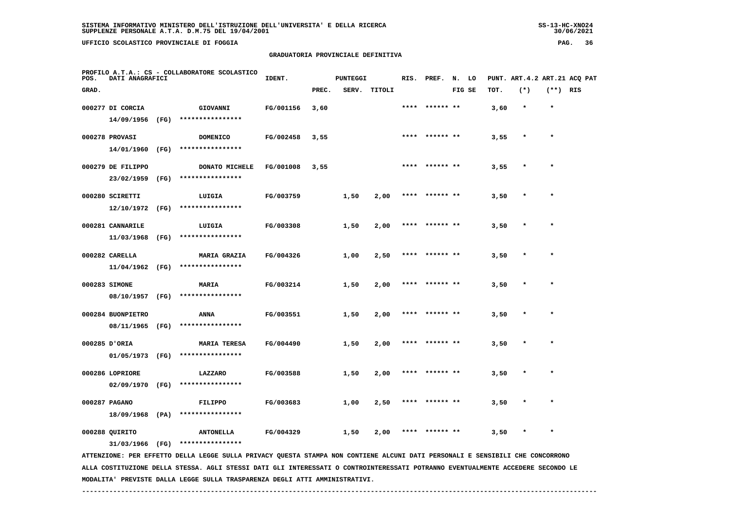SISTEMA INFORMATIVO MINISTERO DELL'ISTRUZIONE DELL'UNIVERSITA' E DELLA RICERCA
SUPPLENZE PERSONALE A.T.A. D.M.75 DEL 19/04/2001

UFFICIO SCOLASTICO PROVINCIALE DI FOGGIA

## GRADUATORIA PROVINCIALE DEFINITIVA

PROFILO A.T.A.: CS - COLLABORATORE SCOLASTICO

| POS. GRAD. | DATI ANAGRAFICI | | IDENT. | PUNTEGGI PREC. | SERV. | TITOLI | RIS. | PREF. | N. LO FIG SE | PUNT. TOT. | ART.4.2 (*) | ART.21 (**) | ACQ PAT RIS |
|---|---|---|---|---|---|---|---|---|---|---|---|---|---|
| 000277 | DI CORCIA 14/09/1956 (FG) | GIOVANNI **************** | FG/001156 | 3,60 | | | **** | ****** ** | | 3,60 | * | * | |
| 000278 | PROVASI 14/01/1960 (FG) | DOMENICO **************** | FG/002458 | 3,55 | | | **** | ****** ** | | 3,55 | * | * | |
| 000279 | DE FILIPPO 23/02/1959 (FG) | DONATO MICHELE **************** | FG/001008 | 3,55 | | | **** | ****** ** | | 3,55 | * | * | |
| 000280 | SCIRETTI 12/10/1972 (FG) | LUIGIA **************** | FG/003759 | | 1,50 | 2,00 | **** | ****** ** | | 3,50 | * | * | |
| 000281 | CANNARILE 11/03/1968 (FG) | LUIGIA **************** | FG/003308 | | 1,50 | 2,00 | **** | ****** ** | | 3,50 | * | * | |
| 000282 | CARELLA 11/04/1962 (FG) | MARIA GRAZIA **************** | FG/004326 | | 1,00 | 2,50 | **** | ****** ** | | 3,50 | * | * | |
| 000283 | SIMONE 08/10/1957 (FG) | MARIA **************** | FG/003214 | | 1,50 | 2,00 | **** | ****** ** | | 3,50 | * | * | |
| 000284 | BUONPIETRO 08/11/1965 (FG) | ANNA **************** | FG/003551 | | 1,50 | 2,00 | **** | ****** ** | | 3,50 | * | * | |
| 000285 | D'ORIA 01/05/1973 (FG) | MARIA TERESA **************** | FG/004490 | | 1,50 | 2,00 | **** | ****** ** | | 3,50 | * | * | |
| 000286 | LOPRIORE 02/09/1970 (FG) | LAZZARO **************** | FG/003588 | | 1,50 | 2,00 | **** | ****** ** | | 3,50 | * | * | |
| 000287 | PAGANO 18/09/1968 (PA) | FILIPPO **************** | FG/003683 | | 1,00 | 2,50 | **** | ****** ** | | 3,50 | * | * | |
| 000288 | QUIRITO 31/03/1966 (FG) | ANTONELLA **************** | FG/004329 | | 1,50 | 2,00 | **** | ****** ** | | 3,50 | * | * | |

ATTENZIONE: PER EFFETTO DELLA LEGGE SULLA PRIVACY QUESTA STAMPA NON CONTIENE ALCUNI DATI PERSONALI E SENSIBILI CHE CONCORRONO ALLA COSTITUZIONE DELLA STESSA. AGLI STESSI DATI GLI INTERESSATI O CONTROINTERESSATI POTRANNO EVENTUALMENTE ACCEDERE SECONDO LE MODALITA' PREVISTE DALLA LEGGE SULLA TRASPARENZA DEGLI ATTI AMMINISTRATIVI.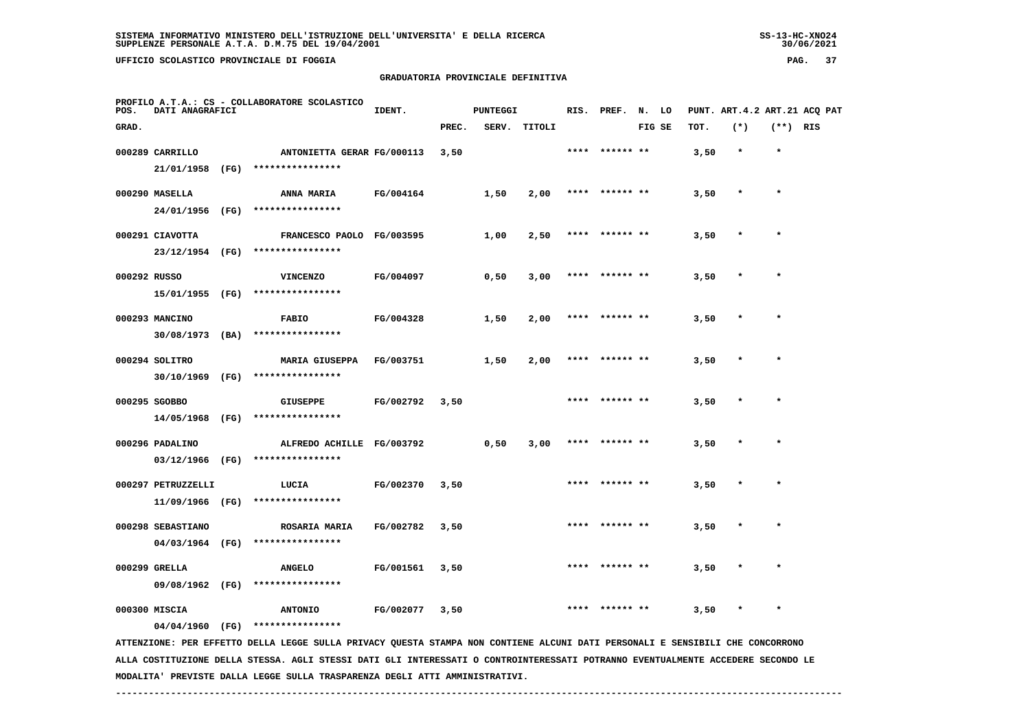## GRADUATORIA PROVINCIALE DEFINITIVA

PROFILO A.T.A.: CS - COLLABORATORE SCOLASTICO

| POS. GRAD. | DATI ANAGRAFICI | | IDENT. | PUNTEGGI PREC. | SERV. | TITOLI | RIS. | PREF. | N. LO FIG SE | PUNT. ART.4.2 TOT. | (*) | ART.21 ACQ PAT (**) RIS |
|---|---|---|---|---|---|---|---|---|---|---|---|---|
| 000289 | CARRILLO 21/01/1958 (FG) | ANTONIETTA GERAR **************** | FG/000113 | 3,50 | | | **** | ****** ** | | 3,50 | * | * |
| 000290 | MASELLA 24/01/1956 (FG) | ANNA MARIA **************** | FG/004164 | | 1,50 | 2,00 | **** | ****** ** | | 3,50 | * | * |
| 000291 | CIAVOTTA 23/12/1954 (FG) | FRANCESCO PAOLO **************** | FG/003595 | | 1,00 | 2,50 | **** | ****** ** | | 3,50 | * | * |
| 000292 | RUSSO 15/01/1955 (FG) | VINCENZO **************** | FG/004097 | | 0,50 | 3,00 | **** | ****** ** | | 3,50 | * | * |
| 000293 | MANCINO 30/08/1973 (BA) | FABIO **************** | FG/004328 | | 1,50 | 2,00 | **** | ****** ** | | 3,50 | * | * |
| 000294 | SOLITRO 30/10/1969 (FG) | MARIA GIUSEPPA **************** | FG/003751 | | 1,50 | 2,00 | **** | ****** ** | | 3,50 | * | * |
| 000295 | SGOBBO 14/05/1968 (FG) | GIUSEPPE **************** | FG/002792 | 3,50 | | | **** | ****** ** | | 3,50 | * | * |
| 000296 | PADALINO 03/12/1966 (FG) | ALFREDO ACHILLE **************** | FG/003792 | | 0,50 | 3,00 | **** | ****** ** | | 3,50 | * | * |
| 000297 | PETRUZZELLI 11/09/1966 (FG) | LUCIA **************** | FG/002370 | 3,50 | | | **** | ****** ** | | 3,50 | * | * |
| 000298 | SEBASTIANO 04/03/1964 (FG) | ROSARIA MARIA **************** | FG/002782 | 3,50 | | | **** | ****** ** | | 3,50 | * | * |
| 000299 | GRELLA 09/08/1962 (FG) | ANGELO **************** | FG/001561 | 3,50 | | | **** | ****** ** | | 3,50 | * | * |
| 000300 | MISCIA 04/04/1960 (FG) | ANTONIO **************** | FG/002077 | 3,50 | | | **** | ****** ** | | 3,50 | * | * |

ATTENZIONE: PER EFFETTO DELLA LEGGE SULLA PRIVACY QUESTA STAMPA NON CONTIENE ALCUNI DATI PERSONALI E SENSIBILI CHE CONCORRONO ALLA COSTITUZIONE DELLA STESSA. AGLI STESSI DATI GLI INTERESSATI O CONTROINTERESSATI POTRANNO EVENTUALMENTE ACCEDERE SECONDO LE MODALITA' PREVISTE DALLA LEGGE SULLA TRASPARENZA DEGLI ATTI AMMINISTRATIVI.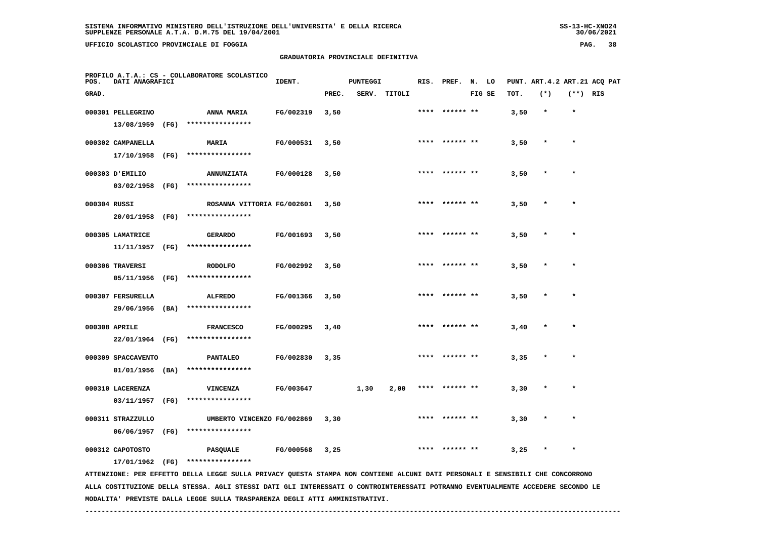SISTEMA INFORMATIVO MINISTERO DELL'ISTRUZIONE DELL'UNIVERSITA' E DELLA RICERCA
SUPPLENZE PERSONALE A.T.A. D.M.75 DEL 19/04/2001

UFFICIO SCOLASTICO PROVINCIALE DI FOGGIA

## GRADUATORIA PROVINCIALE DEFINITIVA

PROFILO A.T.A.: CS - COLLABORATORE SCOLASTICO

| POS. GRAD. | DATI ANAGRAFICI | | IDENT. | PUNTEGGI PREC. | SERV. | TITOLI | RIS. | PREF. | N. LO FIG SE | PUNT. TOT. | ART.4.2 (*) | ART.21 (**) | ACQ PAT RIS |
|---|---|---|---|---|---|---|---|---|---|---|---|---|---|
| 000301 | PELLEGRINO 13/08/1959 (FG) | ANNA MARIA **************** | FG/002319 | 3,50 | | | **** | ****** | ** | 3,50 | * | * | |
| 000302 | CAMPANELLA 17/10/1958 (FG) | MARIA **************** | FG/000531 | 3,50 | | | **** | ****** | ** | 3,50 | * | * | |
| 000303 | D'EMILIO 03/02/1958 (FG) | ANNUNZIATA **************** | FG/000128 | 3,50 | | | **** | ****** | ** | 3,50 | * | * | |
| 000304 | RUSSI 20/01/1958 (FG) | ROSANNA VITTORIA **************** | FG/002601 | 3,50 | | | **** | ****** | ** | 3,50 | * | * | |
| 000305 | LAMATRICE 11/11/1957 (FG) | GERARDO **************** | FG/001693 | 3,50 | | | **** | ****** | ** | 3,50 | * | * | |
| 000306 | TRAVERSI 05/11/1956 (FG) | RODOLFO **************** | FG/002992 | 3,50 | | | **** | ****** | ** | 3,50 | * | * | |
| 000307 | FERSURELLA 29/06/1956 (BA) | ALFREDO **************** | FG/001366 | 3,50 | | | **** | ****** | ** | 3,50 | * | * | |
| 000308 | APRILE 22/01/1964 (FG) | FRANCESCO **************** | FG/000295 | 3,40 | | | **** | ****** | ** | 3,40 | * | * | |
| 000309 | SPACCAVENTO 01/01/1956 (BA) | PANTALEO **************** | FG/002830 | 3,35 | | | **** | ****** | ** | 3,35 | * | * | |
| 000310 | LACERENZA 03/11/1957 (FG) | VINCENZA **************** | FG/003647 | | 1,30 | 2,00 | **** | ****** | ** | 3,30 | * | * | |
| 000311 | STRAZZULLO 06/06/1957 (FG) | UMBERTO VINCENZO **************** | FG/002869 | 3,30 | | | **** | ****** | ** | 3,30 | * | * | |
| 000312 | CAPOTOSTO 17/01/1962 (FG) | PASQUALE **************** | FG/000568 | 3,25 | | | **** | ****** | ** | 3,25 | * | * | |

ATTENZIONE: PER EFFETTO DELLA LEGGE SULLA PRIVACY QUESTA STAMPA NON CONTIENE ALCUNI DATI PERSONALI E SENSIBILI CHE CONCORRONO ALLA COSTITUZIONE DELLA STESSA. AGLI STESSI DATI GLI INTERESSATI O CONTROINTERESSATI POTRANNO EVENTUALMENTE ACCEDERE SECONDO LE MODALITA' PREVISTE DALLA LEGGE SULLA TRASPARENZA DEGLI ATTI AMMINISTRATIVI.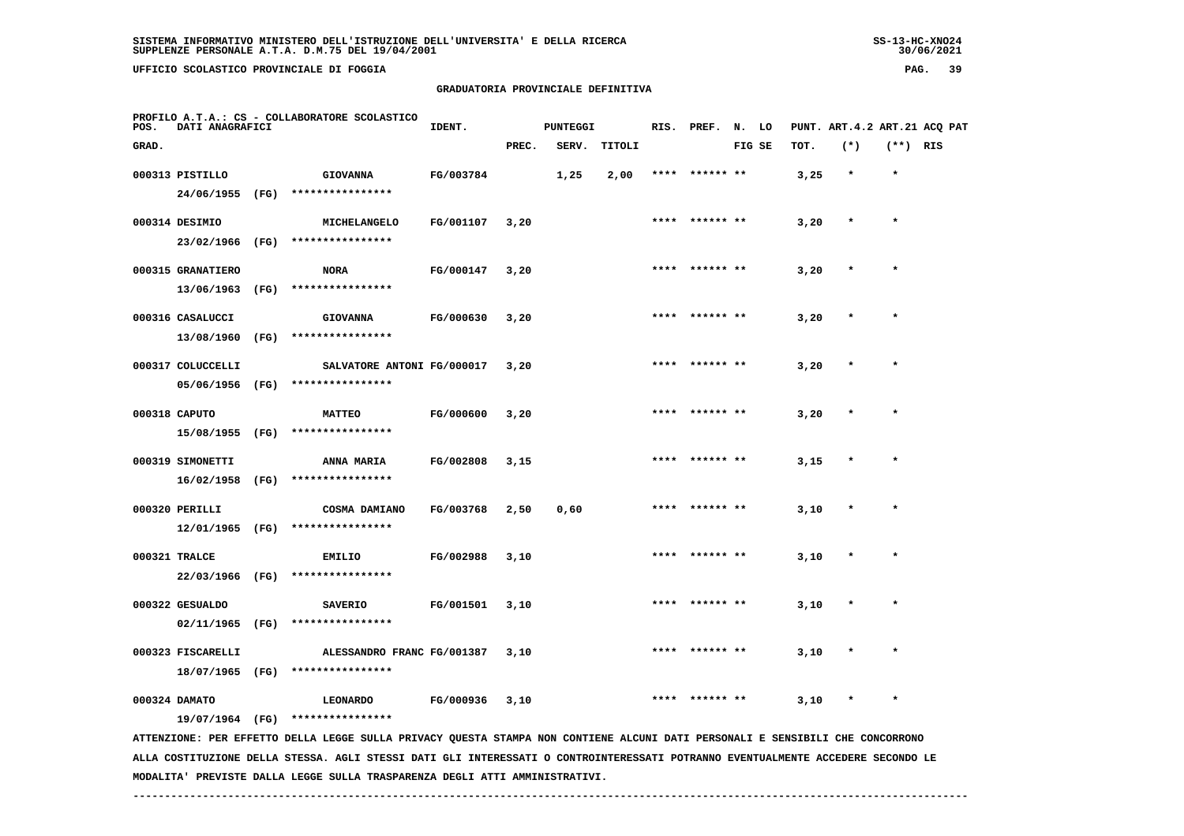SISTEMA INFORMATIVO MINISTERO DELL'ISTRUZIONE DELL'UNIVERSITA' E DELLA RICERCA
SUPPLENZE PERSONALE A.T.A. D.M.75 DEL 19/04/2001

UFFICIO SCOLASTICO PROVINCIALE DI FOGGIA

GRADUATORIA PROVINCIALE DEFINITIVA

PROFILO A.T.A.: CS - COLLABORATORE SCOLASTICO

| POS. GRAD. | DATI ANAGRAFICI | | IDENT. | PUNTEGGI PREC. | SERV. | TITOLI | RIS. | PREF. | N. LO FIG SE | PUNT. TOT. | ART.4.2 (*) | ART.21 (**) | ACQ PAT RIS |
|---|---|---|---|---|---|---|---|---|---|---|---|---|---|
| 000313 | PISTILLO 24/06/1955 (FG) | GIOVANNA **************** | FG/003784 | | 1,25 | 2,00 | **** | ****** ** | | 3,25 | * | * | |
| 000314 | DESIMIO 23/02/1966 (FG) | MICHELANGELO **************** | FG/001107 | 3,20 | | | **** | ****** ** | | 3,20 | * | * | |
| 000315 | GRANATIERO 13/06/1963 (FG) | NORA **************** | FG/000147 | 3,20 | | | **** | ****** ** | | 3,20 | * | * | |
| 000316 | CASALUCCI 13/08/1960 (FG) | GIOVANNA **************** | FG/000630 | 3,20 | | | **** | ****** ** | | 3,20 | * | * | |
| 000317 | COLUCCELLI 05/06/1956 (FG) | SALVATORE ANTONI **************** | FG/000017 | 3,20 | | | **** | ****** ** | | 3,20 | * | * | |
| 000318 | CAPUTO 15/08/1955 (FG) | MATTEO **************** | FG/000600 | 3,20 | | | **** | ****** ** | | 3,20 | * | * | |
| 000319 | SIMONETTI 16/02/1958 (FG) | ANNA MARIA **************** | FG/002808 | 3,15 | | | **** | ****** ** | | 3,15 | * | * | |
| 000320 | PERILLI 12/01/1965 (FG) | COSMA DAMIANO **************** | FG/003768 | 2,50 | 0,60 | | **** | ****** ** | | 3,10 | * | * | |
| 000321 | TRALCE 22/03/1966 (FG) | EMILIO **************** | FG/002988 | 3,10 | | | **** | ****** ** | | 3,10 | * | * | |
| 000322 | GESUALDO 02/11/1965 (FG) | SAVERIO **************** | FG/001501 | 3,10 | | | **** | ****** ** | | 3,10 | * | * | |
| 000323 | FISCARELLI 18/07/1965 (FG) | ALESSANDRO FRANC **************** | FG/001387 | 3,10 | | | **** | ****** ** | | 3,10 | * | * | |
| 000324 | DAMATO 19/07/1964 (FG) | LEONARDO **************** | FG/000936 | 3,10 | | | **** | ****** ** | | 3,10 | * | * | |

ATTENZIONE: PER EFFETTO DELLA LEGGE SULLA PRIVACY QUESTA STAMPA NON CONTIENE ALCUNI DATI PERSONALI E SENSIBILI CHE CONCORRONO ALLA COSTITUZIONE DELLA STESSA. AGLI STESSI DATI GLI INTERESSATI O CONTROINTERESSATI POTRANNO EVENTUALMENTE ACCEDERE SECONDO LE MODALITA' PREVISTE DALLA LEGGE SULLA TRASPARENZA DEGLI ATTI AMMINISTRATIVI.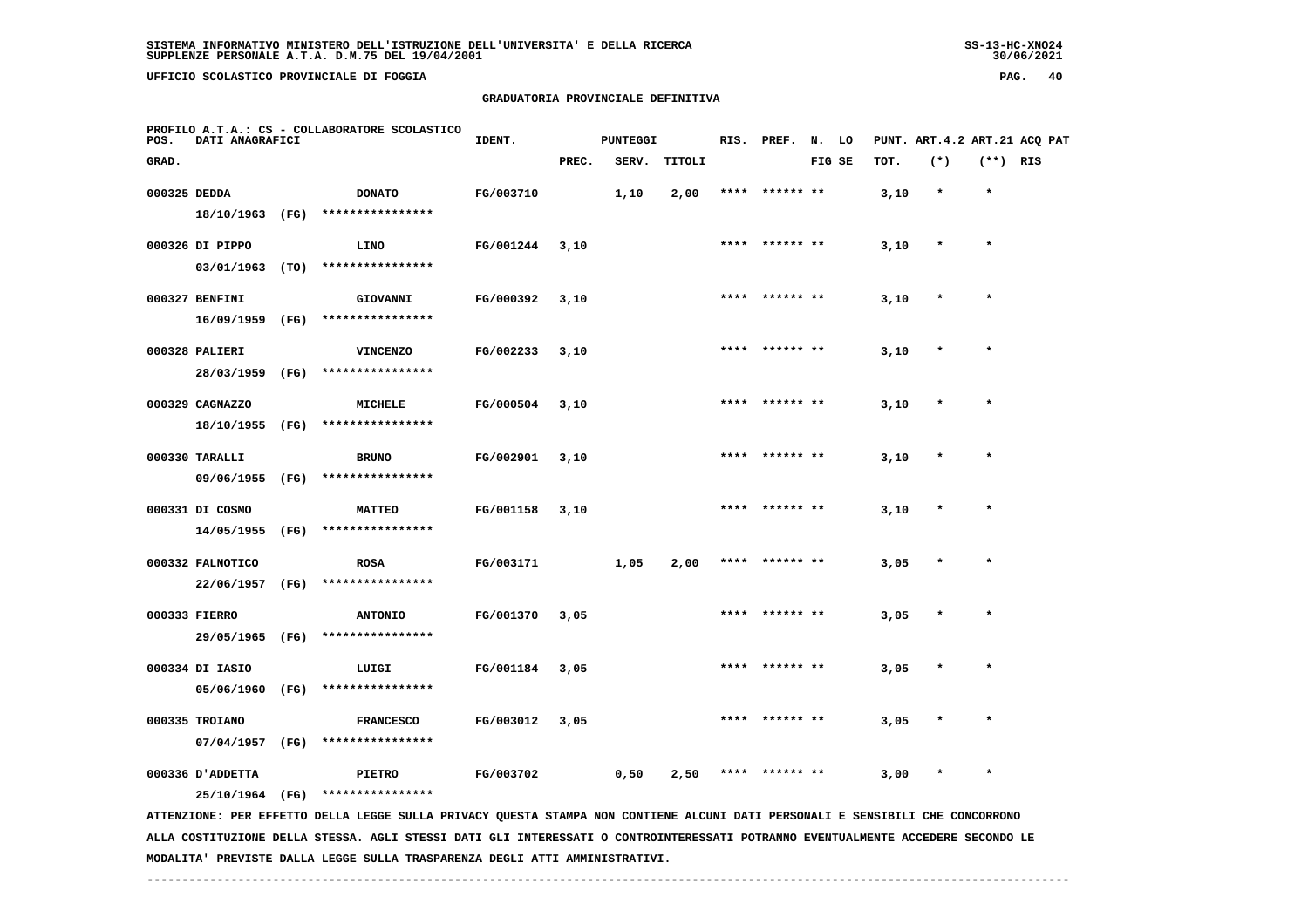SISTEMA INFORMATIVO MINISTERO DELL'ISTRUZIONE DELL'UNIVERSITA' E DELLA RICERCA
SUPPLENZE PERSONALE A.T.A. D.M.75 DEL 19/04/2001

UFFICIO SCOLASTICO PROVINCIALE DI FOGGIA

GRADUATORIA PROVINCIALE DEFINITIVA

PROFILO A.T.A.: CS - COLLABORATORE SCOLASTICO

| POS. GRAD. | DATI ANAGRAFICI | | IDENT. | PUNTEGGI PREC. | SERV. | TITOLI | RIS. | PREF. | N. LO FIG SE | PUNT. TOT. | ART.4.2 (*) | ART.21 (**) | ACQ PAT RIS |
|---|---|---|---|---|---|---|---|---|---|---|---|---|---|
| 000325 | DEDDA | DONATO | FG/003710 | | 1,10 | 2,00 | **** | ****** ** | | 3,10 | * | * | |
| | 18/10/1963 (FG) | **************** | | | | | | | | | | | |
| 000326 | DI PIPPO | LINO | FG/001244 | 3,10 | | | **** | ****** ** | | 3,10 | * | * | |
| | 03/01/1963 (TO) | **************** | | | | | | | | | | | |
| 000327 | BENFINI | GIOVANNI | FG/000392 | 3,10 | | | **** | ****** ** | | 3,10 | * | * | |
| | 16/09/1959 (FG) | **************** | | | | | | | | | | | |
| 000328 | PALIERI | VINCENZO | FG/002233 | 3,10 | | | **** | ****** ** | | 3,10 | * | * | |
| | 28/03/1959 (FG) | **************** | | | | | | | | | | | |
| 000329 | CAGNAZZO | MICHELE | FG/000504 | 3,10 | | | **** | ****** ** | | 3,10 | * | * | |
| | 18/10/1955 (FG) | **************** | | | | | | | | | | | |
| 000330 | TARALLI | BRUNO | FG/002901 | 3,10 | | | **** | ****** ** | | 3,10 | * | * | |
| | 09/06/1955 (FG) | **************** | | | | | | | | | | | |
| 000331 | DI COSMO | MATTEO | FG/001158 | 3,10 | | | **** | ****** ** | | 3,10 | * | * | |
| | 14/05/1955 (FG) | **************** | | | | | | | | | | | |
| 000332 | FALNOTICO | ROSA | FG/003171 | | 1,05 | 2,00 | **** | ****** ** | | 3,05 | * | * | |
| | 22/06/1957 (FG) | **************** | | | | | | | | | | | |
| 000333 | FIERRO | ANTONIO | FG/001370 | 3,05 | | | **** | ****** ** | | 3,05 | * | * | |
| | 29/05/1965 (FG) | **************** | | | | | | | | | | | |
| 000334 | DI IASIO | LUIGI | FG/001184 | 3,05 | | | **** | ****** ** | | 3,05 | * | * | |
| | 05/06/1960 (FG) | **************** | | | | | | | | | | | |
| 000335 | TROIANO | FRANCESCO | FG/003012 | 3,05 | | | **** | ****** ** | | 3,05 | * | * | |
| | 07/04/1957 (FG) | **************** | | | | | | | | | | | |
| 000336 | D'ADDETTA | PIETRO | FG/003702 | | 0,50 | 2,50 | **** | ****** ** | | 3,00 | * | * | |
| | 25/10/1964 (FG) | **************** | | | | | | | | | | | |

ATTENZIONE: PER EFFETTO DELLA LEGGE SULLA PRIVACY QUESTA STAMPA NON CONTIENE ALCUNI DATI PERSONALI E SENSIBILI CHE CONCORRONO ALLA COSTITUZIONE DELLA STESSA. AGLI STESSI DATI GLI INTERESSATI O CONTROINTERESSATI POTRANNO EVENTUALMENTE ACCEDERE SECONDO LE MODALITA' PREVISTE DALLA LEGGE SULLA TRASPARENZA DEGLI ATTI AMMINISTRATIVI.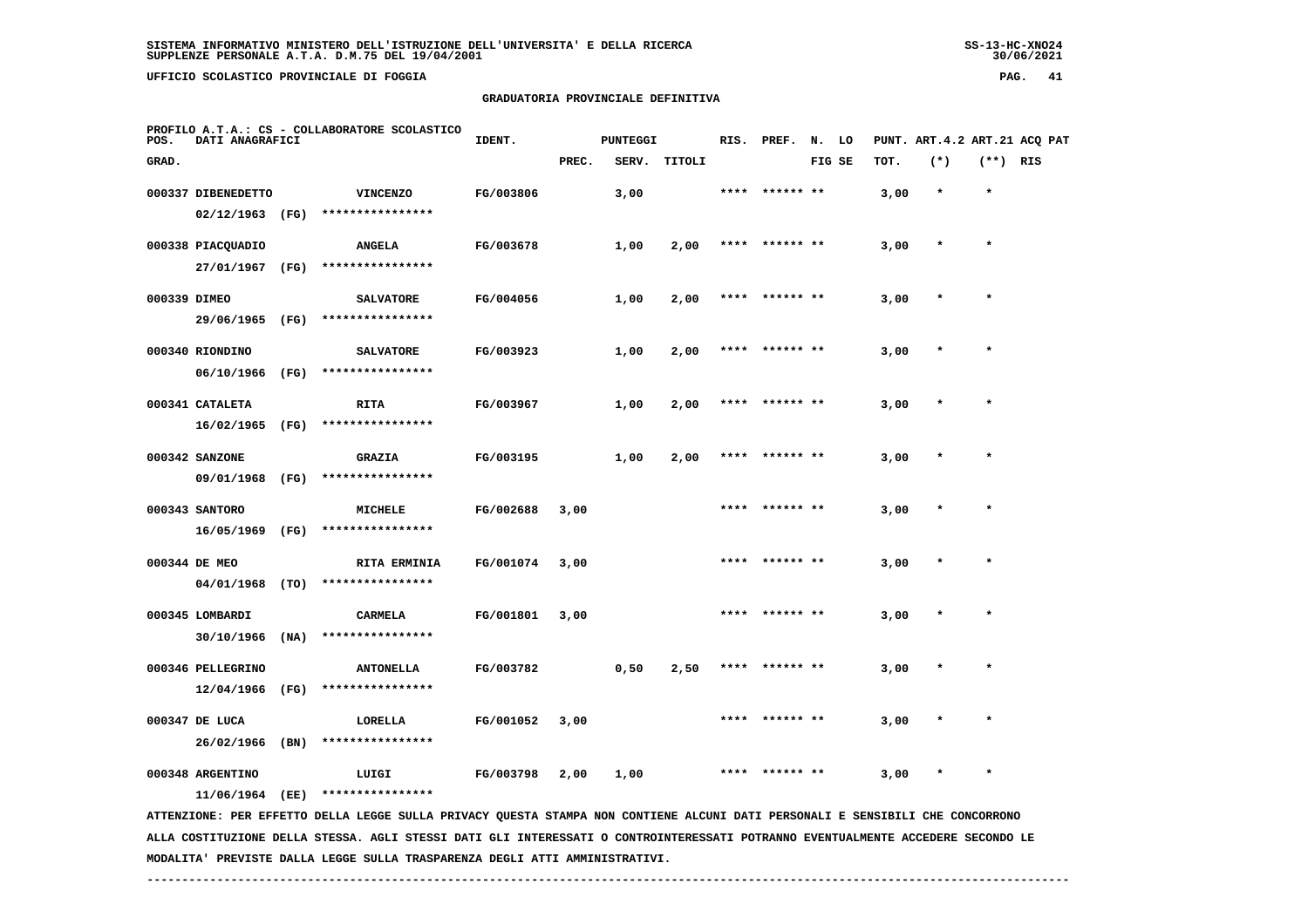SISTEMA INFORMATIVO MINISTERO DELL'ISTRUZIONE DELL'UNIVERSITA' E DELLA RICERCA
SUPPLENZE PERSONALE A.T.A. D.M.75 DEL 19/04/2001

UFFICIO SCOLASTICO PROVINCIALE DI FOGGIA

GRADUATORIA PROVINCIALE DEFINITIVA

PROFILO A.T.A.: CS - COLLABORATORE SCOLASTICO

| POS. GRAD. | DATI ANAGRAFICI | | IDENT. | PUNTEGGI PREC. | SERV. | TITOLI | RIS. | PREF. | N. LO FIG SE | PUNT. TOT. | ART.4.2 (*) | ART.21 (**) | ACQ PAT RIS |
|---|---|---|---|---|---|---|---|---|---|---|---|---|---|
| 000337 | DIBENEDETTO 02/12/1963 (FG) | VINCENZO **************** | FG/003806 | | 3,00 | | **** | ****** ** | | 3,00 | * | * | |
| 000338 | PIACQUADIO 27/01/1967 (FG) | ANGELA **************** | FG/003678 | | 1,00 | 2,00 | **** | ****** ** | | 3,00 | * | * | |
| 000339 | DIMEO 29/06/1965 (FG) | SALVATORE **************** | FG/004056 | | 1,00 | 2,00 | **** | ****** ** | | 3,00 | * | * | |
| 000340 | RIONDINO 06/10/1966 (FG) | SALVATORE **************** | FG/003923 | | 1,00 | 2,00 | **** | ****** ** | | 3,00 | * | * | |
| 000341 | CATALETA 16/02/1965 (FG) | RITA **************** | FG/003967 | | 1,00 | 2,00 | **** | ****** ** | | 3,00 | * | * | |
| 000342 | SANZONE 09/01/1968 (FG) | GRAZIA **************** | FG/003195 | | 1,00 | 2,00 | **** | ****** ** | | 3,00 | * | * | |
| 000343 | SANTORO 16/05/1969 (FG) | MICHELE **************** | FG/002688 | 3,00 | | | **** | ****** ** | | 3,00 | * | * | |
| 000344 | DE MEO 04/01/1968 (TO) | RITA ERMINIA **************** | FG/001074 | 3,00 | | | **** | ****** ** | | 3,00 | * | * | |
| 000345 | LOMBARDI 30/10/1966 (NA) | CARMELA **************** | FG/001801 | 3,00 | | | **** | ****** ** | | 3,00 | * | * | |
| 000346 | PELLEGRINO 12/04/1966 (FG) | ANTONELLA **************** | FG/003782 | | 0,50 | 2,50 | **** | ****** ** | | 3,00 | * | * | |
| 000347 | DE LUCA 26/02/1966 (BN) | LORELLA **************** | FG/001052 | 3,00 | | | **** | ****** ** | | 3,00 | * | * | |
| 000348 | ARGENTINO 11/06/1964 (EE) | LUIGI **************** | FG/003798 | 2,00 | 1,00 | | **** | ****** ** | | 3,00 | * | * | |

ATTENZIONE: PER EFFETTO DELLA LEGGE SULLA PRIVACY QUESTA STAMPA NON CONTIENE ALCUNI DATI PERSONALI E SENSIBILI CHE CONCORRONO ALLA COSTITUZIONE DELLA STESSA. AGLI STESSI DATI GLI INTERESSATI O CONTROINTERESSATI POTRANNO EVENTUALMENTE ACCEDERE SECONDO LE MODALITA' PREVISTE DALLA LEGGE SULLA TRASPARENZA DEGLI ATTI AMMINISTRATIVI.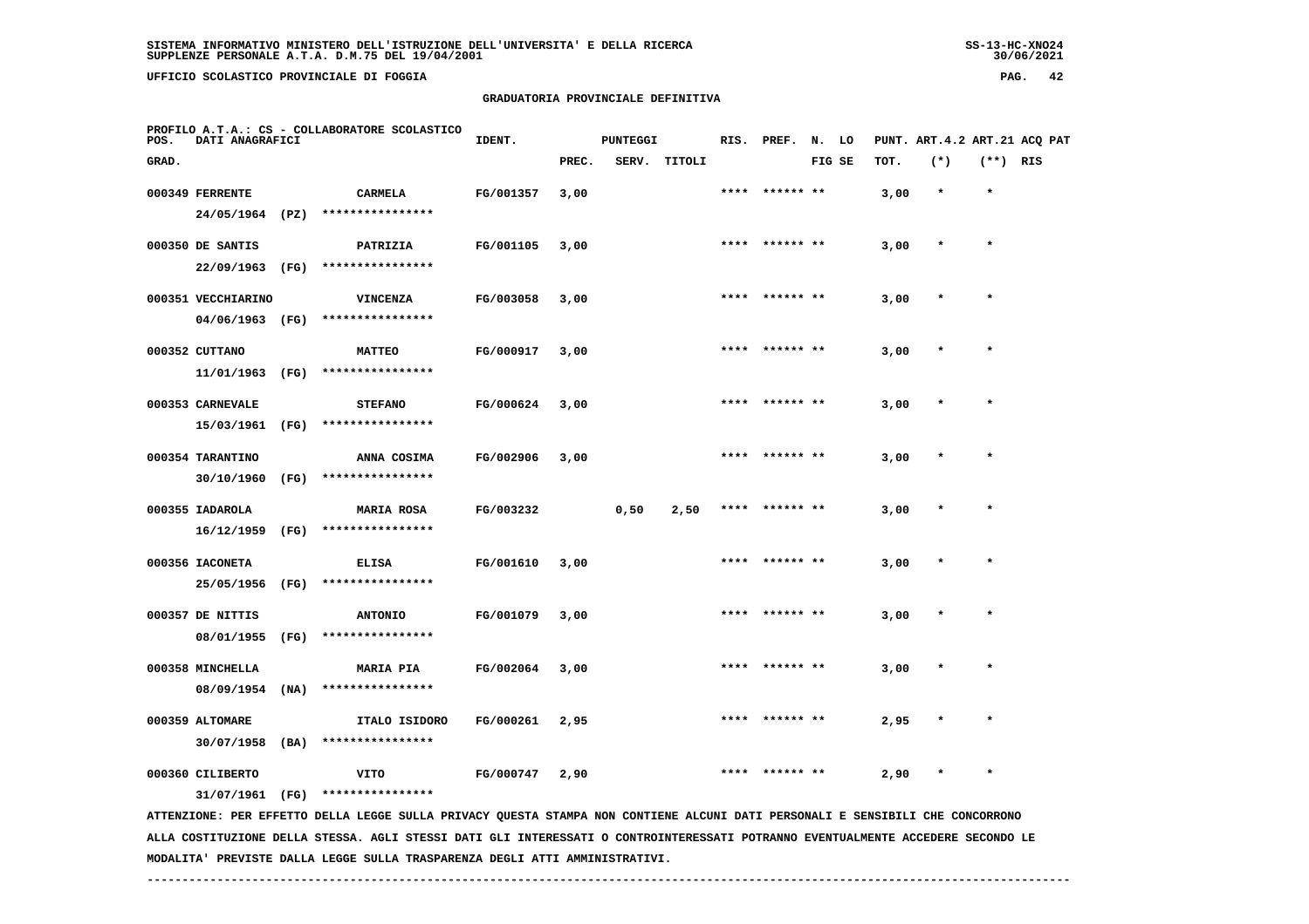SISTEMA INFORMATIVO MINISTERO DELL'ISTRUZIONE DELL'UNIVERSITA' E DELLA RICERCA
SUPPLENZE PERSONALE A.T.A. D.M.75 DEL 19/04/2001

UFFICIO SCOLASTICO PROVINCIALE DI FOGGIA

## GRADUATORIA PROVINCIALE DEFINITIVA

PROFILO A.T.A.: CS - COLLABORATORE SCOLASTICO

| POS. GRAD. | DATI ANAGRAFICI | | IDENT. | PUNTEGGI PREC. | SERV. | TITOLI | RIS. | PREF. | N. LO FIG SE | PUNT. TOT. | ART.4.2 (*) | ART.21 (**) | ACQ PAT RIS |
|---|---|---|---|---|---|---|---|---|---|---|---|---|---|
| 000349 | FERRENTE 24/05/1964 (PZ) | CARMELA **************** | FG/001357 | 3,00 | | | **** | ****** ** | | 3,00 | * | * | |
| 000350 | DE SANTIS 22/09/1963 (FG) | PATRIZIA **************** | FG/001105 | 3,00 | | | **** | ****** ** | | 3,00 | * | * | |
| 000351 | VECCHIARINO 04/06/1963 (FG) | VINCENZA **************** | FG/003058 | 3,00 | | | **** | ****** ** | | 3,00 | * | * | |
| 000352 | CUTTANO 11/01/1963 (FG) | MATTEO **************** | FG/000917 | 3,00 | | | **** | ****** ** | | 3,00 | * | * | |
| 000353 | CARNEVALE 15/03/1961 (FG) | STEFANO **************** | FG/000624 | 3,00 | | | **** | ****** ** | | 3,00 | * | * | |
| 000354 | TARANTINO 30/10/1960 (FG) | ANNA COSIMA **************** | FG/002906 | 3,00 | | | **** | ****** ** | | 3,00 | * | * | |
| 000355 | IADAROLA 16/12/1959 (FG) | MARIA ROSA **************** | FG/003232 | | 0,50 | 2,50 | **** | ****** ** | | 3,00 | * | * | |
| 000356 | IACONETA 25/05/1956 (FG) | ELISA **************** | FG/001610 | 3,00 | | | **** | ****** ** | | 3,00 | * | * | |
| 000357 | DE NITTIS 08/01/1955 (FG) | ANTONIO **************** | FG/001079 | 3,00 | | | **** | ****** ** | | 3,00 | * | * | |
| 000358 | MINCHELLA 08/09/1954 (NA) | MARIA PIA **************** | FG/002064 | 3,00 | | | **** | ****** ** | | 3,00 | * | * | |
| 000359 | ALTOMARE 30/07/1958 (BA) | ITALO ISIDORO **************** | FG/000261 | 2,95 | | | **** | ****** ** | | 2,95 | * | * | |
| 000360 | CILIBERTO 31/07/1961 (FG) | VITO **************** | FG/000747 | 2,90 | | | **** | ****** ** | | 2,90 | * | * | |

ATTENZIONE: PER EFFETTO DELLA LEGGE SULLA PRIVACY QUESTA STAMPA NON CONTIENE ALCUNI DATI PERSONALI E SENSIBILI CHE CONCORRONO ALLA COSTITUZIONE DELLA STESSA. AGLI STESSI DATI GLI INTERESSATI O CONTROINTERESSATI POTRANNO EVENTUALMENTE ACCEDERE SECONDO LE MODALITA' PREVISTE DALLA LEGGE SULLA TRASPARENZA DEGLI ATTI AMMINISTRATIVI.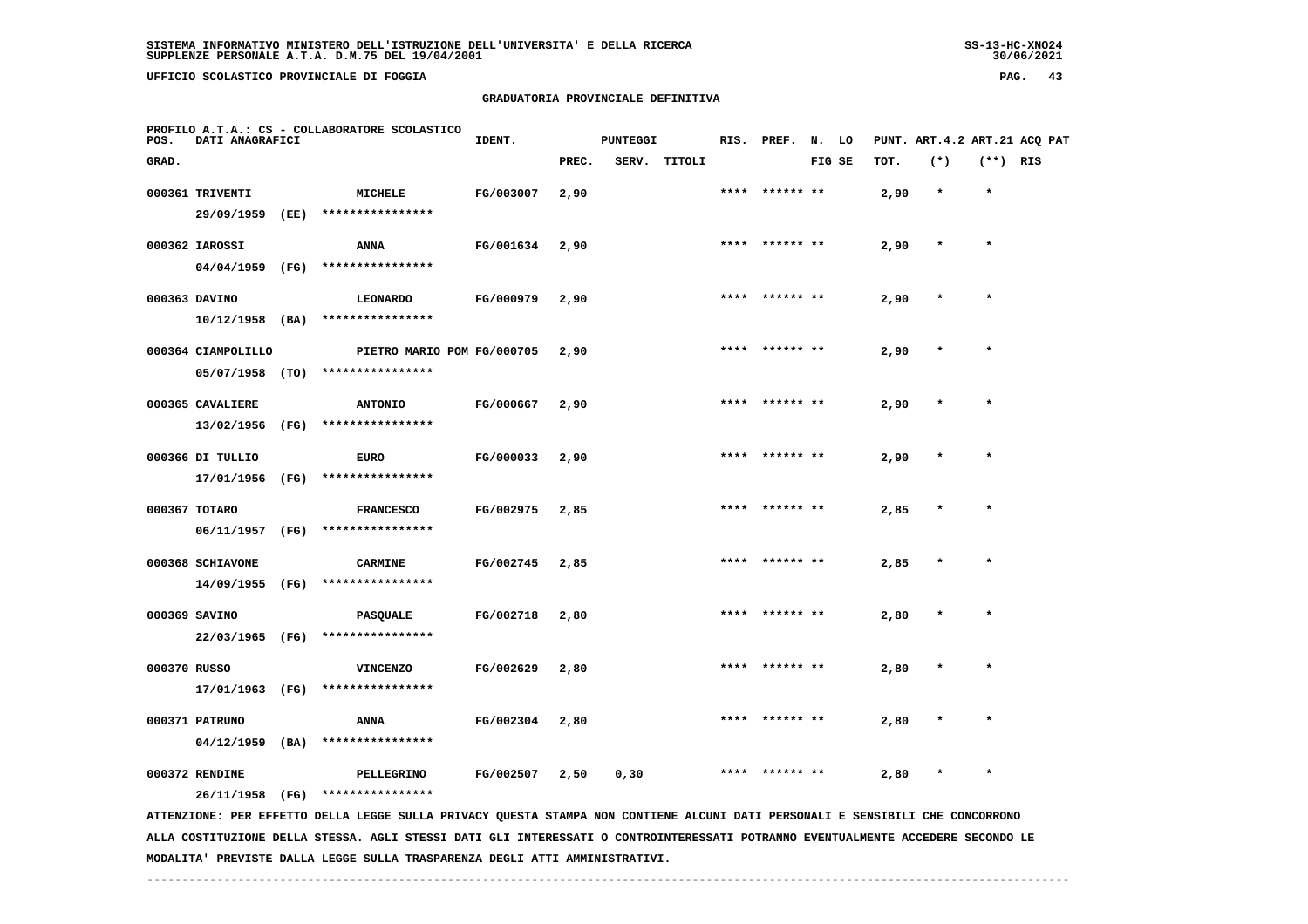SISTEMA INFORMATIVO MINISTERO DELL'ISTRUZIONE DELL'UNIVERSITA' E DELLA RICERCA
SUPPLENZE PERSONALE A.T.A. D.M.75 DEL 19/04/2001

UFFICIO SCOLASTICO PROVINCIALE DI FOGGIA

## GRADUATORIA PROVINCIALE DEFINITIVA

PROFILO A.T.A.: CS - COLLABORATORE SCOLASTICO

| POS. GRAD. | DATI ANAGRAFICI | | IDENT. | PUNTEGGI PREC. | SERV. | TITOLI | RIS. | PREF. | N. FIG | LO SE | PUNT. TOT. | ART.4.2 (*) | ART.21 (**) | ACQ PAT RIS |
|---|---|---|---|---|---|---|---|---|---|---|---|---|---|---|
| 000361 | TRIVENTI 29/09/1959 (EE) | MICHELE **************** | FG/003007 | 2,90 | | | **** | ****** | ** | | 2,90 | * | * | |
| 000362 | IAROSSI 04/04/1959 (FG) | ANNA **************** | FG/001634 | 2,90 | | | **** | ****** | ** | | 2,90 | * | * | |
| 000363 | DAVINO 10/12/1958 (BA) | LEONARDO **************** | FG/000979 | 2,90 | | | **** | ****** | ** | | 2,90 | * | * | |
| 000364 | CIAMPOLILLO 05/07/1958 (TO) | PIETRO MARIO POM **************** | FG/000705 | 2,90 | | | **** | ****** | ** | | 2,90 | * | * | |
| 000365 | CAVALIERE 13/02/1956 (FG) | ANTONIO **************** | FG/000667 | 2,90 | | | **** | ****** | ** | | 2,90 | * | * | |
| 000366 | DI TULLIO 17/01/1956 (FG) | EURO **************** | FG/000033 | 2,90 | | | **** | ****** | ** | | 2,90 | * | * | |
| 000367 | TOTARO 06/11/1957 (FG) | FRANCESCO **************** | FG/002975 | 2,85 | | | **** | ****** | ** | | 2,85 | * | * | |
| 000368 | SCHIAVONE 14/09/1955 (FG) | CARMINE **************** | FG/002745 | 2,85 | | | **** | ****** | ** | | 2,85 | * | * | |
| 000369 | SAVINO 22/03/1965 (FG) | PASQUALE **************** | FG/002718 | 2,80 | | | **** | ****** | ** | | 2,80 | * | * | |
| 000370 | RUSSO 17/01/1963 (FG) | VINCENZO **************** | FG/002629 | 2,80 | | | **** | ****** | ** | | 2,80 | * | * | |
| 000371 | PATRUNO 04/12/1959 (BA) | ANNA **************** | FG/002304 | 2,80 | | | **** | ****** | ** | | 2,80 | * | * | |
| 000372 | RENDINE 26/11/1958 (FG) | PELLEGRINO **************** | FG/002507 | 2,50 | 0,30 | | **** | ****** | ** | | 2,80 | * | * | |

ATTENZIONE: PER EFFETTO DELLA LEGGE SULLA PRIVACY QUESTA STAMPA NON CONTIENE ALCUNI DATI PERSONALI E SENSIBILI CHE CONCORRONO ALLA COSTITUZIONE DELLA STESSA. AGLI STESSI DATI GLI INTERESSATI O CONTROINTERESSATI POTRANNO EVENTUALMENTE ACCEDERE SECONDO LE MODALITA' PREVISTE DALLA LEGGE SULLA TRASPARENZA DEGLI ATTI AMMINISTRATIVI.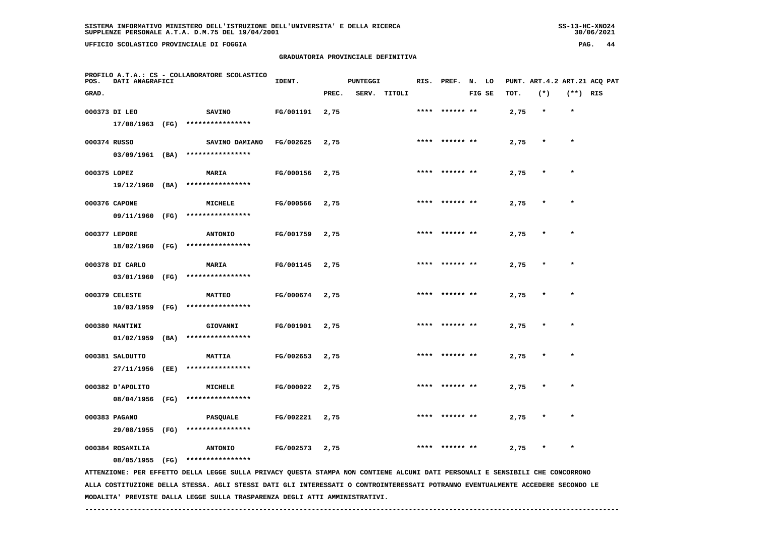SISTEMA INFORMATIVO MINISTERO DELL'ISTRUZIONE DELL'UNIVERSITA' E DELLA RICERCA
SUPPLENZE PERSONALE A.T.A. D.M.75 DEL 19/04/2001

UFFICIO SCOLASTICO PROVINCIALE DI FOGGIA

GRADUATORIA PROVINCIALE DEFINITIVA

PROFILO A.T.A.: CS - COLLABORATORE SCOLASTICO

| POS. GRAD. | DATI ANAGRAFICI | | IDENT. | PUNTEGGI PREC. | SERV. | TITOLI | RIS. | PREF. | N. LO FIG SE | PUNT. TOT. | ART.4.2 (*) | ART.21 (**) | ACQ PAT RIS |
|---|---|---|---|---|---|---|---|---|---|---|---|---|---|
| 000373 | DI LEO 17/08/1963 (FG) | SAVINO **************** | FG/001191 | 2,75 | | | **** | ****** ** | | 2,75 | * | * | |
| 000374 | RUSSO 03/09/1961 (BA) | SAVINO DAMIANO **************** | FG/002625 | 2,75 | | | **** | ****** ** | | 2,75 | * | * | |
| 000375 | LOPEZ 19/12/1960 (BA) | MARIA **************** | FG/000156 | 2,75 | | | **** | ****** ** | | 2,75 | * | * | |
| 000376 | CAPONE 09/11/1960 (FG) | MICHELE **************** | FG/000566 | 2,75 | | | **** | ****** ** | | 2,75 | * | * | |
| 000377 | LEPORE 18/02/1960 (FG) | ANTONIO **************** | FG/001759 | 2,75 | | | **** | ****** ** | | 2,75 | * | * | |
| 000378 | DI CARLO 03/01/1960 (FG) | MARIA **************** | FG/001145 | 2,75 | | | **** | ****** ** | | 2,75 | * | * | |
| 000379 | CELESTE 10/03/1959 (FG) | MATTEO **************** | FG/000674 | 2,75 | | | **** | ****** ** | | 2,75 | * | * | |
| 000380 | MANTINI 01/02/1959 (BA) | GIOVANNI **************** | FG/001901 | 2,75 | | | **** | ****** ** | | 2,75 | * | * | |
| 000381 | SALDUTTO 27/11/1956 (EE) | MATTIA **************** | FG/002653 | 2,75 | | | **** | ****** ** | | 2,75 | * | * | |
| 000382 | D'APOLITO 08/04/1956 (FG) | MICHELE **************** | FG/000022 | 2,75 | | | **** | ****** ** | | 2,75 | * | * | |
| 000383 | PAGANO 29/08/1955 (FG) | PASQUALE **************** | FG/002221 | 2,75 | | | **** | ****** ** | | 2,75 | * | * | |
| 000384 | ROSAMILIA 08/05/1955 (FG) | ANTONIO **************** | FG/002573 | 2,75 | | | **** | ****** ** | | 2,75 | * | * | |

ATTENZIONE: PER EFFETTO DELLA LEGGE SULLA PRIVACY QUESTA STAMPA NON CONTIENE ALCUNI DATI PERSONALI E SENSIBILI CHE CONCORRONO ALLA COSTITUZIONE DELLA STESSA. AGLI STESSI DATI GLI INTERESSATI O CONTROINTERESSATI POTRANNO EVENTUALMENTE ACCEDERE SECONDO LE MODALITA' PREVISTE DALLA LEGGE SULLA TRASPARENZA DEGLI ATTI AMMINISTRATIVI.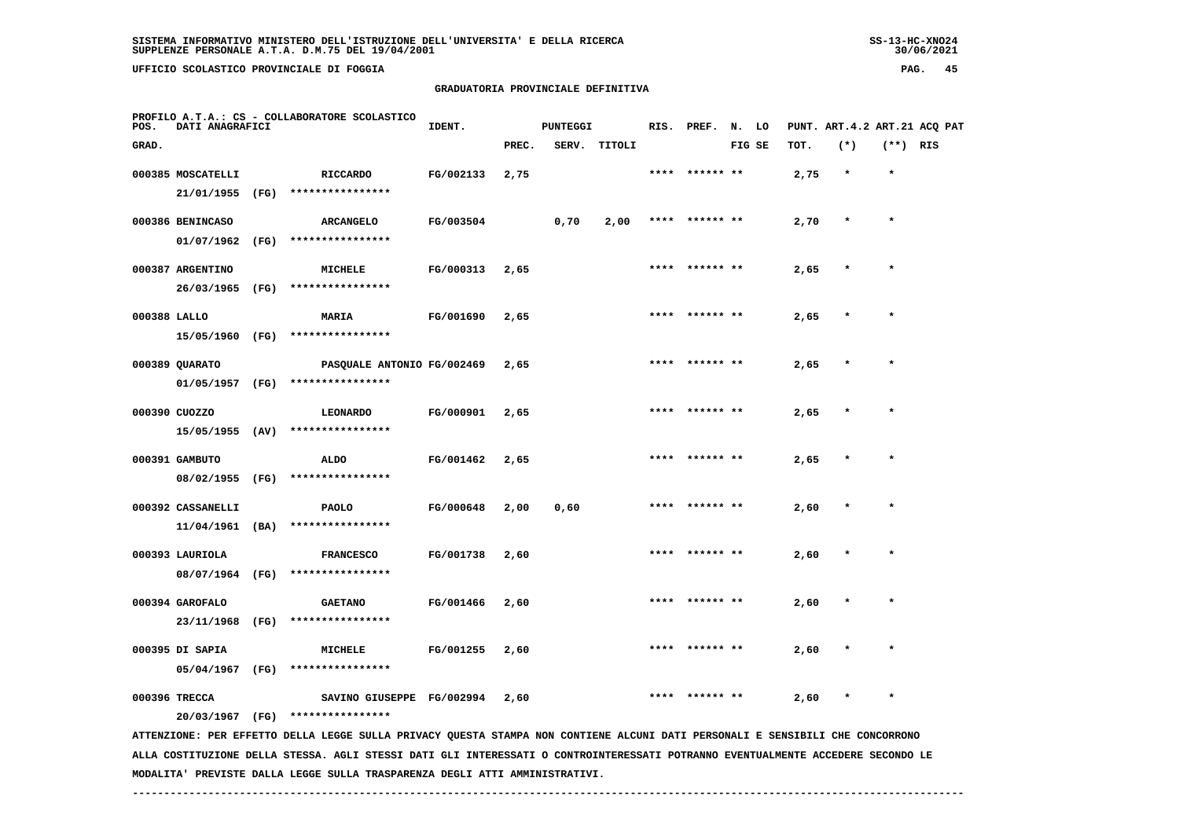SISTEMA INFORMATIVO MINISTERO DELL'ISTRUZIONE DELL'UNIVERSITA' E DELLA RICERCA
SUPPLENZE PERSONALE A.T.A. D.M.75 DEL 19/04/2001

UFFICIO SCOLASTICO PROVINCIALE DI FOGGIA

GRADUATORIA PROVINCIALE DEFINITIVA

PROFILO A.T.A.: CS - COLLABORATORE SCOLASTICO

| POS. GRAD. | DATI ANAGRAFICI | | IDENT. | PUNTEGGI PREC. | SERV. | TITOLI | RIS. | PREF. | N. FIG | LO SE | PUNT. TOT. | ART.4.2 (*) | ART.21 (**) | ACQ RIS | PAT |
|---|---|---|---|---|---|---|---|---|---|---|---|---|---|---|---|
| 000385 | MOSCATELLI 21/01/1955 (FG) | RICCARDO **************** | FG/002133 | 2,75 | | | **** | ****** | ** | | 2,75 | * | * | | |
| 000386 | BENINCASO 01/07/1962 (FG) | ARCANGELO **************** | FG/003504 | | 0,70 | 2,00 | **** | ****** | ** | | 2,70 | * | * | | |
| 000387 | ARGENTINO 26/03/1965 (FG) | MICHELE **************** | FG/000313 | 2,65 | | | **** | ****** | ** | | 2,65 | * | * | | |
| 000388 | LALLO 15/05/1960 (FG) | MARIA **************** | FG/001690 | 2,65 | | | **** | ****** | ** | | 2,65 | * | * | | |
| 000389 | QUARATO 01/05/1957 (FG) | PASQUALE ANTONIO **************** | FG/002469 | 2,65 | | | **** | ****** | ** | | 2,65 | * | * | | |
| 000390 | CUOZZO 15/05/1955 (AV) | LEONARDO **************** | FG/000901 | 2,65 | | | **** | ****** | ** | | 2,65 | * | * | | |
| 000391 | GAMBUTO 08/02/1955 (FG) | ALDO **************** | FG/001462 | 2,65 | | | **** | ****** | ** | | 2,65 | * | * | | |
| 000392 | CASSANELLI 11/04/1961 (BA) | PAOLO **************** | FG/000648 | 2,00 | 0,60 | | **** | ****** | ** | | 2,60 | * | * | | |
| 000393 | LAURIOLA 08/07/1964 (FG) | FRANCESCO **************** | FG/001738 | 2,60 | | | **** | ****** | ** | | 2,60 | * | * | | |
| 000394 | GAROFALO 23/11/1968 (FG) | GAETANO **************** | FG/001466 | 2,60 | | | **** | ****** | ** | | 2,60 | * | * | | |
| 000395 | DI SAPIA 05/04/1967 (FG) | MICHELE **************** | FG/001255 | 2,60 | | | **** | ****** | ** | | 2,60 | * | * | | |
| 000396 | TRECCA 20/03/1967 (FG) | SAVINO GIUSEPPE **************** | FG/002994 | 2,60 | | | **** | ****** | ** | | 2,60 | * | * | | |

ATTENZIONE: PER EFFETTO DELLA LEGGE SULLA PRIVACY QUESTA STAMPA NON CONTIENE ALCUNI DATI PERSONALI E SENSIBILI CHE CONCORRONO ALLA COSTITUZIONE DELLA STESSA. AGLI STESSI DATI GLI INTERESSATI O CONTROINTERESSATI POTRANNO EVENTUALMENTE ACCEDERE SECONDO LE MODALITA' PREVISTE DALLA LEGGE SULLA TRASPARENZA DEGLI ATTI AMMINISTRATIVI.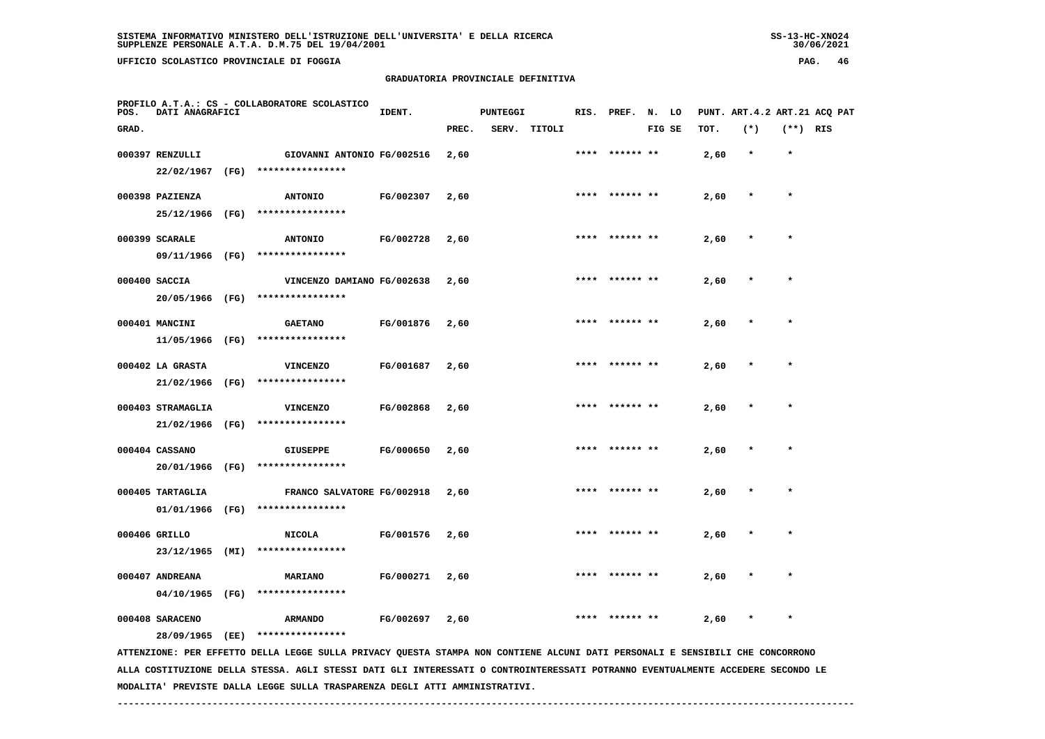SISTEMA INFORMATIVO MINISTERO DELL'ISTRUZIONE DELL'UNIVERSITA' E DELLA RICERCA
SUPPLENZE PERSONALE A.T.A. D.M.75 DEL 19/04/2001

UFFICIO SCOLASTICO PROVINCIALE DI FOGGIA

## GRADUATORIA PROVINCIALE DEFINITIVA

PROFILO A.T.A.: CS - COLLABORATORE SCOLASTICO

| POS. GRAD. | DATI ANAGRAFICI | | IDENT. | PUNTEGGI PREC. | SERV. | TITOLI | RIS. | PREF. | N. FIG | LO SE | PUNT. TOT. | ART.4.2 (*) | ART.21 (**) | ACQ RIS | PAT |
|---|---|---|---|---|---|---|---|---|---|---|---|---|---|---|---|
| 000397 | RENZULLI 22/02/1967 (FG) | GIOVANNI ANTONIO **************** | FG/002516 | 2,60 | | | **** | ****** | ** | | 2,60 | * | * | | |
| 000398 | PAZIENZA 25/12/1966 (FG) | ANTONIO **************** | FG/002307 | 2,60 | | | **** | ****** | ** | | 2,60 | * | * | | |
| 000399 | SCARALE 09/11/1966 (FG) | ANTONIO **************** | FG/002728 | 2,60 | | | **** | ****** | ** | | 2,60 | * | * | | |
| 000400 | SACCIA 20/05/1966 (FG) | VINCENZO DAMIANO **************** | FG/002638 | 2,60 | | | **** | ****** | ** | | 2,60 | * | * | | |
| 000401 | MANCINI 11/05/1966 (FG) | GAETANO **************** | FG/001876 | 2,60 | | | **** | ****** | ** | | 2,60 | * | * | | |
| 000402 | LA GRASTA 21/02/1966 (FG) | VINCENZO **************** | FG/001687 | 2,60 | | | **** | ****** | ** | | 2,60 | * | * | | |
| 000403 | STRAMAGLIA 21/02/1966 (FG) | VINCENZO **************** | FG/002868 | 2,60 | | | **** | ****** | ** | | 2,60 | * | * | | |
| 000404 | CASSANO 20/01/1966 (FG) | GIUSEPPE **************** | FG/000650 | 2,60 | | | **** | ****** | ** | | 2,60 | * | * | | |
| 000405 | TARTAGLIA 01/01/1966 (FG) | FRANCO SALVATORE **************** | FG/002918 | 2,60 | | | **** | ****** | ** | | 2,60 | * | * | | |
| 000406 | GRILLO 23/12/1965 (MI) | NICOLA **************** | FG/001576 | 2,60 | | | **** | ****** | ** | | 2,60 | * | * | | |
| 000407 | ANDREANA 04/10/1965 (FG) | MARIANO **************** | FG/000271 | 2,60 | | | **** | ****** | ** | | 2,60 | * | * | | |
| 000408 | SARACENO 28/09/1965 (EE) | ARMANDO **************** | FG/002697 | 2,60 | | | **** | ****** | ** | | 2,60 | * | * | | |

ATTENZIONE: PER EFFETTO DELLA LEGGE SULLA PRIVACY QUESTA STAMPA NON CONTIENE ALCUNI DATI PERSONALI E SENSIBILI CHE CONCORRONO ALLA COSTITUZIONE DELLA STESSA. AGLI STESSI DATI GLI INTERESSATI O CONTROINTERESSATI POTRANNO EVENTUALMENTE ACCEDERE SECONDO LE MODALITA' PREVISTE DALLA LEGGE SULLA TRASPARENZA DEGLI ATTI AMMINISTRATIVI.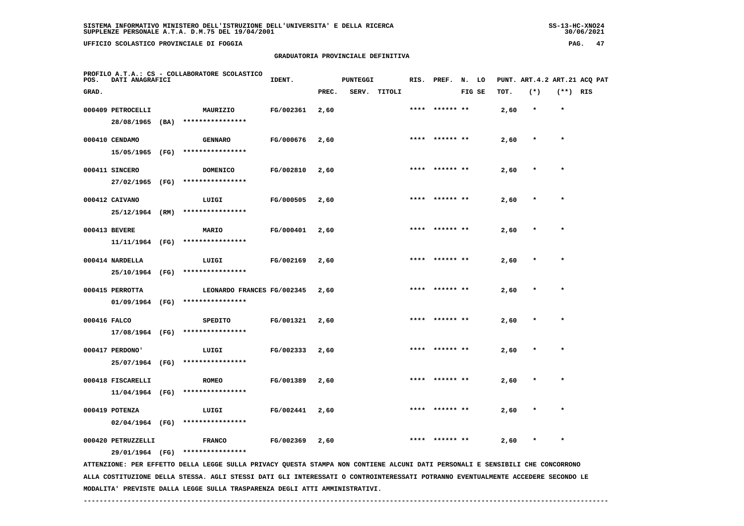SISTEMA INFORMATIVO MINISTERO DELL'ISTRUZIONE DELL'UNIVERSITA' E DELLA RICERCA
SUPPLENZE PERSONALE A.T.A. D.M.75 DEL 19/04/2001

UFFICIO SCOLASTICO PROVINCIALE DI FOGGIA

GRADUATORIA PROVINCIALE DEFINITIVA

PROFILO A.T.A.: CS - COLLABORATORE SCOLASTICO

| POS. GRAD. | DATI ANAGRAFICI | | IDENT. | PUNTEGGI PREC. | SERV. | TITOLI | RIS. | PREF. | N. LO FIG SE | PUNT. TOT. | ART.4.2 (*) | ART.21 (**) | ACQ PAT RIS |
|---|---|---|---|---|---|---|---|---|---|---|---|---|---|
| 000409 | PETROCELLI 28/08/1965 (BA) | MAURIZIO **************** | FG/002361 | 2,60 | | | **** | ****** ** | | 2,60 | * | * | |
| 000410 | CENDAMO 15/05/1965 (FG) | GENNARO **************** | FG/000676 | 2,60 | | | **** | ****** ** | | 2,60 | * | * | |
| 000411 | SINCERO 27/02/1965 (FG) | DOMENICO **************** | FG/002810 | 2,60 | | | **** | ****** ** | | 2,60 | * | * | |
| 000412 | CAIVANO 25/12/1964 (RM) | LUIGI **************** | FG/000505 | 2,60 | | | **** | ****** ** | | 2,60 | * | * | |
| 000413 | BEVERE 11/11/1964 (FG) | MARIO **************** | FG/000401 | 2,60 | | | **** | ****** ** | | 2,60 | * | * | |
| 000414 | NARDELLA 25/10/1964 (FG) | LUIGI **************** | FG/002169 | 2,60 | | | **** | ****** ** | | 2,60 | * | * | |
| 000415 | PERROTTA 01/09/1964 (FG) | LEONARDO FRANCES **************** | FG/002345 | 2,60 | | | **** | ****** ** | | 2,60 | * | * | |
| 000416 | FALCO 17/08/1964 (FG) | SPEDITO **************** | FG/001321 | 2,60 | | | **** | ****** ** | | 2,60 | * | * | |
| 000417 | PERDONO' 25/07/1964 (FG) | LUIGI **************** | FG/002333 | 2,60 | | | **** | ****** ** | | 2,60 | * | * | |
| 000418 | FISCARELLI 11/04/1964 (FG) | ROMEO **************** | FG/001389 | 2,60 | | | **** | ****** ** | | 2,60 | * | * | |
| 000419 | POTENZA 02/04/1964 (FG) | LUIGI **************** | FG/002441 | 2,60 | | | **** | ****** ** | | 2,60 | * | * | |
| 000420 | PETRUZZELLI 29/01/1964 (FG) | FRANCO **************** | FG/002369 | 2,60 | | | **** | ****** ** | | 2,60 | * | * | |

ATTENZIONE: PER EFFETTO DELLA LEGGE SULLA PRIVACY QUESTA STAMPA NON CONTIENE ALCUNI DATI PERSONALI E SENSIBILI CHE CONCORRONO ALLA COSTITUZIONE DELLA STESSA. AGLI STESSI DATI GLI INTERESSATI O CONTROINTERESSATI POTRANNO EVENTUALMENTE ACCEDERE SECONDO LE MODALITA' PREVISTE DALLA LEGGE SULLA TRASPARENZA DEGLI ATTI AMMINISTRATIVI.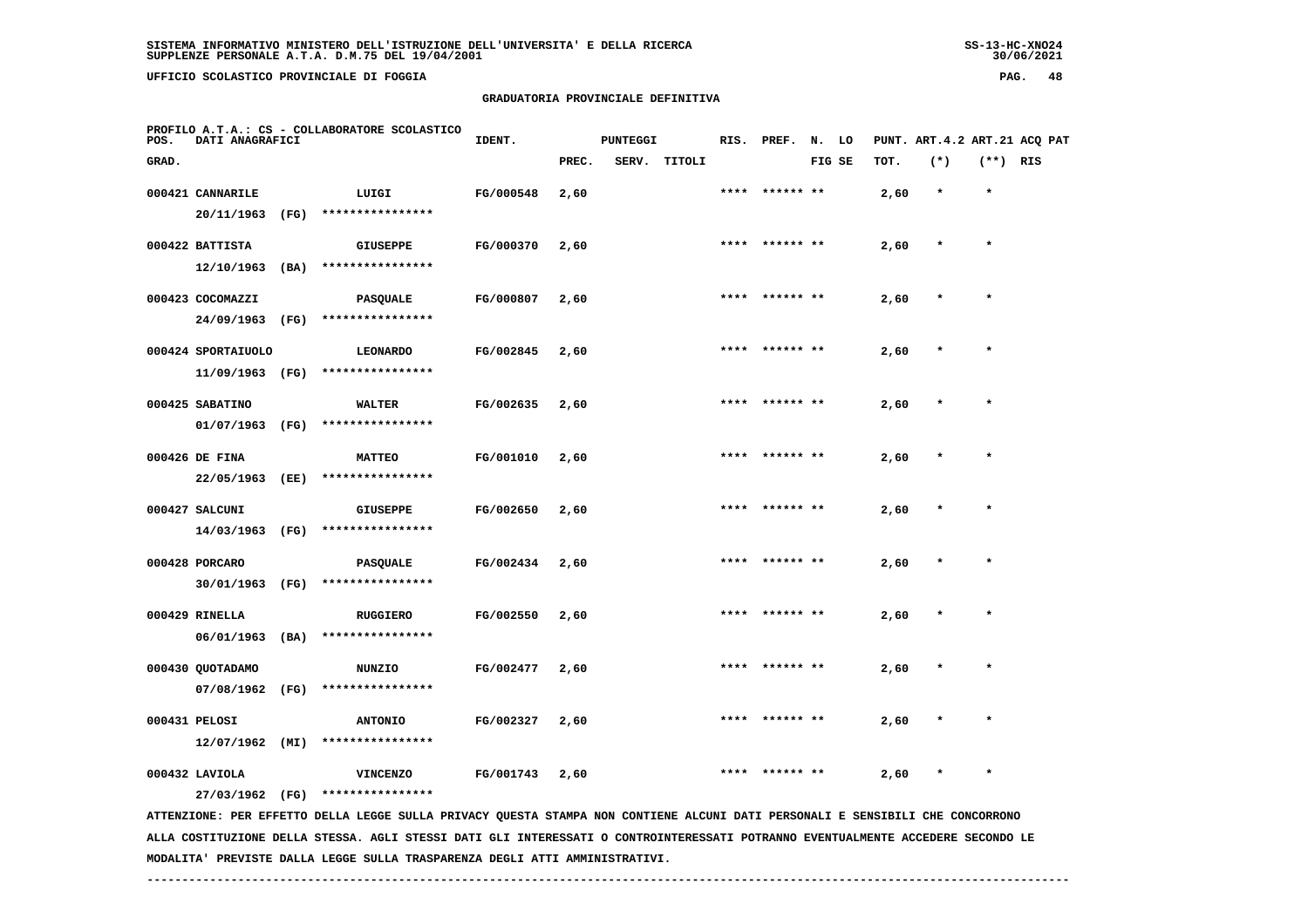SISTEMA INFORMATIVO MINISTERO DELL'ISTRUZIONE DELL'UNIVERSITA' E DELLA RICERCA
SUPPLENZE PERSONALE A.T.A. D.M.75 DEL 19/04/2001

UFFICIO SCOLASTICO PROVINCIALE DI FOGGIA

## GRADUATORIA PROVINCIALE DEFINITIVA

PROFILO A.T.A.: CS - COLLABORATORE SCOLASTICO

| POS. GRAD. | DATI ANAGRAFICI | | IDENT. | PUNTEGGI PREC. | SERV. | TITOLI | RIS. | PREF. | N. FIG | LO SE | PUNT. TOT. | ART.4.2 (*) | ART.21 (**) | ACQ RIS | PAT |
|---|---|---|---|---|---|---|---|---|---|---|---|---|---|---|---|
| 000421 | CANNARILE 20/11/1963 (FG) | LUIGI **************** | FG/000548 | 2,60 | | | **** | ****** | ** | | 2,60 | * | * | | |
| 000422 | BATTISTA 12/10/1963 (BA) | GIUSEPPE **************** | FG/000370 | 2,60 | | | **** | ****** | ** | | 2,60 | * | * | | |
| 000423 | COCOMAZZI 24/09/1963 (FG) | PASQUALE **************** | FG/000807 | 2,60 | | | **** | ****** | ** | | 2,60 | * | * | | |
| 000424 | SPORTAIUOLO 11/09/1963 (FG) | LEONARDO **************** | FG/002845 | 2,60 | | | **** | ****** | ** | | 2,60 | * | * | | |
| 000425 | SABATINO 01/07/1963 (FG) | WALTER **************** | FG/002635 | 2,60 | | | **** | ****** | ** | | 2,60 | * | * | | |
| 000426 | DE FINA 22/05/1963 (EE) | MATTEO **************** | FG/001010 | 2,60 | | | **** | ****** | ** | | 2,60 | * | * | | |
| 000427 | SALCUNI 14/03/1963 (FG) | GIUSEPPE **************** | FG/002650 | 2,60 | | | **** | ****** | ** | | 2,60 | * | * | | |
| 000428 | PORCARO 30/01/1963 (FG) | PASQUALE **************** | FG/002434 | 2,60 | | | **** | ****** | ** | | 2,60 | * | * | | |
| 000429 | RINELLA 06/01/1963 (BA) | RUGGIERO **************** | FG/002550 | 2,60 | | | **** | ****** | ** | | 2,60 | * | * | | |
| 000430 | QUOTADAMO 07/08/1962 (FG) | NUNZIO **************** | FG/002477 | 2,60 | | | **** | ****** | ** | | 2,60 | * | * | | |
| 000431 | PELOSI 12/07/1962 (MI) | ANTONIO **************** | FG/002327 | 2,60 | | | **** | ****** | ** | | 2,60 | * | * | | |
| 000432 | LAVIOLA 27/03/1962 (FG) | VINCENZO **************** | FG/001743 | 2,60 | | | **** | ****** | ** | | 2,60 | * | * | | |

ATTENZIONE: PER EFFETTO DELLA LEGGE SULLA PRIVACY QUESTA STAMPA NON CONTIENE ALCUNI DATI PERSONALI E SENSIBILI CHE CONCORRONO ALLA COSTITUZIONE DELLA STESSA. AGLI STESSI DATI GLI INTERESSATI O CONTROINTERESSATI POTRANNO EVENTUALMENTE ACCEDERE SECONDO LE MODALITA' PREVISTE DALLA LEGGE SULLA TRASPARENZA DEGLI ATTI AMMINISTRATIVI.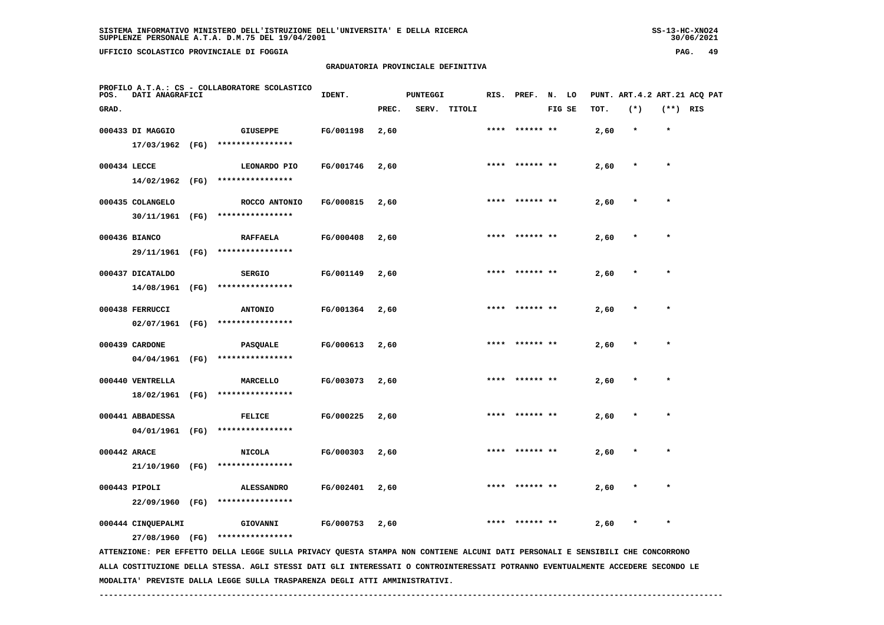SISTEMA INFORMATIVO MINISTERO DELL'ISTRUZIONE DELL'UNIVERSITA' E DELLA RICERCA
SUPPLENZE PERSONALE A.T.A. D.M.75 DEL 19/04/2001

UFFICIO SCOLASTICO PROVINCIALE DI FOGGIA

GRADUATORIA PROVINCIALE DEFINITIVA

PROFILO A.T.A.: CS - COLLABORATORE SCOLASTICO

| POS. GRAD. | DATI ANAGRAFICI | | IDENT. | PUNTEGGI PREC. | SERV. | TITOLI | RIS. | PREF. | N. FIG | LO SE | PUNT. TOT. | ART.4.2 (*) | ART.21 (**) | ACQ RIS | PAT |
|---|---|---|---|---|---|---|---|---|---|---|---|---|---|---|---|
| 000433 | DI MAGGIO 17/03/1962 (FG) | GIUSEPPE **************** | FG/001198 | 2,60 | | | **** | ****** | ** | | 2,60 | * | * | | |
| 000434 | LECCE 14/02/1962 (FG) | LEONARDO PIO **************** | FG/001746 | 2,60 | | | **** | ****** | ** | | 2,60 | * | * | | |
| 000435 | COLANGELO 30/11/1961 (FG) | ROCCO ANTONIO **************** | FG/000815 | 2,60 | | | **** | ****** | ** | | 2,60 | * | * | | |
| 000436 | BIANCO 29/11/1961 (FG) | RAFFAELA **************** | FG/000408 | 2,60 | | | **** | ****** | ** | | 2,60 | * | * | | |
| 000437 | DICATALDO 14/08/1961 (FG) | SERGIO **************** | FG/001149 | 2,60 | | | **** | ****** | ** | | 2,60 | * | * | | |
| 000438 | FERRUCCI 02/07/1961 (FG) | ANTONIO **************** | FG/001364 | 2,60 | | | **** | ****** | ** | | 2,60 | * | * | | |
| 000439 | CARDONE 04/04/1961 (FG) | PASQUALE **************** | FG/000613 | 2,60 | | | **** | ****** | ** | | 2,60 | * | * | | |
| 000440 | VENTRELLA 18/02/1961 (FG) | MARCELLO **************** | FG/003073 | 2,60 | | | **** | ****** | ** | | 2,60 | * | * | | |
| 000441 | ABBADESSA 04/01/1961 (FG) | FELICE **************** | FG/000225 | 2,60 | | | **** | ****** | ** | | 2,60 | * | * | | |
| 000442 | ARACE 21/10/1960 (FG) | NICOLA **************** | FG/000303 | 2,60 | | | **** | ****** | ** | | 2,60 | * | * | | |
| 000443 | PIPOLI 22/09/1960 (FG) | ALESSANDRO **************** | FG/002401 | 2,60 | | | **** | ****** | ** | | 2,60 | * | * | | |
| 000444 | CINQUEPALMI 27/08/1960 (FG) | GIOVANNI **************** | FG/000753 | 2,60 | | | **** | ****** | ** | | 2,60 | * | * | | |

ATTENZIONE: PER EFFETTO DELLA LEGGE SULLA PRIVACY QUESTA STAMPA NON CONTIENE ALCUNI DATI PERSONALI E SENSIBILI CHE CONCORRONO ALLA COSTITUZIONE DELLA STESSA. AGLI STESSI DATI GLI INTERESSATI O CONTROINTERESSATI POTRANNO EVENTUALMENTE ACCEDERE SECONDO LE MODALITA' PREVISTE DALLA LEGGE SULLA TRASPARENZA DEGLI ATTI AMMINISTRATIVI.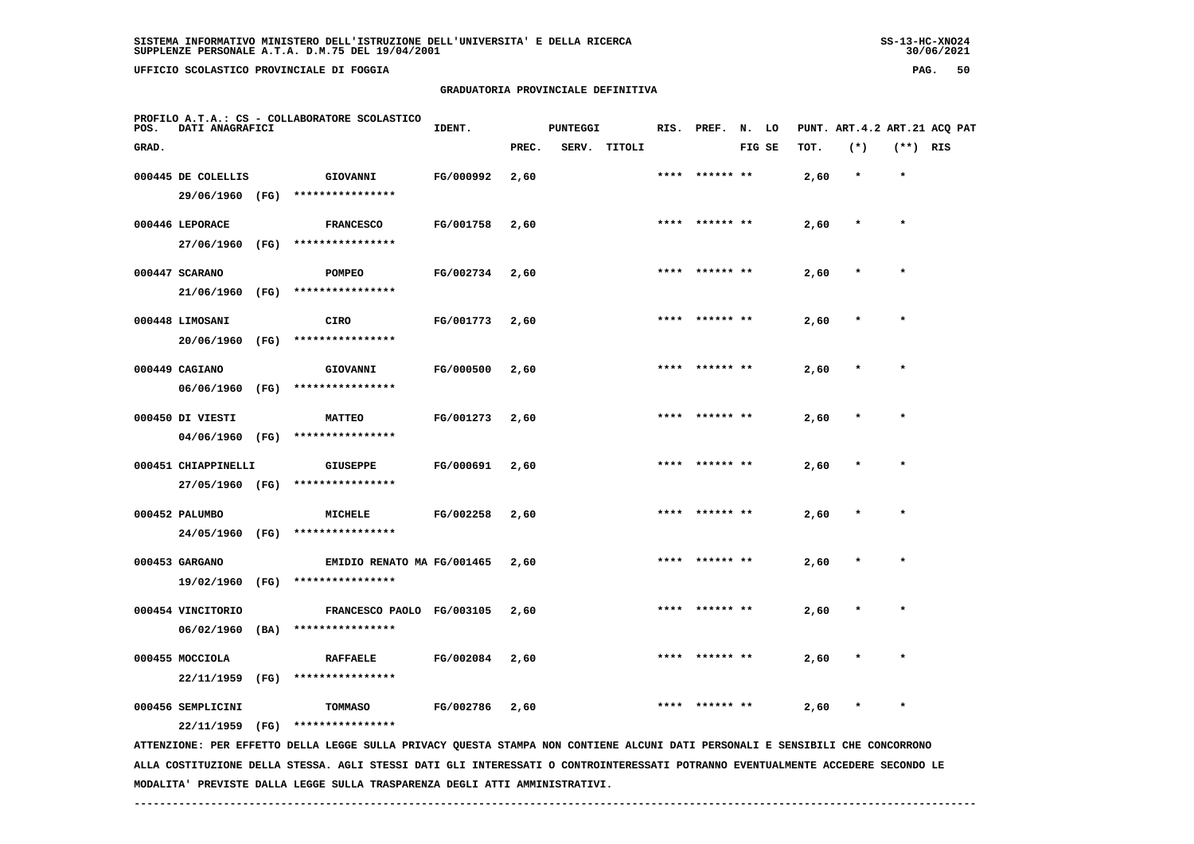SISTEMA INFORMATIVO MINISTERO DELL'ISTRUZIONE DELL'UNIVERSITA' E DELLA RICERCA
SUPPLENZE PERSONALE A.T.A. D.M.75 DEL 19/04/2001

UFFICIO SCOLASTICO PROVINCIALE DI FOGGIA

## GRADUATORIA PROVINCIALE DEFINITIVA

PROFILO A.T.A.: CS - COLLABORATORE SCOLASTICO

| POS. GRAD. | DATI ANAGRAFICI | | IDENT. | PUNTEGGI PREC. | SERV. | TITOLI | RIS. | PREF. | N. LO FIG SE | PUNT. TOT. | ART.4.2 (*) | ART.21 (**) | ACQ PAT RIS |
|---|---|---|---|---|---|---|---|---|---|---|---|---|---|
| 000445 | DE COLELLIS 29/06/1960 (FG) | GIOVANNI **************** | FG/000992 | 2,60 | | | **** | ****** ** | | 2,60 | * | * | |
| 000446 | LEPORACE 27/06/1960 (FG) | FRANCESCO **************** | FG/001758 | 2,60 | | | **** | ****** ** | | 2,60 | * | * | |
| 000447 | SCARANO 21/06/1960 (FG) | POMPEO **************** | FG/002734 | 2,60 | | | **** | ****** ** | | 2,60 | * | * | |
| 000448 | LIMOSANI 20/06/1960 (FG) | CIRO **************** | FG/001773 | 2,60 | | | **** | ****** ** | | 2,60 | * | * | |
| 000449 | CAGIANO 06/06/1960 (FG) | GIOVANNI **************** | FG/000500 | 2,60 | | | **** | ****** ** | | 2,60 | * | * | |
| 000450 | DI VIESTI 04/06/1960 (FG) | MATTEO **************** | FG/001273 | 2,60 | | | **** | ****** ** | | 2,60 | * | * | |
| 000451 | CHIAPPINELLI 27/05/1960 (FG) | GIUSEPPE **************** | FG/000691 | 2,60 | | | **** | ****** ** | | 2,60 | * | * | |
| 000452 | PALUMBO 24/05/1960 (FG) | MICHELE **************** | FG/002258 | 2,60 | | | **** | ****** ** | | 2,60 | * | * | |
| 000453 | GARGANO 19/02/1960 (FG) | EMIDIO RENATO MA **************** | FG/001465 | 2,60 | | | **** | ****** ** | | 2,60 | * | * | |
| 000454 | VINCITORIO 06/02/1960 (BA) | FRANCESCO PAOLO **************** | FG/003105 | 2,60 | | | **** | ****** ** | | 2,60 | * | * | |
| 000455 | MOCCIOLA 22/11/1959 (FG) | RAFFAELE **************** | FG/002084 | 2,60 | | | **** | ****** ** | | 2,60 | * | * | |
| 000456 | SEMPLICINI 22/11/1959 (FG) | TOMMASO **************** | FG/002786 | 2,60 | | | **** | ****** ** | | 2,60 | * | * | |

ATTENZIONE: PER EFFETTO DELLA LEGGE SULLA PRIVACY QUESTA STAMPA NON CONTIENE ALCUNI DATI PERSONALI E SENSIBILI CHE CONCORRONO ALLA COSTITUZIONE DELLA STESSA. AGLI STESSI DATI GLI INTERESSATI O CONTROINTERESSATI POTRANNO EVENTUALMENTE ACCEDERE SECONDO LE MODALITA' PREVISTE DALLA LEGGE SULLA TRASPARENZA DEGLI ATTI AMMINISTRATIVI.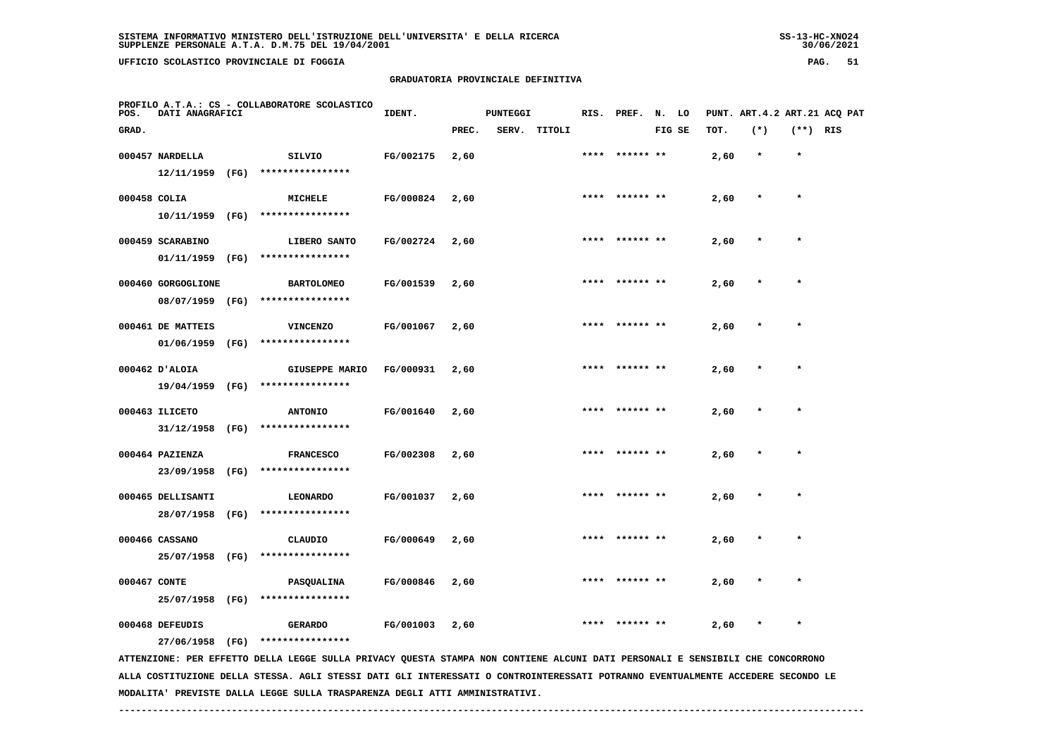SISTEMA INFORMATIVO MINISTERO DELL'ISTRUZIONE DELL'UNIVERSITA' E DELLA RICERCA
SUPPLENZE PERSONALE A.T.A. D.M.75 DEL 19/04/2001

UFFICIO SCOLASTICO PROVINCIALE DI FOGGIA

## GRADUATORIA PROVINCIALE DEFINITIVA

PROFILO A.T.A.: CS - COLLABORATORE SCOLASTICO

| POS. GRAD. | DATI ANAGRAFICI | | IDENT. | PUNTEGGI PREC. | SERV. | TITOLI | RIS. | PREF. | N. LO FIG SE | PUNT. TOT. | ART.4.2 (*) | ART.21 (**) | ACQ PAT RIS |
|---|---|---|---|---|---|---|---|---|---|---|---|---|---|
| 000457 | NARDELLA 12/11/1959 (FG) | SILVIO **************** | FG/002175 | 2,60 | | | **** | ****** ** | | 2,60 | * | * | |
| 000458 | COLIA 10/11/1959 (FG) | MICHELE **************** | FG/000824 | 2,60 | | | **** | ****** ** | | 2,60 | * | * | |
| 000459 | SCARABINO 01/11/1959 (FG) | LIBERO SANTO **************** | FG/002724 | 2,60 | | | **** | ****** ** | | 2,60 | * | * | |
| 000460 | GORGOGLIONE 08/07/1959 (FG) | BARTOLOMEO **************** | FG/001539 | 2,60 | | | **** | ****** ** | | 2,60 | * | * | |
| 000461 | DE MATTEIS 01/06/1959 (FG) | VINCENZO **************** | FG/001067 | 2,60 | | | **** | ****** ** | | 2,60 | * | * | |
| 000462 | D'ALOIA 19/04/1959 (FG) | GIUSEPPE MARIO **************** | FG/000931 | 2,60 | | | **** | ****** ** | | 2,60 | * | * | |
| 000463 | ILICETO 31/12/1958 (FG) | ANTONIO **************** | FG/001640 | 2,60 | | | **** | ****** ** | | 2,60 | * | * | |
| 000464 | PAZIENZA 23/09/1958 (FG) | FRANCESCO **************** | FG/002308 | 2,60 | | | **** | ****** ** | | 2,60 | * | * | |
| 000465 | DELLISANTI 28/07/1958 (FG) | LEONARDO **************** | FG/001037 | 2,60 | | | **** | ****** ** | | 2,60 | * | * | |
| 000466 | CASSANO 25/07/1958 (FG) | CLAUDIO **************** | FG/000649 | 2,60 | | | **** | ****** ** | | 2,60 | * | * | |
| 000467 | CONTE 25/07/1958 (FG) | PASQUALINA **************** | FG/000846 | 2,60 | | | **** | ****** ** | | 2,60 | * | * | |
| 000468 | DEFEUDIS 27/06/1958 (FG) | GERARDO **************** | FG/001003 | 2,60 | | | **** | ****** ** | | 2,60 | * | * | |

ATTENZIONE: PER EFFETTO DELLA LEGGE SULLA PRIVACY QUESTA STAMPA NON CONTIENE ALCUNI DATI PERSONALI E SENSIBILI CHE CONCORRONO ALLA COSTITUZIONE DELLA STESSA. AGLI STESSI DATI GLI INTERESSATI O CONTROINTERESSATI POTRANNO EVENTUALMENTE ACCEDERE SECONDO LE MODALITA' PREVISTE DALLA LEGGE SULLA TRASPARENZA DEGLI ATTI AMMINISTRATIVI.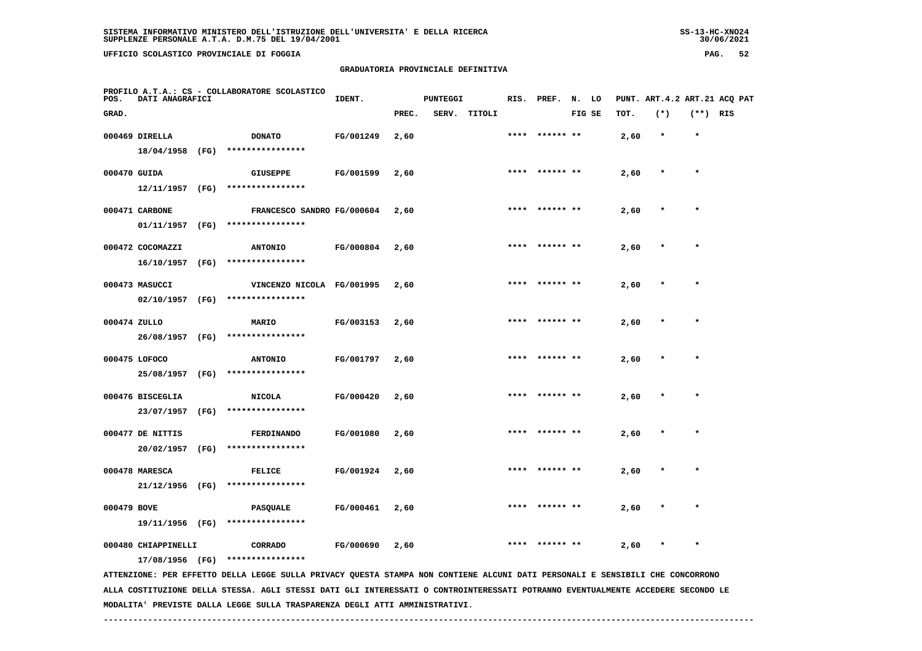SISTEMA INFORMATIVO MINISTERO DELL'ISTRUZIONE DELL'UNIVERSITA' E DELLA RICERCA
SUPPLENZE PERSONALE A.T.A. D.M.75 DEL 19/04/2001

UFFICIO SCOLASTICO PROVINCIALE DI FOGGIA

GRADUATORIA PROVINCIALE DEFINITIVA

PROFILO A.T.A.: CS - COLLABORATORE SCOLASTICO

| POS. GRAD. | DATI ANAGRAFICI | | IDENT. | PUNTEGGI PREC. | SERV. | TITOLI | RIS. | PREF. | N. LO FIG SE | PUNT. ART.4.2 TOT. | ART.21 (*) | ACQ PAT (**) | RIS |
|---|---|---|---|---|---|---|---|---|---|---|---|---|---|
| 000469 | DIRELLA 18/04/1958 (FG) | DONATO **************** | FG/001249 | 2,60 | | | **** | ****** ** | | 2,60 | * | * | |
| 000470 | GUIDA 12/11/1957 (FG) | GIUSEPPE **************** | FG/001599 | 2,60 | | | **** | ****** ** | | 2,60 | * | * | |
| 000471 | CARBONE 01/11/1957 (FG) | FRANCESCO SANDRO **************** | FG/000604 | 2,60 | | | **** | ****** ** | | 2,60 | * | * | |
| 000472 | COCOMAZZI 16/10/1957 (FG) | ANTONIO **************** | FG/000804 | 2,60 | | | **** | ****** ** | | 2,60 | * | * | |
| 000473 | MASUCCI 02/10/1957 (FG) | VINCENZO NICOLA **************** | FG/001995 | 2,60 | | | **** | ****** ** | | 2,60 | * | * | |
| 000474 | ZULLO 26/08/1957 (FG) | MARIO **************** | FG/003153 | 2,60 | | | **** | ****** ** | | 2,60 | * | * | |
| 000475 | LOFOCO 25/08/1957 (FG) | ANTONIO **************** | FG/001797 | 2,60 | | | **** | ****** ** | | 2,60 | * | * | |
| 000476 | BISCEGLIA 23/07/1957 (FG) | NICOLA **************** | FG/000420 | 2,60 | | | **** | ****** ** | | 2,60 | * | * | |
| 000477 | DE NITTIS 20/02/1957 (FG) | FERDINANDO **************** | FG/001080 | 2,60 | | | **** | ****** ** | | 2,60 | * | * | |
| 000478 | MARESCA 21/12/1956 (FG) | FELICE **************** | FG/001924 | 2,60 | | | **** | ****** ** | | 2,60 | * | * | |
| 000479 | BOVE 19/11/1956 (FG) | PASQUALE **************** | FG/000461 | 2,60 | | | **** | ****** ** | | 2,60 | * | * | |
| 000480 | CHIAPPINELLI 17/08/1956 (FG) | CORRADO **************** | FG/000690 | 2,60 | | | **** | ****** ** | | 2,60 | * | * | |

ATTENZIONE: PER EFFETTO DELLA LEGGE SULLA PRIVACY QUESTA STAMPA NON CONTIENE ALCUNI DATI PERSONALI E SENSIBILI CHE CONCORRONO ALLA COSTITUZIONE DELLA STESSA. AGLI STESSI DATI GLI INTERESSATI O CONTROINTERESSATI POTRANNO EVENTUALMENTE ACCEDERE SECONDO LE MODALITA' PREVISTE DALLA LEGGE SULLA TRASPARENZA DEGLI ATTI AMMINISTRATIVI.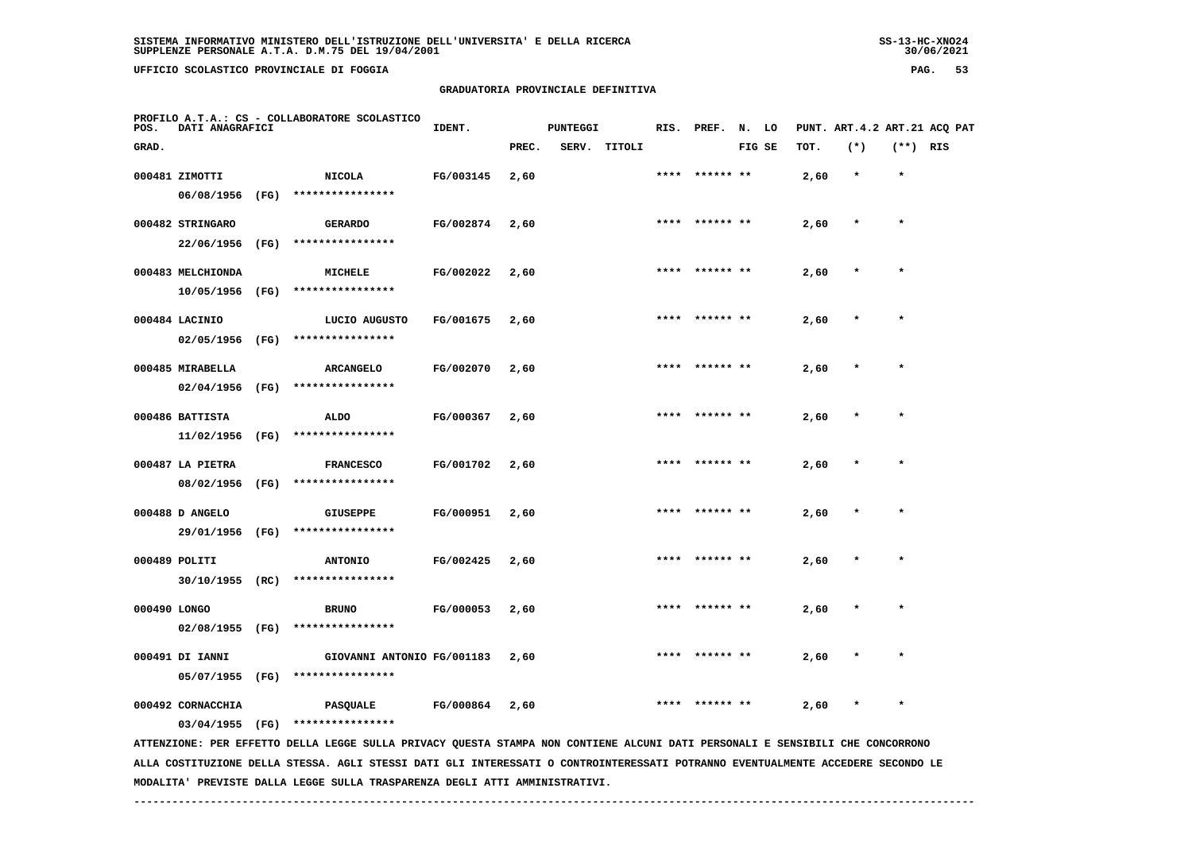SISTEMA INFORMATIVO MINISTERO DELL'ISTRUZIONE DELL'UNIVERSITA' E DELLA RICERCA
SUPPLENZE PERSONALE A.T.A. D.M.75 DEL 19/04/2001

UFFICIO SCOLASTICO PROVINCIALE DI FOGGIA

GRADUATORIA PROVINCIALE DEFINITIVA

PROFILO A.T.A.: CS - COLLABORATORE SCOLASTICO

| POS. GRAD. | DATI ANAGRAFICI | | IDENT. | PUNTEGGI PREC. | SERV. | TITOLI | RIS. | PREF. | N. FIG | LO SE | PUNT. TOT. | ART.4.2 (*) | ART.21 (**) | ACQ RIS | PAT |
|---|---|---|---|---|---|---|---|---|---|---|---|---|---|---|---|
| 000481 | ZIMOTTI 06/08/1956 (FG) | NICOLA **************** | FG/003145 | 2,60 | | | **** | ****** | ** | | 2,60 | * | * | | |
| 000482 | STRINGARO 22/06/1956 (FG) | GERARDO **************** | FG/002874 | 2,60 | | | **** | ****** | ** | | 2,60 | * | * | | |
| 000483 | MELCHIONDA 10/05/1956 (FG) | MICHELE **************** | FG/002022 | 2,60 | | | **** | ****** | ** | | 2,60 | * | * | | |
| 000484 | LACINIO 02/05/1956 (FG) | LUCIO AUGUSTO **************** | FG/001675 | 2,60 | | | **** | ****** | ** | | 2,60 | * | * | | |
| 000485 | MIRABELLA 02/04/1956 (FG) | ARCANGELO **************** | FG/002070 | 2,60 | | | **** | ****** | ** | | 2,60 | * | * | | |
| 000486 | BATTISTA 11/02/1956 (FG) | ALDO **************** | FG/000367 | 2,60 | | | **** | ****** | ** | | 2,60 | * | * | | |
| 000487 | LA PIETRA 08/02/1956 (FG) | FRANCESCO **************** | FG/001702 | 2,60 | | | **** | ****** | ** | | 2,60 | * | * | | |
| 000488 | D ANGELO 29/01/1956 (FG) | GIUSEPPE **************** | FG/000951 | 2,60 | | | **** | ****** | ** | | 2,60 | * | * | | |
| 000489 | POLITI 30/10/1955 (RC) | ANTONIO **************** | FG/002425 | 2,60 | | | **** | ****** | ** | | 2,60 | * | * | | |
| 000490 | LONGO 02/08/1955 (FG) | BRUNO **************** | FG/000053 | 2,60 | | | **** | ****** | ** | | 2,60 | * | * | | |
| 000491 | DI IANNI 05/07/1955 (FG) | GIOVANNI ANTONIO **************** | FG/001183 | 2,60 | | | **** | ****** | ** | | 2,60 | * | * | | |
| 000492 | CORNACCHIA 03/04/1955 (FG) | PASQUALE **************** | FG/000864 | 2,60 | | | **** | ****** | ** | | 2,60 | * | * | | |

ATTENZIONE: PER EFFETTO DELLA LEGGE SULLA PRIVACY QUESTA STAMPA NON CONTIENE ALCUNI DATI PERSONALI E SENSIBILI CHE CONCORRONO ALLA COSTITUZIONE DELLA STESSA. AGLI STESSI DATI GLI INTERESSATI O CONTROINTERESSATI POTRANNO EVENTUALMENTE ACCEDERE SECONDO LE MODALITA' PREVISTE DALLA LEGGE SULLA TRASPARENZA DEGLI ATTI AMMINISTRATIVI.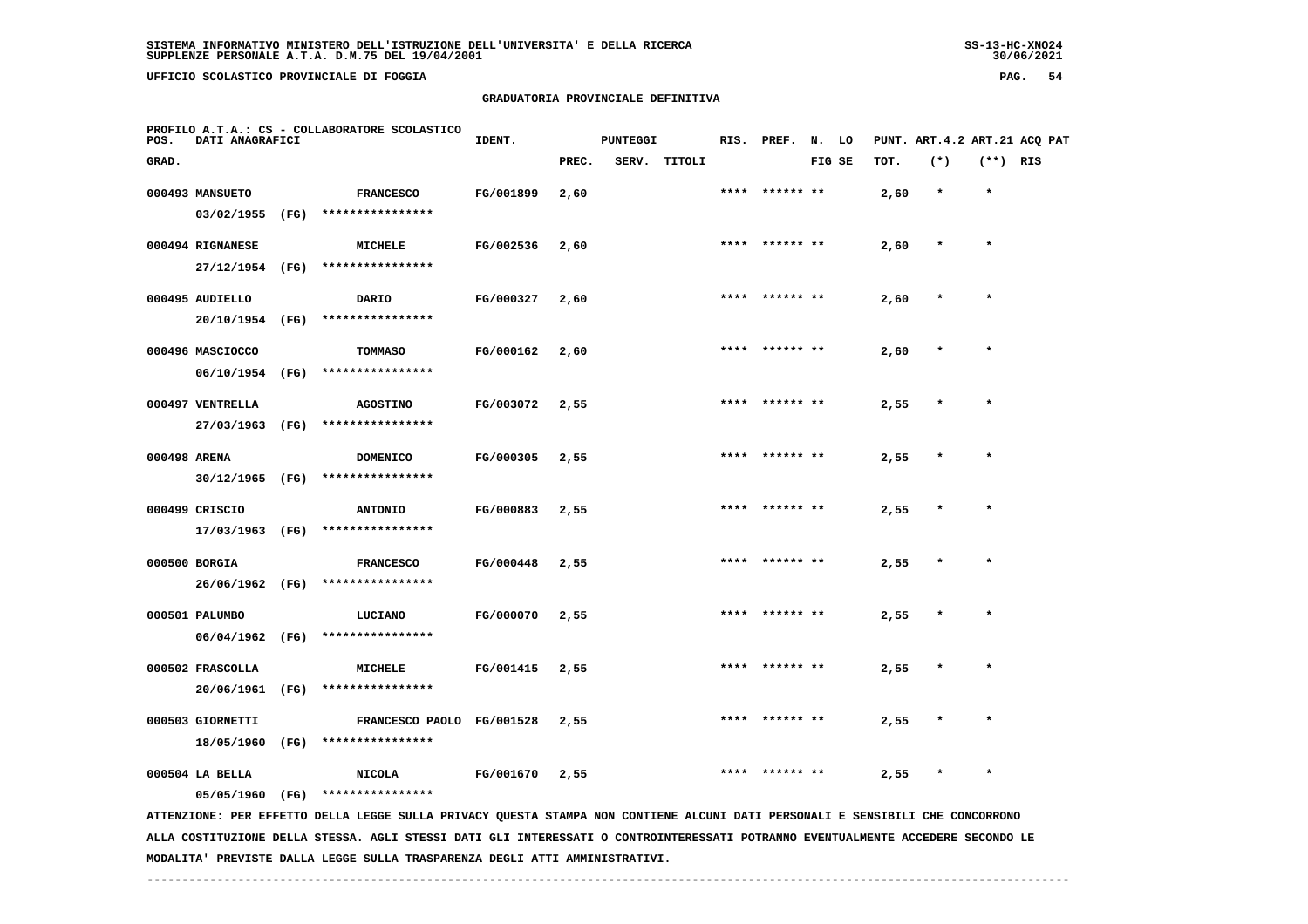SISTEMA INFORMATIVO MINISTERO DELL'ISTRUZIONE DELL'UNIVERSITA' E DELLA RICERCA
SUPPLENZE PERSONALE A.T.A. D.M.75 DEL 19/04/2001

UFFICIO SCOLASTICO PROVINCIALE DI FOGGIA

## GRADUATORIA PROVINCIALE DEFINITIVA

PROFILO A.T.A.: CS - COLLABORATORE SCOLASTICO

| POS. GRAD. | DATI ANAGRAFICI | | IDENT. | PUNTEGGI PREC. | SERV. | TITOLI | RIS. | PREF. | N. LO FIG SE | PUNT. TOT. | ART.4.2 (*) | ART.21 (**) | ACQ PAT RIS |
|---|---|---|---|---|---|---|---|---|---|---|---|---|---|
| 000493 | MANSUETO 03/02/1955 (FG) | FRANCESCO **************** | FG/001899 | 2,60 | | | **** | ****** ** | | 2,60 | * | * | |
| 000494 | RIGNANESE 27/12/1954 (FG) | MICHELE **************** | FG/002536 | 2,60 | | | **** | ****** ** | | 2,60 | * | * | |
| 000495 | AUDIELLO 20/10/1954 (FG) | DARIO **************** | FG/000327 | 2,60 | | | **** | ****** ** | | 2,60 | * | * | |
| 000496 | MASCIOCCO 06/10/1954 (FG) | TOMMASO **************** | FG/000162 | 2,60 | | | **** | ****** ** | | 2,60 | * | * | |
| 000497 | VENTRELLA 27/03/1963 (FG) | AGOSTINO **************** | FG/003072 | 2,55 | | | **** | ****** ** | | 2,55 | * | * | |
| 000498 | ARENA 30/12/1965 (FG) | DOMENICO **************** | FG/000305 | 2,55 | | | **** | ****** ** | | 2,55 | * | * | |
| 000499 | CRISCIO 17/03/1963 (FG) | ANTONIO **************** | FG/000883 | 2,55 | | | **** | ****** ** | | 2,55 | * | * | |
| 000500 | BORGIA 26/06/1962 (FG) | FRANCESCO **************** | FG/000448 | 2,55 | | | **** | ****** ** | | 2,55 | * | * | |
| 000501 | PALUMBO 06/04/1962 (FG) | LUCIANO **************** | FG/000070 | 2,55 | | | **** | ****** ** | | 2,55 | * | * | |
| 000502 | FRASCOLLA 20/06/1961 (FG) | MICHELE **************** | FG/001415 | 2,55 | | | **** | ****** ** | | 2,55 | * | * | |
| 000503 | GIORNETTI 18/05/1960 (FG) | FRANCESCO PAOLO **************** | FG/001528 | 2,55 | | | **** | ****** ** | | 2,55 | * | * | |
| 000504 | LA BELLA 05/05/1960 (FG) | NICOLA **************** | FG/001670 | 2,55 | | | **** | ****** ** | | 2,55 | * | * | |

ATTENZIONE: PER EFFETTO DELLA LEGGE SULLA PRIVACY QUESTA STAMPA NON CONTIENE ALCUNI DATI PERSONALI E SENSIBILI CHE CONCORRONO ALLA COSTITUZIONE DELLA STESSA. AGLI STESSI DATI GLI INTERESSATI O CONTROINTERESSATI POTRANNO EVENTUALMENTE ACCEDERE SECONDO LE MODALITA' PREVISTE DALLA LEGGE SULLA TRASPARENZA DEGLI ATTI AMMINISTRATIVI.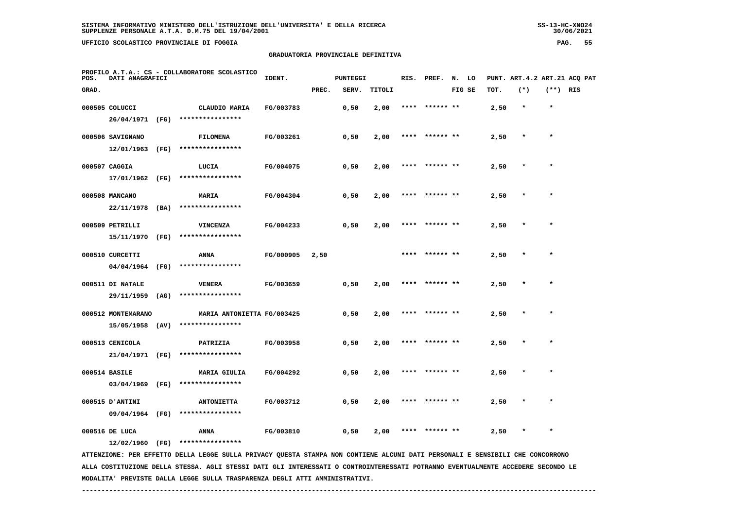SISTEMA INFORMATIVO MINISTERO DELL'ISTRUZIONE DELL'UNIVERSITA' E DELLA RICERCA
SUPPLENZE PERSONALE A.T.A. D.M.75 DEL 19/04/2001

UFFICIO SCOLASTICO PROVINCIALE DI FOGGIA

GRADUATORIA PROVINCIALE DEFINITIVA

PROFILO A.T.A.: CS - COLLABORATORE SCOLASTICO

| POS. GRAD. | DATI ANAGRAFICI | | IDENT. | PUNTEGGI PREC. | SERV. | TITOLI | RIS. | PREF. | N. LO FIG SE | PUNT. TOT. | ART.4.2 (*) | ART.21 (**) | ACQ PAT RIS |
|---|---|---|---|---|---|---|---|---|---|---|---|---|---|
| 000505 | COLUCCI 26/04/1971 (FG) | CLAUDIO MARIA **************** | FG/003783 | | 0,50 | 2,00 | **** | ****** ** | | 2,50 | * | * | |
| 000506 | SAVIGNANO 12/01/1963 (FG) | FILOMENA **************** | FG/003261 | | 0,50 | 2,00 | **** | ****** ** | | 2,50 | * | * | |
| 000507 | CAGGIA 17/01/1962 (FG) | LUCIA **************** | FG/004075 | | 0,50 | 2,00 | **** | ****** ** | | 2,50 | * | * | |
| 000508 | MANCANO 22/11/1978 (BA) | MARIA **************** | FG/004304 | | 0,50 | 2,00 | **** | ****** ** | | 2,50 | * | * | |
| 000509 | PETRILLI 15/11/1970 (FG) | VINCENZA **************** | FG/004233 | | 0,50 | 2,00 | **** | ****** ** | | 2,50 | * | * | |
| 000510 | CURCETTI 04/04/1964 (FG) | ANNA **************** | FG/000905 | 2,50 | | | **** | ****** ** | | 2,50 | * | * | |
| 000511 | DI NATALE 29/11/1959 (AG) | VENERA **************** | FG/003659 | | 0,50 | 2,00 | **** | ****** ** | | 2,50 | * | * | |
| 000512 | MONTEMARANO 15/05/1958 (AV) | MARIA ANTONIETTA **************** | FG/003425 | | 0,50 | 2,00 | **** | ****** ** | | 2,50 | * | * | |
| 000513 | CENICOLA 21/04/1971 (FG) | PATRIZIA **************** | FG/003958 | | 0,50 | 2,00 | **** | ****** ** | | 2,50 | * | * | |
| 000514 | BASILE 03/04/1969 (FG) | MARIA GIULIA **************** | FG/004292 | | 0,50 | 2,00 | **** | ****** ** | | 2,50 | * | * | |
| 000515 | D'ANTINI 09/04/1964 (FG) | ANTONIETTA **************** | FG/003712 | | 0,50 | 2,00 | **** | ****** ** | | 2,50 | * | * | |
| 000516 | DE LUCA 12/02/1960 (FG) | ANNA **************** | FG/003810 | | 0,50 | 2,00 | **** | ****** ** | | 2,50 | * | * | |

ATTENZIONE: PER EFFETTO DELLA LEGGE SULLA PRIVACY QUESTA STAMPA NON CONTIENE ALCUNI DATI PERSONALI E SENSIBILI CHE CONCORRONO ALLA COSTITUZIONE DELLA STESSA. AGLI STESSI DATI GLI INTERESSATI O CONTROINTERESSATI POTRANNO EVENTUALMENTE ACCEDERE SECONDO LE MODALITA' PREVISTE DALLA LEGGE SULLA TRASPARENZA DEGLI ATTI AMMINISTRATIVI.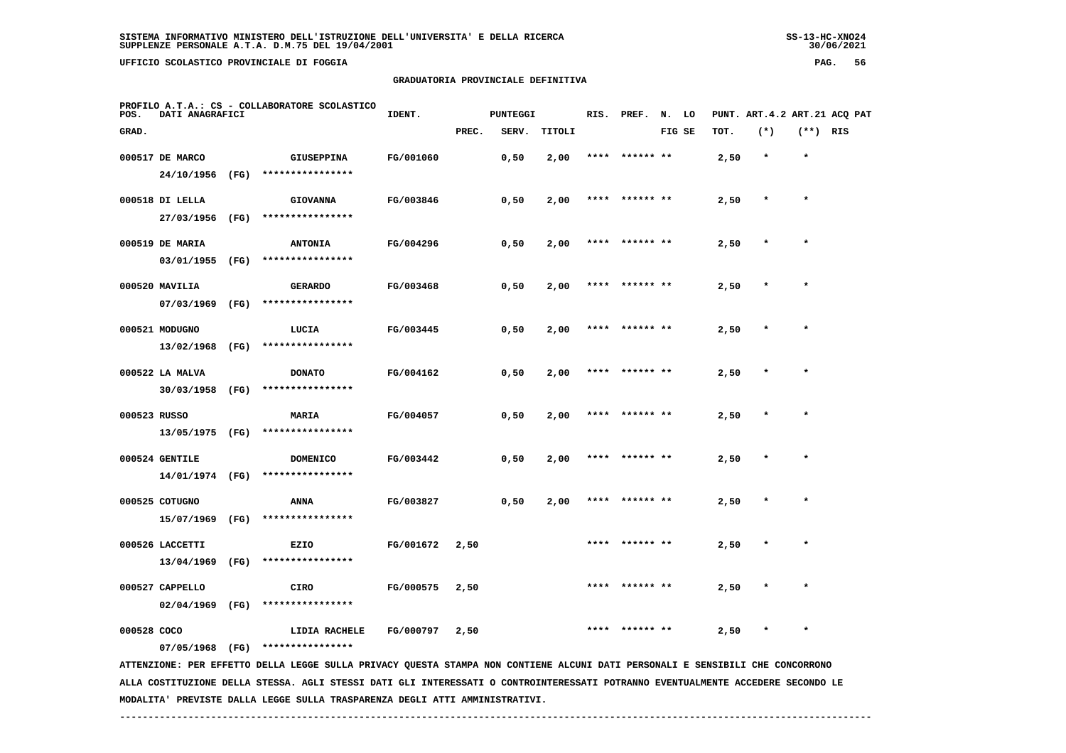SISTEMA INFORMATIVO MINISTERO DELL'ISTRUZIONE DELL'UNIVERSITA' E DELLA RICERCA
SUPPLENZE PERSONALE A.T.A. D.M.75 DEL 19/04/2001

UFFICIO SCOLASTICO PROVINCIALE DI FOGGIA

## GRADUATORIA PROVINCIALE DEFINITIVA

PROFILO A.T.A.: CS - COLLABORATORE SCOLASTICO

| POS. GRAD. | DATI ANAGRAFICI | | IDENT. | PUNTEGGI PREC. | SERV. | TITOLI | RIS. | PREF. | N. FIG | LO SE | PUNT. TOT. | ART.4.2 (*) | ART.21 (**) | ACQ PAT RIS |
|---|---|---|---|---|---|---|---|---|---|---|---|---|---|---|
| 000517 | DE MARCO 24/10/1956 (FG) | GIUSEPPINA **************** | FG/001060 | | 0,50 | 2,00 | **** | ****** | ** | | 2,50 | * | * | |
| 000518 | DI LELLA 27/03/1956 (FG) | GIOVANNA **************** | FG/003846 | | 0,50 | 2,00 | **** | ****** | ** | | 2,50 | * | * | |
| 000519 | DE MARIA 03/01/1955 (FG) | ANTONIA **************** | FG/004296 | | 0,50 | 2,00 | **** | ****** | ** | | 2,50 | * | * | |
| 000520 | MAVILIA 07/03/1969 (FG) | GERARDO **************** | FG/003468 | | 0,50 | 2,00 | **** | ****** | ** | | 2,50 | * | * | |
| 000521 | MODUGNO 13/02/1968 (FG) | LUCIA **************** | FG/003445 | | 0,50 | 2,00 | **** | ****** | ** | | 2,50 | * | * | |
| 000522 | LA MALVA 30/03/1958 (FG) | DONATO **************** | FG/004162 | | 0,50 | 2,00 | **** | ****** | ** | | 2,50 | * | * | |
| 000523 | RUSSO 13/05/1975 (FG) | MARIA **************** | FG/004057 | | 0,50 | 2,00 | **** | ****** | ** | | 2,50 | * | * | |
| 000524 | GENTILE 14/01/1974 (FG) | DOMENICO **************** | FG/003442 | | 0,50 | 2,00 | **** | ****** | ** | | 2,50 | * | * | |
| 000525 | COTUGNO 15/07/1969 (FG) | ANNA **************** | FG/003827 | | 0,50 | 2,00 | **** | ****** | ** | | 2,50 | * | * | |
| 000526 | LACCETTI 13/04/1969 (FG) | EZIO **************** | FG/001672 | 2,50 | | | **** | ****** | ** | | 2,50 | * | * | |
| 000527 | CAPPELLO 02/04/1969 (FG) | CIRO **************** | FG/000575 | 2,50 | | | **** | ****** | ** | | 2,50 | * | * | |
| 000528 | COCO 07/05/1968 (FG) | LIDIA RACHELE **************** | FG/000797 | 2,50 | | | **** | ****** | ** | | 2,50 | * | * | |

ATTENZIONE: PER EFFETTO DELLA LEGGE SULLA PRIVACY QUESTA STAMPA NON CONTIENE ALCUNI DATI PERSONALI E SENSIBILI CHE CONCORRONO ALLA COSTITUZIONE DELLA STESSA. AGLI STESSI DATI GLI INTERESSATI O CONTROINTERESSATI POTRANNO EVENTUALMENTE ACCEDERE SECONDO LE MODALITA' PREVISTE DALLA LEGGE SULLA TRASPARENZA DEGLI ATTI AMMINISTRATIVI.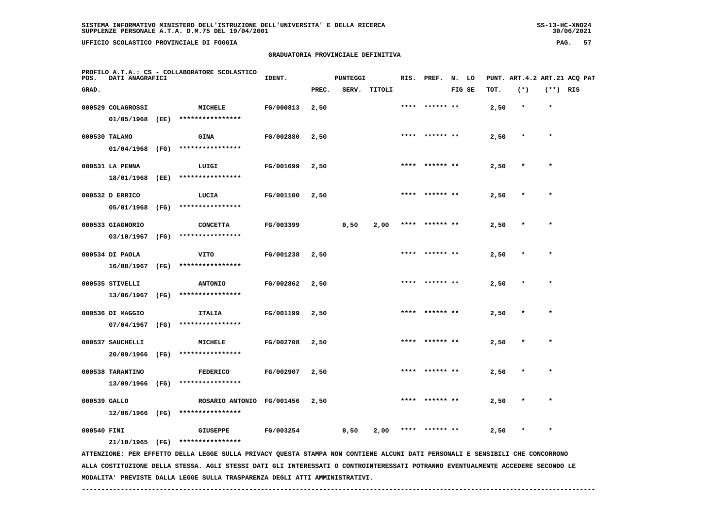SISTEMA INFORMATIVO MINISTERO DELL'ISTRUZIONE DELL'UNIVERSITA' E DELLA RICERCA
SUPPLENZE PERSONALE A.T.A. D.M.75 DEL 19/04/2001

UFFICIO SCOLASTICO PROVINCIALE DI FOGGIA

## GRADUATORIA PROVINCIALE DEFINITIVA

PROFILO A.T.A.: CS - COLLABORATORE SCOLASTICO

| POS. GRAD. | DATI ANAGRAFICI | | IDENT. | PUNTEGGI PREC. | SERV. | TITOLI | RIS. | PREF. | N. FIG | LO SE | PUNT. TOT. | ART.4.2 (*) | ART.21 (**) | ACQ PAT RIS |
|---|---|---|---|---|---|---|---|---|---|---|---|---|---|---|
| 000529 | COLAGROSSI 01/05/1968 (EE) | MICHELE **************** | FG/000813 | 2,50 | | | **** | ****** | ** | | 2,50 | * | * | |
| 000530 | TALAMO 01/04/1968 (FG) | GINA **************** | FG/002880 | 2,50 | | | **** | ****** | ** | | 2,50 | * | * | |
| 000531 | LA PENNA 18/01/1968 (EE) | LUIGI **************** | FG/001699 | 2,50 | | | **** | ****** | ** | | 2,50 | * | * | |
| 000532 | D ERRICO 05/01/1968 (FG) | LUCIA **************** | FG/001100 | 2,50 | | | **** | ****** | ** | | 2,50 | * | * | |
| 000533 | GIAGNORIO 03/10/1967 (FG) | CONCETTA **************** | FG/003399 | | 0,50 | 2,00 | **** | ****** | ** | | 2,50 | * | * | |
| 000534 | DI PAOLA 16/08/1967 (FG) | VITO **************** | FG/001238 | 2,50 | | | **** | ****** | ** | | 2,50 | * | * | |
| 000535 | STIVELLI 13/06/1967 (FG) | ANTONIO **************** | FG/002862 | 2,50 | | | **** | ****** | ** | | 2,50 | * | * | |
| 000536 | DI MAGGIO 07/04/1967 (FG) | ITALIA **************** | FG/001199 | 2,50 | | | **** | ****** | ** | | 2,50 | * | * | |
| 000537 | SAUCHELLI 20/09/1966 (FG) | MICHELE **************** | FG/002708 | 2,50 | | | **** | ****** | ** | | 2,50 | * | * | |
| 000538 | TARANTINO 13/09/1966 (FG) | FEDERICO **************** | FG/002907 | 2,50 | | | **** | ****** | ** | | 2,50 | * | * | |
| 000539 | GALLO 12/06/1966 (FG) | ROSARIO ANTONIO **************** | FG/001456 | 2,50 | | | **** | ****** | ** | | 2,50 | * | * | |
| 000540 | FINI 21/10/1965 (FG) | GIUSEPPE **************** | FG/003254 | | 0,50 | 2,00 | **** | ****** | ** | | 2,50 | * | * | |

ATTENZIONE: PER EFFETTO DELLA LEGGE SULLA PRIVACY QUESTA STAMPA NON CONTIENE ALCUNI DATI PERSONALI E SENSIBILI CHE CONCORRONO ALLA COSTITUZIONE DELLA STESSA. AGLI STESSI DATI GLI INTERESSATI O CONTROINTERESSATI POTRANNO EVENTUALMENTE ACCEDERE SECONDO LE MODALITA' PREVISTE DALLA LEGGE SULLA TRASPARENZA DEGLI ATTI AMMINISTRATIVI.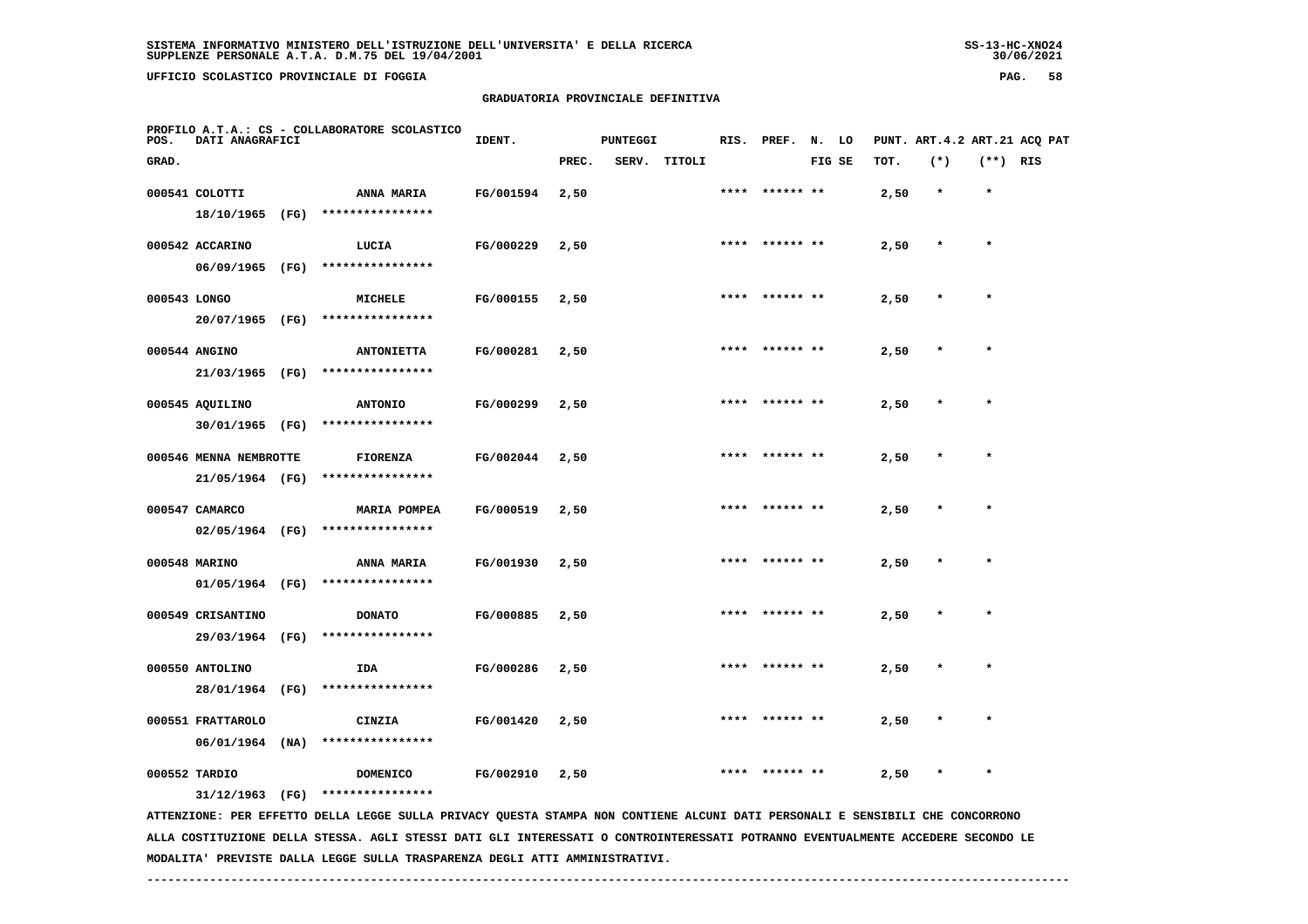SISTEMA INFORMATIVO MINISTERO DELL'ISTRUZIONE DELL'UNIVERSITA' E DELLA RICERCA
SUPPLENZE PERSONALE A.T.A. D.M.75 DEL 19/04/2001

UFFICIO SCOLASTICO PROVINCIALE DI FOGGIA

GRADUATORIA PROVINCIALE DEFINITIVA

PROFILO A.T.A.: CS - COLLABORATORE SCOLASTICO

| POS. GRAD. | DATI ANAGRAFICI | | IDENT. | PUNTEGGI PREC. | SERV. | TITOLI | RIS. | PREF. | N. LO FIG SE | PUNT. TOT. | ART.4.2 (*) | ART.21 (**) | ACQ PAT RIS |
|---|---|---|---|---|---|---|---|---|---|---|---|---|---|
| 000541 | COLOTTI 18/10/1965 (FG) | ANNA MARIA **************** | FG/001594 | 2,50 | | | **** | ****** ** | | 2,50 | * | * | |
| 000542 | ACCARINO 06/09/1965 (FG) | LUCIA **************** | FG/000229 | 2,50 | | | **** | ****** ** | | 2,50 | * | * | |
| 000543 | LONGO 20/07/1965 (FG) | MICHELE **************** | FG/000155 | 2,50 | | | **** | ****** ** | | 2,50 | * | * | |
| 000544 | ANGINO 21/03/1965 (FG) | ANTONIETTA **************** | FG/000281 | 2,50 | | | **** | ****** ** | | 2,50 | * | * | |
| 000545 | AQUILINO 30/01/1965 (FG) | ANTONIO **************** | FG/000299 | 2,50 | | | **** | ****** ** | | 2,50 | * | * | |
| 000546 | MENNA NEMBROTTE 21/05/1964 (FG) | FIORENZA **************** | FG/002044 | 2,50 | | | **** | ****** ** | | 2,50 | * | * | |
| 000547 | CAMARCO 02/05/1964 (FG) | MARIA POMPEA **************** | FG/000519 | 2,50 | | | **** | ****** ** | | 2,50 | * | * | |
| 000548 | MARINO 01/05/1964 (FG) | ANNA MARIA **************** | FG/001930 | 2,50 | | | **** | ****** ** | | 2,50 | * | * | |
| 000549 | CRISANTINO 29/03/1964 (FG) | DONATO **************** | FG/000885 | 2,50 | | | **** | ****** ** | | 2,50 | * | * | |
| 000550 | ANTOLINO 28/01/1964 (FG) | IDA **************** | FG/000286 | 2,50 | | | **** | ****** ** | | 2,50 | * | * | |
| 000551 | FRATTAROLO 06/01/1964 (NA) | CINZIA **************** | FG/001420 | 2,50 | | | **** | ****** ** | | 2,50 | * | * | |
| 000552 | TARDIO 31/12/1963 (FG) | DOMENICO **************** | FG/002910 | 2,50 | | | **** | ****** ** | | 2,50 | * | * | |

ATTENZIONE: PER EFFETTO DELLA LEGGE SULLA PRIVACY QUESTA STAMPA NON CONTIENE ALCUNI DATI PERSONALI E SENSIBILI CHE CONCORRONO ALLA COSTITUZIONE DELLA STESSA. AGLI STESSI DATI GLI INTERESSATI O CONTROINTERESSATI POTRANNO EVENTUALMENTE ACCEDERE SECONDO LE MODALITA' PREVISTE DALLA LEGGE SULLA TRASPARENZA DEGLI ATTI AMMINISTRATIVI.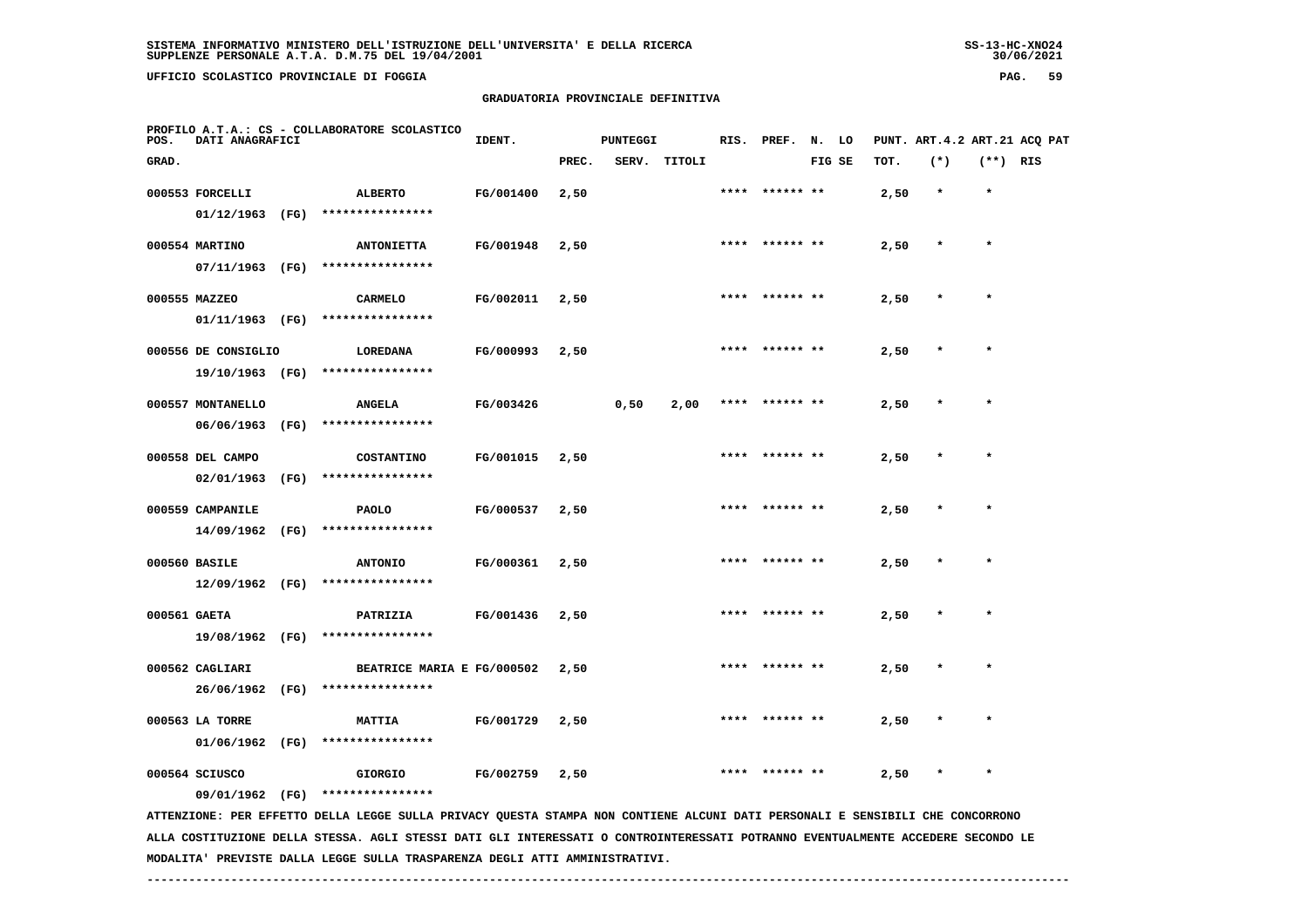SISTEMA INFORMATIVO MINISTERO DELL'ISTRUZIONE DELL'UNIVERSITA' E DELLA RICERCA
SUPPLENZE PERSONALE A.T.A. D.M.75 DEL 19/04/2001

UFFICIO SCOLASTICO PROVINCIALE DI FOGGIA

## GRADUATORIA PROVINCIALE DEFINITIVA

PROFILO A.T.A.: CS - COLLABORATORE SCOLASTICO

| POS. GRAD. | DATI ANAGRAFICI | | IDENT. | PUNTEGGI PREC. | SERV. | TITOLI | RIS. | PREF. | N. LO FIG SE | PUNT. TOT. | ART.4.2 (*) | ART.21 (**) | ACQ PAT RIS |
|---|---|---|---|---|---|---|---|---|---|---|---|---|---|
| 000553 | FORCELLI 01/12/1963 (FG) | ALBERTO **************** | FG/001400 | 2,50 | | | **** | ****** ** | | 2,50 | * | * | |
| 000554 | MARTINO 07/11/1963 (FG) | ANTONIETTA **************** | FG/001948 | 2,50 | | | **** | ****** ** | | 2,50 | * | * | |
| 000555 | MAZZEO 01/11/1963 (FG) | CARMELO **************** | FG/002011 | 2,50 | | | **** | ****** ** | | 2,50 | * | * | |
| 000556 | DE CONSIGLIO 19/10/1963 (FG) | LOREDANA **************** | FG/000993 | 2,50 | | | **** | ****** ** | | 2,50 | * | * | |
| 000557 | MONTANELLO 06/06/1963 (FG) | ANGELA **************** | FG/003426 | | 0,50 | 2,00 | **** | ****** ** | | 2,50 | * | * | |
| 000558 | DEL CAMPO 02/01/1963 (FG) | COSTANTINO **************** | FG/001015 | 2,50 | | | **** | ****** ** | | 2,50 | * | * | |
| 000559 | CAMPANILE 14/09/1962 (FG) | PAOLO **************** | FG/000537 | 2,50 | | | **** | ****** ** | | 2,50 | * | * | |
| 000560 | BASILE 12/09/1962 (FG) | ANTONIO **************** | FG/000361 | 2,50 | | | **** | ****** ** | | 2,50 | * | * | |
| 000561 | GAETA 19/08/1962 (FG) | PATRIZIA **************** | FG/001436 | 2,50 | | | **** | ****** ** | | 2,50 | * | * | |
| 000562 | CAGLIARI 26/06/1962 (FG) | BEATRICE MARIA E **************** | FG/000502 | 2,50 | | | **** | ****** ** | | 2,50 | * | * | |
| 000563 | LA TORRE 01/06/1962 (FG) | MATTIA **************** | FG/001729 | 2,50 | | | **** | ****** ** | | 2,50 | * | * | |
| 000564 | SCIUSCO 09/01/1962 (FG) | GIORGIO **************** | FG/002759 | 2,50 | | | **** | ****** ** | | 2,50 | * | * | |

ATTENZIONE: PER EFFETTO DELLA LEGGE SULLA PRIVACY QUESTA STAMPA NON CONTIENE ALCUNI DATI PERSONALI E SENSIBILI CHE CONCORRONO ALLA COSTITUZIONE DELLA STESSA. AGLI STESSI DATI GLI INTERESSATI O CONTROINTERESSATI POTRANNO EVENTUALMENTE ACCEDERE SECONDO LE MODALITA' PREVISTE DALLA LEGGE SULLA TRASPARENZA DEGLI ATTI AMMINISTRATIVI.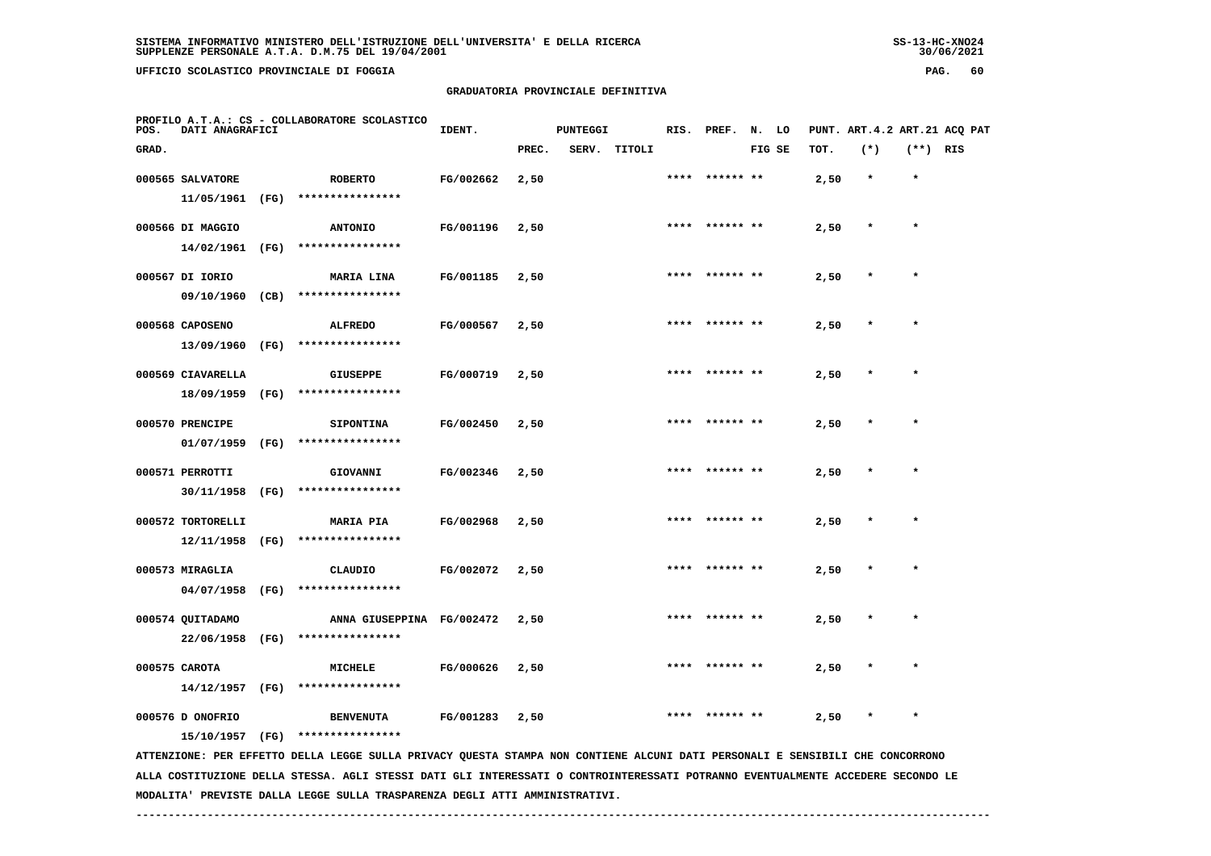SISTEMA INFORMATIVO MINISTERO DELL'ISTRUZIONE DELL'UNIVERSITA' E DELLA RICERCA
SUPPLENZE PERSONALE A.T.A. D.M.75 DEL 19/04/2001

UFFICIO SCOLASTICO PROVINCIALE DI FOGGIA

## GRADUATORIA PROVINCIALE DEFINITIVA

PROFILO A.T.A.: CS - COLLABORATORE SCOLASTICO

| POS. GRAD. | DATI ANAGRAFICI | | IDENT. | PUNTEGGI PREC. | SERV. | TITOLI | RIS. | PREF. | N. FIG | LO SE | PUNT. TOT. | ART.4.2 (*) | ART.21 (**) | ACQ RIS | PAT |
|---|---|---|---|---|---|---|---|---|---|---|---|---|---|---|---|
| 000565 | SALVATORE 11/05/1961 (FG) | ROBERTO **************** | FG/002662 | 2,50 | | | **** | ****** | ** | | 2,50 | * | * | | |
| 000566 | DI MAGGIO 14/02/1961 (FG) | ANTONIO **************** | FG/001196 | 2,50 | | | **** | ****** | ** | | 2,50 | * | * | | |
| 000567 | DI IORIO 09/10/1960 (CB) | MARIA LINA **************** | FG/001185 | 2,50 | | | **** | ****** | ** | | 2,50 | * | * | | |
| 000568 | CAPOSENO 13/09/1960 (FG) | ALFREDO **************** | FG/000567 | 2,50 | | | **** | ****** | ** | | 2,50 | * | * | | |
| 000569 | CIAVARELLA 18/09/1959 (FG) | GIUSEPPE **************** | FG/000719 | 2,50 | | | **** | ****** | ** | | 2,50 | * | * | | |
| 000570 | PRENCIPE 01/07/1959 (FG) | SIPONTINA **************** | FG/002450 | 2,50 | | | **** | ****** | ** | | 2,50 | * | * | | |
| 000571 | PERROTTI 30/11/1958 (FG) | GIOVANNI **************** | FG/002346 | 2,50 | | | **** | ****** | ** | | 2,50 | * | * | | |
| 000572 | TORTORELLI 12/11/1958 (FG) | MARIA PIA **************** | FG/002968 | 2,50 | | | **** | ****** | ** | | 2,50 | * | * | | |
| 000573 | MIRAGLIA 04/07/1958 (FG) | CLAUDIO **************** | FG/002072 | 2,50 | | | **** | ****** | ** | | 2,50 | * | * | | |
| 000574 | QUITADAMO 22/06/1958 (FG) | ANNA GIUSEPPINA **************** | FG/002472 | 2,50 | | | **** | ****** | ** | | 2,50 | * | * | | |
| 000575 | CAROTA 14/12/1957 (FG) | MICHELE **************** | FG/000626 | 2,50 | | | **** | ****** | ** | | 2,50 | * | * | | |
| 000576 | D ONOFRIO 15/10/1957 (FG) | BENVENUTA **************** | FG/001283 | 2,50 | | | **** | ****** | ** | | 2,50 | * | * | | |

ATTENZIONE: PER EFFETTO DELLA LEGGE SULLA PRIVACY QUESTA STAMPA NON CONTIENE ALCUNI DATI PERSONALI E SENSIBILI CHE CONCORRONO ALLA COSTITUZIONE DELLA STESSA. AGLI STESSI DATI GLI INTERESSATI O CONTROINTERESSATI POTRANNO EVENTUALMENTE ACCEDERE SECONDO LE MODALITA' PREVISTE DALLA LEGGE SULLA TRASPARENZA DEGLI ATTI AMMINISTRATIVI.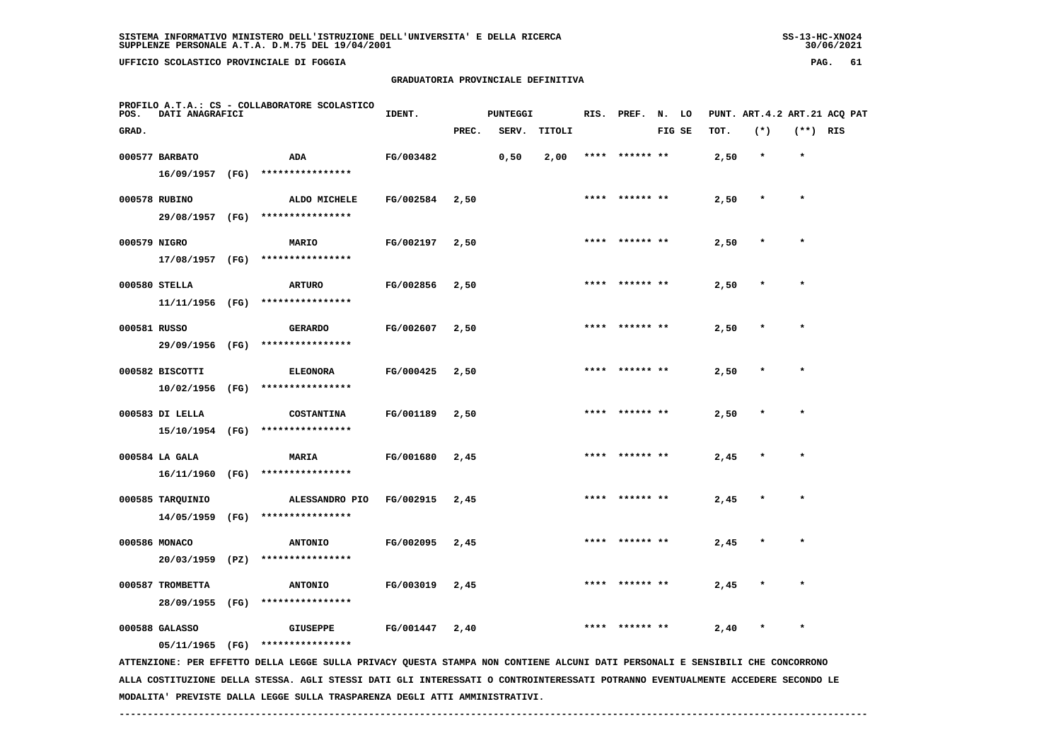GRADUATORIA PROVINCIALE DEFINITIVA

PROFILO A.T.A.: CS - COLLABORATORE SCOLASTICO

| POS. GRAD. | DATI ANAGRAFICI | | IDENT. | PUNTEGGI PREC. | SERV. | TITOLI | RIS. | PREF. | N. FIG | LO SE | PUNT. TOT. | ART.4.2 (*) | ART.21 (**) | ACQ RIS | PAT |
|---|---|---|---|---|---|---|---|---|---|---|---|---|---|---|---|
| 000577 | BARBATO 16/09/1957 (FG) | ADA **************** | FG/003482 | | 0,50 | 2,00 | **** | ****** | ** | | 2,50 | * | * | | |
| 000578 | RUBINO 29/08/1957 (FG) | ALDO MICHELE **************** | FG/002584 | 2,50 | | | **** | ****** | ** | | 2,50 | * | * | | |
| 000579 | NIGRO 17/08/1957 (FG) | MARIO **************** | FG/002197 | 2,50 | | | **** | ****** | ** | | 2,50 | * | * | | |
| 000580 | STELLA 11/11/1956 (FG) | ARTURO **************** | FG/002856 | 2,50 | | | **** | ****** | ** | | 2,50 | * | * | | |
| 000581 | RUSSO 29/09/1956 (FG) | GERARDO **************** | FG/002607 | 2,50 | | | **** | ****** | ** | | 2,50 | * | * | | |
| 000582 | BISCOTTI 10/02/1956 (FG) | ELEONORA **************** | FG/000425 | 2,50 | | | **** | ****** | ** | | 2,50 | * | * | | |
| 000583 | DI LELLA 15/10/1954 (FG) | COSTANTINA **************** | FG/001189 | 2,50 | | | **** | ****** | ** | | 2,50 | * | * | | |
| 000584 | LA GALA 16/11/1960 (FG) | MARIA **************** | FG/001680 | 2,45 | | | **** | ****** | ** | | 2,45 | * | * | | |
| 000585 | TARQUINIO 14/05/1959 (FG) | ALESSANDRO PIO **************** | FG/002915 | 2,45 | | | **** | ****** | ** | | 2,45 | * | * | | |
| 000586 | MONACO 20/03/1959 (PZ) | ANTONIO **************** | FG/002095 | 2,45 | | | **** | ****** | ** | | 2,45 | * | * | | |
| 000587 | TROMBETTA 28/09/1955 (FG) | ANTONIO **************** | FG/003019 | 2,45 | | | **** | ****** | ** | | 2,45 | * | * | | |
| 000588 | GALASSO 05/11/1965 (FG) | GIUSEPPE **************** | FG/001447 | 2,40 | | | **** | ****** | ** | | 2,40 | * | * | | |

ATTENZIONE: PER EFFETTO DELLA LEGGE SULLA PRIVACY QUESTA STAMPA NON CONTIENE ALCUNI DATI PERSONALI E SENSIBILI CHE CONCORRONO ALLA COSTITUZIONE DELLA STESSA. AGLI STESSI DATI GLI INTERESSATI O CONTROINTERESSATI POTRANNO EVENTUALMENTE ACCEDERE SECONDO LE MODALITA' PREVISTE DALLA LEGGE SULLA TRASPARENZA DEGLI ATTI AMMINISTRATIVI.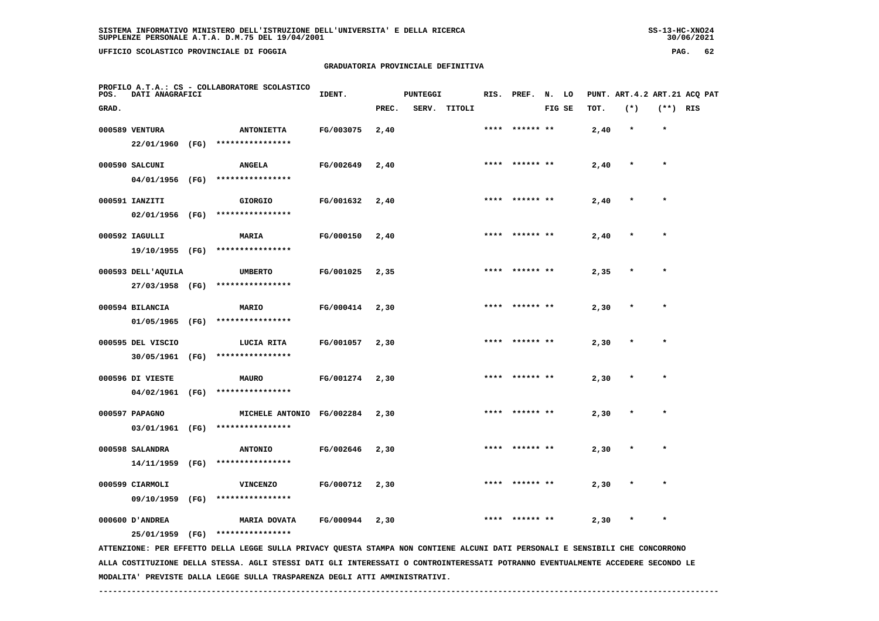SISTEMA INFORMATIVO MINISTERO DELL'ISTRUZIONE DELL'UNIVERSITA' E DELLA RICERCA
SUPPLENZE PERSONALE A.T.A. D.M.75 DEL 19/04/2001

UFFICIO SCOLASTICO PROVINCIALE DI FOGGIA

## GRADUATORIA PROVINCIALE DEFINITIVA

PROFILO A.T.A.: CS - COLLABORATORE SCOLASTICO

| POS. GRAD. | DATI ANAGRAFICI | | IDENT. | PUNTEGGI PREC. | SERV. | TITOLI | RIS. | PREF. | N. FIG | LO SE | PUNT. TOT. | ART.4.2 (*) | ART.21 (**) | ACQ PAT RIS |
|---|---|---|---|---|---|---|---|---|---|---|---|---|---|---|
| 000589 | VENTURA<br>22/01/1960 (FG) | ANTONIETTA<br>**************** | FG/003075 | 2,40 | | | **** | ****** | ** | | 2,40 | * | * | |
| 000590 | SALCUNI<br>04/01/1956 (FG) | ANGELA<br>**************** | FG/002649 | 2,40 | | | **** | ****** | ** | | 2,40 | * | * | |
| 000591 | IANZITI<br>02/01/1956 (FG) | GIORGIO<br>**************** | FG/001632 | 2,40 | | | **** | ****** | ** | | 2,40 | * | * | |
| 000592 | IAGULLI<br>19/10/1955 (FG) | MARIA<br>**************** | FG/000150 | 2,40 | | | **** | ****** | ** | | 2,40 | * | * | |
| 000593 | DELL'AQUILA<br>27/03/1958 (FG) | UMBERTO<br>**************** | FG/001025 | 2,35 | | | **** | ****** | ** | | 2,35 | * | * | |
| 000594 | BILANCIA<br>01/05/1965 (FG) | MARIO<br>**************** | FG/000414 | 2,30 | | | **** | ****** | ** | | 2,30 | * | * | |
| 000595 | DEL VISCIO<br>30/05/1961 (FG) | LUCIA RITA<br>**************** | FG/001057 | 2,30 | | | **** | ****** | ** | | 2,30 | * | * | |
| 000596 | DI VIESTE<br>04/02/1961 (FG) | MAURO<br>**************** | FG/001274 | 2,30 | | | **** | ****** | ** | | 2,30 | * | * | |
| 000597 | PAPAGNO<br>03/01/1961 (FG) | MICHELE ANTONIO<br>**************** | FG/002284 | 2,30 | | | **** | ****** | ** | | 2,30 | * | * | |
| 000598 | SALANDRA<br>14/11/1959 (FG) | ANTONIO<br>**************** | FG/002646 | 2,30 | | | **** | ****** | ** | | 2,30 | * | * | |
| 000599 | CIARMOLI<br>09/10/1959 (FG) | VINCENZO<br>**************** | FG/000712 | 2,30 | | | **** | ****** | ** | | 2,30 | * | * | |
| 000600 | D'ANDREA<br>25/01/1959 (FG) | MARIA DOVATA<br>**************** | FG/000944 | 2,30 | | | **** | ****** | ** | | 2,30 | * | * | |

ATTENZIONE: PER EFFETTO DELLA LEGGE SULLA PRIVACY QUESTA STAMPA NON CONTIENE ALCUNI DATI PERSONALI E SENSIBILI CHE CONCORRONO ALLA COSTITUZIONE DELLA STESSA. AGLI STESSI DATI GLI INTERESSATI O CONTROINTERESSATI POTRANNO EVENTUALMENTE ACCEDERE SECONDO LE MODALITA' PREVISTE DALLA LEGGE SULLA TRASPARENZA DEGLI ATTI AMMINISTRATIVI.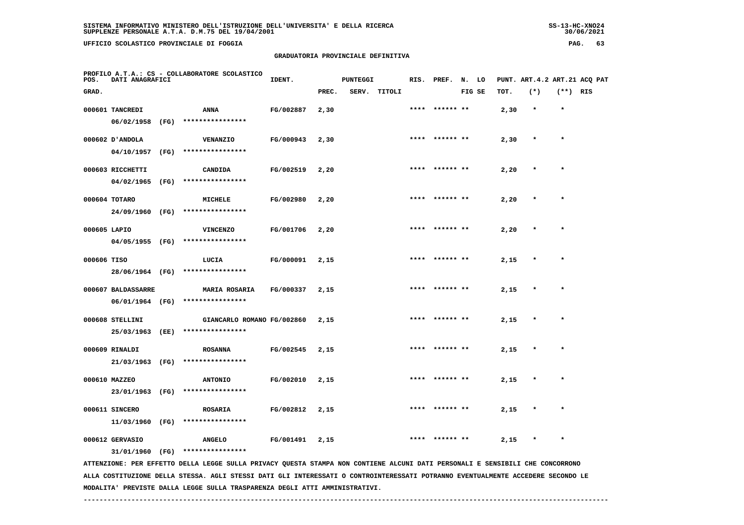SISTEMA INFORMATIVO MINISTERO DELL'ISTRUZIONE DELL'UNIVERSITA' E DELLA RICERCA
SUPPLENZE PERSONALE A.T.A. D.M.75 DEL 19/04/2001

UFFICIO SCOLASTICO PROVINCIALE DI FOGGIA

## GRADUATORIA PROVINCIALE DEFINITIVA

PROFILO A.T.A.: CS - COLLABORATORE SCOLASTICO

| POS. GRAD. | DATI ANAGRAFICI | | IDENT. | PUNTEGGI PREC. | SERV. | TITOLI | RIS. | PREF. | N. LO FIG SE | PUNT. TOT. | ART.4.2 (*) | ART.21 (**) | ACQ PAT RIS |
|---|---|---|---|---|---|---|---|---|---|---|---|---|---|
| 000601 | TANCREDI 06/02/1958 (FG) | ANNA **************** | FG/002887 | 2,30 | | | **** | ****** ** | | 2,30 | * | * | |
| 000602 | D'ANDOLA 04/10/1957 (FG) | VENANZIO **************** | FG/000943 | 2,30 | | | **** | ****** ** | | 2,30 | * | * | |
| 000603 | RICCHETTI 04/02/1965 (FG) | CANDIDA **************** | FG/002519 | 2,20 | | | **** | ****** ** | | 2,20 | * | * | |
| 000604 | TOTARO 24/09/1960 (FG) | MICHELE **************** | FG/002980 | 2,20 | | | **** | ****** ** | | 2,20 | * | * | |
| 000605 | LAPIO 04/05/1955 (FG) | VINCENZO **************** | FG/001706 | 2,20 | | | **** | ****** ** | | 2,20 | * | * | |
| 000606 | TISO 28/06/1964 (FG) | LUCIA **************** | FG/000091 | 2,15 | | | **** | ****** ** | | 2,15 | * | * | |
| 000607 | BALDASSARRE 06/01/1964 (FG) | MARIA ROSARIA **************** | FG/000337 | 2,15 | | | **** | ****** ** | | 2,15 | * | * | |
| 000608 | STELLINI 25/03/1963 (EE) | GIANCARLO ROMANO **************** | FG/002860 | 2,15 | | | **** | ****** ** | | 2,15 | * | * | |
| 000609 | RINALDI 21/03/1963 (FG) | ROSANNA **************** | FG/002545 | 2,15 | | | **** | ****** ** | | 2,15 | * | * | |
| 000610 | MAZZEO 23/01/1963 (FG) | ANTONIO **************** | FG/002010 | 2,15 | | | **** | ****** ** | | 2,15 | * | * | |
| 000611 | SINCERO 11/03/1960 (FG) | ROSARIA **************** | FG/002812 | 2,15 | | | **** | ****** ** | | 2,15 | * | * | |
| 000612 | GERVASIO 31/01/1960 (FG) | ANGELO **************** | FG/001491 | 2,15 | | | **** | ****** ** | | 2,15 | * | * | |

ATTENZIONE: PER EFFETTO DELLA LEGGE SULLA PRIVACY QUESTA STAMPA NON CONTIENE ALCUNI DATI PERSONALI E SENSIBILI CHE CONCORRONO ALLA COSTITUZIONE DELLA STESSA. AGLI STESSI DATI GLI INTERESSATI O CONTROINTERESSATI POTRANNO EVENTUALMENTE ACCEDERE SECONDO LE MODALITA' PREVISTE DALLA LEGGE SULLA TRASPARENZA DEGLI ATTI AMMINISTRATIVI.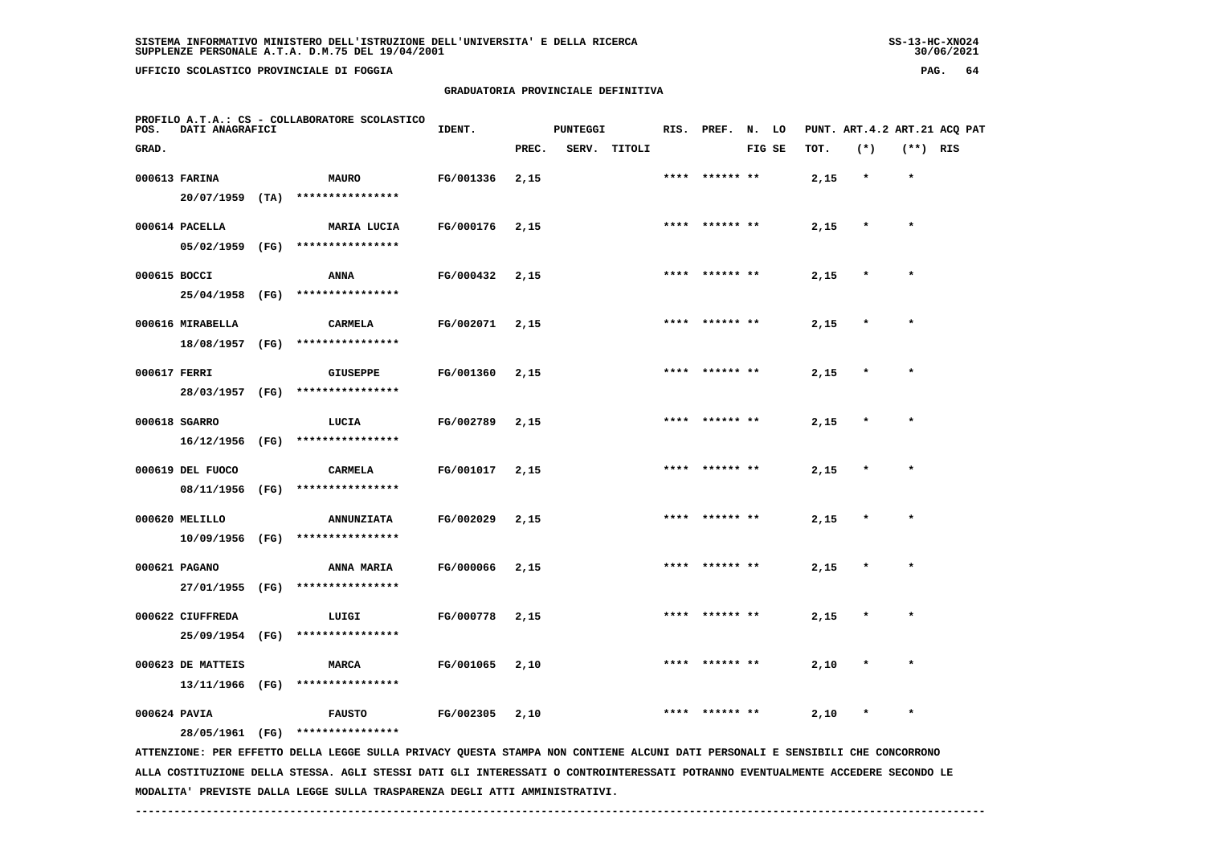SISTEMA INFORMATIVO MINISTERO DELL'ISTRUZIONE DELL'UNIVERSITA' E DELLA RICERCA
SUPPLENZE PERSONALE A.T.A. D.M.75 DEL 19/04/2001

UFFICIO SCOLASTICO PROVINCIALE DI FOGGIA

## GRADUATORIA PROVINCIALE DEFINITIVA

PROFILO A.T.A.: CS - COLLABORATORE SCOLASTICO

| POS. GRAD. | DATI ANAGRAFICI | | IDENT. | PUNTEGGI PREC. | SERV. | TITOLI | RIS. | PREF. | N. LO FIG SE | PUNT. TOT. | ART.4.2 (*) | ART.21 (**) | ACQ PAT RIS |
|---|---|---|---|---|---|---|---|---|---|---|---|---|---|
| 000613 | FARINA 20/07/1959 (TA) | MAURO **************** | FG/001336 | 2,15 | | | **** | ****** ** | | 2,15 | * | * | |
| 000614 | PACELLA 05/02/1959 (FG) | MARIA LUCIA **************** | FG/000176 | 2,15 | | | **** | ****** ** | | 2,15 | * | * | |
| 000615 | BOCCI 25/04/1958 (FG) | ANNA **************** | FG/000432 | 2,15 | | | **** | ****** ** | | 2,15 | * | * | |
| 000616 | MIRABELLA 18/08/1957 (FG) | CARMELA **************** | FG/002071 | 2,15 | | | **** | ****** ** | | 2,15 | * | * | |
| 000617 | FERRI 28/03/1957 (FG) | GIUSEPPE **************** | FG/001360 | 2,15 | | | **** | ****** ** | | 2,15 | * | * | |
| 000618 | SGARRO 16/12/1956 (FG) | LUCIA **************** | FG/002789 | 2,15 | | | **** | ****** ** | | 2,15 | * | * | |
| 000619 | DEL FUOCO 08/11/1956 (FG) | CARMELA **************** | FG/001017 | 2,15 | | | **** | ****** ** | | 2,15 | * | * | |
| 000620 | MELILLO 10/09/1956 (FG) | ANNUNZIATA **************** | FG/002029 | 2,15 | | | **** | ****** ** | | 2,15 | * | * | |
| 000621 | PAGANO 27/01/1955 (FG) | ANNA MARIA **************** | FG/000066 | 2,15 | | | **** | ****** ** | | 2,15 | * | * | |
| 000622 | CIUFFREDA 25/09/1954 (FG) | LUIGI **************** | FG/000778 | 2,15 | | | **** | ****** ** | | 2,15 | * | * | |
| 000623 | DE MATTEIS 13/11/1966 (FG) | MARCA **************** | FG/001065 | 2,10 | | | **** | ****** ** | | 2,10 | * | * | |
| 000624 | PAVIA 28/05/1961 (FG) | FAUSTO **************** | FG/002305 | 2,10 | | | **** | ****** ** | | 2,10 | * | * | |

ATTENZIONE: PER EFFETTO DELLA LEGGE SULLA PRIVACY QUESTA STAMPA NON CONTIENE ALCUNI DATI PERSONALI E SENSIBILI CHE CONCORRONO ALLA COSTITUZIONE DELLA STESSA. AGLI STESSI DATI GLI INTERESSATI O CONTROINTERESSATI POTRANNO EVENTUALMENTE ACCEDERE SECONDO LE MODALITA' PREVISTE DALLA LEGGE SULLA TRASPARENZA DEGLI ATTI AMMINISTRATIVI.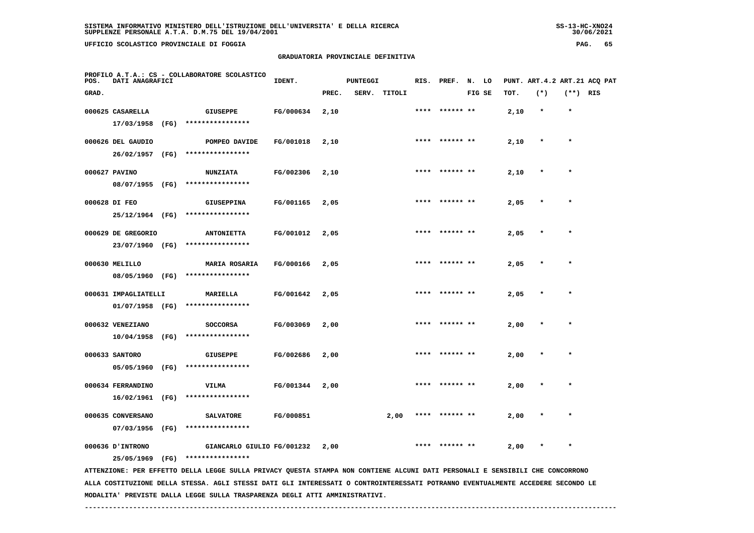# GRADUATORIA PROVINCIALE DEFINITIVA

PROFILO A.T.A.: CS - COLLABORATORE SCOLASTICO

| POS. GRAD. | DATI ANAGRAFICI | | IDENT. | PUNTEGGI PREC. | SERV. | TITOLI | RIS. | PREF. | N. FIG | LO SE | PUNT. TOT. | ART.4.2 (*) | ART.21 (**) | ACQ PAT RIS |
|---|---|---|---|---|---|---|---|---|---|---|---|---|---|---|
| 000625 | CASARELLA 17/03/1958 (FG) | GIUSEPPE **************** | FG/000634 | 2,10 | | | **** | ****** | ** | | 2,10 | * | * | |
| 000626 | DEL GAUDIO 26/02/1957 (FG) | POMPEO DAVIDE **************** | FG/001018 | 2,10 | | | **** | ****** | ** | | 2,10 | * | * | |
| 000627 | PAVINO 08/07/1955 (FG) | NUNZIATA **************** | FG/002306 | 2,10 | | | **** | ****** | ** | | 2,10 | * | * | |
| 000628 | DI FEO 25/12/1964 (FG) | GIUSEPPINA **************** | FG/001165 | 2,05 | | | **** | ****** | ** | | 2,05 | * | * | |
| 000629 | DE GREGORIO 23/07/1960 (FG) | ANTONIETTA **************** | FG/001012 | 2,05 | | | **** | ****** | ** | | 2,05 | * | * | |
| 000630 | MELILLO 08/05/1960 (FG) | MARIA ROSARIA **************** | FG/000166 | 2,05 | | | **** | ****** | ** | | 2,05 | * | * | |
| 000631 | IMPAGLIATELLI 01/07/1958 (FG) | MARIELLA **************** | FG/001642 | 2,05 | | | **** | ****** | ** | | 2,05 | * | * | |
| 000632 | VENEZIANO 10/04/1958 (FG) | SOCCORSA **************** | FG/003069 | 2,00 | | | **** | ****** | ** | | 2,00 | * | * | |
| 000633 | SANTORO 05/05/1960 (FG) | GIUSEPPE **************** | FG/002686 | 2,00 | | | **** | ****** | ** | | 2,00 | * | * | |
| 000634 | FERRANDINO 16/02/1961 (FG) | VILMA **************** | FG/001344 | 2,00 | | | **** | ****** | ** | | 2,00 | * | * | |
| 000635 | CONVERSANO 07/03/1956 (FG) | SALVATORE **************** | FG/000851 | | | 2,00 | **** | ****** | ** | | 2,00 | * | * | |
| 000636 | D'INTRONO 25/05/1969 (FG) | GIANCARLO GIULIO **************** | FG/001232 | 2,00 | | | **** | ****** | ** | | 2,00 | * | * | |

ATTENZIONE: PER EFFETTO DELLA LEGGE SULLA PRIVACY QUESTA STAMPA NON CONTIENE ALCUNI DATI PERSONALI E SENSIBILI CHE CONCORRONO ALLA COSTITUZIONE DELLA STESSA. AGLI STESSI DATI GLI INTERESSATI O CONTROINTERESSATI POTRANNO EVENTUALMENTE ACCEDERE SECONDO LE MODALITA' PREVISTE DALLA LEGGE SULLA TRASPARENZA DEGLI ATTI AMMINISTRATIVI.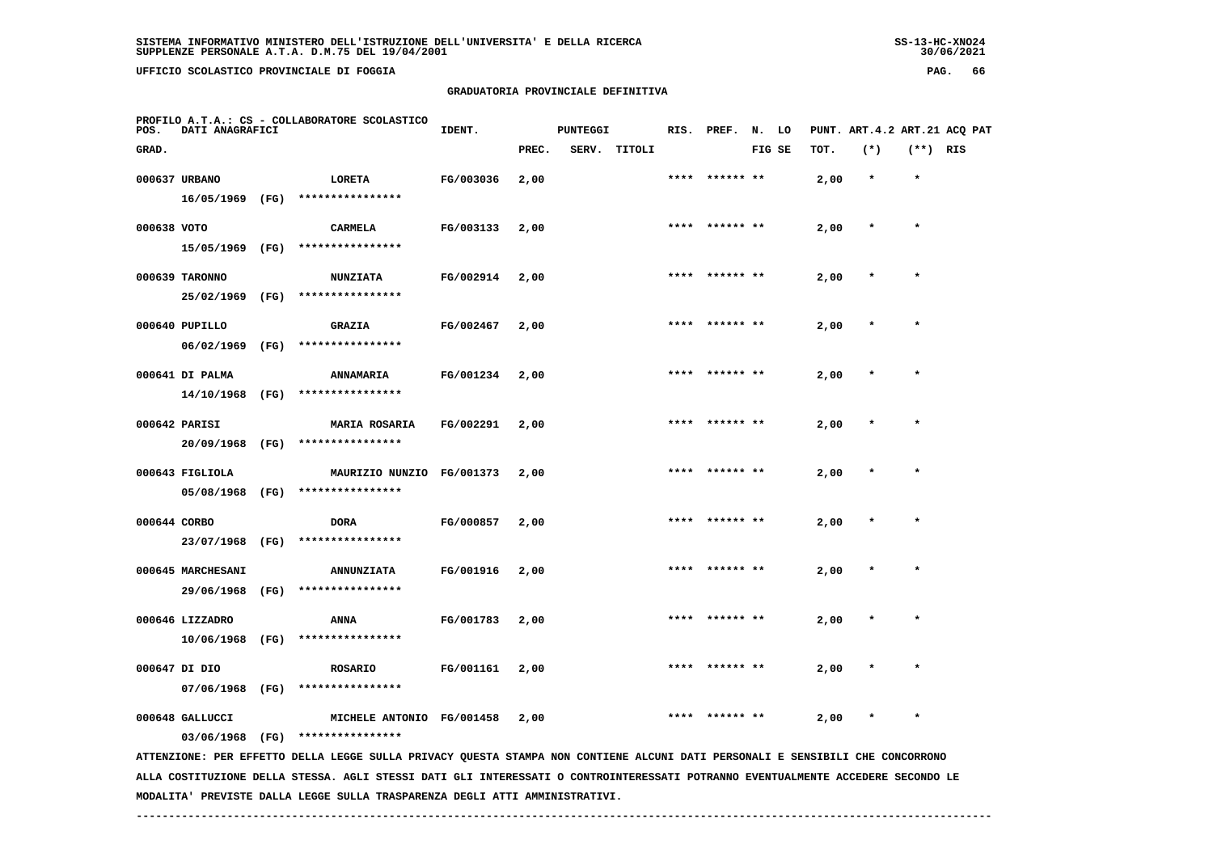SISTEMA INFORMATIVO MINISTERO DELL'ISTRUZIONE DELL'UNIVERSITA' E DELLA RICERCA
SUPPLENZE PERSONALE A.T.A. D.M.75 DEL 19/04/2001

UFFICIO SCOLASTICO PROVINCIALE DI FOGGIA

GRADUATORIA PROVINCIALE DEFINITIVA

PROFILO A.T.A.: CS - COLLABORATORE SCOLASTICO

| POS. GRAD. | DATI ANAGRAFICI | | IDENT. | PUNTEGGI PREC. | SERV. | TITOLI | RIS. | PREF. | N. FIG | LO SE | PUNT. TOT. | ART.4.2 (*) | ART.21 (**) | ACQ RIS | PAT |
|---|---|---|---|---|---|---|---|---|---|---|---|---|---|---|---|
| 000637 | URBANO 16/05/1969 (FG) | LORETA **************** | FG/003036 | 2,00 | | | **** | ****** | ** | | 2,00 | * | * | | |
| 000638 | VOTO 15/05/1969 (FG) | CARMELA **************** | FG/003133 | 2,00 | | | **** | ****** | ** | | 2,00 | * | * | | |
| 000639 | TARONNO 25/02/1969 (FG) | NUNZIATA **************** | FG/002914 | 2,00 | | | **** | ****** | ** | | 2,00 | * | * | | |
| 000640 | PUPILLO 06/02/1969 (FG) | GRAZIA **************** | FG/002467 | 2,00 | | | **** | ****** | ** | | 2,00 | * | * | | |
| 000641 | DI PALMA 14/10/1968 (FG) | ANNAMARIA **************** | FG/001234 | 2,00 | | | **** | ****** | ** | | 2,00 | * | * | | |
| 000642 | PARISI 20/09/1968 (FG) | MARIA ROSARIA **************** | FG/002291 | 2,00 | | | **** | ****** | ** | | 2,00 | * | * | | |
| 000643 | FIGLIOLA 05/08/1968 (FG) | MAURIZIO NUNZIO **************** | FG/001373 | 2,00 | | | **** | ****** | ** | | 2,00 | * | * | | |
| 000644 | CORBO 23/07/1968 (FG) | DORA **************** | FG/000857 | 2,00 | | | **** | ****** | ** | | 2,00 | * | * | | |
| 000645 | MARCHESANI 29/06/1968 (FG) | ANNUNZIATA **************** | FG/001916 | 2,00 | | | **** | ****** | ** | | 2,00 | * | * | | |
| 000646 | LIZZADRO 10/06/1968 (FG) | ANNA **************** | FG/001783 | 2,00 | | | **** | ****** | ** | | 2,00 | * | * | | |
| 000647 | DI DIO 07/06/1968 (FG) | ROSARIO **************** | FG/001161 | 2,00 | | | **** | ****** | ** | | 2,00 | * | * | | |
| 000648 | GALLUCCI 03/06/1968 (FG) | MICHELE ANTONIO **************** | FG/001458 | 2,00 | | | **** | ****** | ** | | 2,00 | * | * | | |

ATTENZIONE: PER EFFETTO DELLA LEGGE SULLA PRIVACY QUESTA STAMPA NON CONTIENE ALCUNI DATI PERSONALI E SENSIBILI CHE CONCORRONO ALLA COSTITUZIONE DELLA STESSA. AGLI STESSI DATI GLI INTERESSATI O CONTROINTERESSATI POTRANNO EVENTUALMENTE ACCEDERE SECONDO LE MODALITA' PREVISTE DALLA LEGGE SULLA TRASPARENZA DEGLI ATTI AMMINISTRATIVI.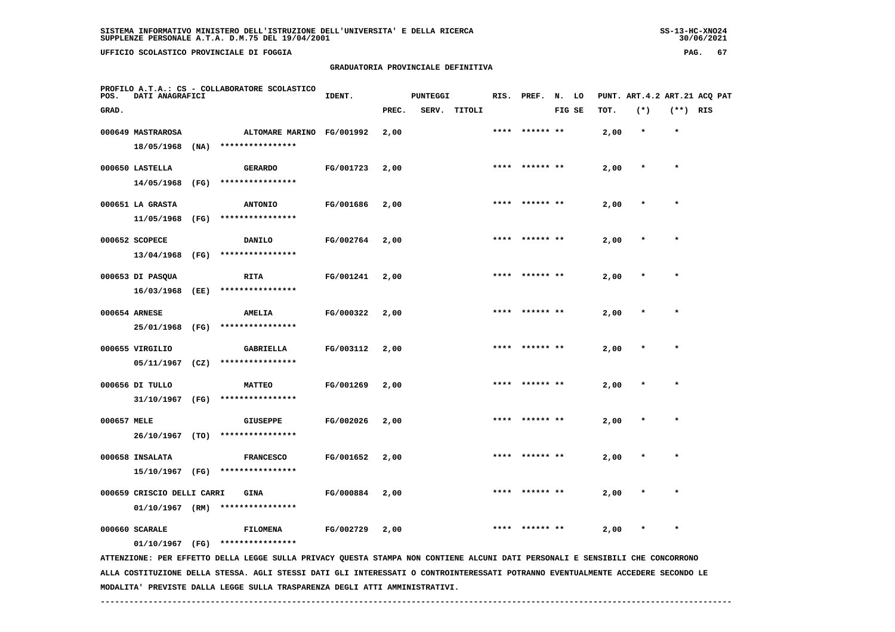SISTEMA INFORMATIVO MINISTERO DELL'ISTRUZIONE DELL'UNIVERSITA' E DELLA RICERCA
SUPPLENZE PERSONALE A.T.A. D.M.75 DEL 19/04/2001

UFFICIO SCOLASTICO PROVINCIALE DI FOGGIA

## GRADUATORIA PROVINCIALE DEFINITIVA

PROFILO A.T.A.: CS - COLLABORATORE SCOLASTICO

| POS. GRAD. | DATI ANAGRAFICI | | IDENT. | PUNTEGGI PREC. | SERV. | TITOLI | RIS. | PREF. | N. FIG | LO SE | PUNT. TOT. | ART.4.2 (*) | ART.21 (**) | ACQ PAT RIS |
|---|---|---|---|---|---|---|---|---|---|---|---|---|---|---|
| 000649 | MASTRAROSA 18/05/1968 (NA) | ALTOMARE MARINO **************** | FG/001992 | 2,00 | | | **** | ****** | ** | | 2,00 | * | * | |
| 000650 | LASTELLA 14/05/1968 (FG) | GERARDO **************** | FG/001723 | 2,00 | | | **** | ****** | ** | | 2,00 | * | * | |
| 000651 | LA GRASTA 11/05/1968 (FG) | ANTONIO **************** | FG/001686 | 2,00 | | | **** | ****** | ** | | 2,00 | * | * | |
| 000652 | SCOPECE 13/04/1968 (FG) | DANILO **************** | FG/002764 | 2,00 | | | **** | ****** | ** | | 2,00 | * | * | |
| 000653 | DI PASQUA 16/03/1968 (EE) | RITA **************** | FG/001241 | 2,00 | | | **** | ****** | ** | | 2,00 | * | * | |
| 000654 | ARNESE 25/01/1968 (FG) | AMELIA **************** | FG/000322 | 2,00 | | | **** | ****** | ** | | 2,00 | * | * | |
| 000655 | VIRGILIO 05/11/1967 (CZ) | GABRIELLA **************** | FG/003112 | 2,00 | | | **** | ****** | ** | | 2,00 | * | * | |
| 000656 | DI TULLO 31/10/1967 (FG) | MATTEO **************** | FG/001269 | 2,00 | | | **** | ****** | ** | | 2,00 | * | * | |
| 000657 | MELE 26/10/1967 (TO) | GIUSEPPE **************** | FG/002026 | 2,00 | | | **** | ****** | ** | | 2,00 | * | * | |
| 000658 | INSALATA 15/10/1967 (FG) | FRANCESCO **************** | FG/001652 | 2,00 | | | **** | ****** | ** | | 2,00 | * | * | |
| 000659 | CRISCIO DELLI CARRI 01/10/1967 (RM) | GINA **************** | FG/000884 | 2,00 | | | **** | ****** | ** | | 2,00 | * | * | |
| 000660 | SCARALE 01/10/1967 (FG) | FILOMENA **************** | FG/002729 | 2,00 | | | **** | ****** | ** | | 2,00 | * | * | |

ATTENZIONE: PER EFFETTO DELLA LEGGE SULLA PRIVACY QUESTA STAMPA NON CONTIENE ALCUNI DATI PERSONALI E SENSIBILI CHE CONCORRONO ALLA COSTITUZIONE DELLA STESSA. AGLI STESSI DATI GLI INTERESSATI O CONTROINTERESSATI POTRANNO EVENTUALMENTE ACCEDERE SECONDO LE MODALITA' PREVISTE DALLA LEGGE SULLA TRASPARENZA DEGLI ATTI AMMINISTRATIVI.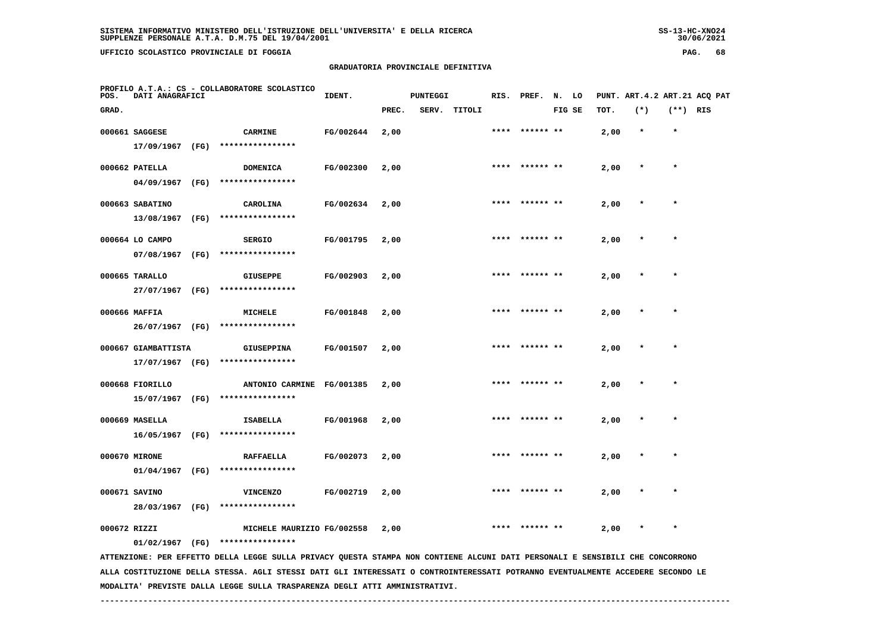SISTEMA INFORMATIVO MINISTERO DELL'ISTRUZIONE DELL'UNIVERSITA' E DELLA RICERCA
SUPPLENZE PERSONALE A.T.A. D.M.75 DEL 19/04/2001

UFFICIO SCOLASTICO PROVINCIALE DI FOGGIA

## GRADUATORIA PROVINCIALE DEFINITIVA

PROFILO A.T.A.: CS - COLLABORATORE SCOLASTICO

| POS. GRAD. | DATI ANAGRAFICI | | IDENT. | PUNTEGGI PREC. | SERV. | TITOLI | RIS. | PREF. | N. FIG | LO SE | PUNT. TOT. | ART.4.2 (*) | ART.21 (**) | ACQ PAT RIS |
|---|---|---|---|---|---|---|---|---|---|---|---|---|---|---|
| 000661 | SAGGESE 17/09/1967 (FG) | CARMINE **************** | FG/002644 | 2,00 | | | **** | ****** | ** | | 2,00 | * | * | |
| 000662 | PATELLA 04/09/1967 (FG) | DOMENICA **************** | FG/002300 | 2,00 | | | **** | ****** | ** | | 2,00 | * | * | |
| 000663 | SABATINO 13/08/1967 (FG) | CAROLINA **************** | FG/002634 | 2,00 | | | **** | ****** | ** | | 2,00 | * | * | |
| 000664 | LO CAMPO 07/08/1967 (FG) | SERGIO **************** | FG/001795 | 2,00 | | | **** | ****** | ** | | 2,00 | * | * | |
| 000665 | TARALLO 27/07/1967 (FG) | GIUSEPPE **************** | FG/002903 | 2,00 | | | **** | ****** | ** | | 2,00 | * | * | |
| 000666 | MAFFIA 26/07/1967 (FG) | MICHELE **************** | FG/001848 | 2,00 | | | **** | ****** | ** | | 2,00 | * | * | |
| 000667 | GIAMBATTISTA 17/07/1967 (FG) | GIUSEPPINA **************** | FG/001507 | 2,00 | | | **** | ****** | ** | | 2,00 | * | * | |
| 000668 | FIORILLO 15/07/1967 (FG) | ANTONIO CARMINE **************** | FG/001385 | 2,00 | | | **** | ****** | ** | | 2,00 | * | * | |
| 000669 | MASELLA 16/05/1967 (FG) | ISABELLA **************** | FG/001968 | 2,00 | | | **** | ****** | ** | | 2,00 | * | * | |
| 000670 | MIRONE 01/04/1967 (FG) | RAFFAELLA **************** | FG/002073 | 2,00 | | | **** | ****** | ** | | 2,00 | * | * | |
| 000671 | SAVINO 28/03/1967 (FG) | VINCENZO **************** | FG/002719 | 2,00 | | | **** | ****** | ** | | 2,00 | * | * | |
| 000672 | RIZZI 01/02/1967 (FG) | MICHELE MAURIZIO **************** | FG/002558 | 2,00 | | | **** | ****** | ** | | 2,00 | * | * | |

ATTENZIONE: PER EFFETTO DELLA LEGGE SULLA PRIVACY QUESTA STAMPA NON CONTIENE ALCUNI DATI PERSONALI E SENSIBILI CHE CONCORRONO ALLA COSTITUZIONE DELLA STESSA. AGLI STESSI DATI GLI INTERESSATI O CONTROINTERESSATI POTRANNO EVENTUALMENTE ACCEDERE SECONDO LE MODALITA' PREVISTE DALLA LEGGE SULLA TRASPARENZA DEGLI ATTI AMMINISTRATIVI.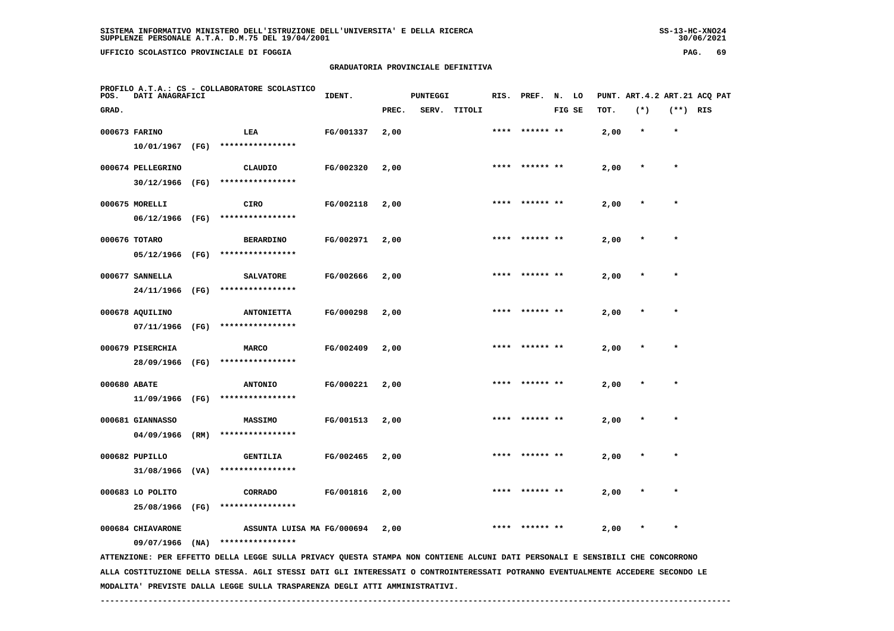GRADUATORIA PROVINCIALE DEFINITIVA

PROFILO A.T.A.: CS - COLLABORATORE SCOLASTICO

| POS. GRAD. | DATI ANAGRAFICI | | IDENT. | PUNTEGGI PREC. | SERV. | TITOLI | RIS. | PREF. | N. LO FIG SE | PUNT. TOT. | ART.4.2 (*) | ART.21 (**) | ACQ PAT RIS |
|---|---|---|---|---|---|---|---|---|---|---|---|---|---|
| 000673 | FARINO 10/01/1967 (FG) | LEA **************** | FG/001337 | 2,00 | | | **** | ****** ** | | 2,00 | * | * | |
| 000674 | PELLEGRINO 30/12/1966 (FG) | CLAUDIO **************** | FG/002320 | 2,00 | | | **** | ****** ** | | 2,00 | * | * | |
| 000675 | MORELLI 06/12/1966 (FG) | CIRO **************** | FG/002118 | 2,00 | | | **** | ****** ** | | 2,00 | * | * | |
| 000676 | TOTARO 05/12/1966 (FG) | BERARDINO **************** | FG/002971 | 2,00 | | | **** | ****** ** | | 2,00 | * | * | |
| 000677 | SANNELLA 24/11/1966 (FG) | SALVATORE **************** | FG/002666 | 2,00 | | | **** | ****** ** | | 2,00 | * | * | |
| 000678 | AQUILINO 07/11/1966 (FG) | ANTONIETTA **************** | FG/000298 | 2,00 | | | **** | ****** ** | | 2,00 | * | * | |
| 000679 | PISERCHIA 28/09/1966 (FG) | MARCO **************** | FG/002409 | 2,00 | | | **** | ****** ** | | 2,00 | * | * | |
| 000680 | ABATE 11/09/1966 (FG) | ANTONIO **************** | FG/000221 | 2,00 | | | **** | ****** ** | | 2,00 | * | * | |
| 000681 | GIANNASSO 04/09/1966 (RM) | MASSIMO **************** | FG/001513 | 2,00 | | | **** | ****** ** | | 2,00 | * | * | |
| 000682 | PUPILLO 31/08/1966 (VA) | GENTILIA **************** | FG/002465 | 2,00 | | | **** | ****** ** | | 2,00 | * | * | |
| 000683 | LO POLITO 25/08/1966 (FG) | CORRADO **************** | FG/001816 | 2,00 | | | **** | ****** ** | | 2,00 | * | * | |
| 000684 | CHIAVARONE 09/07/1966 (NA) | ASSUNTA LUISA MA **************** | FG/000694 | 2,00 | | | **** | ****** ** | | 2,00 | * | * | |

ATTENZIONE: PER EFFETTO DELLA LEGGE SULLA PRIVACY QUESTA STAMPA NON CONTIENE ALCUNI DATI PERSONALI E SENSIBILI CHE CONCORRONO ALLA COSTITUZIONE DELLA STESSA. AGLI STESSI DATI GLI INTERESSATI O CONTROINTERESSATI POTRANNO EVENTUALMENTE ACCEDERE SECONDO LE MODALITA' PREVISTE DALLA LEGGE SULLA TRASPARENZA DEGLI ATTI AMMINISTRATIVI.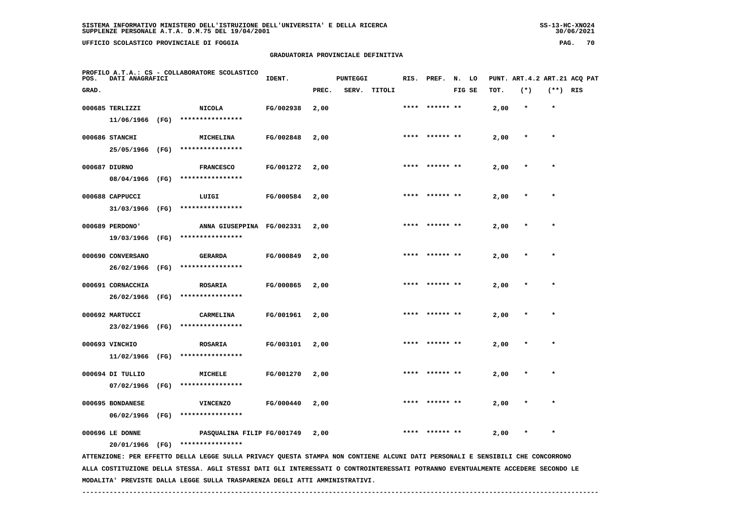SISTEMA INFORMATIVO MINISTERO DELL'ISTRUZIONE DELL'UNIVERSITA' E DELLA RICERCA
SUPPLENZE PERSONALE A.T.A. D.M.75 DEL 19/04/2001

UFFICIO SCOLASTICO PROVINCIALE DI FOGGIA

GRADUATORIA PROVINCIALE DEFINITIVA

PROFILO A.T.A.: CS - COLLABORATORE SCOLASTICO

| POS. GRAD. | DATI ANAGRAFICI | | IDENT. | PUNTEGGI PREC. | SERV. | TITOLI | RIS. | PREF. | N. FIG | LO SE | PUNT. TOT. | ART.4.2 (*) | ART.21 (**) | ACQ PAT RIS |
|---|---|---|---|---|---|---|---|---|---|---|---|---|---|---|
| 000685 | TERLIZZI 11/06/1966 (FG) | NICOLA **************** | FG/002938 | 2,00 | | | **** | ****** | ** | | 2,00 | * | * | |
| 000686 | STANCHI 25/05/1966 (FG) | MICHELINA **************** | FG/002848 | 2,00 | | | **** | ****** | ** | | 2,00 | * | * | |
| 000687 | DIURNO 08/04/1966 (FG) | FRANCESCO **************** | FG/001272 | 2,00 | | | **** | ****** | ** | | 2,00 | * | * | |
| 000688 | CAPPUCCI 31/03/1966 (FG) | LUIGI **************** | FG/000584 | 2,00 | | | **** | ****** | ** | | 2,00 | * | * | |
| 000689 | PERDONO' 19/03/1966 (FG) | ANNA GIUSEPPINA **************** | FG/002331 | 2,00 | | | **** | ****** | ** | | 2,00 | * | * | |
| 000690 | CONVERSANO 26/02/1966 (FG) | GERARDA **************** | FG/000849 | 2,00 | | | **** | ****** | ** | | 2,00 | * | * | |
| 000691 | CORNACCHIA 26/02/1966 (FG) | ROSARIA **************** | FG/000865 | 2,00 | | | **** | ****** | ** | | 2,00 | * | * | |
| 000692 | MARTUCCI 23/02/1966 (FG) | CARMELINA **************** | FG/001961 | 2,00 | | | **** | ****** | ** | | 2,00 | * | * | |
| 000693 | VINCHIO 11/02/1966 (FG) | ROSARIA **************** | FG/003101 | 2,00 | | | **** | ****** | ** | | 2,00 | * | * | |
| 000694 | DI TULLIO 07/02/1966 (FG) | MICHELE **************** | FG/001270 | 2,00 | | | **** | ****** | ** | | 2,00 | * | * | |
| 000695 | BONDANESE 06/02/1966 (FG) | VINCENZO **************** | FG/000440 | 2,00 | | | **** | ****** | ** | | 2,00 | * | * | |
| 000696 | LE DONNE 20/01/1966 (FG) | PASQUALINA FILIP **************** | FG/001749 | 2,00 | | | **** | ****** | ** | | 2,00 | * | * | |

ATTENZIONE: PER EFFETTO DELLA LEGGE SULLA PRIVACY QUESTA STAMPA NON CONTIENE ALCUNI DATI PERSONALI E SENSIBILI CHE CONCORRONO ALLA COSTITUZIONE DELLA STESSA. AGLI STESSI DATI GLI INTERESSATI O CONTROINTERESSATI POTRANNO EVENTUALMENTE ACCEDERE SECONDO LE MODALITA' PREVISTE DALLA LEGGE SULLA TRASPARENZA DEGLI ATTI AMMINISTRATIVI.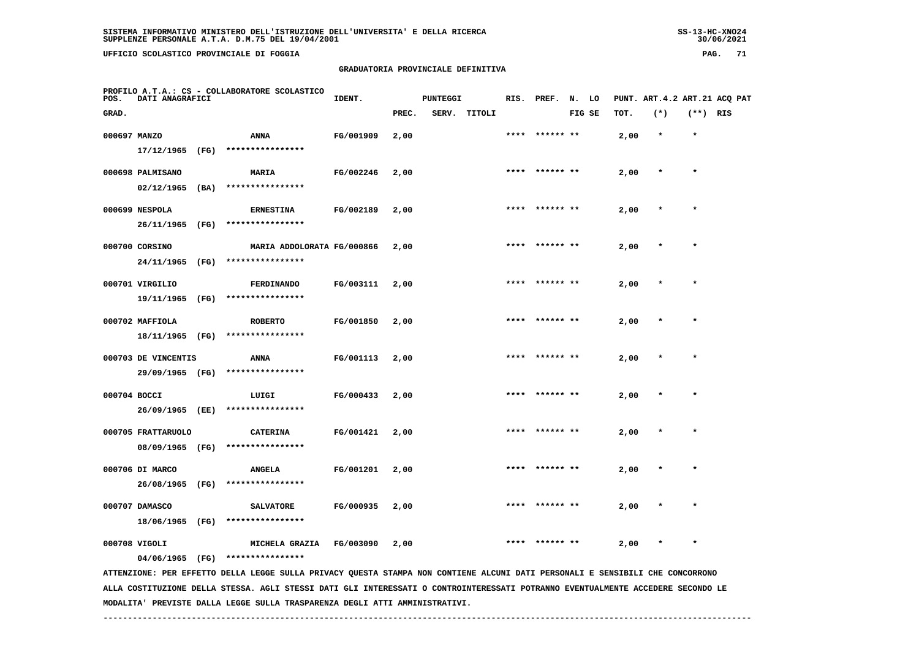SISTEMA INFORMATIVO MINISTERO DELL'ISTRUZIONE DELL'UNIVERSITA' E DELLA RICERCA
SUPPLENZE PERSONALE A.T.A. D.M.75 DEL 19/04/2001

UFFICIO SCOLASTICO PROVINCIALE DI FOGGIA

## GRADUATORIA PROVINCIALE DEFINITIVA

PROFILO A.T.A.: CS - COLLABORATORE SCOLASTICO

| POS. GRAD. | DATI ANAGRAFICI | | IDENT. | PUNTEGGI PREC. | SERV. | TITOLI | RIS. | PREF. | N. LO FIG SE | PUNT. TOT. | ART.4.2 (*) | ART.21 (**) | ACQ PAT RIS |
|---|---|---|---|---|---|---|---|---|---|---|---|---|---|
| 000697 | MANZO 17/12/1965 (FG) | ANNA **************** | FG/001909 | 2,00 | | | **** | ****** ** | | 2,00 | * | * | |
| 000698 | PALMISANO 02/12/1965 (BA) | MARIA **************** | FG/002246 | 2,00 | | | **** | ****** ** | | 2,00 | * | * | |
| 000699 | NESPOLA 26/11/1965 (FG) | ERNESTINA **************** | FG/002189 | 2,00 | | | **** | ****** ** | | 2,00 | * | * | |
| 000700 | CORSINO 24/11/1965 (FG) | MARIA ADDOLORATA **************** | FG/000866 | 2,00 | | | **** | ****** ** | | 2,00 | * | * | |
| 000701 | VIRGILIO 19/11/1965 (FG) | FERDINANDO **************** | FG/003111 | 2,00 | | | **** | ****** ** | | 2,00 | * | * | |
| 000702 | MAFFIOLA 18/11/1965 (FG) | ROBERTO **************** | FG/001850 | 2,00 | | | **** | ****** ** | | 2,00 | * | * | |
| 000703 | DE VINCENTIS 29/09/1965 (FG) | ANNA **************** | FG/001113 | 2,00 | | | **** | ****** ** | | 2,00 | * | * | |
| 000704 | BOCCI 26/09/1965 (EE) | LUIGI **************** | FG/000433 | 2,00 | | | **** | ****** ** | | 2,00 | * | * | |
| 000705 | FRATTARUOLO 08/09/1965 (FG) | CATERINA **************** | FG/001421 | 2,00 | | | **** | ****** ** | | 2,00 | * | * | |
| 000706 | DI MARCO 26/08/1965 (FG) | ANGELA **************** | FG/001201 | 2,00 | | | **** | ****** ** | | 2,00 | * | * | |
| 000707 | DAMASCO 18/06/1965 (FG) | SALVATORE **************** | FG/000935 | 2,00 | | | **** | ****** ** | | 2,00 | * | * | |
| 000708 | VIGOLI 04/06/1965 (FG) | MICHELA GRAZIA **************** | FG/003090 | 2,00 | | | **** | ****** ** | | 2,00 | * | * | |

ATTENZIONE: PER EFFETTO DELLA LEGGE SULLA PRIVACY QUESTA STAMPA NON CONTIENE ALCUNI DATI PERSONALI E SENSIBILI CHE CONCORRONO ALLA COSTITUZIONE DELLA STESSA. AGLI STESSI DATI GLI INTERESSATI O CONTROINTERESSATI POTRANNO EVENTUALMENTE ACCEDERE SECONDO LE MODALITA' PREVISTE DALLA LEGGE SULLA TRASPARENZA DEGLI ATTI AMMINISTRATIVI.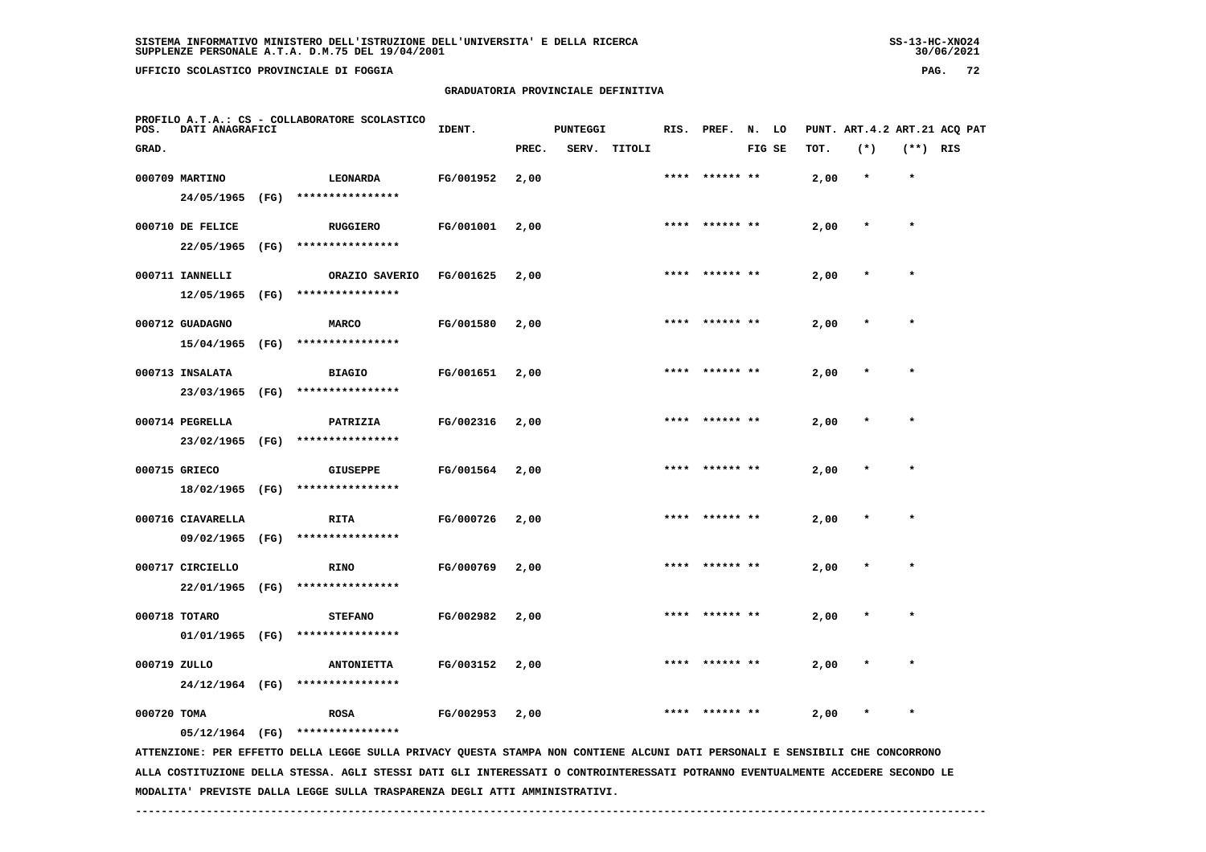SISTEMA INFORMATIVO MINISTERO DELL'ISTRUZIONE DELL'UNIVERSITA' E DELLA RICERCA
SUPPLENZE PERSONALE A.T.A. D.M.75 DEL 19/04/2001

UFFICIO SCOLASTICO PROVINCIALE DI FOGGIA

## GRADUATORIA PROVINCIALE DEFINITIVA

PROFILO A.T.A.: CS - COLLABORATORE SCOLASTICO

| POS. GRAD. | DATI ANAGRAFICI | | IDENT. | PUNTEGGI PREC. | SERV. | TITOLI | RIS. | PREF. | N. LO FIG SE | PUNT. TOT. | ART.4.2 (*) | ART.21 (**) | ACQ PAT RIS |
|---|---|---|---|---|---|---|---|---|---|---|---|---|---|
| 000709 | MARTINO 24/05/1965 (FG) | LEONARDA **************** | FG/001952 | 2,00 | | | **** | ****** ** | | 2,00 | * | * | |
| 000710 | DE FELICE 22/05/1965 (FG) | RUGGIERO **************** | FG/001001 | 2,00 | | | **** | ****** ** | | 2,00 | * | * | |
| 000711 | IANNELLI 12/05/1965 (FG) | ORAZIO SAVERIO **************** | FG/001625 | 2,00 | | | **** | ****** ** | | 2,00 | * | * | |
| 000712 | GUADAGNO 15/04/1965 (FG) | MARCO **************** | FG/001580 | 2,00 | | | **** | ****** ** | | 2,00 | * | * | |
| 000713 | INSALATA 23/03/1965 (FG) | BIAGIO **************** | FG/001651 | 2,00 | | | **** | ****** ** | | 2,00 | * | * | |
| 000714 | PEGRELLA 23/02/1965 (FG) | PATRIZIA **************** | FG/002316 | 2,00 | | | **** | ****** ** | | 2,00 | * | * | |
| 000715 | GRIECO 18/02/1965 (FG) | GIUSEPPE **************** | FG/001564 | 2,00 | | | **** | ****** ** | | 2,00 | * | * | |
| 000716 | CIAVARELLA 09/02/1965 (FG) | RITA **************** | FG/000726 | 2,00 | | | **** | ****** ** | | 2,00 | * | * | |
| 000717 | CIRCIELLO 22/01/1965 (FG) | RINO **************** | FG/000769 | 2,00 | | | **** | ****** ** | | 2,00 | * | * | |
| 000718 | TOTARO 01/01/1965 (FG) | STEFANO **************** | FG/002982 | 2,00 | | | **** | ****** ** | | 2,00 | * | * | |
| 000719 | ZULLO 24/12/1964 (FG) | ANTONIETTA **************** | FG/003152 | 2,00 | | | **** | ****** ** | | 2,00 | * | * | |
| 000720 | TOMA 05/12/1964 (FG) | ROSA **************** | FG/002953 | 2,00 | | | **** | ****** ** | | 2,00 | * | * | |

ATTENZIONE: PER EFFETTO DELLA LEGGE SULLA PRIVACY QUESTA STAMPA NON CONTIENE ALCUNI DATI PERSONALI E SENSIBILI CHE CONCORRONO ALLA COSTITUZIONE DELLA STESSA. AGLI STESSI DATI GLI INTERESSATI O CONTROINTERESSATI POTRANNO EVENTUALMENTE ACCEDERE SECONDO LE MODALITA' PREVISTE DALLA LEGGE SULLA TRASPARENZA DEGLI ATTI AMMINISTRATIVI.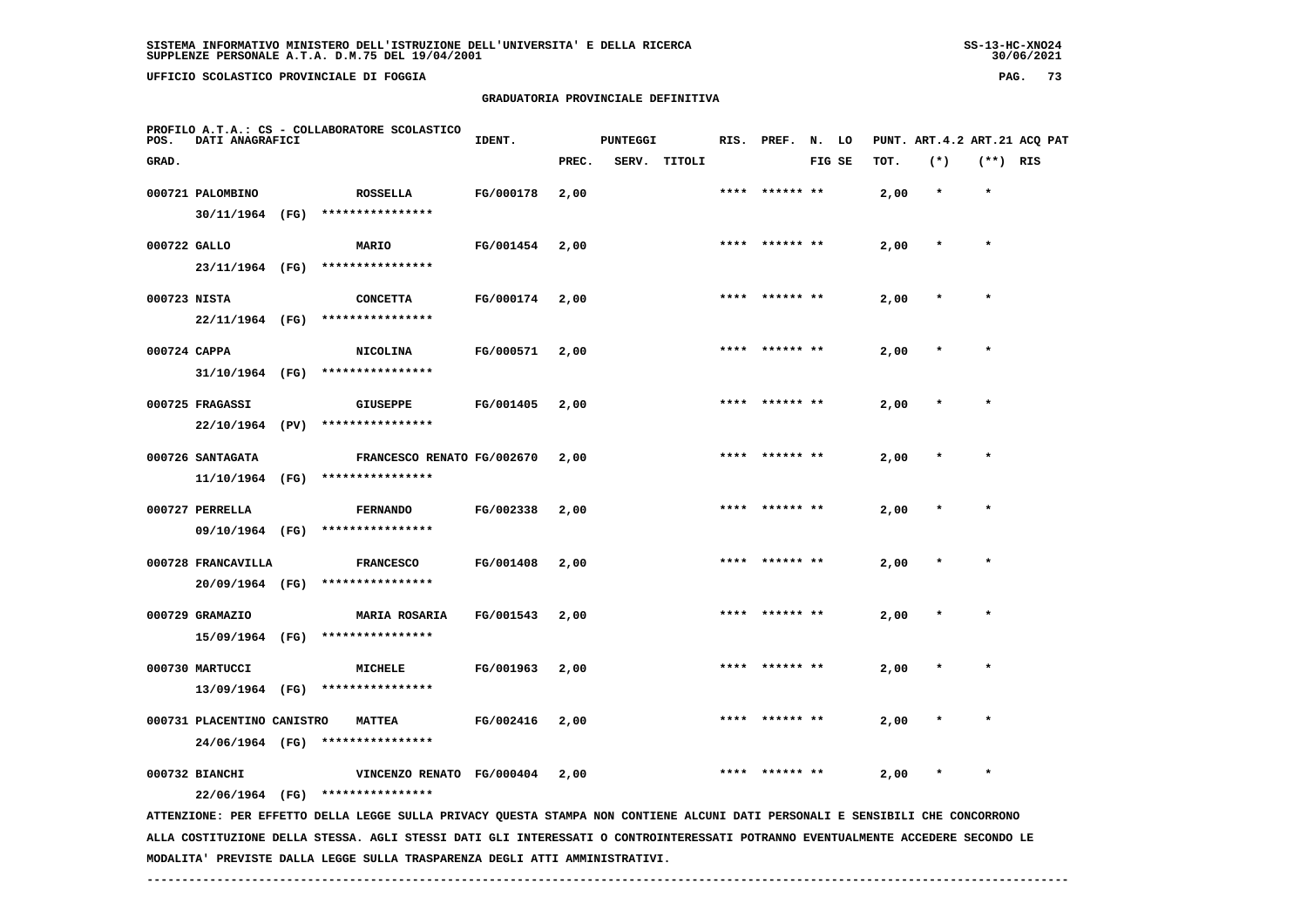SISTEMA INFORMATIVO MINISTERO DELL'ISTRUZIONE DELL'UNIVERSITA' E DELLA RICERCA
SUPPLENZE PERSONALE A.T.A. D.M.75 DEL 19/04/2001

UFFICIO SCOLASTICO PROVINCIALE DI FOGGIA

GRADUATORIA PROVINCIALE DEFINITIVA

PROFILO A.T.A.: CS - COLLABORATORE SCOLASTICO

| POS. GRAD. | DATI ANAGRAFICI | | IDENT. | PUNTEGGI PREC. | SERV. | TITOLI | RIS. | PREF. | N. LO FIG SE | PUNT. ART.4.2 TOT. | (*) | ART.21 ACQ PAT (**) RIS |
|---|---|---|---|---|---|---|---|---|---|---|---|---|
| 000721 | PALOMBINO 30/11/1964 (FG) | ROSSELLA **************** | FG/000178 | 2,00 | | | **** | ****** ** | | 2,00 | * | * |
| 000722 | GALLO 23/11/1964 (FG) | MARIO **************** | FG/001454 | 2,00 | | | **** | ****** ** | | 2,00 | * | * |
| 000723 | NISTA 22/11/1964 (FG) | CONCETTA **************** | FG/000174 | 2,00 | | | **** | ****** ** | | 2,00 | * | * |
| 000724 | CAPPA 31/10/1964 (FG) | NICOLINA **************** | FG/000571 | 2,00 | | | **** | ****** ** | | 2,00 | * | * |
| 000725 | FRAGASSI 22/10/1964 (PV) | GIUSEPPE **************** | FG/001405 | 2,00 | | | **** | ****** ** | | 2,00 | * | * |
| 000726 | SANTAGATA 11/10/1964 (FG) | FRANCESCO RENATO **************** | FG/002670 | 2,00 | | | **** | ****** ** | | 2,00 | * | * |
| 000727 | PERRELLA 09/10/1964 (FG) | FERNANDO **************** | FG/002338 | 2,00 | | | **** | ****** ** | | 2,00 | * | * |
| 000728 | FRANCAVILLA 20/09/1964 (FG) | FRANCESCO **************** | FG/001408 | 2,00 | | | **** | ****** ** | | 2,00 | * | * |
| 000729 | GRAMAZIO 15/09/1964 (FG) | MARIA ROSARIA **************** | FG/001543 | 2,00 | | | **** | ****** ** | | 2,00 | * | * |
| 000730 | MARTUCCI 13/09/1964 (FG) | MICHELE **************** | FG/001963 | 2,00 | | | **** | ****** ** | | 2,00 | * | * |
| 000731 | PLACENTINO CANISTRO 24/06/1964 (FG) | MATTEA **************** | FG/002416 | 2,00 | | | **** | ****** ** | | 2,00 | * | * |
| 000732 | BIANCHI 22/06/1964 (FG) | VINCENZO RENATO **************** | FG/000404 | 2,00 | | | **** | ****** ** | | 2,00 | * | * |

ATTENZIONE: PER EFFETTO DELLA LEGGE SULLA PRIVACY QUESTA STAMPA NON CONTIENE ALCUNI DATI PERSONALI E SENSIBILI CHE CONCORRONO ALLA COSTITUZIONE DELLA STESSA. AGLI STESSI DATI GLI INTERESSATI O CONTROINTERESSATI POTRANNO EVENTUALMENTE ACCEDERE SECONDO LE MODALITA' PREVISTE DALLA LEGGE SULLA TRASPARENZA DEGLI ATTI AMMINISTRATIVI.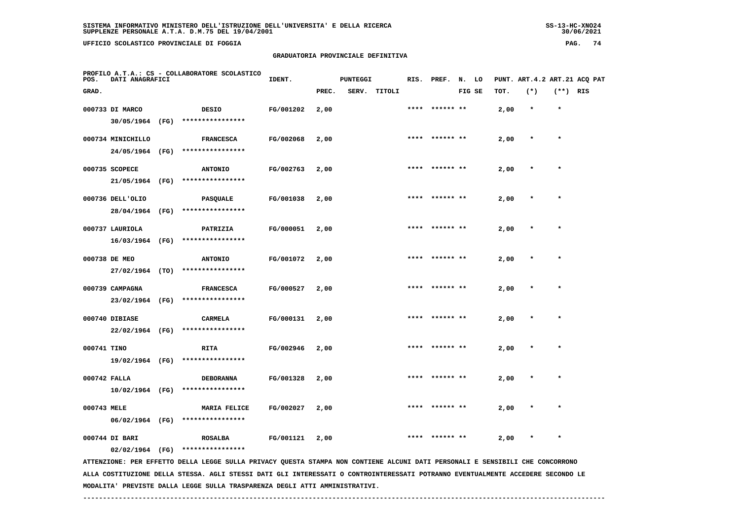SISTEMA INFORMATIVO MINISTERO DELL'ISTRUZIONE DELL'UNIVERSITA' E DELLA RICERCA
SUPPLENZE PERSONALE A.T.A. D.M.75 DEL 19/04/2001

UFFICIO SCOLASTICO PROVINCIALE DI FOGGIA

## GRADUATORIA PROVINCIALE DEFINITIVA

PROFILO A.T.A.: CS - COLLABORATORE SCOLASTICO

| POS. GRAD. | DATI ANAGRAFICI | | IDENT. | PUNTEGGI PREC. | SERV. | TITOLI | RIS. | PREF. | N. LO FIG SE | PUNT. TOT. | ART.4.2 (*) | ART.21 (**) | ACQ PAT RIS |
|---|---|---|---|---|---|---|---|---|---|---|---|---|---|
| 000733 | DI MARCO 30/05/1964 (FG) | DESIO **************** | FG/001202 | 2,00 | | | **** | ****** ** | | 2,00 | * | * | |
| 000734 | MINICHILLO 24/05/1964 (FG) | FRANCESCA **************** | FG/002068 | 2,00 | | | **** | ****** ** | | 2,00 | * | * | |
| 000735 | SCOPECE 21/05/1964 (FG) | ANTONIO **************** | FG/002763 | 2,00 | | | **** | ****** ** | | 2,00 | * | * | |
| 000736 | DELL'OLIO 28/04/1964 (FG) | PASQUALE **************** | FG/001038 | 2,00 | | | **** | ****** ** | | 2,00 | * | * | |
| 000737 | LAURIOLA 16/03/1964 (FG) | PATRIZIA **************** | FG/000051 | 2,00 | | | **** | ****** ** | | 2,00 | * | * | |
| 000738 | DE MEO 27/02/1964 (TO) | ANTONIO **************** | FG/001072 | 2,00 | | | **** | ****** ** | | 2,00 | * | * | |
| 000739 | CAMPAGNA 23/02/1964 (FG) | FRANCESCA **************** | FG/000527 | 2,00 | | | **** | ****** ** | | 2,00 | * | * | |
| 000740 | DIBIASE 22/02/1964 (FG) | CARMELA **************** | FG/000131 | 2,00 | | | **** | ****** ** | | 2,00 | * | * | |
| 000741 | TINO 19/02/1964 (FG) | RITA **************** | FG/002946 | 2,00 | | | **** | ****** ** | | 2,00 | * | * | |
| 000742 | FALLA 10/02/1964 (FG) | DEBORANNA **************** | FG/001328 | 2,00 | | | **** | ****** ** | | 2,00 | * | * | |
| 000743 | MELE 06/02/1964 (FG) | MARIA FELICE **************** | FG/002027 | 2,00 | | | **** | ****** ** | | 2,00 | * | * | |
| 000744 | DI BARI 02/02/1964 (FG) | ROSALBA **************** | FG/001121 | 2,00 | | | **** | ****** ** | | 2,00 | * | * | |

ATTENZIONE: PER EFFETTO DELLA LEGGE SULLA PRIVACY QUESTA STAMPA NON CONTIENE ALCUNI DATI PERSONALI E SENSIBILI CHE CONCORRONO ALLA COSTITUZIONE DELLA STESSA. AGLI STESSI DATI GLI INTERESSATI O CONTROINTERESSATI POTRANNO EVENTUALMENTE ACCEDERE SECONDO LE MODALITA' PREVISTE DALLA LEGGE SULLA TRASPARENZA DEGLI ATTI AMMINISTRATIVI.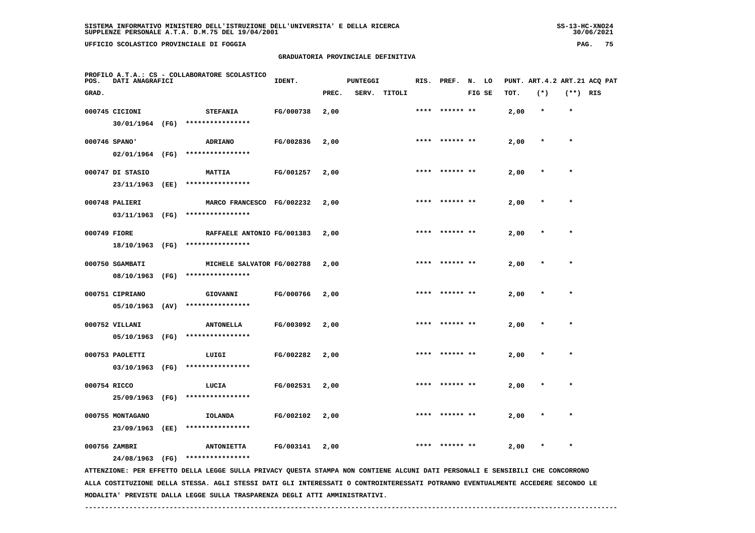SISTEMA INFORMATIVO MINISTERO DELL'ISTRUZIONE DELL'UNIVERSITA' E DELLA RICERCA
SUPPLENZE PERSONALE A.T.A. D.M.75 DEL 19/04/2001

UFFICIO SCOLASTICO PROVINCIALE DI FOGGIA

GRADUATORIA PROVINCIALE DEFINITIVA

PROFILO A.T.A.: CS - COLLABORATORE SCOLASTICO

| POS. GRAD. | DATI ANAGRAFICI | | IDENT. | PUNTEGGI PREC. | SERV. | TITOLI | RIS. | PREF. | N. LO FIG SE | PUNT. TOT. | ART.4.2 (*) | ART.21 (**) | ACQ PAT RIS |
|---|---|---|---|---|---|---|---|---|---|---|---|---|---|
| 000745 | CICIONI 30/01/1964 (FG) | STEFANIA **************** | FG/000738 | 2,00 | | | **** | ****** ** | | 2,00 | * | * | |
| 000746 | SPANO' 02/01/1964 (FG) | ADRIANO **************** | FG/002836 | 2,00 | | | **** | ****** ** | | 2,00 | * | * | |
| 000747 | DI STASIO 23/11/1963 (EE) | MATTIA **************** | FG/001257 | 2,00 | | | **** | ****** ** | | 2,00 | * | * | |
| 000748 | PALIERI 03/11/1963 (FG) | MARCO FRANCESCO **************** | FG/002232 | 2,00 | | | **** | ****** ** | | 2,00 | * | * | |
| 000749 | FIORE 18/10/1963 (FG) | RAFFAELE ANTONIO **************** | FG/001383 | 2,00 | | | **** | ****** ** | | 2,00 | * | * | |
| 000750 | SGAMBATI 08/10/1963 (FG) | MICHELE SALVATOR **************** | FG/002788 | 2,00 | | | **** | ****** ** | | 2,00 | * | * | |
| 000751 | CIPRIANO 05/10/1963 (AV) | GIOVANNI **************** | FG/000766 | 2,00 | | | **** | ****** ** | | 2,00 | * | * | |
| 000752 | VILLANI 05/10/1963 (FG) | ANTONELLA **************** | FG/003092 | 2,00 | | | **** | ****** ** | | 2,00 | * | * | |
| 000753 | PAOLETTI 03/10/1963 (FG) | LUIGI **************** | FG/002282 | 2,00 | | | **** | ****** ** | | 2,00 | * | * | |
| 000754 | RICCO 25/09/1963 (FG) | LUCIA **************** | FG/002531 | 2,00 | | | **** | ****** ** | | 2,00 | * | * | |
| 000755 | MONTAGANO 23/09/1963 (EE) | IOLANDA **************** | FG/002102 | 2,00 | | | **** | ****** ** | | 2,00 | * | * | |
| 000756 | ZAMBRI 24/08/1963 (FG) | ANTONIETTA **************** | FG/003141 | 2,00 | | | **** | ****** ** | | 2,00 | * | * | |

ATTENZIONE: PER EFFETTO DELLA LEGGE SULLA PRIVACY QUESTA STAMPA NON CONTIENE ALCUNI DATI PERSONALI E SENSIBILI CHE CONCORRONO ALLA COSTITUZIONE DELLA STESSA. AGLI STESSI DATI GLI INTERESSATI O CONTROINTERESSATI POTRANNO EVENTUALMENTE ACCEDERE SECONDO LE MODALITA' PREVISTE DALLA LEGGE SULLA TRASPARENZA DEGLI ATTI AMMINISTRATIVI.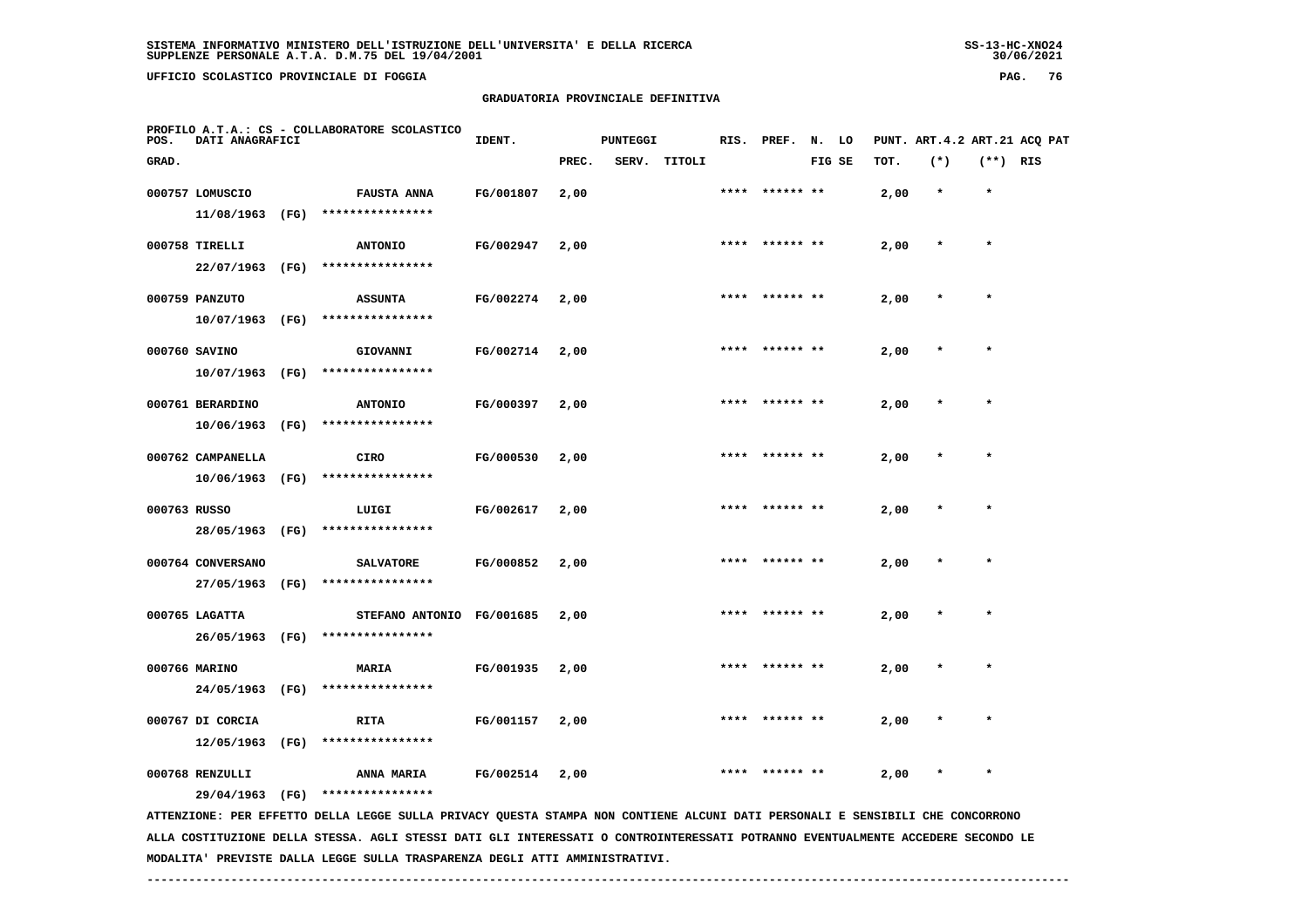SISTEMA INFORMATIVO MINISTERO DELL'ISTRUZIONE DELL'UNIVERSITA' E DELLA RICERCA
SUPPLENZE PERSONALE A.T.A. D.M.75 DEL 19/04/2001

UFFICIO SCOLASTICO PROVINCIALE DI FOGGIA

## GRADUATORIA PROVINCIALE DEFINITIVA

PROFILO A.T.A.: CS - COLLABORATORE SCOLASTICO

| POS. GRAD. | DATI ANAGRAFICI | | IDENT. | PUNTEGGI PREC. | SERV. | TITOLI | RIS. | PREF. | N. LO FIG SE | PUNT. TOT. | ART.4.2 (*) | ART.21 (**) | ACQ PAT RIS |
|---|---|---|---|---|---|---|---|---|---|---|---|---|---|
| 000757 | LOMUSCIO 11/08/1963 (FG) | FAUSTA ANNA **************** | FG/001807 | 2,00 | | | **** | ****** ** | | 2,00 | * | * | |
| 000758 | TIRELLI 22/07/1963 (FG) | ANTONIO **************** | FG/002947 | 2,00 | | | **** | ****** ** | | 2,00 | * | * | |
| 000759 | PANZUTO 10/07/1963 (FG) | ASSUNTA **************** | FG/002274 | 2,00 | | | **** | ****** ** | | 2,00 | * | * | |
| 000760 | SAVINO 10/07/1963 (FG) | GIOVANNI **************** | FG/002714 | 2,00 | | | **** | ****** ** | | 2,00 | * | * | |
| 000761 | BERARDINO 10/06/1963 (FG) | ANTONIO **************** | FG/000397 | 2,00 | | | **** | ****** ** | | 2,00 | * | * | |
| 000762 | CAMPANELLA 10/06/1963 (FG) | CIRO **************** | FG/000530 | 2,00 | | | **** | ****** ** | | 2,00 | * | * | |
| 000763 | RUSSO 28/05/1963 (FG) | LUIGI **************** | FG/002617 | 2,00 | | | **** | ****** ** | | 2,00 | * | * | |
| 000764 | CONVERSANO 27/05/1963 (FG) | SALVATORE **************** | FG/000852 | 2,00 | | | **** | ****** ** | | 2,00 | * | * | |
| 000765 | LAGATTA 26/05/1963 (FG) | STEFANO ANTONIO **************** | FG/001685 | 2,00 | | | **** | ****** ** | | 2,00 | * | * | |
| 000766 | MARINO 24/05/1963 (FG) | MARIA **************** | FG/001935 | 2,00 | | | **** | ****** ** | | 2,00 | * | * | |
| 000767 | DI CORCIA 12/05/1963 (FG) | RITA **************** | FG/001157 | 2,00 | | | **** | ****** ** | | 2,00 | * | * | |
| 000768 | RENZULLI 29/04/1963 (FG) | ANNA MARIA **************** | FG/002514 | 2,00 | | | **** | ****** ** | | 2,00 | * | * | |

ATTENZIONE: PER EFFETTO DELLA LEGGE SULLA PRIVACY QUESTA STAMPA NON CONTIENE ALCUNI DATI PERSONALI E SENSIBILI CHE CONCORRONO ALLA COSTITUZIONE DELLA STESSA. AGLI STESSI DATI GLI INTERESSATI O CONTROINTERESSATI POTRANNO EVENTUALMENTE ACCEDERE SECONDO LE MODALITA' PREVISTE DALLA LEGGE SULLA TRASPARENZA DEGLI ATTI AMMINISTRATIVI.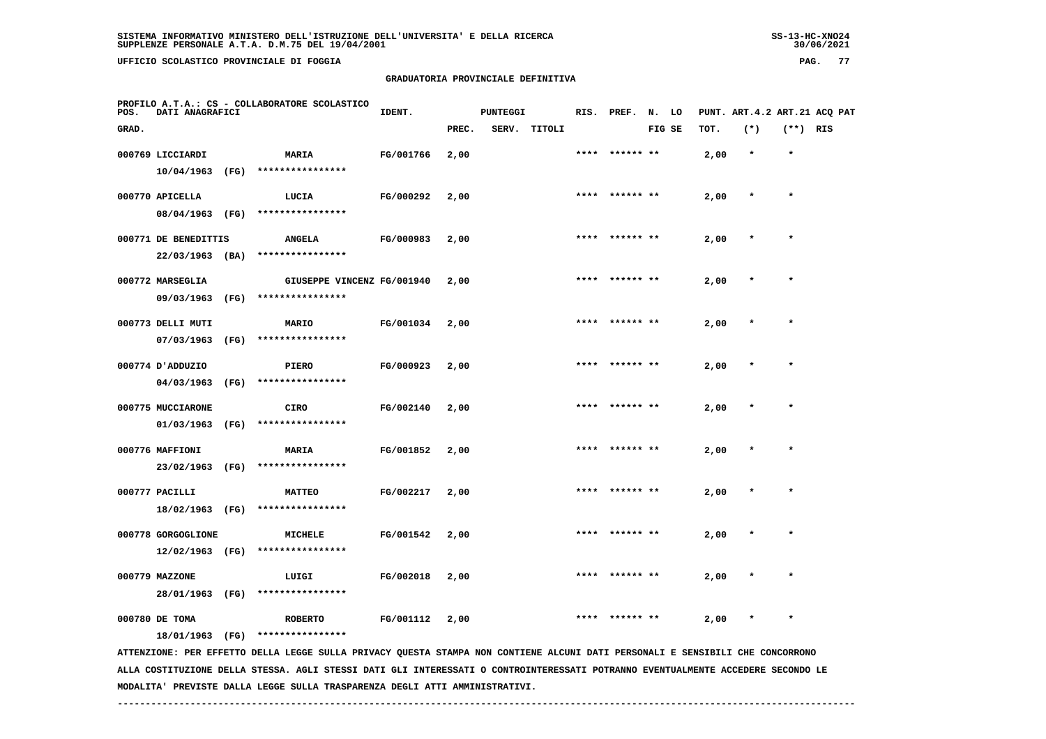SISTEMA INFORMATIVO MINISTERO DELL'ISTRUZIONE DELL'UNIVERSITA' E DELLA RICERCA
SUPPLENZE PERSONALE A.T.A. D.M.75 DEL 19/04/2001

UFFICIO SCOLASTICO PROVINCIALE DI FOGGIA

## GRADUATORIA PROVINCIALE DEFINITIVA

PROFILO A.T.A.: CS - COLLABORATORE SCOLASTICO

| POS. GRAD. | DATI ANAGRAFICI | | IDENT. | PUNTEGGI PREC. | SERV. | TITOLI | RIS. | PREF. | N. LO FIG SE | PUNT. TOT. | ART.4.2 (*) | ART.21 (**) | ACQ PAT RIS |
|---|---|---|---|---|---|---|---|---|---|---|---|---|---|
| 000769 | LICCIARDI 10/04/1963 (FG) | MARIA **************** | FG/001766 | 2,00 | | | **** | ****** ** | | 2,00 | * | * | |
| 000770 | APICELLA 08/04/1963 (FG) | LUCIA **************** | FG/000292 | 2,00 | | | **** | ****** ** | | 2,00 | * | * | |
| 000771 | DE BENEDITTIS 22/03/1963 (BA) | ANGELA **************** | FG/000983 | 2,00 | | | **** | ****** ** | | 2,00 | * | * | |
| 000772 | MARSEGLIA 09/03/1963 (FG) | GIUSEPPE VINCENZ **************** | FG/001940 | 2,00 | | | **** | ****** ** | | 2,00 | * | * | |
| 000773 | DELLI MUTI 07/03/1963 (FG) | MARIO **************** | FG/001034 | 2,00 | | | **** | ****** ** | | 2,00 | * | * | |
| 000774 | D'ADDUZIO 04/03/1963 (FG) | PIERO **************** | FG/000923 | 2,00 | | | **** | ****** ** | | 2,00 | * | * | |
| 000775 | MUCCIARONE 01/03/1963 (FG) | CIRO **************** | FG/002140 | 2,00 | | | **** | ****** ** | | 2,00 | * | * | |
| 000776 | MAFFIONI 23/02/1963 (FG) | MARIA **************** | FG/001852 | 2,00 | | | **** | ****** ** | | 2,00 | * | * | |
| 000777 | PACILLI 18/02/1963 (FG) | MATTEO **************** | FG/002217 | 2,00 | | | **** | ****** ** | | 2,00 | * | * | |
| 000778 | GORGOGLIONE 12/02/1963 (FG) | MICHELE **************** | FG/001542 | 2,00 | | | **** | ****** ** | | 2,00 | * | * | |
| 000779 | MAZZONE 28/01/1963 (FG) | LUIGI **************** | FG/002018 | 2,00 | | | **** | ****** ** | | 2,00 | * | * | |
| 000780 | DE TOMA 18/01/1963 (FG) | ROBERTO **************** | FG/001112 | 2,00 | | | **** | ****** ** | | 2,00 | * | * | |

ATTENZIONE: PER EFFETTO DELLA LEGGE SULLA PRIVACY QUESTA STAMPA NON CONTIENE ALCUNI DATI PERSONALI E SENSIBILI CHE CONCORRONO ALLA COSTITUZIONE DELLA STESSA. AGLI STESSI DATI GLI INTERESSATI O CONTROINTERESSATI POTRANNO EVENTUALMENTE ACCEDERE SECONDO LE MODALITA' PREVISTE DALLA LEGGE SULLA TRASPARENZA DEGLI ATTI AMMINISTRATIVI.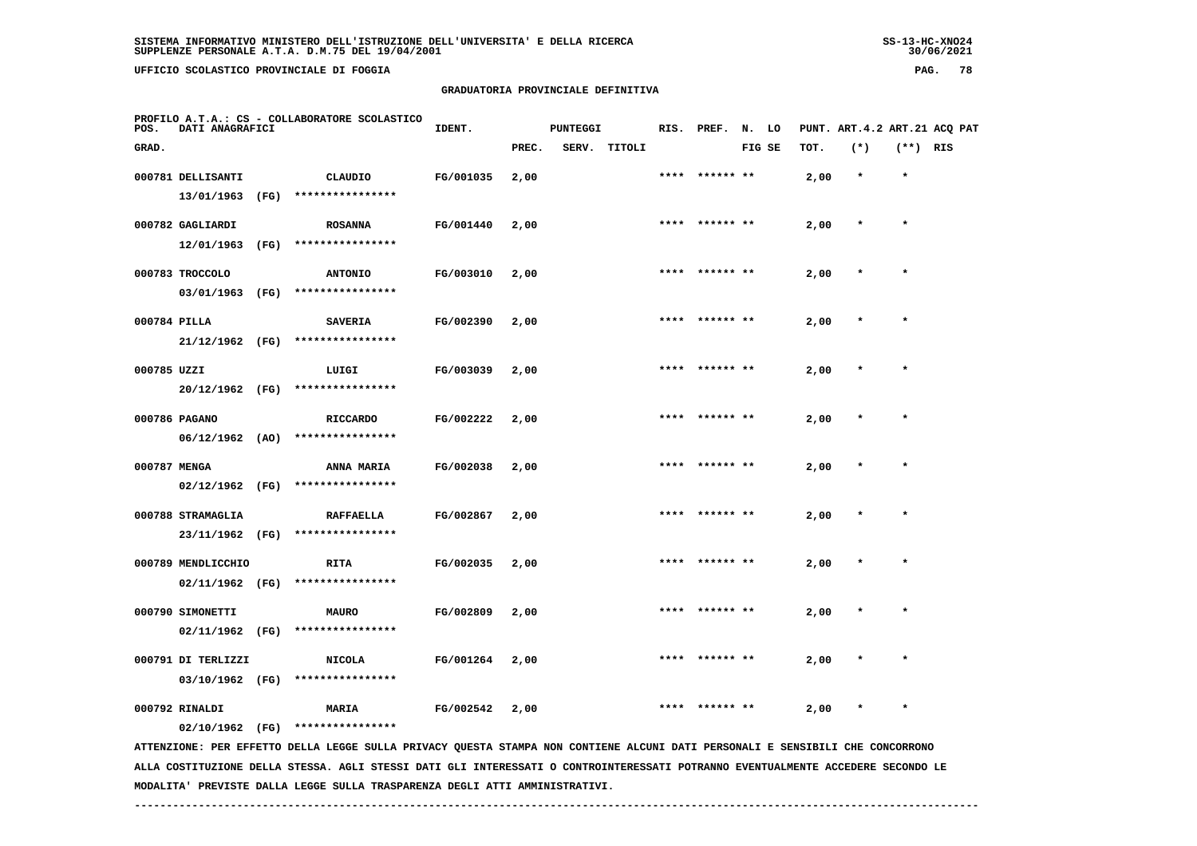SISTEMA INFORMATIVO MINISTERO DELL'ISTRUZIONE DELL'UNIVERSITA' E DELLA RICERCA
SUPPLENZE PERSONALE A.T.A. D.M.75 DEL 19/04/2001

UFFICIO SCOLASTICO PROVINCIALE DI FOGGIA

## GRADUATORIA PROVINCIALE DEFINITIVA

PROFILO A.T.A.: CS - COLLABORATORE SCOLASTICO

| POS. GRAD. | DATI ANAGRAFICI | | IDENT. | PUNTEGGI PREC. | SERV. | TITOLI | RIS. | PREF. | N. FIG | LO SE | PUNT. TOT. | ART.4.2 (*) | ART.21 (**) | ACQ PAT RIS |
|---|---|---|---|---|---|---|---|---|---|---|---|---|---|---|
| 000781 | DELLISANTI 13/01/1963 (FG) | CLAUDIO **************** | FG/001035 | 2,00 | | | **** | ****** | ** | | 2,00 | * | * | |
| 000782 | GAGLIARDI 12/01/1963 (FG) | ROSANNA **************** | FG/001440 | 2,00 | | | **** | ****** | ** | | 2,00 | * | * | |
| 000783 | TROCCOLO 03/01/1963 (FG) | ANTONIO **************** | FG/003010 | 2,00 | | | **** | ****** | ** | | 2,00 | * | * | |
| 000784 | PILLA 21/12/1962 (FG) | SAVERIA **************** | FG/002390 | 2,00 | | | **** | ****** | ** | | 2,00 | * | * | |
| 000785 | UZZI 20/12/1962 (FG) | LUIGI **************** | FG/003039 | 2,00 | | | **** | ****** | ** | | 2,00 | * | * | |
| 000786 | PAGANO 06/12/1962 (AO) | RICCARDO **************** | FG/002222 | 2,00 | | | **** | ****** | ** | | 2,00 | * | * | |
| 000787 | MENGA 02/12/1962 (FG) | ANNA MARIA **************** | FG/002038 | 2,00 | | | **** | ****** | ** | | 2,00 | * | * | |
| 000788 | STRAMAGLIA 23/11/1962 (FG) | RAFFAELLA **************** | FG/002867 | 2,00 | | | **** | ****** | ** | | 2,00 | * | * | |
| 000789 | MENDLICCHIO 02/11/1962 (FG) | RITA **************** | FG/002035 | 2,00 | | | **** | ****** | ** | | 2,00 | * | * | |
| 000790 | SIMONETTI 02/11/1962 (FG) | MAURO **************** | FG/002809 | 2,00 | | | **** | ****** | ** | | 2,00 | * | * | |
| 000791 | DI TERLIZZI 03/10/1962 (FG) | NICOLA **************** | FG/001264 | 2,00 | | | **** | ****** | ** | | 2,00 | * | * | |
| 000792 | RINALDI 02/10/1962 (FG) | MARIA **************** | FG/002542 | 2,00 | | | **** | ****** | ** | | 2,00 | * | * | |

ATTENZIONE: PER EFFETTO DELLA LEGGE SULLA PRIVACY QUESTA STAMPA NON CONTIENE ALCUNI DATI PERSONALI E SENSIBILI CHE CONCORRONO ALLA COSTITUZIONE DELLA STESSA. AGLI STESSI DATI GLI INTERESSATI O CONTROINTERESSATI POTRANNO EVENTUALMENTE ACCEDERE SECONDO LE MODALITA' PREVISTE DALLA LEGGE SULLA TRASPARENZA DEGLI ATTI AMMINISTRATIVI.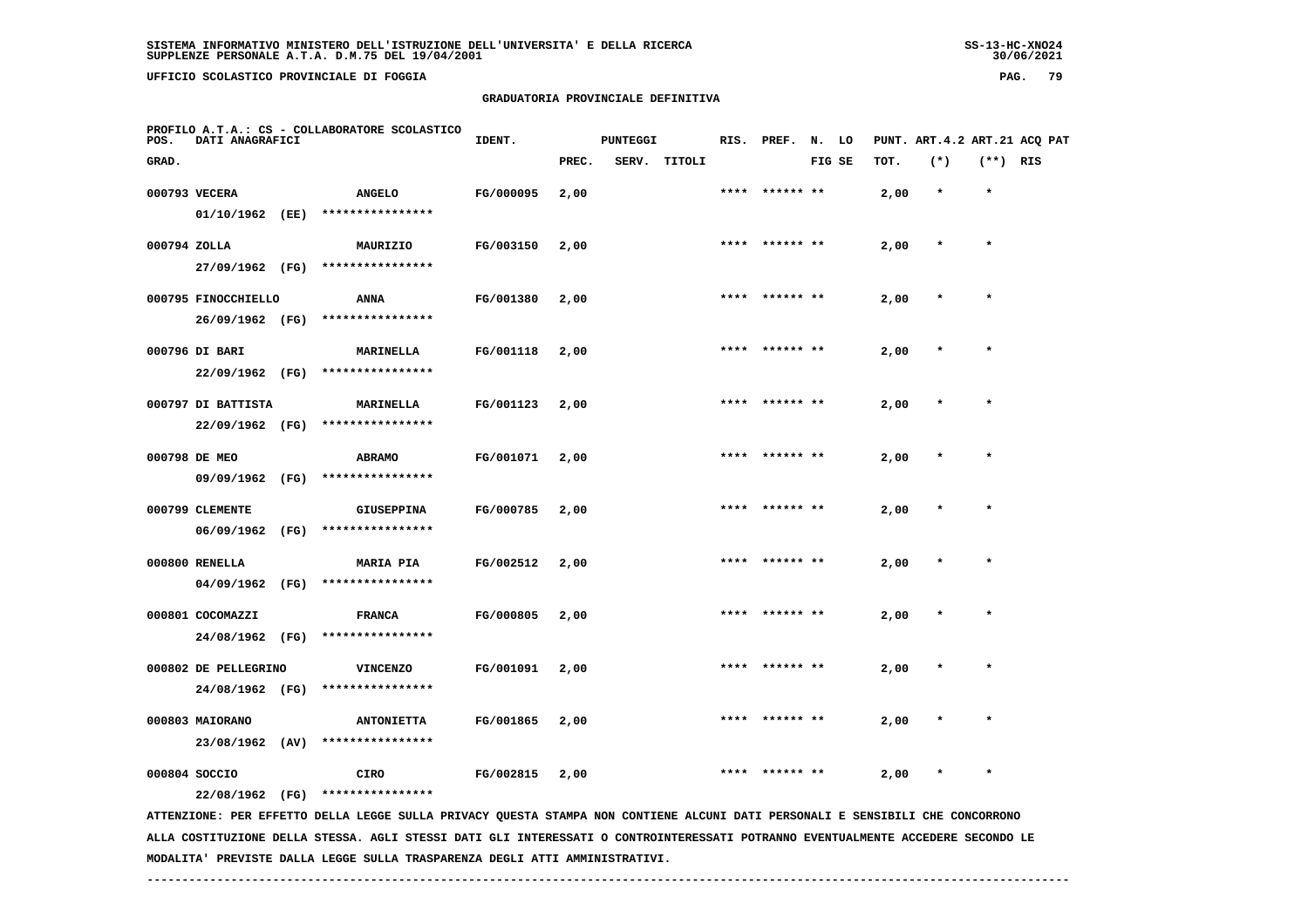SISTEMA INFORMATIVO MINISTERO DELL'ISTRUZIONE DELL'UNIVERSITA' E DELLA RICERCA
SUPPLENZE PERSONALE A.T.A. D.M.75 DEL 19/04/2001

UFFICIO SCOLASTICO PROVINCIALE DI FOGGIA

## GRADUATORIA PROVINCIALE DEFINITIVA

PROFILO A.T.A.: CS - COLLABORATORE SCOLASTICO

| POS. GRAD. | DATI ANAGRAFICI | | IDENT. | PUNTEGGI PREC. | SERV. | TITOLI | RIS. | PREF. | N. FIG | LO SE | PUNT. TOT. | ART.4.2 (*) | ART.21 (**) | ACQ PAT RIS |
|---|---|---|---|---|---|---|---|---|---|---|---|---|---|---|
| 000793 | VECERA | ANGELO | FG/000095 | 2,00 | | | **** | ****** | ** | | 2,00 | * | * | |
| | 01/10/1962 (EE) | **************** | | | | | | | | | | | | |
| 000794 | ZOLLA | MAURIZIO | FG/003150 | 2,00 | | | **** | ****** | ** | | 2,00 | * | * | |
| | 27/09/1962 (FG) | **************** | | | | | | | | | | | | |
| 000795 | FINOCCHIELLO | ANNA | FG/001380 | 2,00 | | | **** | ****** | ** | | 2,00 | * | * | |
| | 26/09/1962 (FG) | **************** | | | | | | | | | | | | |
| 000796 | DI BARI | MARINELLA | FG/001118 | 2,00 | | | **** | ****** | ** | | 2,00 | * | * | |
| | 22/09/1962 (FG) | **************** | | | | | | | | | | | | |
| 000797 | DI BATTISTA | MARINELLA | FG/001123 | 2,00 | | | **** | ****** | ** | | 2,00 | * | * | |
| | 22/09/1962 (FG) | **************** | | | | | | | | | | | | |
| 000798 | DE MEO | ABRAMO | FG/001071 | 2,00 | | | **** | ****** | ** | | 2,00 | * | * | |
| | 09/09/1962 (FG) | **************** | | | | | | | | | | | | |
| 000799 | CLEMENTE | GIUSEPPINA | FG/000785 | 2,00 | | | **** | ****** | ** | | 2,00 | * | * | |
| | 06/09/1962 (FG) | **************** | | | | | | | | | | | | |
| 000800 | RENELLA | MARIA PIA | FG/002512 | 2,00 | | | **** | ****** | ** | | 2,00 | * | * | |
| | 04/09/1962 (FG) | **************** | | | | | | | | | | | | |
| 000801 | COCOMAZZI | FRANCA | FG/000805 | 2,00 | | | **** | ****** | ** | | 2,00 | * | * | |
| | 24/08/1962 (FG) | **************** | | | | | | | | | | | | |
| 000802 | DE PELLEGRINO | VINCENZO | FG/001091 | 2,00 | | | **** | ****** | ** | | 2,00 | * | * | |
| | 24/08/1962 (FG) | **************** | | | | | | | | | | | | |
| 000803 | MAIORANO | ANTONIETTA | FG/001865 | 2,00 | | | **** | ****** | ** | | 2,00 | * | * | |
| | 23/08/1962 (AV) | **************** | | | | | | | | | | | | |
| 000804 | SOCCIO | CIRO | FG/002815 | 2,00 | | | **** | ****** | ** | | 2,00 | * | * | |
| | 22/08/1962 (FG) | **************** | | | | | | | | | | | | |

ATTENZIONE: PER EFFETTO DELLA LEGGE SULLA PRIVACY QUESTA STAMPA NON CONTIENE ALCUNI DATI PERSONALI E SENSIBILI CHE CONCORRONO ALLA COSTITUZIONE DELLA STESSA. AGLI STESSI DATI GLI INTERESSATI O CONTROINTERESSATI POTRANNO EVENTUALMENTE ACCEDERE SECONDO LE MODALITA' PREVISTE DALLA LEGGE SULLA TRASPARENZA DEGLI ATTI AMMINISTRATIVI.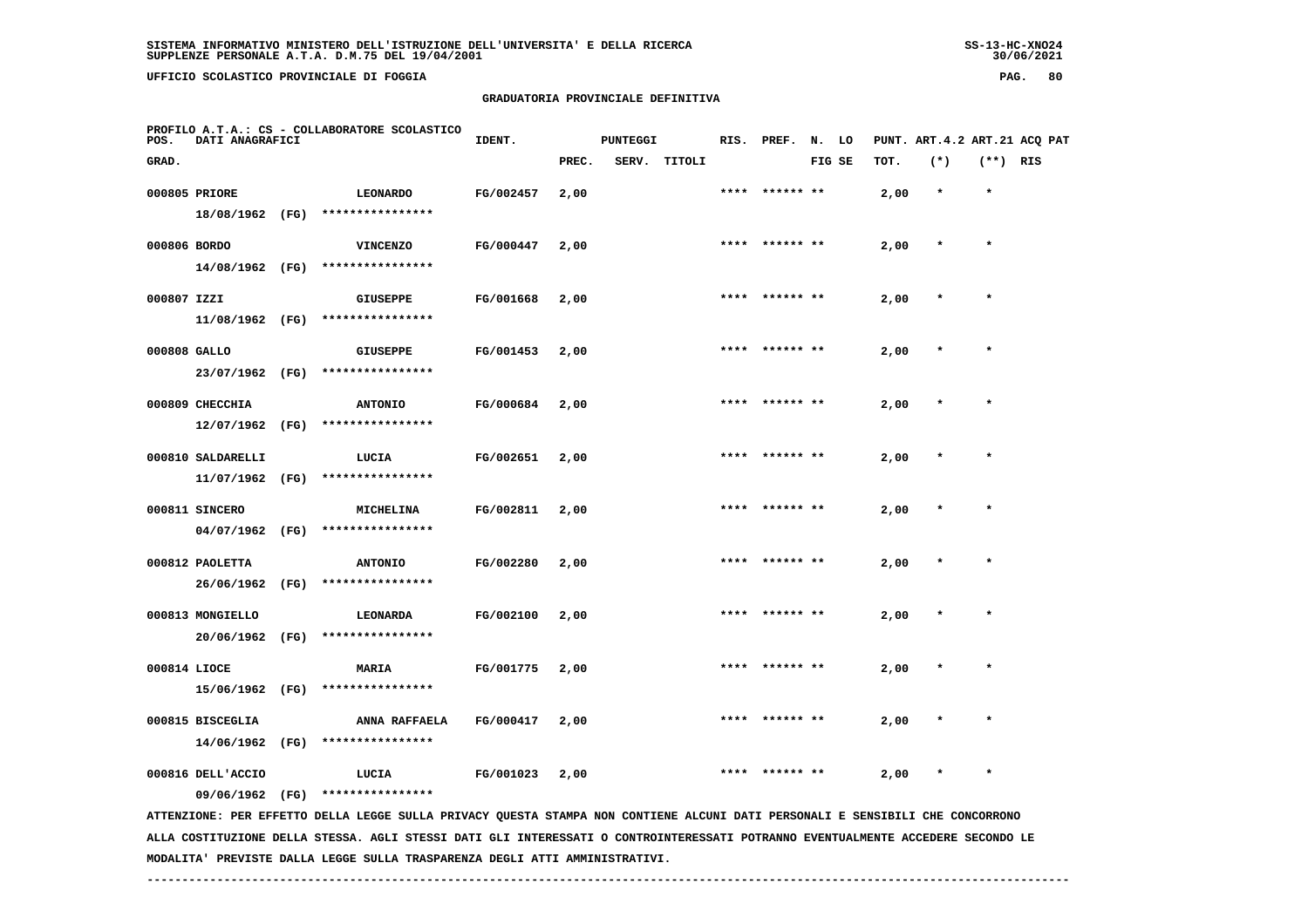SISTEMA INFORMATIVO MINISTERO DELL'ISTRUZIONE DELL'UNIVERSITA' E DELLA RICERCA
SUPPLENZE PERSONALE A.T.A. D.M.75 DEL 19/04/2001

UFFICIO SCOLASTICO PROVINCIALE DI FOGGIA

## GRADUATORIA PROVINCIALE DEFINITIVA

PROFILO A.T.A.: CS - COLLABORATORE SCOLASTICO

| POS. GRAD. | DATI ANAGRAFICI | | IDENT. | PUNTEGGI PREC. | SERV. | TITOLI | RIS. | PREF. | N. FIG | LO SE | PUNT. TOT. | ART.4.2 (*) | ART.21 (**) | ACQ PAT RIS |
|---|---|---|---|---|---|---|---|---|---|---|---|---|---|---|
| 000805 | PRIORE 18/08/1962 (FG) **************** | LEONARDO | FG/002457 | 2,00 | | | **** | ****** | ** | | 2,00 | * | * | |
| 000806 | BORDO 14/08/1962 (FG) **************** | VINCENZO | FG/000447 | 2,00 | | | **** | ****** | ** | | 2,00 | * | * | |
| 000807 | IZZI 11/08/1962 (FG) **************** | GIUSEPPE | FG/001668 | 2,00 | | | **** | ****** | ** | | 2,00 | * | * | |
| 000808 | GALLO 23/07/1962 (FG) **************** | GIUSEPPE | FG/001453 | 2,00 | | | **** | ****** | ** | | 2,00 | * | * | |
| 000809 | CHECCHIA 12/07/1962 (FG) **************** | ANTONIO | FG/000684 | 2,00 | | | **** | ****** | ** | | 2,00 | * | * | |
| 000810 | SALDARELLI 11/07/1962 (FG) **************** | LUCIA | FG/002651 | 2,00 | | | **** | ****** | ** | | 2,00 | * | * | |
| 000811 | SINCERO 04/07/1962 (FG) **************** | MICHELINA | FG/002811 | 2,00 | | | **** | ****** | ** | | 2,00 | * | * | |
| 000812 | PAOLETTA 26/06/1962 (FG) **************** | ANTONIO | FG/002280 | 2,00 | | | **** | ****** | ** | | 2,00 | * | * | |
| 000813 | MONGIELLO 20/06/1962 (FG) **************** | LEONARDA | FG/002100 | 2,00 | | | **** | ****** | ** | | 2,00 | * | * | |
| 000814 | LIOCE 15/06/1962 (FG) **************** | MARIA | FG/001775 | 2,00 | | | **** | ****** | ** | | 2,00 | * | * | |
| 000815 | BISCEGLIA 14/06/1962 (FG) **************** | ANNA RAFFAELA | FG/000417 | 2,00 | | | **** | ****** | ** | | 2,00 | * | * | |
| 000816 | DELL'ACCIO 09/06/1962 (FG) **************** | LUCIA | FG/001023 | 2,00 | | | **** | ****** | ** | | 2,00 | * | * | |

ATTENZIONE: PER EFFETTO DELLA LEGGE SULLA PRIVACY QUESTA STAMPA NON CONTIENE ALCUNI DATI PERSONALI E SENSIBILI CHE CONCORRONO ALLA COSTITUZIONE DELLA STESSA. AGLI STESSI DATI GLI INTERESSATI O CONTROINTERESSATI POTRANNO EVENTUALMENTE ACCEDERE SECONDO LE MODALITA' PREVISTE DALLA LEGGE SULLA TRASPARENZA DEGLI ATTI AMMINISTRATIVI.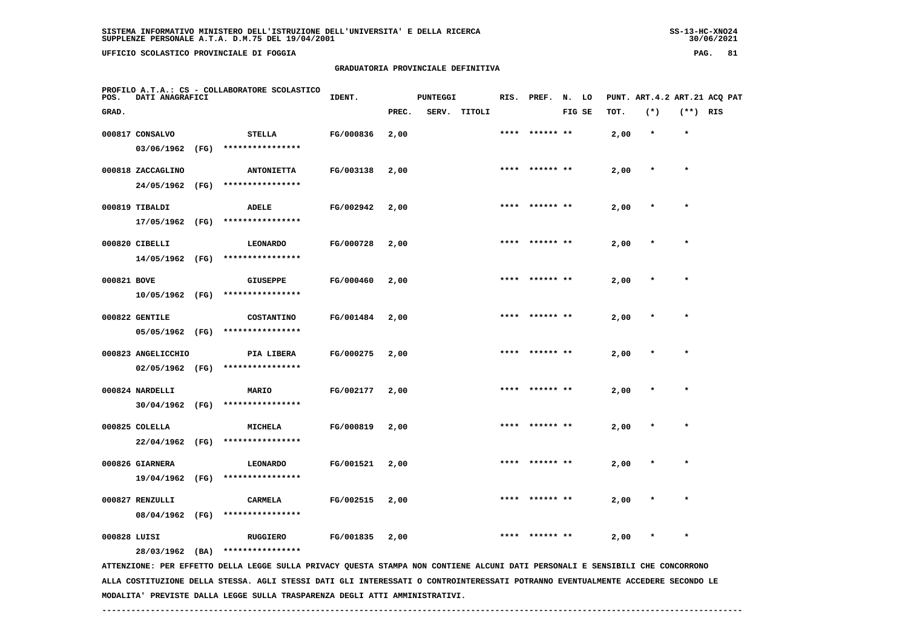GRADUATORIA PROVINCIALE DEFINITIVA

PROFILO A.T.A.: CS - COLLABORATORE SCOLASTICO

| POS. GRAD. | DATI ANAGRAFICI | | IDENT. | PUNTEGGI PREC. | SERV. | TITOLI | RIS. | PREF. | N. LO FIG SE | PUNT. TOT. | ART.4.2 (*) | ART.21 (**) | ACQ PAT RIS |
|---|---|---|---|---|---|---|---|---|---|---|---|---|---|
| 000817 | CONSALVO 03/06/1962 (FG) | STELLA **************** | FG/000836 | 2,00 | | | **** | ****** ** | | 2,00 | * | * | |
| 000818 | ZACCAGLINO 24/05/1962 (FG) | ANTONIETTA **************** | FG/003138 | 2,00 | | | **** | ****** ** | | 2,00 | * | * | |
| 000819 | TIBALDI 17/05/1962 (FG) | ADELE **************** | FG/002942 | 2,00 | | | **** | ****** ** | | 2,00 | * | * | |
| 000820 | CIBELLI 14/05/1962 (FG) | LEONARDO **************** | FG/000728 | 2,00 | | | **** | ****** ** | | 2,00 | * | * | |
| 000821 | BOVE 10/05/1962 (FG) | GIUSEPPE **************** | FG/000460 | 2,00 | | | **** | ****** ** | | 2,00 | * | * | |
| 000822 | GENTILE 05/05/1962 (FG) | COSTANTINO **************** | FG/001484 | 2,00 | | | **** | ****** ** | | 2,00 | * | * | |
| 000823 | ANGELICCHIO 02/05/1962 (FG) | PIA LIBERA **************** | FG/000275 | 2,00 | | | **** | ****** ** | | 2,00 | * | * | |
| 000824 | NARDELLI 30/04/1962 (FG) | MARIO **************** | FG/002177 | 2,00 | | | **** | ****** ** | | 2,00 | * | * | |
| 000825 | COLELLA 22/04/1962 (FG) | MICHELA **************** | FG/000819 | 2,00 | | | **** | ****** ** | | 2,00 | * | * | |
| 000826 | GIARNERA 19/04/1962 (FG) | LEONARDO **************** | FG/001521 | 2,00 | | | **** | ****** ** | | 2,00 | * | * | |
| 000827 | RENZULLI 08/04/1962 (FG) | CARMELA **************** | FG/002515 | 2,00 | | | **** | ****** ** | | 2,00 | * | * | |
| 000828 | LUISI 28/03/1962 (BA) | RUGGIERO **************** | FG/001835 | 2,00 | | | **** | ****** ** | | 2,00 | * | * | |

ATTENZIONE: PER EFFETTO DELLA LEGGE SULLA PRIVACY QUESTA STAMPA NON CONTIENE ALCUNI DATI PERSONALI E SENSIBILI CHE CONCORRONO ALLA COSTITUZIONE DELLA STESSA. AGLI STESSI DATI GLI INTERESSATI O CONTROINTERESSATI POTRANNO EVENTUALMENTE ACCEDERE SECONDO LE MODALITA' PREVISTE DALLA LEGGE SULLA TRASPARENZA DEGLI ATTI AMMINISTRATIVI.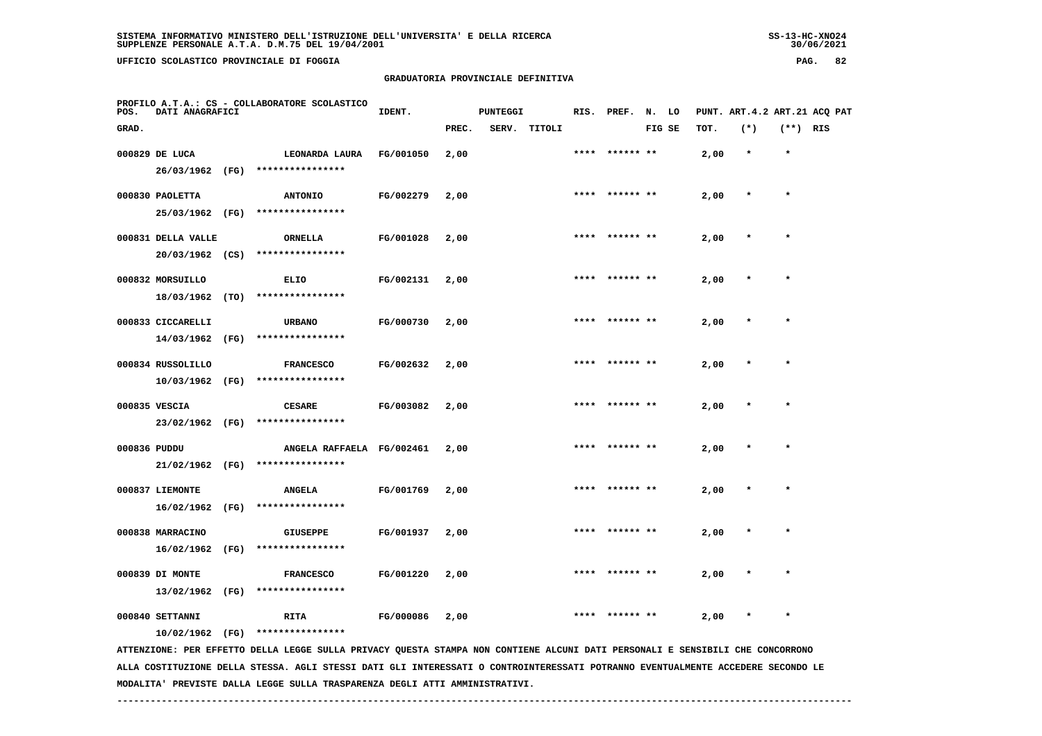SISTEMA INFORMATIVO MINISTERO DELL'ISTRUZIONE DELL'UNIVERSITA' E DELLA RICERCA
SUPPLENZE PERSONALE A.T.A. D.M.75 DEL 19/04/2001

UFFICIO SCOLASTICO PROVINCIALE DI FOGGIA

GRADUATORIA PROVINCIALE DEFINITIVA

PROFILO A.T.A.: CS - COLLABORATORE SCOLASTICO

| POS. GRAD. | DATI ANAGRAFICI | | IDENT. | PUNTEGGI PREC. | SERV. | TITOLI | RIS. | PREF. | N. FIG | LO SE | PUNT. TOT. | ART.4.2 (*) | ART.21 (**) | ACQ PAT RIS |
|---|---|---|---|---|---|---|---|---|---|---|---|---|---|---|
| 000829 | DE LUCA 26/03/1962 (FG) | LEONARDA LAURA **************** | FG/001050 | 2,00 | | | **** | ****** | ** | | 2,00 | * | * | |
| 000830 | PAOLETTA 25/03/1962 (FG) | ANTONIO **************** | FG/002279 | 2,00 | | | **** | ****** | ** | | 2,00 | * | * | |
| 000831 | DELLA VALLE 20/03/1962 (CS) | ORNELLA **************** | FG/001028 | 2,00 | | | **** | ****** | ** | | 2,00 | * | * | |
| 000832 | MORSUILLO 18/03/1962 (TO) | ELIO **************** | FG/002131 | 2,00 | | | **** | ****** | ** | | 2,00 | * | * | |
| 000833 | CICCARELLI 14/03/1962 (FG) | URBANO **************** | FG/000730 | 2,00 | | | **** | ****** | ** | | 2,00 | * | * | |
| 000834 | RUSSOLILLO 10/03/1962 (FG) | FRANCESCO **************** | FG/002632 | 2,00 | | | **** | ****** | ** | | 2,00 | * | * | |
| 000835 | VESCIA 23/02/1962 (FG) | CESARE **************** | FG/003082 | 2,00 | | | **** | ****** | ** | | 2,00 | * | * | |
| 000836 | PUDDU 21/02/1962 (FG) | ANGELA RAFFAELA **************** | FG/002461 | 2,00 | | | **** | ****** | ** | | 2,00 | * | * | |
| 000837 | LIEMONTE 16/02/1962 (FG) | ANGELA **************** | FG/001769 | 2,00 | | | **** | ****** | ** | | 2,00 | * | * | |
| 000838 | MARRACINO 16/02/1962 (FG) | GIUSEPPE **************** | FG/001937 | 2,00 | | | **** | ****** | ** | | 2,00 | * | * | |
| 000839 | DI MONTE 13/02/1962 (FG) | FRANCESCO **************** | FG/001220 | 2,00 | | | **** | ****** | ** | | 2,00 | * | * | |
| 000840 | SETTANNI 10/02/1962 (FG) | RITA **************** | FG/000086 | 2,00 | | | **** | ****** | ** | | 2,00 | * | * | |

ATTENZIONE: PER EFFETTO DELLA LEGGE SULLA PRIVACY QUESTA STAMPA NON CONTIENE ALCUNI DATI PERSONALI E SENSIBILI CHE CONCORRONO ALLA COSTITUZIONE DELLA STESSA. AGLI STESSI DATI GLI INTERESSATI O CONTROINTERESSATI POTRANNO EVENTUALMENTE ACCEDERE SECONDO LE MODALITA' PREVISTE DALLA LEGGE SULLA TRASPARENZA DEGLI ATTI AMMINISTRATIVI.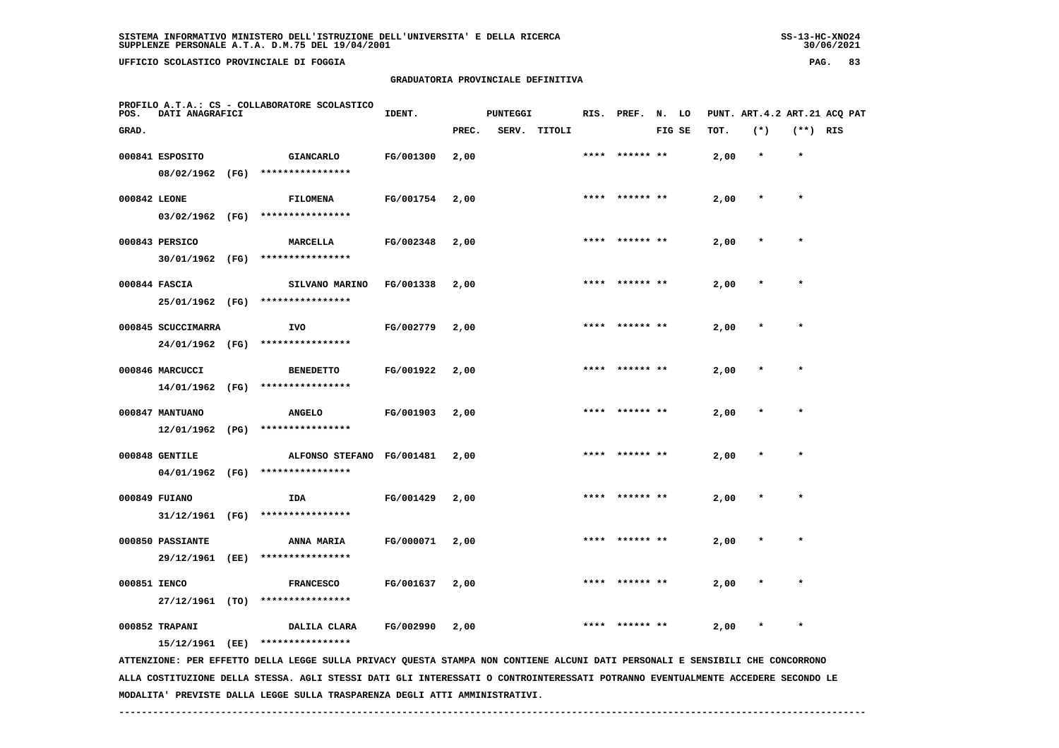SISTEMA INFORMATIVO MINISTERO DELL'ISTRUZIONE DELL'UNIVERSITA' E DELLA RICERCA
SUPPLENZE PERSONALE A.T.A. D.M.75 DEL 19/04/2001

UFFICIO SCOLASTICO PROVINCIALE DI FOGGIA

## GRADUATORIA PROVINCIALE DEFINITIVA

PROFILO A.T.A.: CS - COLLABORATORE SCOLASTICO

| POS. GRAD. | DATI ANAGRAFICI | | IDENT. | PUNTEGGI PREC. | SERV. | TITOLI | RIS. | PREF. | N. LO FIG SE | PUNT. TOT. | ART.4.2 (*) | ART.21 (**) | ACQ PAT RIS |
|---|---|---|---|---|---|---|---|---|---|---|---|---|---|
| 000841 | ESPOSITO 08/02/1962 (FG) | GIANCARLO **************** | FG/001300 | 2,00 | | | **** | ****** ** | | 2,00 | * | * | |
| 000842 | LEONE 03/02/1962 (FG) | FILOMENA **************** | FG/001754 | 2,00 | | | **** | ****** ** | | 2,00 | * | * | |
| 000843 | PERSICO 30/01/1962 (FG) | MARCELLA **************** | FG/002348 | 2,00 | | | **** | ****** ** | | 2,00 | * | * | |
| 000844 | FASCIA 25/01/1962 (FG) | SILVANO MARINO **************** | FG/001338 | 2,00 | | | **** | ****** ** | | 2,00 | * | * | |
| 000845 | SCUCCIMARRA 24/01/1962 (FG) | IVO **************** | FG/002779 | 2,00 | | | **** | ****** ** | | 2,00 | * | * | |
| 000846 | MARCUCCI 14/01/1962 (FG) | BENEDETTO **************** | FG/001922 | 2,00 | | | **** | ****** ** | | 2,00 | * | * | |
| 000847 | MANTUANO 12/01/1962 (PG) | ANGELO **************** | FG/001903 | 2,00 | | | **** | ****** ** | | 2,00 | * | * | |
| 000848 | GENTILE 04/01/1962 (FG) | ALFONSO STEFANO **************** | FG/001481 | 2,00 | | | **** | ****** ** | | 2,00 | * | * | |
| 000849 | FUIANO 31/12/1961 (FG) | IDA **************** | FG/001429 | 2,00 | | | **** | ****** ** | | 2,00 | * | * | |
| 000850 | PASSIANTE 29/12/1961 (EE) | ANNA MARIA **************** | FG/000071 | 2,00 | | | **** | ****** ** | | 2,00 | * | * | |
| 000851 | IENCO 27/12/1961 (TO) | FRANCESCO **************** | FG/001637 | 2,00 | | | **** | ****** ** | | 2,00 | * | * | |
| 000852 | TRAPANI 15/12/1961 (EE) | DALILA CLARA **************** | FG/002990 | 2,00 | | | **** | ****** ** | | 2,00 | * | * | |

ATTENZIONE: PER EFFETTO DELLA LEGGE SULLA PRIVACY QUESTA STAMPA NON CONTIENE ALCUNI DATI PERSONALI E SENSIBILI CHE CONCORRONO ALLA COSTITUZIONE DELLA STESSA. AGLI STESSI DATI GLI INTERESSATI O CONTROINTERESSATI POTRANNO EVENTUALMENTE ACCEDERE SECONDO LE MODALITA' PREVISTE DALLA LEGGE SULLA TRASPARENZA DEGLI ATTI AMMINISTRATIVI.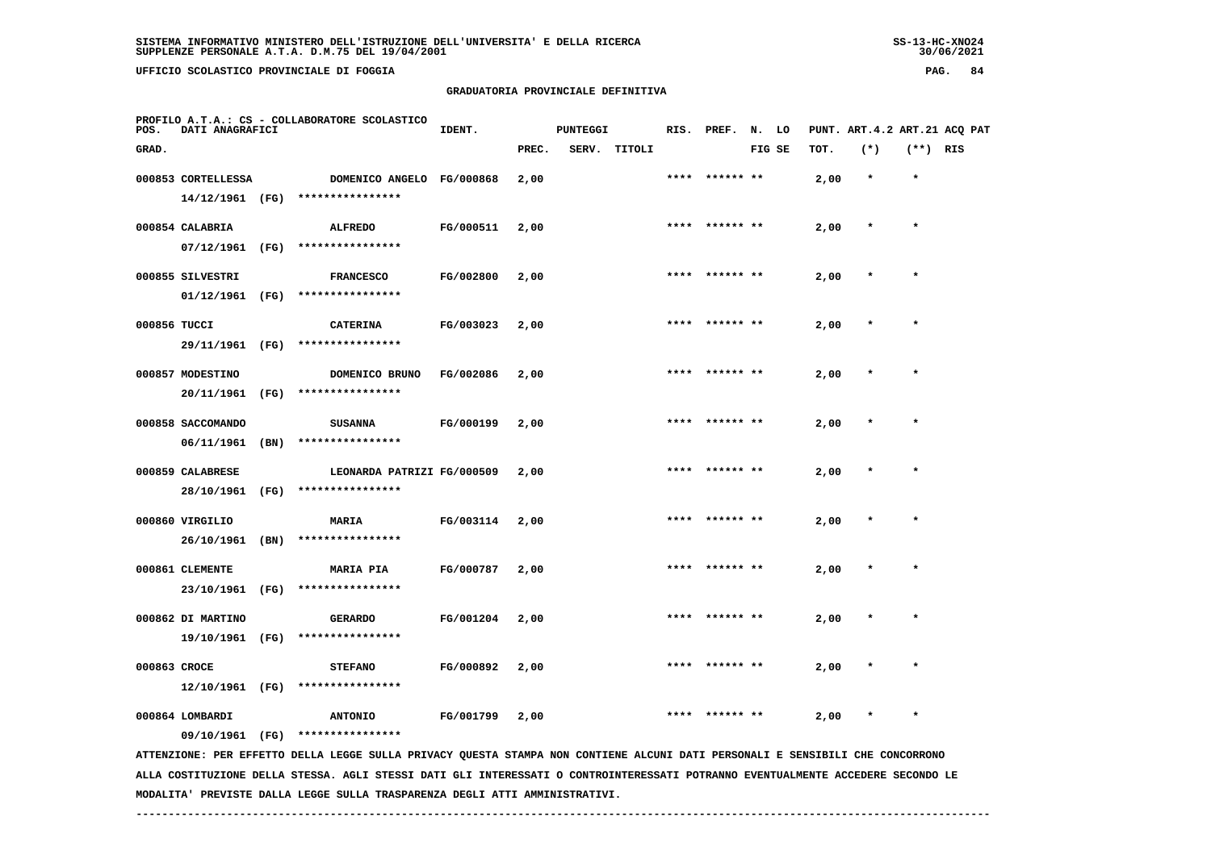SISTEMA INFORMATIVO MINISTERO DELL'ISTRUZIONE DELL'UNIVERSITA' E DELLA RICERCA
SUPPLENZE PERSONALE A.T.A. D.M.75 DEL 19/04/2001

UFFICIO SCOLASTICO PROVINCIALE DI FOGGIA

## GRADUATORIA PROVINCIALE DEFINITIVA

PROFILO A.T.A.: CS - COLLABORATORE SCOLASTICO

| POS. GRAD. | DATI ANAGRAFICI | | IDENT. | PUNTEGGI PREC. | SERV. | TITOLI | RIS. | PREF. | N. FIG | LO SE | PUNT. TOT. | ART.4.2 (*) | ART.21 (**) | ACQ PAT RIS |
|---|---|---|---|---|---|---|---|---|---|---|---|---|---|---|
| 000853 | CORTELLESSA 14/12/1961 (FG) | DOMENICO ANGELO **************** | FG/000868 | 2,00 | | | **** | ****** | ** | | 2,00 | * | * | |
| 000854 | CALABRIA 07/12/1961 (FG) | ALFREDO **************** | FG/000511 | 2,00 | | | **** | ****** | ** | | 2,00 | * | * | |
| 000855 | SILVESTRI 01/12/1961 (FG) | FRANCESCO **************** | FG/002800 | 2,00 | | | **** | ****** | ** | | 2,00 | * | * | |
| 000856 | TUCCI 29/11/1961 (FG) | CATERINA **************** | FG/003023 | 2,00 | | | **** | ****** | ** | | 2,00 | * | * | |
| 000857 | MODESTINO 20/11/1961 (FG) | DOMENICO BRUNO **************** | FG/002086 | 2,00 | | | **** | ****** | ** | | 2,00 | * | * | |
| 000858 | SACCOMANDO 06/11/1961 (BN) | SUSANNA **************** | FG/000199 | 2,00 | | | **** | ****** | ** | | 2,00 | * | * | |
| 000859 | CALABRESE 28/10/1961 (FG) | LEONARDA PATRIZI **************** | FG/000509 | 2,00 | | | **** | ****** | ** | | 2,00 | * | * | |
| 000860 | VIRGILIO 26/10/1961 (BN) | MARIA **************** | FG/003114 | 2,00 | | | **** | ****** | ** | | 2,00 | * | * | |
| 000861 | CLEMENTE 23/10/1961 (FG) | MARIA PIA **************** | FG/000787 | 2,00 | | | **** | ****** | ** | | 2,00 | * | * | |
| 000862 | DI MARTINO 19/10/1961 (FG) | GERARDO **************** | FG/001204 | 2,00 | | | **** | ****** | ** | | 2,00 | * | * | |
| 000863 | CROCE 12/10/1961 (FG) | STEFANO **************** | FG/000892 | 2,00 | | | **** | ****** | ** | | 2,00 | * | * | |
| 000864 | LOMBARDI 09/10/1961 (FG) | ANTONIO **************** | FG/001799 | 2,00 | | | **** | ****** | ** | | 2,00 | * | * | |

ATTENZIONE: PER EFFETTO DELLA LEGGE SULLA PRIVACY QUESTA STAMPA NON CONTIENE ALCUNI DATI PERSONALI E SENSIBILI CHE CONCORRONO ALLA COSTITUZIONE DELLA STESSA. AGLI STESSI DATI GLI INTERESSATI O CONTROINTERESSATI POTRANNO EVENTUALMENTE ACCEDERE SECONDO LE MODALITA' PREVISTE DALLA LEGGE SULLA TRASPARENZA DEGLI ATTI AMMINISTRATIVI.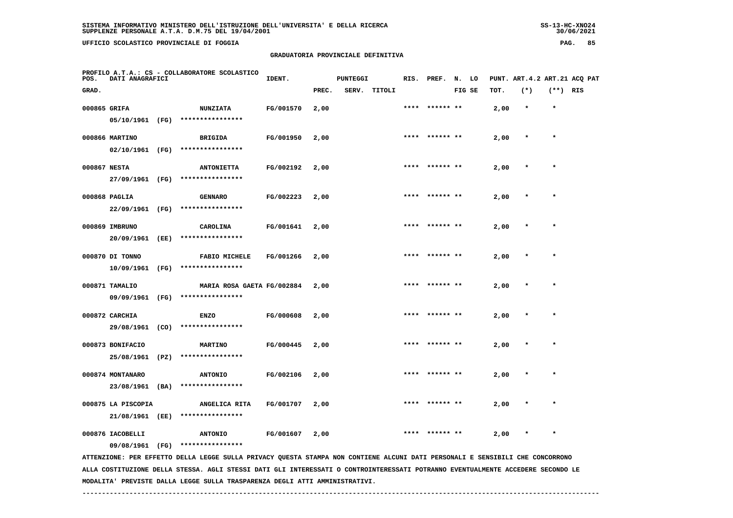SISTEMA INFORMATIVO MINISTERO DELL'ISTRUZIONE DELL'UNIVERSITA' E DELLA RICERCA
SUPPLENZE PERSONALE A.T.A. D.M.75 DEL 19/04/2001

UFFICIO SCOLASTICO PROVINCIALE DI FOGGIA

## GRADUATORIA PROVINCIALE DEFINITIVA

PROFILO A.T.A.: CS - COLLABORATORE SCOLASTICO

| POS. GRAD. | DATI ANAGRAFICI | | IDENT. | PUNTEGGI PREC. | SERV. | TITOLI | RIS. | PREF. | N. FIG | LO SE | PUNT. TOT. | ART.4.2 (*) | ART.21 (**) | ACQ PAT RIS |
|---|---|---|---|---|---|---|---|---|---|---|---|---|---|---|
| 000865 | GRIFA 05/10/1961 (FG) | NUNZIATA **************** | FG/001570 | 2,00 | | | **** | ****** | ** | | 2,00 | * | * | |
| 000866 | MARTINO 02/10/1961 (FG) | BRIGIDA **************** | FG/001950 | 2,00 | | | **** | ****** | ** | | 2,00 | * | * | |
| 000867 | NESTA 27/09/1961 (FG) | ANTONIETTA **************** | FG/002192 | 2,00 | | | **** | ****** | ** | | 2,00 | * | * | |
| 000868 | PAGLIA 22/09/1961 (FG) | GENNARO **************** | FG/002223 | 2,00 | | | **** | ****** | ** | | 2,00 | * | * | |
| 000869 | IMBRUNO 20/09/1961 (EE) | CAROLINA **************** | FG/001641 | 2,00 | | | **** | ****** | ** | | 2,00 | * | * | |
| 000870 | DI TONNO 10/09/1961 (FG) | FABIO MICHELE **************** | FG/001266 | 2,00 | | | **** | ****** | ** | | 2,00 | * | * | |
| 000871 | TAMALIO 09/09/1961 (FG) | MARIA ROSA GAETA **************** | FG/002884 | 2,00 | | | **** | ****** | ** | | 2,00 | * | * | |
| 000872 | CARCHIA 29/08/1961 (CO) | ENZO **************** | FG/000608 | 2,00 | | | **** | ****** | ** | | 2,00 | * | * | |
| 000873 | BONIFACIO 25/08/1961 (PZ) | MARTINO **************** | FG/000445 | 2,00 | | | **** | ****** | ** | | 2,00 | * | * | |
| 000874 | MONTANARO 23/08/1961 (BA) | ANTONIO **************** | FG/002106 | 2,00 | | | **** | ****** | ** | | 2,00 | * | * | |
| 000875 | LA PISCOPIA 21/08/1961 (EE) | ANGELICA RITA **************** | FG/001707 | 2,00 | | | **** | ****** | ** | | 2,00 | * | * | |
| 000876 | IACOBELLI 09/08/1961 (FG) | ANTONIO **************** | FG/001607 | 2,00 | | | **** | ****** | ** | | 2,00 | * | * | |

ATTENZIONE: PER EFFETTO DELLA LEGGE SULLA PRIVACY QUESTA STAMPA NON CONTIENE ALCUNI DATI PERSONALI E SENSIBILI CHE CONCORRONO ALLA COSTITUZIONE DELLA STESSA. AGLI STESSI DATI GLI INTERESSATI O CONTROINTERESSATI POTRANNO EVENTUALMENTE ACCEDERE SECONDO LE MODALITA' PREVISTE DALLA LEGGE SULLA TRASPARENZA DEGLI ATTI AMMINISTRATIVI.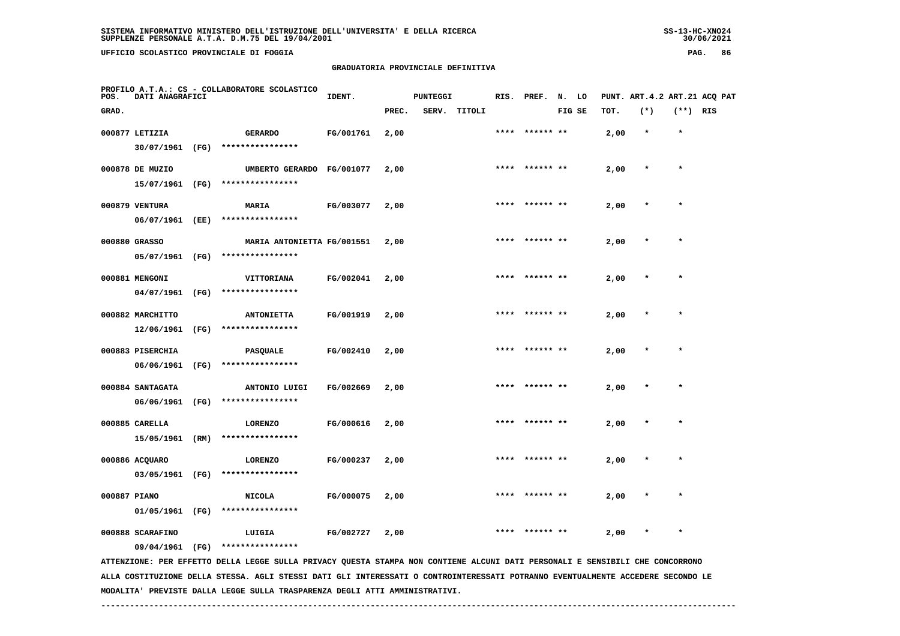SISTEMA INFORMATIVO MINISTERO DELL'ISTRUZIONE DELL'UNIVERSITA' E DELLA RICERCA
SUPPLENZE PERSONALE A.T.A. D.M.75 DEL 19/04/2001

UFFICIO SCOLASTICO PROVINCIALE DI FOGGIA

## GRADUATORIA PROVINCIALE DEFINITIVA

PROFILO A.T.A.: CS - COLLABORATORE SCOLASTICO

| POS. GRAD. | DATI ANAGRAFICI | | IDENT. | PUNTEGGI PREC. | SERV. | TITOLI | RIS. | PREF. | N. FIG | LO SE | PUNT. TOT. | ART.4.2 (*) | ART.21 (**) | ACQ PAT RIS |
|---|---|---|---|---|---|---|---|---|---|---|---|---|---|---|
| 000877 | LETIZIA 30/07/1961 (FG) | GERARDO **************** | FG/001761 | 2,00 | | | **** | ****** | ** | | 2,00 | * | * | |
| 000878 | DE MUZIO 15/07/1961 (FG) | UMBERTO GERARDO **************** | FG/001077 | 2,00 | | | **** | ****** | ** | | 2,00 | * | * | |
| 000879 | VENTURA 06/07/1961 (EE) | MARIA **************** | FG/003077 | 2,00 | | | **** | ****** | ** | | 2,00 | * | * | |
| 000880 | GRASSO 05/07/1961 (FG) | MARIA ANTONIETTA **************** | FG/001551 | 2,00 | | | **** | ****** | ** | | 2,00 | * | * | |
| 000881 | MENGONI 04/07/1961 (FG) | VITTORIANA **************** | FG/002041 | 2,00 | | | **** | ****** | ** | | 2,00 | * | * | |
| 000882 | MARCHITTO 12/06/1961 (FG) | ANTONIETTA **************** | FG/001919 | 2,00 | | | **** | ****** | ** | | 2,00 | * | * | |
| 000883 | PISERCHIA 06/06/1961 (FG) | PASQUALE **************** | FG/002410 | 2,00 | | | **** | ****** | ** | | 2,00 | * | * | |
| 000884 | SANTAGATA 06/06/1961 (FG) | ANTONIO LUIGI **************** | FG/002669 | 2,00 | | | **** | ****** | ** | | 2,00 | * | * | |
| 000885 | CARELLA 15/05/1961 (RM) | LORENZO **************** | FG/000616 | 2,00 | | | **** | ****** | ** | | 2,00 | * | * | |
| 000886 | ACQUARO 03/05/1961 (FG) | LORENZO **************** | FG/000237 | 2,00 | | | **** | ****** | ** | | 2,00 | * | * | |
| 000887 | PIANO 01/05/1961 (FG) | NICOLA **************** | FG/000075 | 2,00 | | | **** | ****** | ** | | 2,00 | * | * | |
| 000888 | SCARAFINO 09/04/1961 (FG) | LUIGIA **************** | FG/002727 | 2,00 | | | **** | ****** | ** | | 2,00 | * | * | |

ATTENZIONE: PER EFFETTO DELLA LEGGE SULLA PRIVACY QUESTA STAMPA NON CONTIENE ALCUNI DATI PERSONALI E SENSIBILI CHE CONCORRONO ALLA COSTITUZIONE DELLA STESSA. AGLI STESSI DATI GLI INTERESSATI O CONTROINTERESSATI POTRANNO EVENTUALMENTE ACCEDERE SECONDO LE MODALITA' PREVISTE DALLA LEGGE SULLA TRASPARENZA DEGLI ATTI AMMINISTRATIVI.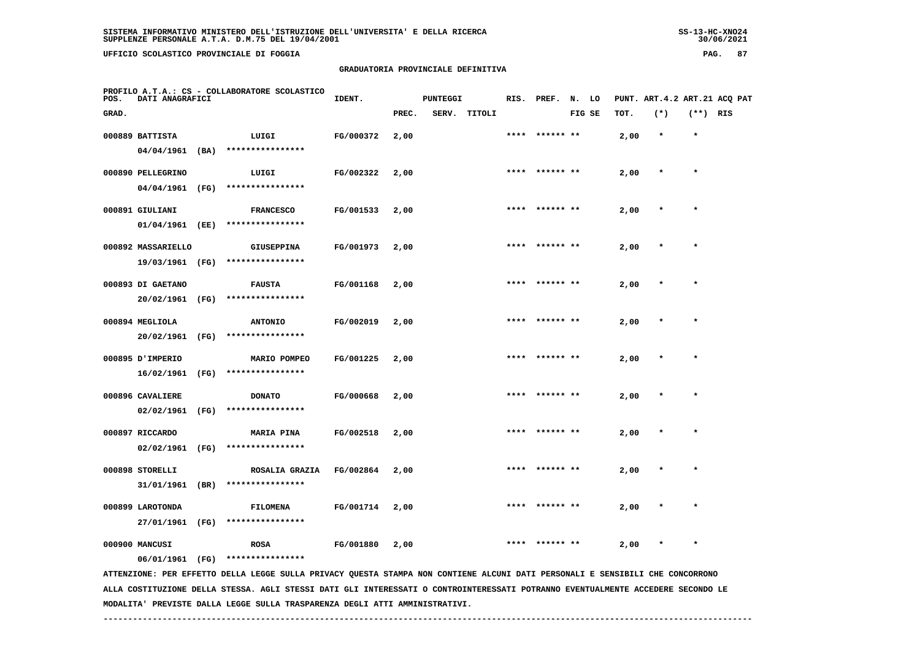SISTEMA INFORMATIVO MINISTERO DELL'ISTRUZIONE DELL'UNIVERSITA' E DELLA RICERCA
SUPPLENZE PERSONALE A.T.A. D.M.75 DEL 19/04/2001

UFFICIO SCOLASTICO PROVINCIALE DI FOGGIA

## GRADUATORIA PROVINCIALE DEFINITIVA

PROFILO A.T.A.: CS - COLLABORATORE SCOLASTICO

| POS. GRAD. | DATI ANAGRAFICI | | IDENT. | PUNTEGGI PREC. | SERV. | TITOLI | RIS. | PREF. | N. FIG | LO SE | PUNT. TOT. | ART.4.2 (*) | ART.21 (**) | ACQ PAT RIS |
|---|---|---|---|---|---|---|---|---|---|---|---|---|---|---|
| 000889 | BATTISTA 04/04/1961 (BA) | LUIGI **************** | FG/000372 | 2,00 | | | **** | ****** | ** | | 2,00 | * | * | |
| 000890 | PELLEGRINO 04/04/1961 (FG) | LUIGI **************** | FG/002322 | 2,00 | | | **** | ****** | ** | | 2,00 | * | * | |
| 000891 | GIULIANI 01/04/1961 (EE) | FRANCESCO **************** | FG/001533 | 2,00 | | | **** | ****** | ** | | 2,00 | * | * | |
| 000892 | MASSARIELLO 19/03/1961 (FG) | GIUSEPPINA **************** | FG/001973 | 2,00 | | | **** | ****** | ** | | 2,00 | * | * | |
| 000893 | DI GAETANO 20/02/1961 (FG) | FAUSTA **************** | FG/001168 | 2,00 | | | **** | ****** | ** | | 2,00 | * | * | |
| 000894 | MEGLIOLA 20/02/1961 (FG) | ANTONIO **************** | FG/002019 | 2,00 | | | **** | ****** | ** | | 2,00 | * | * | |
| 000895 | D'IMPERIO 16/02/1961 (FG) | MARIO POMPEO **************** | FG/001225 | 2,00 | | | **** | ****** | ** | | 2,00 | * | * | |
| 000896 | CAVALIERE 02/02/1961 (FG) | DONATO **************** | FG/000668 | 2,00 | | | **** | ****** | ** | | 2,00 | * | * | |
| 000897 | RICCARDO 02/02/1961 (FG) | MARIA PINA **************** | FG/002518 | 2,00 | | | **** | ****** | ** | | 2,00 | * | * | |
| 000898 | STORELLI 31/01/1961 (BR) | ROSALIA GRAZIA **************** | FG/002864 | 2,00 | | | **** | ****** | ** | | 2,00 | * | * | |
| 000899 | LAROTONDA 27/01/1961 (FG) | FILOMENA **************** | FG/001714 | 2,00 | | | **** | ****** | ** | | 2,00 | * | * | |
| 000900 | MANCUSI 06/01/1961 (FG) | ROSA **************** | FG/001880 | 2,00 | | | **** | ****** | ** | | 2,00 | * | * | |

ATTENZIONE: PER EFFETTO DELLA LEGGE SULLA PRIVACY QUESTA STAMPA NON CONTIENE ALCUNI DATI PERSONALI E SENSIBILI CHE CONCORRONO ALLA COSTITUZIONE DELLA STESSA. AGLI STESSI DATI GLI INTERESSATI O CONTROINTERESSATI POTRANNO EVENTUALMENTE ACCEDERE SECONDO LE MODALITA' PREVISTE DALLA LEGGE SULLA TRASPARENZA DEGLI ATTI AMMINISTRATIVI.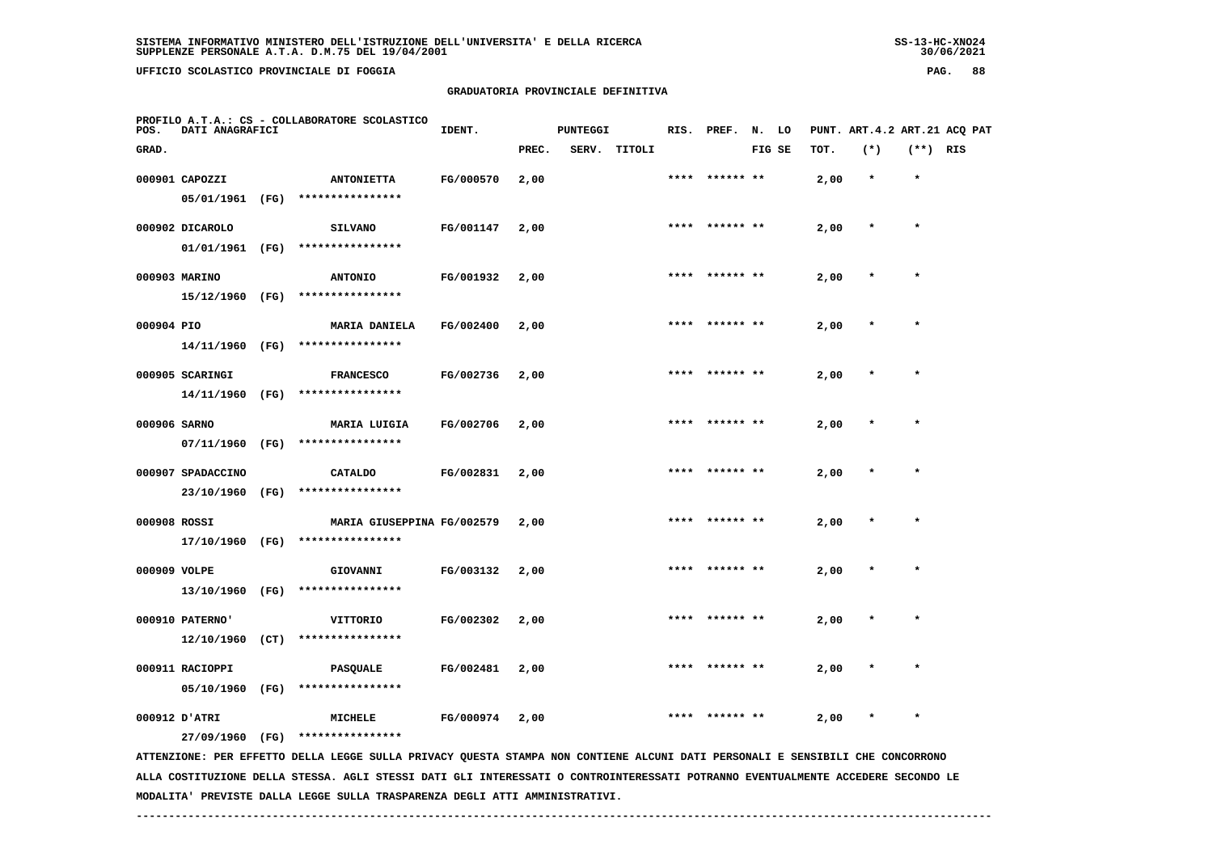SISTEMA INFORMATIVO MINISTERO DELL'ISTRUZIONE DELL'UNIVERSITA' E DELLA RICERCA
SUPPLENZE PERSONALE A.T.A. D.M.75 DEL 19/04/2001

UFFICIO SCOLASTICO PROVINCIALE DI FOGGIA

## GRADUATORIA PROVINCIALE DEFINITIVA

PROFILO A.T.A.: CS - COLLABORATORE SCOLASTICO

| POS. GRAD. | DATI ANAGRAFICI | | IDENT. | PUNTEGGI PREC. | SERV. | TITOLI | RIS. | PREF. | N. FIG | LO SE | PUNT. TOT. | ART.4.2 (*) | ART.21 (**) | ACQ RIS | PAT |
|---|---|---|---|---|---|---|---|---|---|---|---|---|---|---|---|
| 000901 | CAPOZZI 05/01/1961 (FG) | ANTONIETTA **************** | FG/000570 | 2,00 | | | **** | ****** | ** | | 2,00 | * | * | | |
| 000902 | DICAROLO 01/01/1961 (FG) | SILVANO **************** | FG/001147 | 2,00 | | | **** | ****** | ** | | 2,00 | * | * | | |
| 000903 | MARINO 15/12/1960 (FG) | ANTONIO **************** | FG/001932 | 2,00 | | | **** | ****** | ** | | 2,00 | * | * | | |
| 000904 | PIO 14/11/1960 (FG) | MARIA DANIELA **************** | FG/002400 | 2,00 | | | **** | ****** | ** | | 2,00 | * | * | | |
| 000905 | SCARINGI 14/11/1960 (FG) | FRANCESCO **************** | FG/002736 | 2,00 | | | **** | ****** | ** | | 2,00 | * | * | | |
| 000906 | SARNO 07/11/1960 (FG) | MARIA LUIGIA **************** | FG/002706 | 2,00 | | | **** | ****** | ** | | 2,00 | * | * | | |
| 000907 | SPADACCINO 23/10/1960 (FG) | CATALDO **************** | FG/002831 | 2,00 | | | **** | ****** | ** | | 2,00 | * | * | | |
| 000908 | ROSSI 17/10/1960 (FG) | MARIA GIUSEPPINA **************** | FG/002579 | 2,00 | | | **** | ****** | ** | | 2,00 | * | * | | |
| 000909 | VOLPE 13/10/1960 (FG) | GIOVANNI **************** | FG/003132 | 2,00 | | | **** | ****** | ** | | 2,00 | * | * | | |
| 000910 | PATERNO' 12/10/1960 (CT) | VITTORIO **************** | FG/002302 | 2,00 | | | **** | ****** | ** | | 2,00 | * | * | | |
| 000911 | RACIOPPI 05/10/1960 (FG) | PASQUALE **************** | FG/002481 | 2,00 | | | **** | ****** | ** | | 2,00 | * | * | | |
| 000912 | D'ATRI 27/09/1960 (FG) | MICHELE **************** | FG/000974 | 2,00 | | | **** | ****** | ** | | 2,00 | * | * | | |

ATTENZIONE: PER EFFETTO DELLA LEGGE SULLA PRIVACY QUESTA STAMPA NON CONTIENE ALCUNI DATI PERSONALI E SENSIBILI CHE CONCORRONO ALLA COSTITUZIONE DELLA STESSA. AGLI STESSI DATI GLI INTERESSATI O CONTROINTERESSATI POTRANNO EVENTUALMENTE ACCEDERE SECONDO LE MODALITA' PREVISTE DALLA LEGGE SULLA TRASPARENZA DEGLI ATTI AMMINISTRATIVI.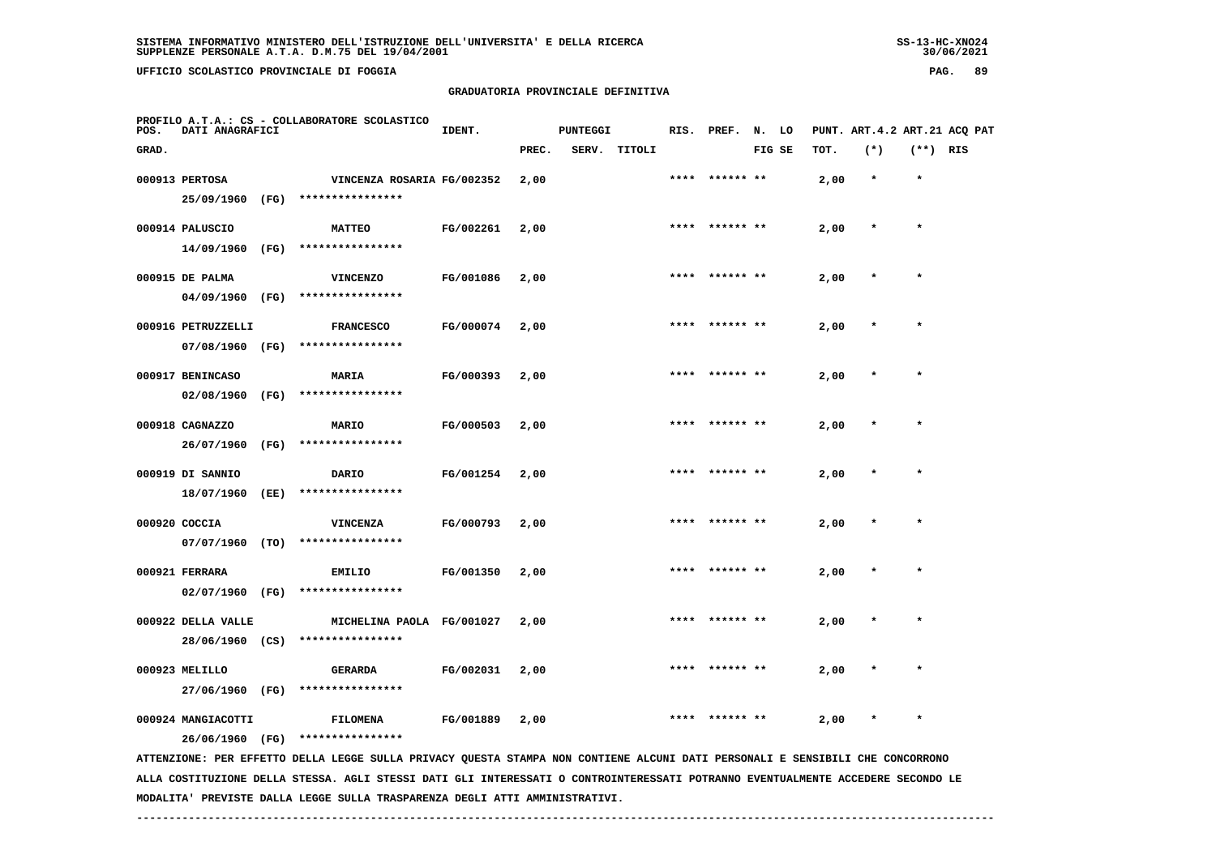SISTEMA INFORMATIVO MINISTERO DELL'ISTRUZIONE DELL'UNIVERSITA' E DELLA RICERCA
SUPPLENZE PERSONALE A.T.A. D.M.75 DEL 19/04/2001

UFFICIO SCOLASTICO PROVINCIALE DI FOGGIA

## GRADUATORIA PROVINCIALE DEFINITIVA

PROFILO A.T.A.: CS - COLLABORATORE SCOLASTICO

| POS. GRAD. | DATI ANAGRAFICI | | IDENT. | PUNTEGGI PREC. | SERV. | TITOLI | RIS. | PREF. | N. LO FIG SE | PUNT. ART.4.2 TOT. | (*) | ART.21 ACQ PAT (**) | RIS |
|---|---|---|---|---|---|---|---|---|---|---|---|---|---|
| 000913 | PERTOSA 25/09/1960 (FG) | VINCENZA ROSARIA **************** | FG/002352 | 2,00 | | | **** | ****** ** | | 2,00 | * | * | |
| 000914 | PALUSCIO 14/09/1960 (FG) | MATTEO **************** | FG/002261 | 2,00 | | | **** | ****** ** | | 2,00 | * | * | |
| 000915 | DE PALMA 04/09/1960 (FG) | VINCENZO **************** | FG/001086 | 2,00 | | | **** | ****** ** | | 2,00 | * | * | |
| 000916 | PETRUZZELLI 07/08/1960 (FG) | FRANCESCO **************** | FG/000074 | 2,00 | | | **** | ****** ** | | 2,00 | * | * | |
| 000917 | BENINCASO 02/08/1960 (FG) | MARIA **************** | FG/000393 | 2,00 | | | **** | ****** ** | | 2,00 | * | * | |
| 000918 | CAGNAZZO 26/07/1960 (FG) | MARIO **************** | FG/000503 | 2,00 | | | **** | ****** ** | | 2,00 | * | * | |
| 000919 | DI SANNIO 18/07/1960 (EE) | DARIO **************** | FG/001254 | 2,00 | | | **** | ****** ** | | 2,00 | * | * | |
| 000920 | COCCIA 07/07/1960 (TO) | VINCENZA **************** | FG/000793 | 2,00 | | | **** | ****** ** | | 2,00 | * | * | |
| 000921 | FERRARA 02/07/1960 (FG) | EMILIO **************** | FG/001350 | 2,00 | | | **** | ****** ** | | 2,00 | * | * | |
| 000922 | DELLA VALLE 28/06/1960 (CS) | MICHELINA PAOLA **************** | FG/001027 | 2,00 | | | **** | ****** ** | | 2,00 | * | * | |
| 000923 | MELILLO 27/06/1960 (FG) | GERARDA **************** | FG/002031 | 2,00 | | | **** | ****** ** | | 2,00 | * | * | |
| 000924 | MANGIACOTTI 26/06/1960 (FG) | FILOMENA **************** | FG/001889 | 2,00 | | | **** | ****** ** | | 2,00 | * | * | |

ATTENZIONE: PER EFFETTO DELLA LEGGE SULLA PRIVACY QUESTA STAMPA NON CONTIENE ALCUNI DATI PERSONALI E SENSIBILI CHE CONCORRONO ALLA COSTITUZIONE DELLA STESSA. AGLI STESSI DATI GLI INTERESSATI O CONTROINTERESSATI POTRANNO EVENTUALMENTE ACCEDERE SECONDO LE MODALITA' PREVISTE DALLA LEGGE SULLA TRASPARENZA DEGLI ATTI AMMINISTRATIVI.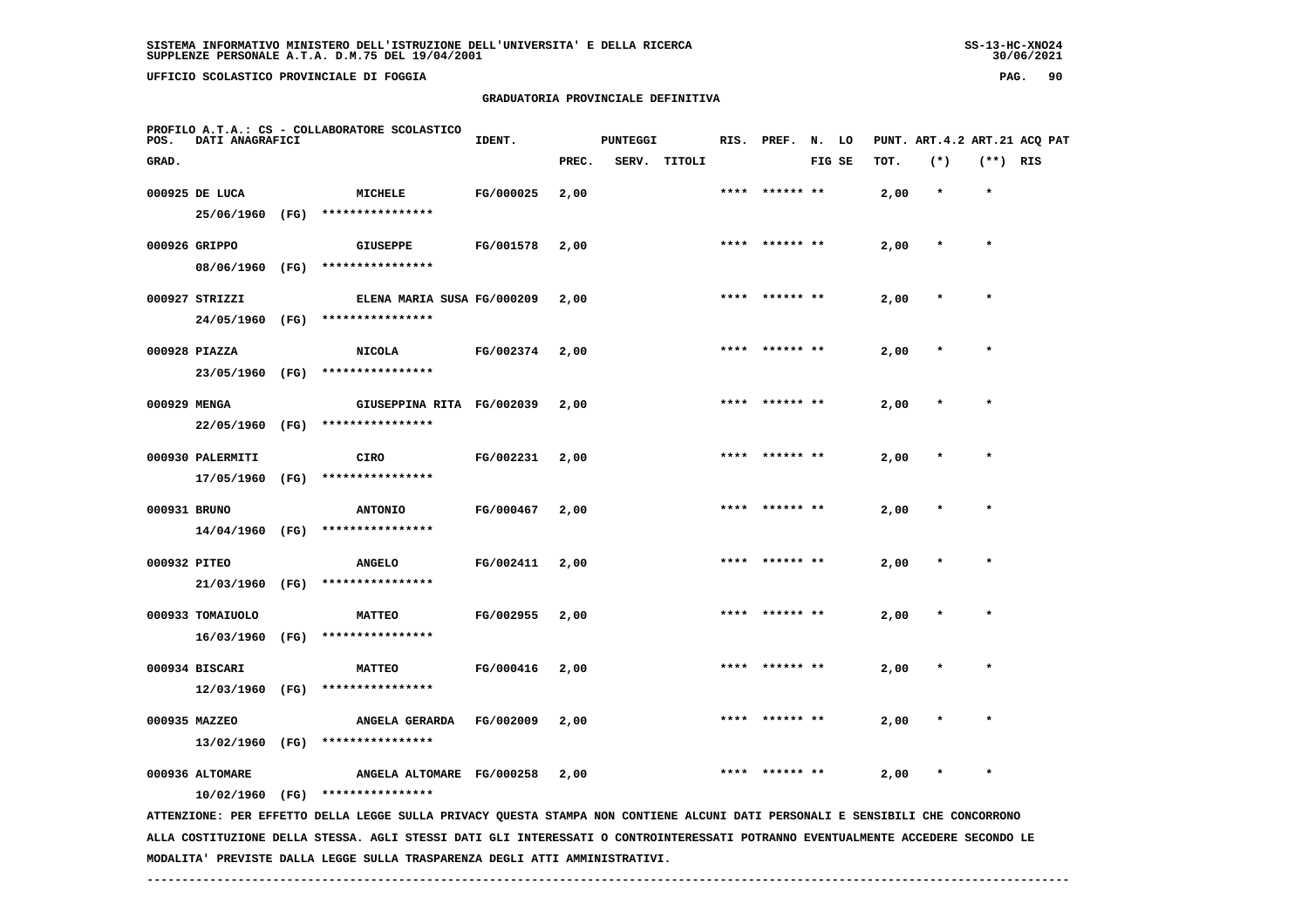SISTEMA INFORMATIVO MINISTERO DELL'ISTRUZIONE DELL'UNIVERSITA' E DELLA RICERCA
SUPPLENZE PERSONALE A.T.A. D.M.75 DEL 19/04/2001

UFFICIO SCOLASTICO PROVINCIALE DI FOGGIA

## GRADUATORIA PROVINCIALE DEFINITIVA

PROFILO A.T.A.: CS - COLLABORATORE SCOLASTICO

| POS. GRAD. | DATI ANAGRAFICI | | IDENT. | PUNTEGGI PREC. | SERV. | TITOLI | RIS. | PREF. | N. LO FIG SE | PUNT. ART.4.2 TOT. | ART.21 (*) | ACQ PAT (**) RIS |
|---|---|---|---|---|---|---|---|---|---|---|---|---|
| 000925 | DE LUCA 25/06/1960 (FG) | MICHELE **************** | FG/000025 | 2,00 | | | **** | ****** ** | | 2,00 | * | * |
| 000926 | GRIPPO 08/06/1960 (FG) | GIUSEPPE **************** | FG/001578 | 2,00 | | | **** | ****** ** | | 2,00 | * | * |
| 000927 | STRIZZI 24/05/1960 (FG) | ELENA MARIA SUSA **************** | FG/000209 | 2,00 | | | **** | ****** ** | | 2,00 | * | * |
| 000928 | PIAZZA 23/05/1960 (FG) | NICOLA **************** | FG/002374 | 2,00 | | | **** | ****** ** | | 2,00 | * | * |
| 000929 | MENGA 22/05/1960 (FG) | GIUSEPPINA RITA **************** | FG/002039 | 2,00 | | | **** | ****** ** | | 2,00 | * | * |
| 000930 | PALERMITI 17/05/1960 (FG) | CIRO **************** | FG/002231 | 2,00 | | | **** | ****** ** | | 2,00 | * | * |
| 000931 | BRUNO 14/04/1960 (FG) | ANTONIO **************** | FG/000467 | 2,00 | | | **** | ****** ** | | 2,00 | * | * |
| 000932 | PITEO 21/03/1960 (FG) | ANGELO **************** | FG/002411 | 2,00 | | | **** | ****** ** | | 2,00 | * | * |
| 000933 | TOMAIUOLO 16/03/1960 (FG) | MATTEO **************** | FG/002955 | 2,00 | | | **** | ****** ** | | 2,00 | * | * |
| 000934 | BISCARI 12/03/1960 (FG) | MATTEO **************** | FG/000416 | 2,00 | | | **** | ****** ** | | 2,00 | * | * |
| 000935 | MAZZEO 13/02/1960 (FG) | ANGELA GERARDA **************** | FG/002009 | 2,00 | | | **** | ****** ** | | 2,00 | * | * |
| 000936 | ALTOMARE 10/02/1960 (FG) | ANGELA ALTOMARE **************** | FG/000258 | 2,00 | | | **** | ****** ** | | 2,00 | * | * |

ATTENZIONE: PER EFFETTO DELLA LEGGE SULLA PRIVACY QUESTA STAMPA NON CONTIENE ALCUNI DATI PERSONALI E SENSIBILI CHE CONCORRONO ALLA COSTITUZIONE DELLA STESSA. AGLI STESSI DATI GLI INTERESSATI O CONTROINTERESSATI POTRANNO EVENTUALMENTE ACCEDERE SECONDO LE MODALITA' PREVISTE DALLA LEGGE SULLA TRASPARENZA DEGLI ATTI AMMINISTRATIVI.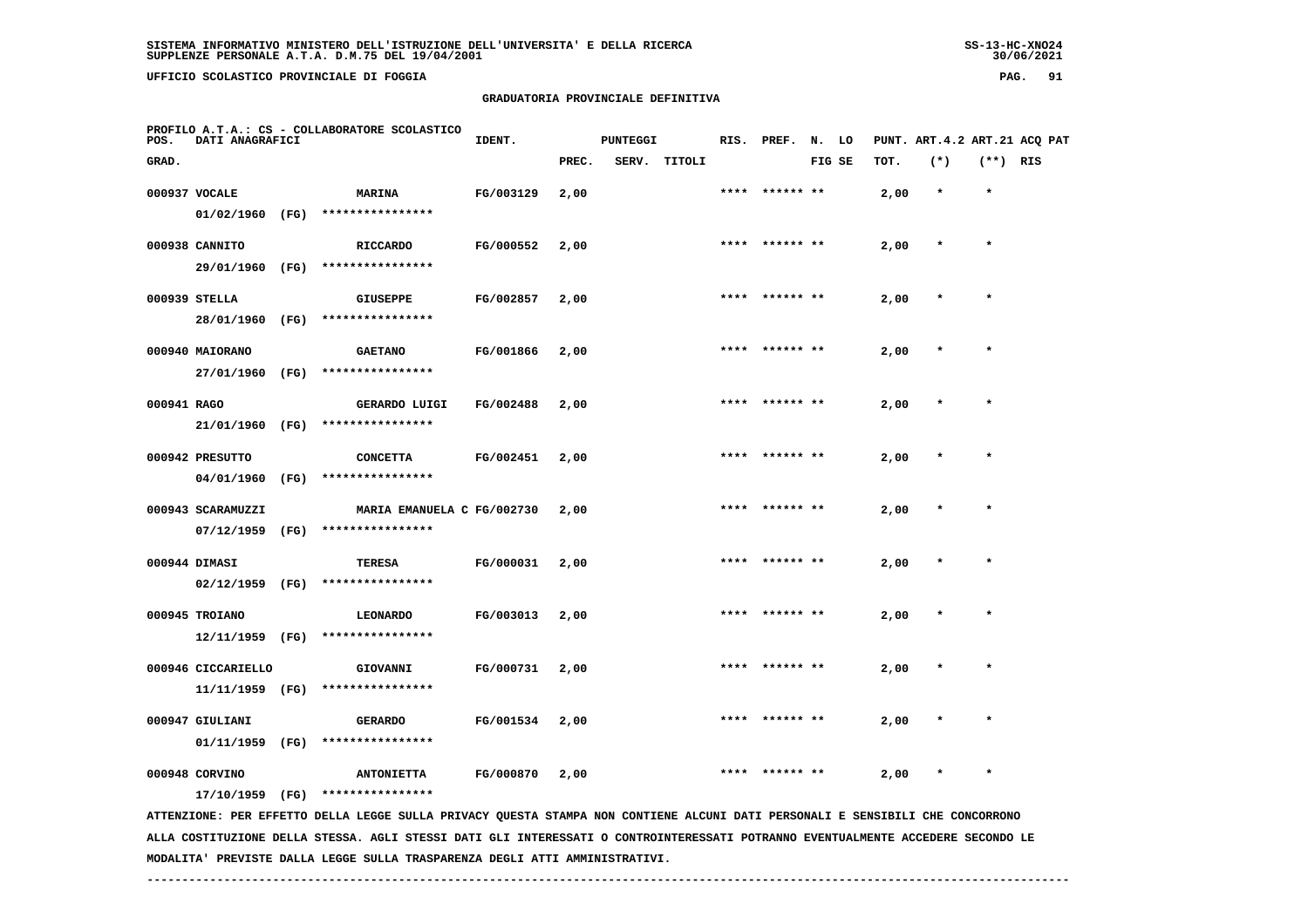GRADUATORIA PROVINCIALE DEFINITIVA

PROFILO A.T.A.: CS - COLLABORATORE SCOLASTICO

| POS. GRAD. | DATI ANAGRAFICI | | IDENT. | PUNTEGGI PREC. | SERV. | TITOLI | RIS. | PREF. | N. FIG | LO SE | PUNT. TOT. | ART.4.2 (*) | ART.21 (**) | ACQ PAT RIS |
|---|---|---|---|---|---|---|---|---|---|---|---|---|---|---|
| 000937 | VOCALE 01/02/1960 (FG) | MARINA **************** | FG/003129 | 2,00 | | | **** | ****** | ** | | 2,00 | * | * | |
| 000938 | CANNITO 29/01/1960 (FG) | RICCARDO **************** | FG/000552 | 2,00 | | | **** | ****** | ** | | 2,00 | * | * | |
| 000939 | STELLA 28/01/1960 (FG) | GIUSEPPE **************** | FG/002857 | 2,00 | | | **** | ****** | ** | | 2,00 | * | * | |
| 000940 | MAIORANO 27/01/1960 (FG) | GAETANO **************** | FG/001866 | 2,00 | | | **** | ****** | ** | | 2,00 | * | * | |
| 000941 | RAGO 21/01/1960 (FG) | GERARDO LUIGI **************** | FG/002488 | 2,00 | | | **** | ****** | ** | | 2,00 | * | * | |
| 000942 | PRESUTTO 04/01/1960 (FG) | CONCETTA **************** | FG/002451 | 2,00 | | | **** | ****** | ** | | 2,00 | * | * | |
| 000943 | SCARAMUZZI 07/12/1959 (FG) | MARIA EMANUELA C **************** | FG/002730 | 2,00 | | | **** | ****** | ** | | 2,00 | * | * | |
| 000944 | DIMASI 02/12/1959 (FG) | TERESA **************** | FG/000031 | 2,00 | | | **** | ****** | ** | | 2,00 | * | * | |
| 000945 | TROIANO 12/11/1959 (FG) | LEONARDO **************** | FG/003013 | 2,00 | | | **** | ****** | ** | | 2,00 | * | * | |
| 000946 | CICCARIELLO 11/11/1959 (FG) | GIOVANNI **************** | FG/000731 | 2,00 | | | **** | ****** | ** | | 2,00 | * | * | |
| 000947 | GIULIANI 01/11/1959 (FG) | GERARDO **************** | FG/001534 | 2,00 | | | **** | ****** | ** | | 2,00 | * | * | |
| 000948 | CORVINO 17/10/1959 (FG) | ANTONIETTA **************** | FG/000870 | 2,00 | | | **** | ****** | ** | | 2,00 | * | * | |

ATTENZIONE: PER EFFETTO DELLA LEGGE SULLA PRIVACY QUESTA STAMPA NON CONTIENE ALCUNI DATI PERSONALI E SENSIBILI CHE CONCORRONO ALLA COSTITUZIONE DELLA STESSA. AGLI STESSI DATI GLI INTERESSATI O CONTROINTERESSATI POTRANNO EVENTUALMENTE ACCEDERE SECONDO LE MODALITA' PREVISTE DALLA LEGGE SULLA TRASPARENZA DEGLI ATTI AMMINISTRATIVI.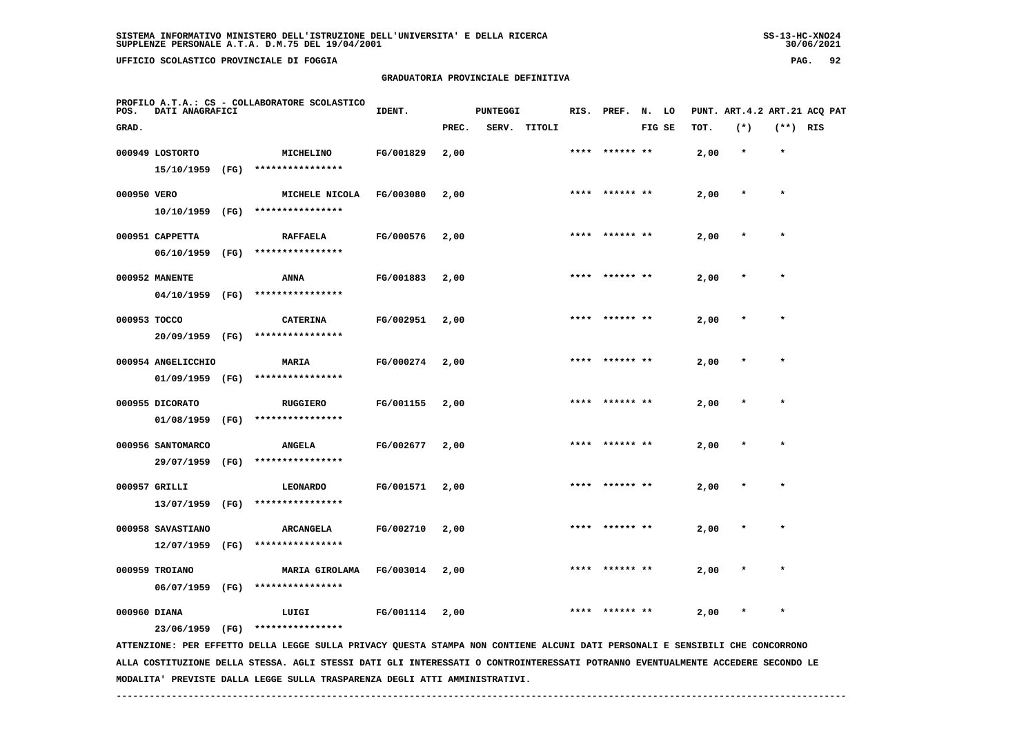SISTEMA INFORMATIVO MINISTERO DELL'ISTRUZIONE DELL'UNIVERSITA' E DELLA RICERCA
SUPPLENZE PERSONALE A.T.A. D.M.75 DEL 19/04/2001

UFFICIO SCOLASTICO PROVINCIALE DI FOGGIA

## GRADUATORIA PROVINCIALE DEFINITIVA

PROFILO A.T.A.: CS - COLLABORATORE SCOLASTICO

| POS. GRAD. | DATI ANAGRAFICI | | IDENT. | PUNTEGGI PREC. | SERV. | TITOLI | RIS. | PREF. | N. LO FIG SE | PUNT. TOT. | ART.4.2 (*) | ART.21 (**) | ACQ PAT RIS |
|---|---|---|---|---|---|---|---|---|---|---|---|---|---|
| 000949 | LOSTORTO 15/10/1959 (FG) | MICHELINO **************** | FG/001829 | 2,00 | | | **** | ****** ** | | 2,00 | * | * | |
| 000950 | VERO 10/10/1959 (FG) | MICHELE NICOLA **************** | FG/003080 | 2,00 | | | **** | ****** ** | | 2,00 | * | * | |
| 000951 | CAPPETTA 06/10/1959 (FG) | RAFFAELA **************** | FG/000576 | 2,00 | | | **** | ****** ** | | 2,00 | * | * | |
| 000952 | MANENTE 04/10/1959 (FG) | ANNA **************** | FG/001883 | 2,00 | | | **** | ****** ** | | 2,00 | * | * | |
| 000953 | TOCCO 20/09/1959 (FG) | CATERINA **************** | FG/002951 | 2,00 | | | **** | ****** ** | | 2,00 | * | * | |
| 000954 | ANGELICCHIO 01/09/1959 (FG) | MARIA **************** | FG/000274 | 2,00 | | | **** | ****** ** | | 2,00 | * | * | |
| 000955 | DICORATO 01/08/1959 (FG) | RUGGIERO **************** | FG/001155 | 2,00 | | | **** | ****** ** | | 2,00 | * | * | |
| 000956 | SANTOMARCO 29/07/1959 (FG) | ANGELA **************** | FG/002677 | 2,00 | | | **** | ****** ** | | 2,00 | * | * | |
| 000957 | GRILLI 13/07/1959 (FG) | LEONARDO **************** | FG/001571 | 2,00 | | | **** | ****** ** | | 2,00 | * | * | |
| 000958 | SAVASTIANO 12/07/1959 (FG) | ARCANGELA **************** | FG/002710 | 2,00 | | | **** | ****** ** | | 2,00 | * | * | |
| 000959 | TROIANO 06/07/1959 (FG) | MARIA GIROLAMA **************** | FG/003014 | 2,00 | | | **** | ****** ** | | 2,00 | * | * | |
| 000960 | DIANA 23/06/1959 (FG) | LUIGI **************** | FG/001114 | 2,00 | | | **** | ****** ** | | 2,00 | * | * | |

ATTENZIONE: PER EFFETTO DELLA LEGGE SULLA PRIVACY QUESTA STAMPA NON CONTIENE ALCUNI DATI PERSONALI E SENSIBILI CHE CONCORRONO ALLA COSTITUZIONE DELLA STESSA. AGLI STESSI DATI GLI INTERESSATI O CONTROINTERESSATI POTRANNO EVENTUALMENTE ACCEDERE SECONDO LE MODALITA' PREVISTE DALLA LEGGE SULLA TRASPARENZA DEGLI ATTI AMMINISTRATIVI.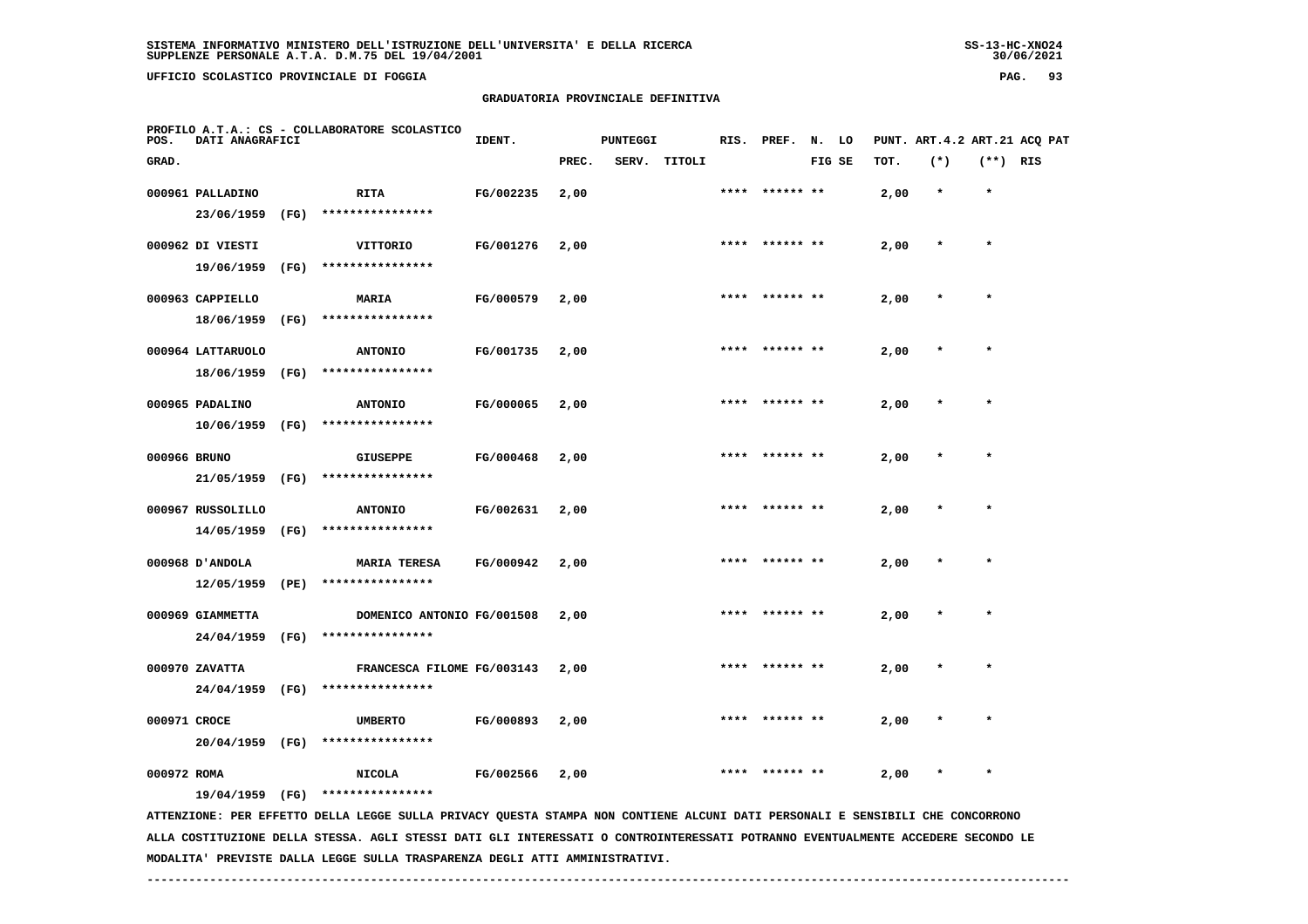SISTEMA INFORMATIVO MINISTERO DELL'ISTRUZIONE DELL'UNIVERSITA' E DELLA RICERCA
SUPPLENZE PERSONALE A.T.A. D.M.75 DEL 19/04/2001

UFFICIO SCOLASTICO PROVINCIALE DI FOGGIA

GRADUATORIA PROVINCIALE DEFINITIVA

PROFILO A.T.A.: CS - COLLABORATORE SCOLASTICO

| POS. GRAD. | DATI ANAGRAFICI | | IDENT. | PUNTEGGI PREC. | SERV. | TITOLI | RIS. | PREF. | N. LO FIG SE | PUNT. TOT. | ART.4.2 (*) | ART.21 (**) | ACQ PAT RIS |
|---|---|---|---|---|---|---|---|---|---|---|---|---|---|
| 000961 | PALLADINO 23/06/1959 (FG) | RITA **************** | FG/002235 | 2,00 | | | **** | ****** ** | | 2,00 | * | * | |
| 000962 | DI VIESTI 19/06/1959 (FG) | VITTORIO **************** | FG/001276 | 2,00 | | | **** | ****** ** | | 2,00 | * | * | |
| 000963 | CAPPIELLO 18/06/1959 (FG) | MARIA **************** | FG/000579 | 2,00 | | | **** | ****** ** | | 2,00 | * | * | |
| 000964 | LATTARUOLO 18/06/1959 (FG) | ANTONIO **************** | FG/001735 | 2,00 | | | **** | ****** ** | | 2,00 | * | * | |
| 000965 | PADALINO 10/06/1959 (FG) | ANTONIO **************** | FG/000065 | 2,00 | | | **** | ****** ** | | 2,00 | * | * | |
| 000966 | BRUNO 21/05/1959 (FG) | GIUSEPPE **************** | FG/000468 | 2,00 | | | **** | ****** ** | | 2,00 | * | * | |
| 000967 | RUSSOLILLO 14/05/1959 (FG) | ANTONIO **************** | FG/002631 | 2,00 | | | **** | ****** ** | | 2,00 | * | * | |
| 000968 | D'ANDOLA 12/05/1959 (PE) | MARIA TERESA **************** | FG/000942 | 2,00 | | | **** | ****** ** | | 2,00 | * | * | |
| 000969 | GIAMMETTA 24/04/1959 (FG) | DOMENICO ANTONIO **************** | FG/001508 | 2,00 | | | **** | ****** ** | | 2,00 | * | * | |
| 000970 | ZAVATTA 24/04/1959 (FG) | FRANCESCA FILOME **************** | FG/003143 | 2,00 | | | **** | ****** ** | | 2,00 | * | * | |
| 000971 | CROCE 20/04/1959 (FG) | UMBERTO **************** | FG/000893 | 2,00 | | | **** | ****** ** | | 2,00 | * | * | |
| 000972 | ROMA 19/04/1959 (FG) | NICOLA **************** | FG/002566 | 2,00 | | | **** | ****** ** | | 2,00 | * | * | |

ATTENZIONE: PER EFFETTO DELLA LEGGE SULLA PRIVACY QUESTA STAMPA NON CONTIENE ALCUNI DATI PERSONALI E SENSIBILI CHE CONCORRONO ALLA COSTITUZIONE DELLA STESSA. AGLI STESSI DATI GLI INTERESSATI O CONTROINTERESSATI POTRANNO EVENTUALMENTE ACCEDERE SECONDO LE MODALITA' PREVISTE DALLA LEGGE SULLA TRASPARENZA DEGLI ATTI AMMINISTRATIVI.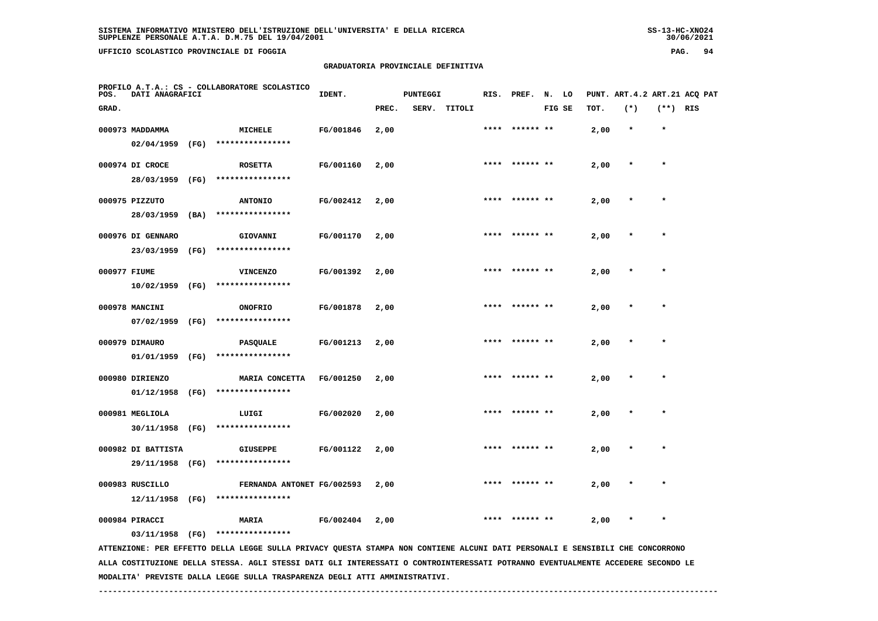SISTEMA INFORMATIVO MINISTERO DELL'ISTRUZIONE DELL'UNIVERSITA' E DELLA RICERCA
SUPPLENZE PERSONALE A.T.A. D.M.75 DEL 19/04/2001

UFFICIO SCOLASTICO PROVINCIALE DI FOGGIA

## GRADUATORIA PROVINCIALE DEFINITIVA

PROFILO A.T.A.: CS - COLLABORATORE SCOLASTICO

| POS. GRAD. | DATI ANAGRAFICI | | IDENT. | PUNTEGGI PREC. | SERV. | TITOLI | RIS. | PREF. | N. LO FIG SE | PUNT. TOT. | ART.4.2 (*) | ART.21 (**) | ACQ PAT RIS |
|---|---|---|---|---|---|---|---|---|---|---|---|---|---|
| 000973 | MADDAMMA 02/04/1959 (FG) | MICHELE **************** | FG/001846 | 2,00 | | | **** | ****** ** | | 2,00 | * | * | |
| 000974 | DI CROCE 28/03/1959 (FG) | ROSETTA **************** | FG/001160 | 2,00 | | | **** | ****** ** | | 2,00 | * | * | |
| 000975 | PIZZUTO 28/03/1959 (BA) | ANTONIO **************** | FG/002412 | 2,00 | | | **** | ****** ** | | 2,00 | * | * | |
| 000976 | DI GENNARO 23/03/1959 (FG) | GIOVANNI **************** | FG/001170 | 2,00 | | | **** | ****** ** | | 2,00 | * | * | |
| 000977 | FIUME 10/02/1959 (FG) | VINCENZO **************** | FG/001392 | 2,00 | | | **** | ****** ** | | 2,00 | * | * | |
| 000978 | MANCINI 07/02/1959 (FG) | ONOFRIO **************** | FG/001878 | 2,00 | | | **** | ****** ** | | 2,00 | * | * | |
| 000979 | DIMAURO 01/01/1959 (FG) | PASQUALE **************** | FG/001213 | 2,00 | | | **** | ****** ** | | 2,00 | * | * | |
| 000980 | DIRIENZO 01/12/1958 (FG) | MARIA CONCETTA **************** | FG/001250 | 2,00 | | | **** | ****** ** | | 2,00 | * | * | |
| 000981 | MEGLIOLA 30/11/1958 (FG) | LUIGI **************** | FG/002020 | 2,00 | | | **** | ****** ** | | 2,00 | * | * | |
| 000982 | DI BATTISTA 29/11/1958 (FG) | GIUSEPPE **************** | FG/001122 | 2,00 | | | **** | ****** ** | | 2,00 | * | * | |
| 000983 | RUSCILLO 12/11/1958 (FG) | FERNANDA ANTONET **************** | FG/002593 | 2,00 | | | **** | ****** ** | | 2,00 | * | * | |
| 000984 | PIRACCI 03/11/1958 (FG) | MARIA **************** | FG/002404 | 2,00 | | | **** | ****** ** | | 2,00 | * | * | |

ATTENZIONE: PER EFFETTO DELLA LEGGE SULLA PRIVACY QUESTA STAMPA NON CONTIENE ALCUNI DATI PERSONALI E SENSIBILI CHE CONCORRONO ALLA COSTITUZIONE DELLA STESSA. AGLI STESSI DATI GLI INTERESSATI O CONTROINTERESSATI POTRANNO EVENTUALMENTE ACCEDERE SECONDO LE MODALITA' PREVISTE DALLA LEGGE SULLA TRASPARENZA DEGLI ATTI AMMINISTRATIVI.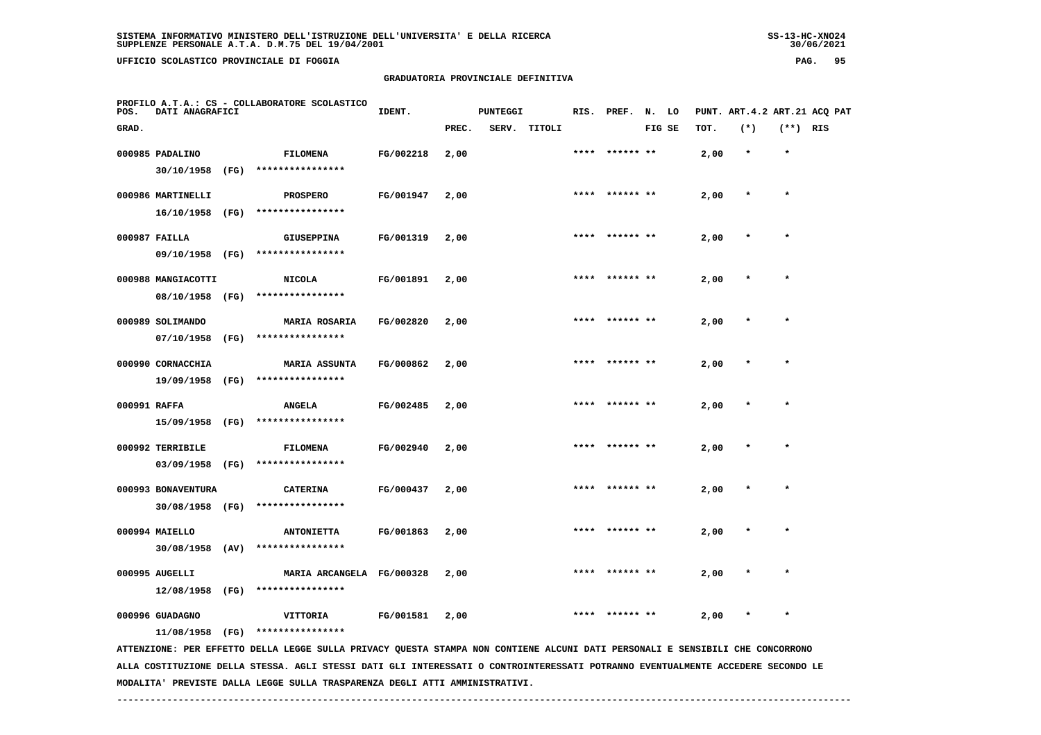SISTEMA INFORMATIVO MINISTERO DELL'ISTRUZIONE DELL'UNIVERSITA' E DELLA RICERCA
SUPPLENZE PERSONALE A.T.A. D.M.75 DEL 19/04/2001

UFFICIO SCOLASTICO PROVINCIALE DI FOGGIA

## GRADUATORIA PROVINCIALE DEFINITIVA

PROFILO A.T.A.: CS - COLLABORATORE SCOLASTICO

| POS. GRAD. | DATI ANAGRAFICI | | IDENT. | PUNTEGGI PREC. | SERV. | TITOLI | RIS. | PREF. | N. FIG | LO SE | PUNT. TOT. | ART.4.2 (*) | ART.21 (**) | ACQ RIS | PAT |
|---|---|---|---|---|---|---|---|---|---|---|---|---|---|---|---|
| 000985 | PADALINO 30/10/1958 (FG) | FILOMENA **************** | FG/002218 | 2,00 | | | **** | ****** | ** | | 2,00 | * | * | | |
| 000986 | MARTINELLI 16/10/1958 (FG) | PROSPERO **************** | FG/001947 | 2,00 | | | **** | ****** | ** | | 2,00 | * | * | | |
| 000987 | FAILLA 09/10/1958 (FG) | GIUSEPPINA **************** | FG/001319 | 2,00 | | | **** | ****** | ** | | 2,00 | * | * | | |
| 000988 | MANGIACOTTI 08/10/1958 (FG) | NICOLA **************** | FG/001891 | 2,00 | | | **** | ****** | ** | | 2,00 | * | * | | |
| 000989 | SOLIMANDO 07/10/1958 (FG) | MARIA ROSARIA **************** | FG/002820 | 2,00 | | | **** | ****** | ** | | 2,00 | * | * | | |
| 000990 | CORNACCHIA 19/09/1958 (FG) | MARIA ASSUNTA **************** | FG/000862 | 2,00 | | | **** | ****** | ** | | 2,00 | * | * | | |
| 000991 | RAFFA 15/09/1958 (FG) | ANGELA **************** | FG/002485 | 2,00 | | | **** | ****** | ** | | 2,00 | * | * | | |
| 000992 | TERRIBILE 03/09/1958 (FG) | FILOMENA **************** | FG/002940 | 2,00 | | | **** | ****** | ** | | 2,00 | * | * | | |
| 000993 | BONAVENTURA 30/08/1958 (FG) | CATERINA **************** | FG/000437 | 2,00 | | | **** | ****** | ** | | 2,00 | * | * | | |
| 000994 | MAIELLO 30/08/1958 (AV) | ANTONIETTA **************** | FG/001863 | 2,00 | | | **** | ****** | ** | | 2,00 | * | * | | |
| 000995 | AUGELLI 12/08/1958 (FG) | MARIA ARCANGELA **************** | FG/000328 | 2,00 | | | **** | ****** | ** | | 2,00 | * | * | | |
| 000996 | GUADAGNO 11/08/1958 (FG) | VITTORIA **************** | FG/001581 | 2,00 | | | **** | ****** | ** | | 2,00 | * | * | | |

ATTENZIONE: PER EFFETTO DELLA LEGGE SULLA PRIVACY QUESTA STAMPA NON CONTIENE ALCUNI DATI PERSONALI E SENSIBILI CHE CONCORRONO ALLA COSTITUZIONE DELLA STESSA. AGLI STESSI DATI GLI INTERESSATI O CONTROINTERESSATI POTRANNO EVENTUALMENTE ACCEDERE SECONDO LE MODALITA' PREVISTE DALLA LEGGE SULLA TRASPARENZA DEGLI ATTI AMMINISTRATIVI.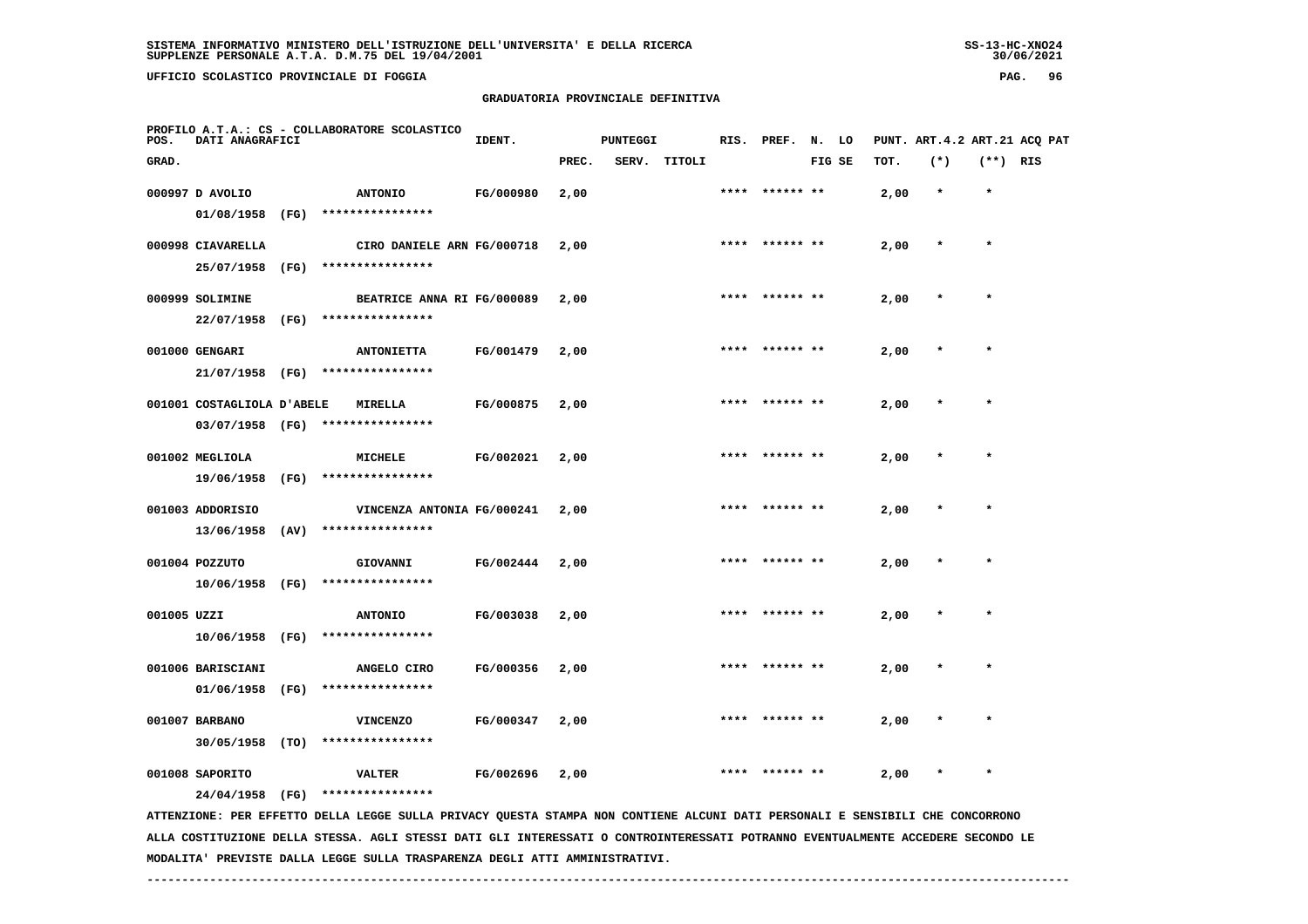SISTEMA INFORMATIVO MINISTERO DELL'ISTRUZIONE DELL'UNIVERSITA' E DELLA RICERCA
SUPPLENZE PERSONALE A.T.A. D.M.75 DEL 19/04/2001

UFFICIO SCOLASTICO PROVINCIALE DI FOGGIA

## GRADUATORIA PROVINCIALE DEFINITIVA

PROFILO A.T.A.: CS - COLLABORATORE SCOLASTICO

| POS. GRAD. | DATI ANAGRAFICI | | IDENT. | PUNTEGGI PREC. | SERV. | TITOLI | RIS. | PREF. | N. FIG | LO SE | PUNT. TOT. | ART.4.2 (*) | ART.21 (**) | ACQ PAT RIS |
|---|---|---|---|---|---|---|---|---|---|---|---|---|---|---|
| 000997 | D AVOLIO 01/08/1958 (FG) | ANTONIO **************** | FG/000980 | 2,00 | | | **** | ****** | ** | | 2,00 | * | * | |
| 000998 | CIAVARELLA 25/07/1958 (FG) | CIRO DANIELE ARN **************** | FG/000718 | 2,00 | | | **** | ****** | ** | | 2,00 | * | * | |
| 000999 | SOLIMINE 22/07/1958 (FG) | BEATRICE ANNA RI **************** | FG/000089 | 2,00 | | | **** | ****** | ** | | 2,00 | * | * | |
| 001000 | GENGARI 21/07/1958 (FG) | ANTONIETTA **************** | FG/001479 | 2,00 | | | **** | ****** | ** | | 2,00 | * | * | |
| 001001 | COSTAGLIOLA D'ABELE 03/07/1958 (FG) | MIRELLA **************** | FG/000875 | 2,00 | | | **** | ****** | ** | | 2,00 | * | * | |
| 001002 | MEGLIOLA 19/06/1958 (FG) | MICHELE **************** | FG/002021 | 2,00 | | | **** | ****** | ** | | 2,00 | * | * | |
| 001003 | ADDORISIO 13/06/1958 (AV) | VINCENZA ANTONIA **************** | FG/000241 | 2,00 | | | **** | ****** | ** | | 2,00 | * | * | |
| 001004 | POZZUTO 10/06/1958 (FG) | GIOVANNI **************** | FG/002444 | 2,00 | | | **** | ****** | ** | | 2,00 | * | * | |
| 001005 | UZZI 10/06/1958 (FG) | ANTONIO **************** | FG/003038 | 2,00 | | | **** | ****** | ** | | 2,00 | * | * | |
| 001006 | BARISCIANI 01/06/1958 (FG) | ANGELO CIRO **************** | FG/000356 | 2,00 | | | **** | ****** | ** | | 2,00 | * | * | |
| 001007 | BARBANO 30/05/1958 (TO) | VINCENZO **************** | FG/000347 | 2,00 | | | **** | ****** | ** | | 2,00 | * | * | |
| 001008 | SAPORITO 24/04/1958 (FG) | VALTER **************** | FG/002696 | 2,00 | | | **** | ****** | ** | | 2,00 | * | * | |

ATTENZIONE: PER EFFETTO DELLA LEGGE SULLA PRIVACY QUESTA STAMPA NON CONTIENE ALCUNI DATI PERSONALI E SENSIBILI CHE CONCORRONO ALLA COSTITUZIONE DELLA STESSA. AGLI STESSI DATI GLI INTERESSATI O CONTROINTERESSATI POTRANNO EVENTUALMENTE ACCEDERE SECONDO LE MODALITA' PREVISTE DALLA LEGGE SULLA TRASPARENZA DEGLI ATTI AMMINISTRATIVI.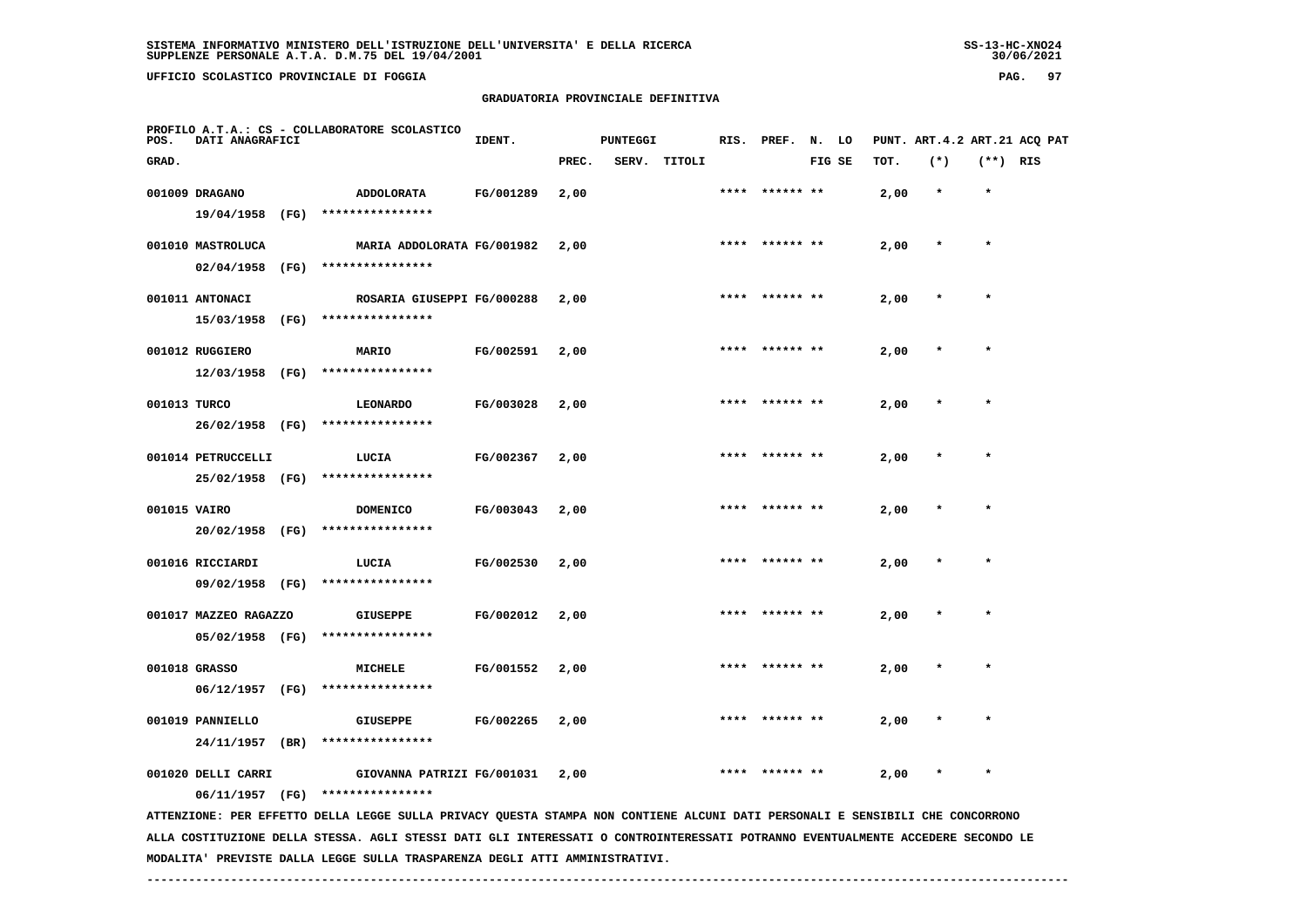SISTEMA INFORMATIVO MINISTERO DELL'ISTRUZIONE DELL'UNIVERSITA' E DELLA RICERCA
SUPPLENZE PERSONALE A.T.A. D.M.75 DEL 19/04/2001

UFFICIO SCOLASTICO PROVINCIALE DI FOGGIA

GRADUATORIA PROVINCIALE DEFINITIVA

PROFILO A.T.A.: CS - COLLABORATORE SCOLASTICO

| POS. GRAD. | DATI ANAGRAFICI | | IDENT. | PUNTEGGI PREC. | SERV. | TITOLI | RIS. | PREF. | N. FIG | LO SE | PUNT. TOT. | ART.4.2 (*) | ART.21 (**) | ACQ RIS | PAT |
|---|---|---|---|---|---|---|---|---|---|---|---|---|---|---|---|
| 001009 | DRAGANO 19/04/1958 (FG) | ADDOLORATA **************** | FG/001289 | 2,00 | | | **** | ****** | ** | | 2,00 | * | * | | |
| 001010 | MASTROLUCA 02/04/1958 (FG) | MARIA ADDOLORATA **************** | FG/001982 | 2,00 | | | **** | ****** | ** | | 2,00 | * | * | | |
| 001011 | ANTONACI 15/03/1958 (FG) | ROSARIA GIUSEPPI **************** | FG/000288 | 2,00 | | | **** | ****** | ** | | 2,00 | * | * | | |
| 001012 | RUGGIERO 12/03/1958 (FG) | MARIO **************** | FG/002591 | 2,00 | | | **** | ****** | ** | | 2,00 | * | * | | |
| 001013 | TURCO 26/02/1958 (FG) | LEONARDO **************** | FG/003028 | 2,00 | | | **** | ****** | ** | | 2,00 | * | * | | |
| 001014 | PETRUCCELLI 25/02/1958 (FG) | LUCIA **************** | FG/002367 | 2,00 | | | **** | ****** | ** | | 2,00 | * | * | | |
| 001015 | VAIRO 20/02/1958 (FG) | DOMENICO **************** | FG/003043 | 2,00 | | | **** | ****** | ** | | 2,00 | * | * | | |
| 001016 | RICCIARDI 09/02/1958 (FG) | LUCIA **************** | FG/002530 | 2,00 | | | **** | ****** | ** | | 2,00 | * | * | | |
| 001017 | MAZZEO RAGAZZO 05/02/1958 (FG) | GIUSEPPE **************** | FG/002012 | 2,00 | | | **** | ****** | ** | | 2,00 | * | * | | |
| 001018 | GRASSO 06/12/1957 (FG) | MICHELE **************** | FG/001552 | 2,00 | | | **** | ****** | ** | | 2,00 | * | * | | |
| 001019 | PANNIELLO 24/11/1957 (BR) | GIUSEPPE **************** | FG/002265 | 2,00 | | | **** | ****** | ** | | 2,00 | * | * | | |
| 001020 | DELLI CARRI 06/11/1957 (FG) | GIOVANNA PATRIZI **************** | FG/001031 | 2,00 | | | **** | ****** | ** | | 2,00 | * | * | | |

ATTENZIONE: PER EFFETTO DELLA LEGGE SULLA PRIVACY QUESTA STAMPA NON CONTIENE ALCUNI DATI PERSONALI E SENSIBILI CHE CONCORRONO ALLA COSTITUZIONE DELLA STESSA. AGLI STESSI DATI GLI INTERESSATI O CONTROINTERESSATI POTRANNO EVENTUALMENTE ACCEDERE SECONDO LE MODALITA' PREVISTE DALLA LEGGE SULLA TRASPARENZA DEGLI ATTI AMMINISTRATIVI.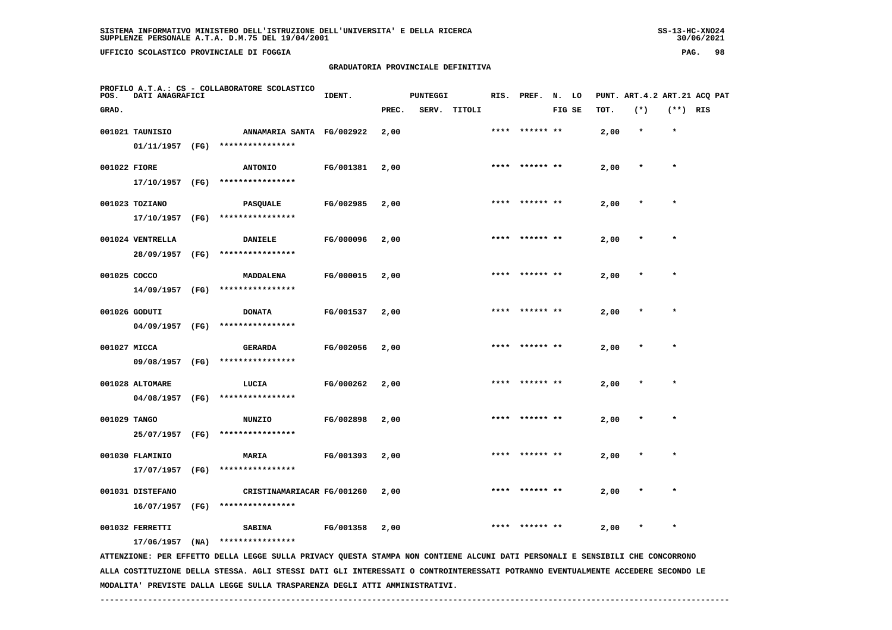SISTEMA INFORMATIVO MINISTERO DELL'ISTRUZIONE DELL'UNIVERSITA' E DELLA RICERCA
SUPPLENZE PERSONALE A.T.A. D.M.75 DEL 19/04/2001

UFFICIO SCOLASTICO PROVINCIALE DI FOGGIA

## GRADUATORIA PROVINCIALE DEFINITIVA

PROFILO A.T.A.: CS - COLLABORATORE SCOLASTICO

| POS. GRAD. | DATI ANAGRAFICI | | IDENT. | PUNTEGGI PREC. | SERV. | TITOLI | RIS. | PREF. | N. LO FIG SE | PUNT. TOT. | ART.4.2 (*) | ART.21 (**) | ACQ PAT RIS |
|---|---|---|---|---|---|---|---|---|---|---|---|---|---|
| 001021 | TAUNISIO 01/11/1957 (FG) | ANNAMARIA SANTA **************** | FG/002922 | 2,00 | | | **** | ****** ** | | 2,00 | * | * | |
| 001022 | FIORE 17/10/1957 (FG) | ANTONIO **************** | FG/001381 | 2,00 | | | **** | ****** ** | | 2,00 | * | * | |
| 001023 | TOZIANO 17/10/1957 (FG) | PASQUALE **************** | FG/002985 | 2,00 | | | **** | ****** ** | | 2,00 | * | * | |
| 001024 | VENTRELLA 28/09/1957 (FG) | DANIELE **************** | FG/000096 | 2,00 | | | **** | ****** ** | | 2,00 | * | * | |
| 001025 | COCCO 14/09/1957 (FG) | MADDALENA **************** | FG/000015 | 2,00 | | | **** | ****** ** | | 2,00 | * | * | |
| 001026 | GODUTI 04/09/1957 (FG) | DONATA **************** | FG/001537 | 2,00 | | | **** | ****** ** | | 2,00 | * | * | |
| 001027 | MICCA 09/08/1957 (FG) | GERARDA **************** | FG/002056 | 2,00 | | | **** | ****** ** | | 2,00 | * | * | |
| 001028 | ALTOMARE 04/08/1957 (FG) | LUCIA **************** | FG/000262 | 2,00 | | | **** | ****** ** | | 2,00 | * | * | |
| 001029 | TANGO 25/07/1957 (FG) | NUNZIO **************** | FG/002898 | 2,00 | | | **** | ****** ** | | 2,00 | * | * | |
| 001030 | FLAMINIO 17/07/1957 (FG) | MARIA **************** | FG/001393 | 2,00 | | | **** | ****** ** | | 2,00 | * | * | |
| 001031 | DISTEFANO 16/07/1957 (FG) | CRISTINAMARIACAR **************** | FG/001260 | 2,00 | | | **** | ****** ** | | 2,00 | * | * | |
| 001032 | FERRETTI 17/06/1957 (NA) | SABINA **************** | FG/001358 | 2,00 | | | **** | ****** ** | | 2,00 | * | * | |

ATTENZIONE: PER EFFETTO DELLA LEGGE SULLA PRIVACY QUESTA STAMPA NON CONTIENE ALCUNI DATI PERSONALI E SENSIBILI CHE CONCORRONO ALLA COSTITUZIONE DELLA STESSA. AGLI STESSI DATI GLI INTERESSATI O CONTROINTERESSATI POTRANNO EVENTUALMENTE ACCEDERE SECONDO LE MODALITA' PREVISTE DALLA LEGGE SULLA TRASPARENZA DEGLI ATTI AMMINISTRATIVI.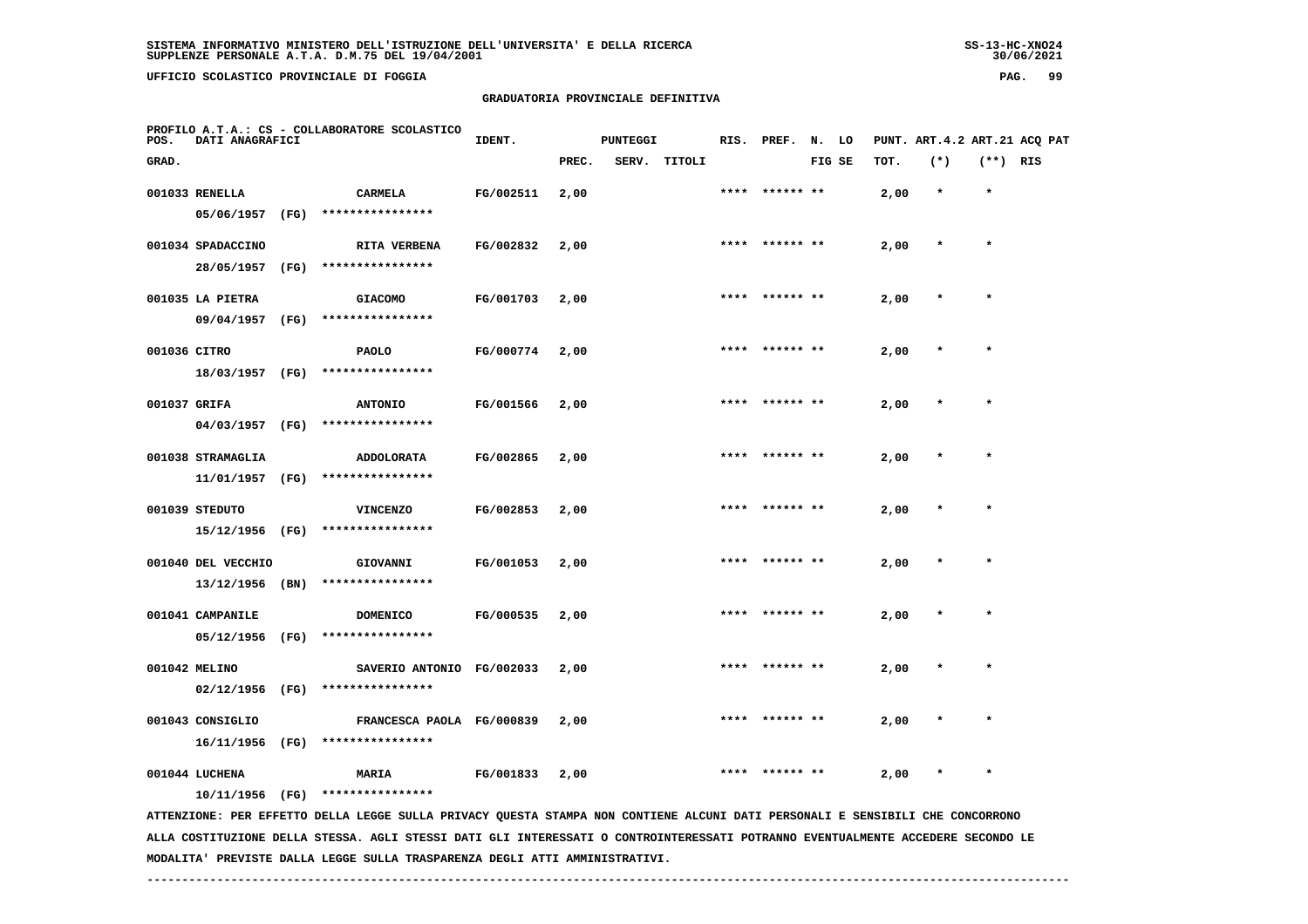SISTEMA INFORMATIVO MINISTERO DELL'ISTRUZIONE DELL'UNIVERSITA' E DELLA RICERCA
SUPPLENZE PERSONALE A.T.A. D.M.75 DEL 19/04/2001

UFFICIO SCOLASTICO PROVINCIALE DI FOGGIA

## GRADUATORIA PROVINCIALE DEFINITIVA

PROFILO A.T.A.: CS - COLLABORATORE SCOLASTICO

| POS. GRAD. | DATI ANAGRAFICI | | IDENT. | PUNTEGGI PREC. | SERV. | TITOLI | RIS. | PREF. | N. FIG | LO SE | PUNT. TOT. | ART.4.2 (*) | ART.21 (**) | ACQ PAT RIS |
|---|---|---|---|---|---|---|---|---|---|---|---|---|---|---|
| 001033 | RENELLA 05/06/1957 (FG) | CARMELA **************** | FG/002511 | 2,00 | | | **** | ****** | ** | | 2,00 | * | * | |
| 001034 | SPADACCINO 28/05/1957 (FG) | RITA VERBENA **************** | FG/002832 | 2,00 | | | **** | ****** | ** | | 2,00 | * | * | |
| 001035 | LA PIETRA 09/04/1957 (FG) | GIACOMO **************** | FG/001703 | 2,00 | | | **** | ****** | ** | | 2,00 | * | * | |
| 001036 | CITRO 18/03/1957 (FG) | PAOLO **************** | FG/000774 | 2,00 | | | **** | ****** | ** | | 2,00 | * | * | |
| 001037 | GRIFA 04/03/1957 (FG) | ANTONIO **************** | FG/001566 | 2,00 | | | **** | ****** | ** | | 2,00 | * | * | |
| 001038 | STRAMAGLIA 11/01/1957 (FG) | ADDOLORATA **************** | FG/002865 | 2,00 | | | **** | ****** | ** | | 2,00 | * | * | |
| 001039 | STEDUTO 15/12/1956 (FG) | VINCENZO **************** | FG/002853 | 2,00 | | | **** | ****** | ** | | 2,00 | * | * | |
| 001040 | DEL VECCHIO 13/12/1956 (BN) | GIOVANNI **************** | FG/001053 | 2,00 | | | **** | ****** | ** | | 2,00 | * | * | |
| 001041 | CAMPANILE 05/12/1956 (FG) | DOMENICO **************** | FG/000535 | 2,00 | | | **** | ****** | ** | | 2,00 | * | * | |
| 001042 | MELINO 02/12/1956 (FG) | SAVERIO ANTONIO **************** | FG/002033 | 2,00 | | | **** | ****** | ** | | 2,00 | * | * | |
| 001043 | CONSIGLIO 16/11/1956 (FG) | FRANCESCA PAOLA **************** | FG/000839 | 2,00 | | | **** | ****** | ** | | 2,00 | * | * | |
| 001044 | LUCHENA 10/11/1956 (FG) | MARIA **************** | FG/001833 | 2,00 | | | **** | ****** | ** | | 2,00 | * | * | |

ATTENZIONE: PER EFFETTO DELLA LEGGE SULLA PRIVACY QUESTA STAMPA NON CONTIENE ALCUNI DATI PERSONALI E SENSIBILI CHE CONCORRONO ALLA COSTITUZIONE DELLA STESSA. AGLI STESSI DATI GLI INTERESSATI O CONTROINTERESSATI POTRANNO EVENTUALMENTE ACCEDERE SECONDO LE MODALITA' PREVISTE DALLA LEGGE SULLA TRASPARENZA DEGLI ATTI AMMINISTRATIVI.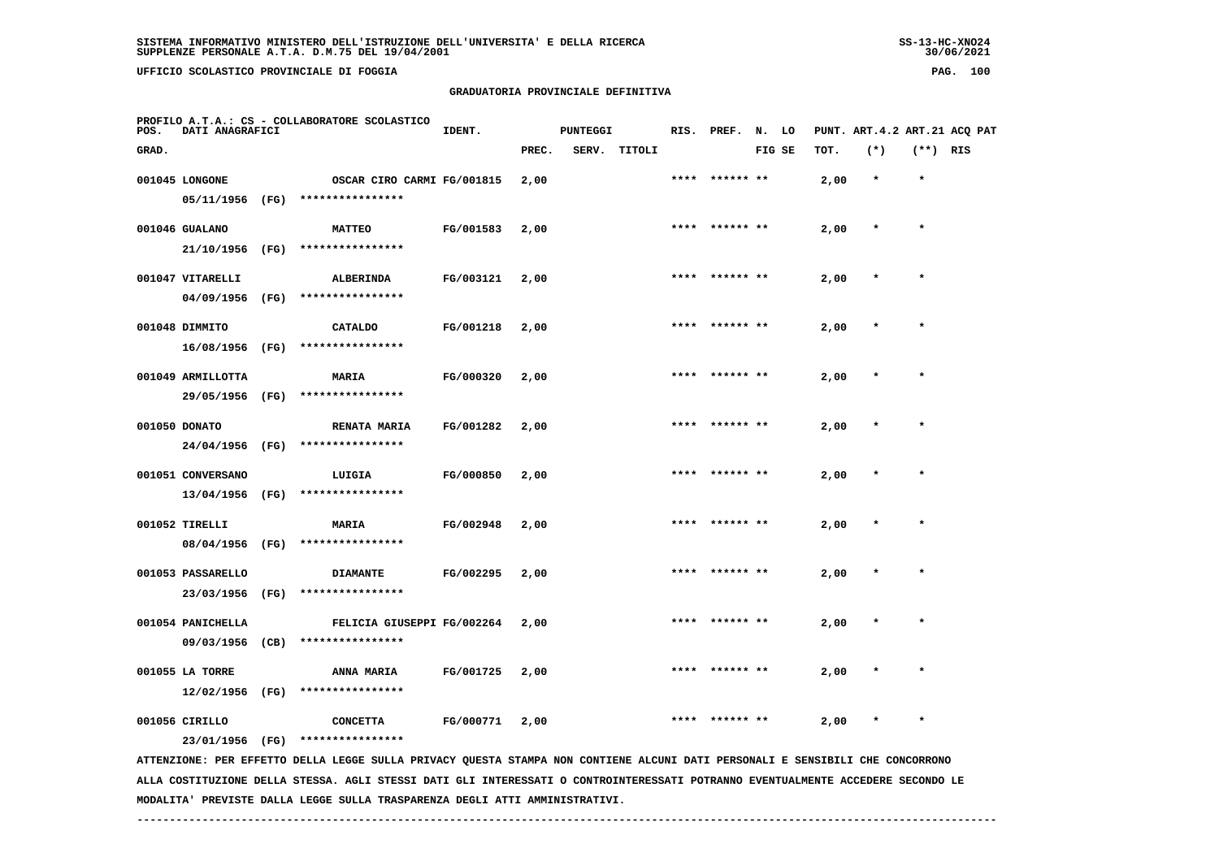## UFFICIO SCOLASTICO PROVINCIALE DI FOGGIA

### GRADUATORIA PROVINCIALE DEFINITIVA

PROFILO A.T.A.: CS - COLLABORATORE SCOLASTICO

| POS. GRAD. | DATI ANAGRAFICI | | IDENT. | PUNTEGGI PREC. | SERV. | TITOLI | RIS. | PREF. | N. LO FIG SE | PUNT. TOT. | ART.4.2 (*) | ART.21 (**) | ACQ PAT RIS |
|---|---|---|---|---|---|---|---|---|---|---|---|---|---|
| 001045 | LONGONE 05/11/1956 (FG) | OSCAR CIRO CARMI **************** | FG/001815 | 2,00 | | | **** | ****** ** | | 2,00 | * | * | |
| 001046 | GUALANO 21/10/1956 (FG) | MATTEO **************** | FG/001583 | 2,00 | | | **** | ****** ** | | 2,00 | * | * | |
| 001047 | VITARELLI 04/09/1956 (FG) | ALBERINDA **************** | FG/003121 | 2,00 | | | **** | ****** ** | | 2,00 | * | * | |
| 001048 | DIMMITO 16/08/1956 (FG) | CATALDO **************** | FG/001218 | 2,00 | | | **** | ****** ** | | 2,00 | * | * | |
| 001049 | ARMILLOTTA 29/05/1956 (FG) | MARIA **************** | FG/000320 | 2,00 | | | **** | ****** ** | | 2,00 | * | * | |
| 001050 | DONATO 24/04/1956 (FG) | RENATA MARIA **************** | FG/001282 | 2,00 | | | **** | ****** ** | | 2,00 | * | * | |
| 001051 | CONVERSANO 13/04/1956 (FG) | LUIGIA **************** | FG/000850 | 2,00 | | | **** | ****** ** | | 2,00 | * | * | |
| 001052 | TIRELLI 08/04/1956 (FG) | MARIA **************** | FG/002948 | 2,00 | | | **** | ****** ** | | 2,00 | * | * | |
| 001053 | PASSARELLO 23/03/1956 (FG) | DIAMANTE **************** | FG/002295 | 2,00 | | | **** | ****** ** | | 2,00 | * | * | |
| 001054 | PANICHELLA 09/03/1956 (CB) | FELICIA GIUSEPPI **************** | FG/002264 | 2,00 | | | **** | ****** ** | | 2,00 | * | * | |
| 001055 | LA TORRE 12/02/1956 (FG) | ANNA MARIA **************** | FG/001725 | 2,00 | | | **** | ****** ** | | 2,00 | * | * | |
| 001056 | CIRILLO 23/01/1956 (FG) | CONCETTA **************** | FG/000771 | 2,00 | | | **** | ****** ** | | 2,00 | * | * | |

ATTENZIONE: PER EFFETTO DELLA LEGGE SULLA PRIVACY QUESTA STAMPA NON CONTIENE ALCUNI DATI PERSONALI E SENSIBILI CHE CONCORRONO ALLA COSTITUZIONE DELLA STESSA. AGLI STESSI DATI GLI INTERESSATI O CONTROINTERESSATI POTRANNO EVENTUALMENTE ACCEDERE SECONDO LE MODALITA' PREVISTE DALLA LEGGE SULLA TRASPARENZA DEGLI ATTI AMMINISTRATIVI.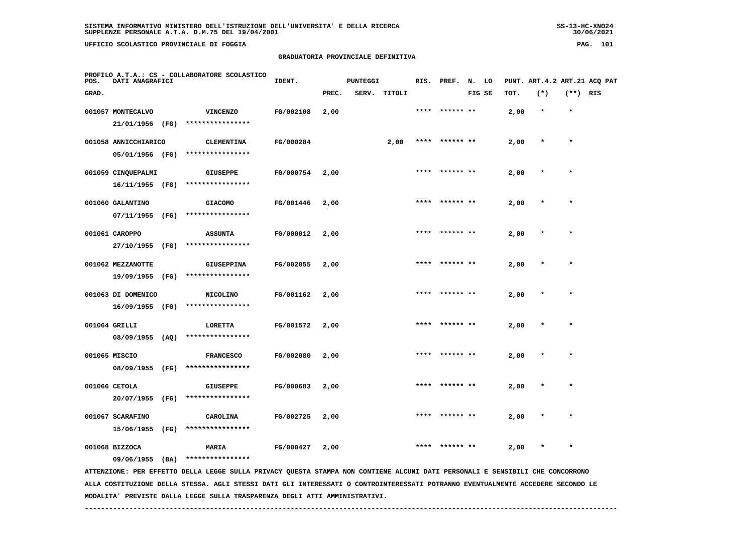SISTEMA INFORMATIVO MINISTERO DELL'ISTRUZIONE DELL'UNIVERSITA' E DELLA RICERCA
SUPPLENZE PERSONALE A.T.A. D.M.75 DEL 19/04/2001

UFFICIO SCOLASTICO PROVINCIALE DI FOGGIA

## GRADUATORIA PROVINCIALE DEFINITIVA

PROFILO A.T.A.: CS - COLLABORATORE SCOLASTICO

| POS. GRAD. | DATI ANAGRAFICI | | IDENT. | PUNTEGGI PREC. | SERV. | TITOLI | RIS. | PREF. | N. FIG | LO SE | PUNT. TOT. | ART.4.2 (*) | ART.21 (**) | ACQ PAT RIS |
|---|---|---|---|---|---|---|---|---|---|---|---|---|---|---|
| 001057 | MONTECALVO 21/01/1956 (FG) | VINCENZO **************** | FG/002108 | 2,00 | | | **** | ****** | ** | | 2,00 | * | * | |
| 001058 | ANNICCHIARICO 05/01/1956 (FG) | CLEMENTINA **************** | FG/000284 | | | 2,00 | **** | ****** | ** | | 2,00 | * | * | |
| 001059 | CINQUEPALMI 16/11/1955 (FG) | GIUSEPPE **************** | FG/000754 | 2,00 | | | **** | ****** | ** | | 2,00 | * | * | |
| 001060 | GALANTINO 07/11/1955 (FG) | GIACOMO **************** | FG/001446 | 2,00 | | | **** | ****** | ** | | 2,00 | * | * | |
| 001061 | CAROPPO 27/10/1955 (FG) | ASSUNTA **************** | FG/000012 | 2,00 | | | **** | ****** | ** | | 2,00 | * | * | |
| 001062 | MEZZANOTTE 19/09/1955 (FG) | GIUSEPPINA **************** | FG/002055 | 2,00 | | | **** | ****** | ** | | 2,00 | * | * | |
| 001063 | DI DOMENICO 16/09/1955 (FG) | NICOLINO **************** | FG/001162 | 2,00 | | | **** | ****** | ** | | 2,00 | * | * | |
| 001064 | GRILLI 08/09/1955 (AQ) | LORETTA **************** | FG/001572 | 2,00 | | | **** | ****** | ** | | 2,00 | * | * | |
| 001065 | MISCIO 08/09/1955 (FG) | FRANCESCO **************** | FG/002080 | 2,00 | | | **** | ****** | ** | | 2,00 | * | * | |
| 001066 | CETOLA 20/07/1955 (FG) | GIUSEPPE **************** | FG/000683 | 2,00 | | | **** | ****** | ** | | 2,00 | * | * | |
| 001067 | SCARAFINO 15/06/1955 (FG) | CAROLINA **************** | FG/002725 | 2,00 | | | **** | ****** | ** | | 2,00 | * | * | |
| 001068 | BIZZOCA 09/06/1955 (BA) | MARIA **************** | FG/000427 | 2,00 | | | **** | ****** | ** | | 2,00 | * | * | |

ATTENZIONE: PER EFFETTO DELLA LEGGE SULLA PRIVACY QUESTA STAMPA NON CONTIENE ALCUNI DATI PERSONALI E SENSIBILI CHE CONCORRONO ALLA COSTITUZIONE DELLA STESSA. AGLI STESSI DATI GLI INTERESSATI O CONTROINTERESSATI POTRANNO EVENTUALMENTE ACCEDERE SECONDO LE MODALITA' PREVISTE DALLA LEGGE SULLA TRASPARENZA DEGLI ATTI AMMINISTRATIVI.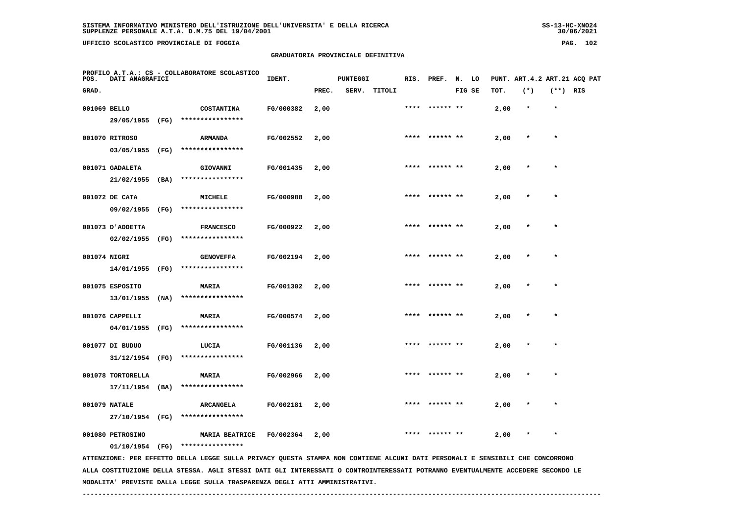SISTEMA INFORMATIVO MINISTERO DELL'ISTRUZIONE DELL'UNIVERSITA' E DELLA RICERCA
SUPPLENZE PERSONALE A.T.A. D.M.75 DEL 19/04/2001

UFFICIO SCOLASTICO PROVINCIALE DI FOGGIA

GRADUATORIA PROVINCIALE DEFINITIVA

PROFILO A.T.A.: CS - COLLABORATORE SCOLASTICO

| POS. GRAD. | DATI ANAGRAFICI | | IDENT. | PUNTEGGI PREC. | SERV. | TITOLI | RIS. | PREF. | N. FIG | LO SE | PUNT. TOT. | ART.4.2 (*) | ART.21 (**) | ACQ PAT RIS |
|---|---|---|---|---|---|---|---|---|---|---|---|---|---|---|
| 001069 | BELLO 29/05/1955 (FG) **************** | COSTANTINA | FG/000382 | 2,00 | | | **** | ****** | ** | | 2,00 | * | * | |
| 001070 | RITROSO 03/05/1955 (FG) **************** | ARMANDA | FG/002552 | 2,00 | | | **** | ****** | ** | | 2,00 | * | * | |
| 001071 | GADALETA 21/02/1955 (BA) **************** | GIOVANNI | FG/001435 | 2,00 | | | **** | ****** | ** | | 2,00 | * | * | |
| 001072 | DE CATA 09/02/1955 (FG) **************** | MICHELE | FG/000988 | 2,00 | | | **** | ****** | ** | | 2,00 | * | * | |
| 001073 | D'ADDETTA 02/02/1955 (FG) **************** | FRANCESCO | FG/000922 | 2,00 | | | **** | ****** | ** | | 2,00 | * | * | |
| 001074 | NIGRI 14/01/1955 (FG) **************** | GENOVEFFA | FG/002194 | 2,00 | | | **** | ****** | ** | | 2,00 | * | * | |
| 001075 | ESPOSITO 13/01/1955 (NA) **************** | MARIA | FG/001302 | 2,00 | | | **** | ****** | ** | | 2,00 | * | * | |
| 001076 | CAPPELLI 04/01/1955 (FG) **************** | MARIA | FG/000574 | 2,00 | | | **** | ****** | ** | | 2,00 | * | * | |
| 001077 | DI BUDUO 31/12/1954 (FG) **************** | LUCIA | FG/001136 | 2,00 | | | **** | ****** | ** | | 2,00 | * | * | |
| 001078 | TORTORELLA 17/11/1954 (BA) **************** | MARIA | FG/002966 | 2,00 | | | **** | ****** | ** | | 2,00 | * | * | |
| 001079 | NATALE 27/10/1954 (FG) **************** | ARCANGELA | FG/002181 | 2,00 | | | **** | ****** | ** | | 2,00 | * | * | |
| 001080 | PETROSINO 01/10/1954 (FG) **************** | MARIA BEATRICE | FG/002364 | 2,00 | | | **** | ****** | ** | | 2,00 | * | * | |

ATTENZIONE: PER EFFETTO DELLA LEGGE SULLA PRIVACY QUESTA STAMPA NON CONTIENE ALCUNI DATI PERSONALI E SENSIBILI CHE CONCORRONO ALLA COSTITUZIONE DELLA STESSA. AGLI STESSI DATI GLI INTERESSATI O CONTROINTERESSATI POTRANNO EVENTUALMENTE ACCEDERE SECONDO LE MODALITA' PREVISTE DALLA LEGGE SULLA TRASPARENZA DEGLI ATTI AMMINISTRATIVI.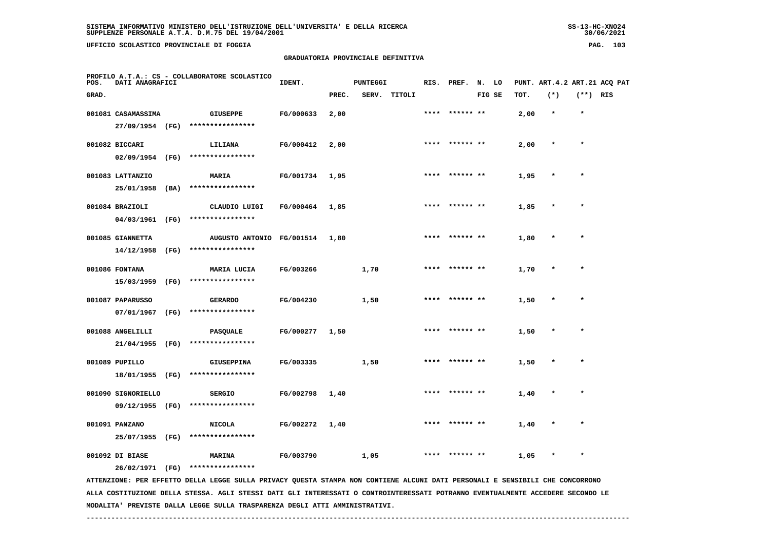SISTEMA INFORMATIVO MINISTERO DELL'ISTRUZIONE DELL'UNIVERSITA' E DELLA RICERCA
SUPPLENZE PERSONALE A.T.A. D.M.75 DEL 19/04/2001

UFFICIO SCOLASTICO PROVINCIALE DI FOGGIA

## GRADUATORIA PROVINCIALE DEFINITIVA

PROFILO A.T.A.: CS - COLLABORATORE SCOLASTICO

| POS. GRAD. | DATI ANAGRAFICI | | IDENT. | PUNTEGGI PREC. | SERV. | TITOLI | RIS. | PREF. | N. FIG | LO SE | PUNT. TOT. | ART.4.2 (*) | ART.21 (**) | ACQ PAT RIS |
|---|---|---|---|---|---|---|---|---|---|---|---|---|---|---|
| 001081 | CASAMASSIMA 27/09/1954 (FG) | GIUSEPPE **************** | FG/000633 | 2,00 | | | **** | ****** | ** | | 2,00 | * | * | |
| 001082 | BICCARI 02/09/1954 (FG) | LILIANA **************** | FG/000412 | 2,00 | | | **** | ****** | ** | | 2,00 | * | * | |
| 001083 | LATTANZIO 25/01/1958 (BA) | MARIA **************** | FG/001734 | 1,95 | | | **** | ****** | ** | | 1,95 | * | * | |
| 001084 | BRAZIOLI 04/03/1961 (FG) | CLAUDIO LUIGI **************** | FG/000464 | 1,85 | | | **** | ****** | ** | | 1,85 | * | * | |
| 001085 | GIANNETTA 14/12/1958 (FG) | AUGUSTO ANTONIO **************** | FG/001514 | 1,80 | | | **** | ****** | ** | | 1,80 | * | * | |
| 001086 | FONTANA 15/03/1959 (FG) | MARIA LUCIA **************** | FG/003266 | | 1,70 | | **** | ****** | ** | | 1,70 | * | * | |
| 001087 | PAPARUSSO 07/01/1967 (FG) | GERARDO **************** | FG/004230 | | 1,50 | | **** | ****** | ** | | 1,50 | * | * | |
| 001088 | ANGELILLI 21/04/1955 (FG) | PASQUALE **************** | FG/000277 | 1,50 | | | **** | ****** | ** | | 1,50 | * | * | |
| 001089 | PUPILLO 18/01/1955 (FG) | GIUSEPPINA **************** | FG/003335 | | 1,50 | | **** | ****** | ** | | 1,50 | * | * | |
| 001090 | SIGNORIELLO 09/12/1955 (FG) | SERGIO **************** | FG/002798 | 1,40 | | | **** | ****** | ** | | 1,40 | * | * | |
| 001091 | PANZANO 25/07/1955 (FG) | NICOLA **************** | FG/002272 | 1,40 | | | **** | ****** | ** | | 1,40 | * | * | |
| 001092 | DI BIASE 26/02/1971 (FG) | MARINA **************** | FG/003790 | | 1,05 | | **** | ****** | ** | | 1,05 | * | * | |

ATTENZIONE: PER EFFETTO DELLA LEGGE SULLA PRIVACY QUESTA STAMPA NON CONTIENE ALCUNI DATI PERSONALI E SENSIBILI CHE CONCORRONO ALLA COSTITUZIONE DELLA STESSA. AGLI STESSI DATI GLI INTERESSATI O CONTROINTERESSATI POTRANNO EVENTUALMENTE ACCEDERE SECONDO LE MODALITA' PREVISTE DALLA LEGGE SULLA TRASPARENZA DEGLI ATTI AMMINISTRATIVI.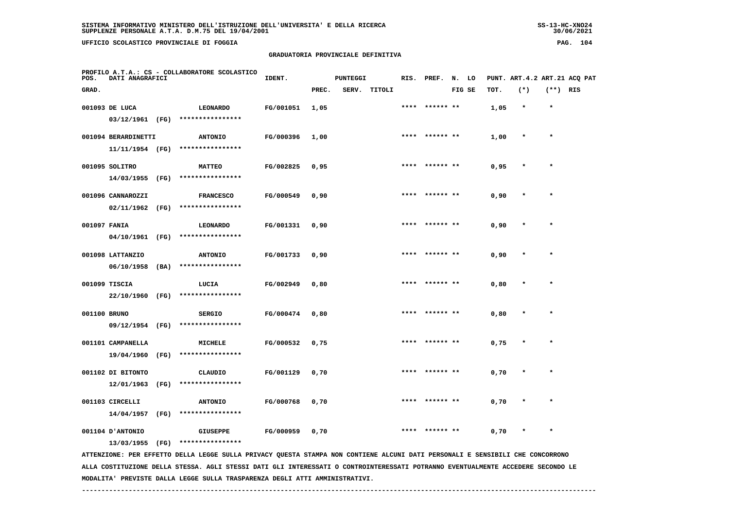SISTEMA INFORMATIVO MINISTERO DELL'ISTRUZIONE DELL'UNIVERSITA' E DELLA RICERCA
SUPPLENZE PERSONALE A.T.A. D.M.75 DEL 19/04/2001

UFFICIO SCOLASTICO PROVINCIALE DI FOGGIA

## GRADUATORIA PROVINCIALE DEFINITIVA

PROFILO A.T.A.: CS - COLLABORATORE SCOLASTICO

| POS. GRAD. | DATI ANAGRAFICI | | IDENT. | PUNTEGGI PREC. | SERV. | TITOLI | RIS. | PREF. | N. LO FIG SE | PUNT. TOT. | ART.4.2 (*) | ART.21 (**) | ACQ PAT RIS |
|---|---|---|---|---|---|---|---|---|---|---|---|---|---|
| 001093 | DE LUCA 03/12/1961 (FG) | LEONARDO **************** | FG/001051 | 1,05 | | | **** | ****** ** | | 1,05 | * | * | |
| 001094 | BERARDINETTI 11/11/1954 (FG) | ANTONIO **************** | FG/000396 | 1,00 | | | **** | ****** ** | | 1,00 | * | * | |
| 001095 | SOLITRO 14/03/1955 (FG) | MATTEO **************** | FG/002825 | 0,95 | | | **** | ****** ** | | 0,95 | * | * | |
| 001096 | CANNAROZZI 02/11/1962 (FG) | FRANCESCO **************** | FG/000549 | 0,90 | | | **** | ****** ** | | 0,90 | * | * | |
| 001097 | FANIA 04/10/1961 (FG) | LEONARDO **************** | FG/001331 | 0,90 | | | **** | ****** ** | | 0,90 | * | * | |
| 001098 | LATTANZIO 06/10/1958 (BA) | ANTONIO **************** | FG/001733 | 0,90 | | | **** | ****** ** | | 0,90 | * | * | |
| 001099 | TISCIA 22/10/1960 (FG) | LUCIA **************** | FG/002949 | 0,80 | | | **** | ****** ** | | 0,80 | * | * | |
| 001100 | BRUNO 09/12/1954 (FG) | SERGIO **************** | FG/000474 | 0,80 | | | **** | ****** ** | | 0,80 | * | * | |
| 001101 | CAMPANELLA 19/04/1960 (FG) | MICHELE **************** | FG/000532 | 0,75 | | | **** | ****** ** | | 0,75 | * | * | |
| 001102 | DI BITONTO 12/01/1963 (FG) | CLAUDIO **************** | FG/001129 | 0,70 | | | **** | ****** ** | | 0,70 | * | * | |
| 001103 | CIRCELLI 14/04/1957 (FG) | ANTONIO **************** | FG/000768 | 0,70 | | | **** | ****** ** | | 0,70 | * | * | |
| 001104 | D'ANTONIO 13/03/1955 (FG) | GIUSEPPE **************** | FG/000959 | 0,70 | | | **** | ****** ** | | 0,70 | * | * | |

ATTENZIONE: PER EFFETTO DELLA LEGGE SULLA PRIVACY QUESTA STAMPA NON CONTIENE ALCUNI DATI PERSONALI E SENSIBILI CHE CONCORRONO ALLA COSTITUZIONE DELLA STESSA. AGLI STESSI DATI GLI INTERESSATI O CONTROINTERESSATI POTRANNO EVENTUALMENTE ACCEDERE SECONDO LE MODALITA' PREVISTE DALLA LEGGE SULLA TRASPARENZA DEGLI ATTI AMMINISTRATIVI.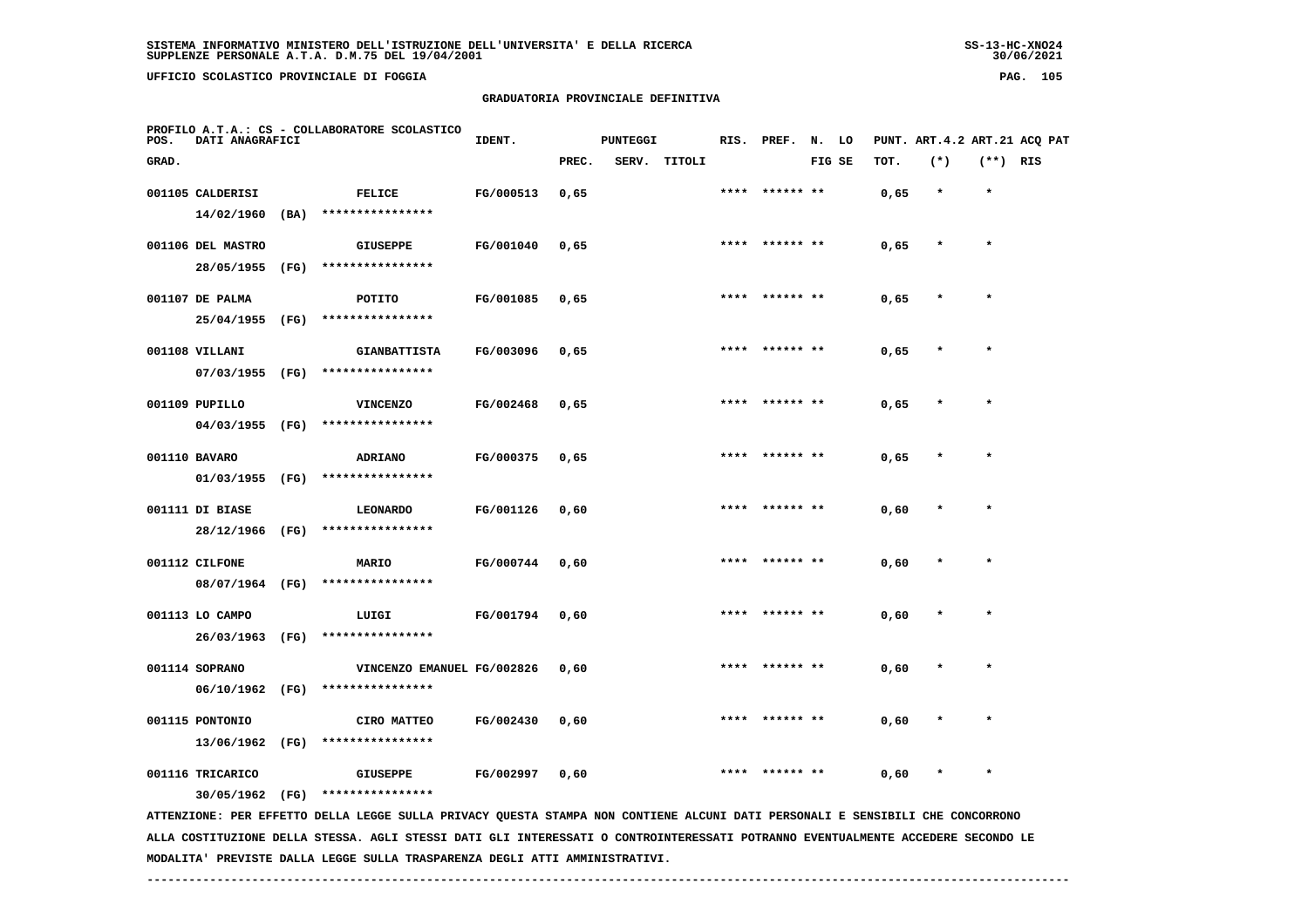SISTEMA INFORMATIVO MINISTERO DELL'ISTRUZIONE DELL'UNIVERSITA' E DELLA RICERCA
SUPPLENZE PERSONALE A.T.A. D.M.75 DEL 19/04/2001

UFFICIO SCOLASTICO PROVINCIALE DI FOGGIA

GRADUATORIA PROVINCIALE DEFINITIVA

PROFILO A.T.A.: CS - COLLABORATORE SCOLASTICO

| POS. GRAD. | DATI ANAGRAFICI | | IDENT. | PUNTEGGI PREC. | SERV. | TITOLI | RIS. | PREF. | N. LO FIG SE | PUNT. ART.4.2 TOT. | (*) | ART.21 ACQ PAT (**) RIS |
|---|---|---|---|---|---|---|---|---|---|---|---|---|
| 001105 | CALDERISI 14/02/1960 (BA) | FELICE **************** | FG/000513 | 0,65 | | | **** | ****** ** | | 0,65 | * | * |
| 001106 | DEL MASTRO 28/05/1955 (FG) | GIUSEPPE **************** | FG/001040 | 0,65 | | | **** | ****** ** | | 0,65 | * | * |
| 001107 | DE PALMA 25/04/1955 (FG) | POTITO **************** | FG/001085 | 0,65 | | | **** | ****** ** | | 0,65 | * | * |
| 001108 | VILLANI 07/03/1955 (FG) | GIANBATTISTA **************** | FG/003096 | 0,65 | | | **** | ****** ** | | 0,65 | * | * |
| 001109 | PUPILLO 04/03/1955 (FG) | VINCENZO **************** | FG/002468 | 0,65 | | | **** | ****** ** | | 0,65 | * | * |
| 001110 | BAVARO 01/03/1955 (FG) | ADRIANO **************** | FG/000375 | 0,65 | | | **** | ****** ** | | 0,65 | * | * |
| 001111 | DI BIASE 28/12/1966 (FG) | LEONARDO **************** | FG/001126 | 0,60 | | | **** | ****** ** | | 0,60 | * | * |
| 001112 | CILFONE 08/07/1964 (FG) | MARIO **************** | FG/000744 | 0,60 | | | **** | ****** ** | | 0,60 | * | * |
| 001113 | LO CAMPO 26/03/1963 (FG) | LUIGI **************** | FG/001794 | 0,60 | | | **** | ****** ** | | 0,60 | * | * |
| 001114 | SOPRANO 06/10/1962 (FG) | VINCENZO EMANUEL **************** | FG/002826 | 0,60 | | | **** | ****** ** | | 0,60 | * | * |
| 001115 | PONTONIO 13/06/1962 (FG) | CIRO MATTEO **************** | FG/002430 | 0,60 | | | **** | ****** ** | | 0,60 | * | * |
| 001116 | TRICARICO 30/05/1962 (FG) | GIUSEPPE **************** | FG/002997 | 0,60 | | | **** | ****** ** | | 0,60 | * | * |

ATTENZIONE: PER EFFETTO DELLA LEGGE SULLA PRIVACY QUESTA STAMPA NON CONTIENE ALCUNI DATI PERSONALI E SENSIBILI CHE CONCORRONO ALLA COSTITUZIONE DELLA STESSA. AGLI STESSI DATI GLI INTERESSATI O CONTROINTERESSATI POTRANNO EVENTUALMENTE ACCEDERE SECONDO LE MODALITA' PREVISTE DALLA LEGGE SULLA TRASPARENZA DEGLI ATTI AMMINISTRATIVI.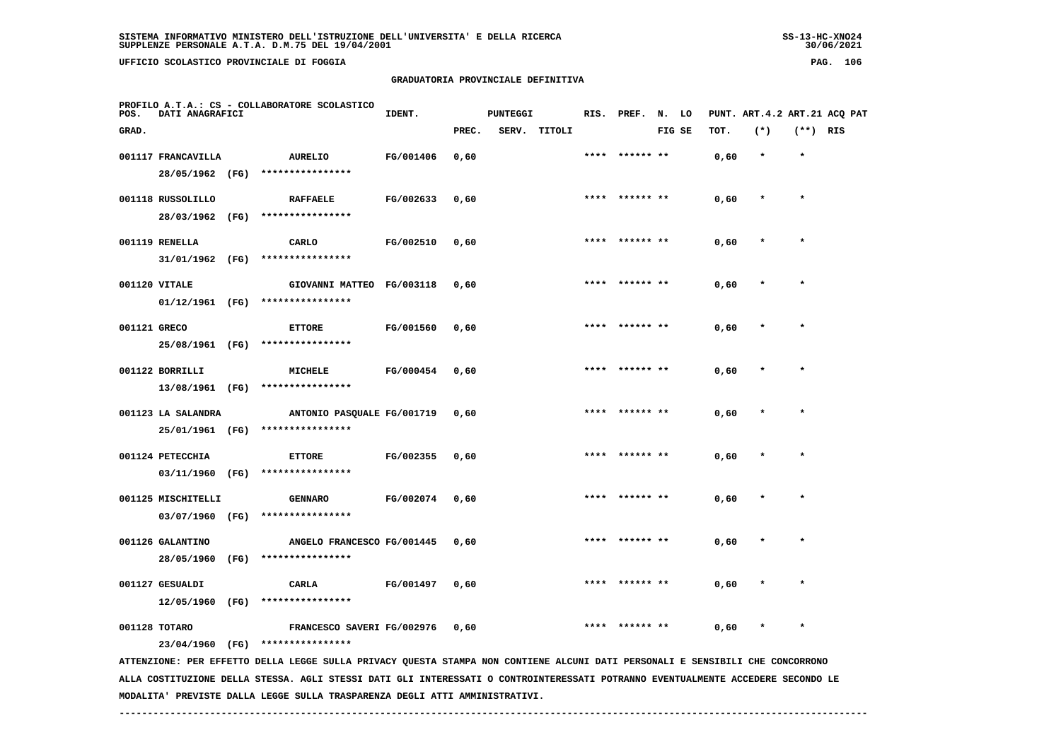SISTEMA INFORMATIVO MINISTERO DELL'ISTRUZIONE DELL'UNIVERSITA' E DELLA RICERCA
SUPPLENZE PERSONALE A.T.A. D.M.75 DEL 19/04/2001

UFFICIO SCOLASTICO PROVINCIALE DI FOGGIA

## GRADUATORIA PROVINCIALE DEFINITIVA

PROFILO A.T.A.: CS - COLLABORATORE SCOLASTICO

| POS. GRAD. | DATI ANAGRAFICI | | IDENT. | PUNTEGGI PREC. | SERV. | TITOLI | RIS. | PREF. | N. LO FIG SE | PUNT. ART.4.2 TOT. | ART.21 (*) | ACQ PAT (**) RIS |
|---|---|---|---|---|---|---|---|---|---|---|---|---|
| 001117 | FRANCAVILLA 28/05/1962 (FG) | AURELIO **************** | FG/001406 | 0,60 | | | **** | ****** ** | | 0,60 | * | * |
| 001118 | RUSSOLILLO 28/03/1962 (FG) | RAFFAELE **************** | FG/002633 | 0,60 | | | **** | ****** ** | | 0,60 | * | * |
| 001119 | RENELLA 31/01/1962 (FG) | CARLO **************** | FG/002510 | 0,60 | | | **** | ****** ** | | 0,60 | * | * |
| 001120 | VITALE 01/12/1961 (FG) | GIOVANNI MATTEO **************** | FG/003118 | 0,60 | | | **** | ****** ** | | 0,60 | * | * |
| 001121 | GRECO 25/08/1961 (FG) | ETTORE **************** | FG/001560 | 0,60 | | | **** | ****** ** | | 0,60 | * | * |
| 001122 | BORRILLI 13/08/1961 (FG) | MICHELE **************** | FG/000454 | 0,60 | | | **** | ****** ** | | 0,60 | * | * |
| 001123 | LA SALANDRA 25/01/1961 (FG) | ANTONIO PASQUALE **************** | FG/001719 | 0,60 | | | **** | ****** ** | | 0,60 | * | * |
| 001124 | PETECCHIA 03/11/1960 (FG) | ETTORE **************** | FG/002355 | 0,60 | | | **** | ****** ** | | 0,60 | * | * |
| 001125 | MISCHITELLI 03/07/1960 (FG) | GENNARO **************** | FG/002074 | 0,60 | | | **** | ****** ** | | 0,60 | * | * |
| 001126 | GALANTINO 28/05/1960 (FG) | ANGELO FRANCESCO **************** | FG/001445 | 0,60 | | | **** | ****** ** | | 0,60 | * | * |
| 001127 | GESUALDI 12/05/1960 (FG) | CARLA **************** | FG/001497 | 0,60 | | | **** | ****** ** | | 0,60 | * | * |
| 001128 | TOTARO 23/04/1960 (FG) | FRANCESCO SAVERI **************** | FG/002976 | 0,60 | | | **** | ****** ** | | 0,60 | * | * |

ATTENZIONE: PER EFFETTO DELLA LEGGE SULLA PRIVACY QUESTA STAMPA NON CONTIENE ALCUNI DATI PERSONALI E SENSIBILI CHE CONCORRONO ALLA COSTITUZIONE DELLA STESSA. AGLI STESSI DATI GLI INTERESSATI O CONTROINTERESSATI POTRANNO EVENTUALMENTE ACCEDERE SECONDO LE MODALITA' PREVISTE DALLA LEGGE SULLA TRASPARENZA DEGLI ATTI AMMINISTRATIVI.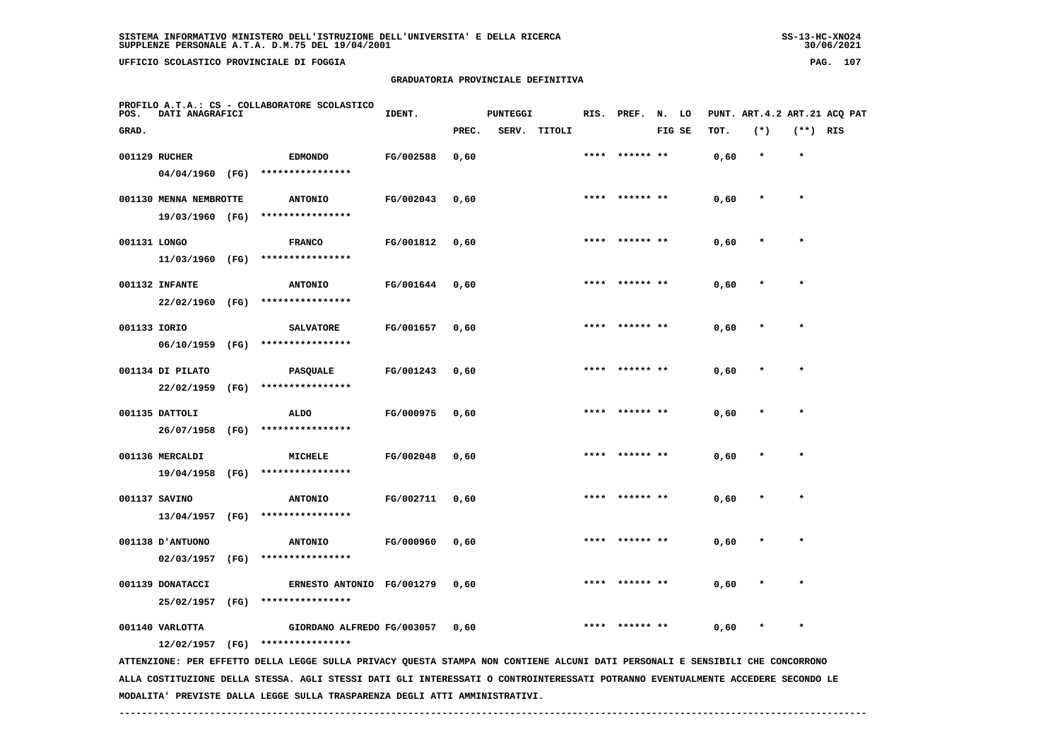SISTEMA INFORMATIVO MINISTERO DELL'ISTRUZIONE DELL'UNIVERSITA' E DELLA RICERCA
SUPPLENZE PERSONALE A.T.A. D.M.75 DEL 19/04/2001

UFFICIO SCOLASTICO PROVINCIALE DI FOGGIA

## GRADUATORIA PROVINCIALE DEFINITIVA

PROFILO A.T.A.: CS - COLLABORATORE SCOLASTICO

| POS. GRAD. | DATI ANAGRAFICI | | IDENT. | PUNTEGGI PREC. | SERV. | TITOLI | RIS. | PREF. | N. LO FIG SE | PUNT. TOT. | ART.4.2 (*) | ART.21 (**) | ACQ PAT RIS |
|---|---|---|---|---|---|---|---|---|---|---|---|---|---|
| 001129 | RUCHER 04/04/1960 (FG) | EDMONDO **************** | FG/002588 | 0,60 | | | **** | ****** ** | | 0,60 | * | * | |
| 001130 | MENNA NEMBROTTE 19/03/1960 (FG) | ANTONIO **************** | FG/002043 | 0,60 | | | **** | ****** ** | | 0,60 | * | * | |
| 001131 | LONGO 11/03/1960 (FG) | FRANCO **************** | FG/001812 | 0,60 | | | **** | ****** ** | | 0,60 | * | * | |
| 001132 | INFANTE 22/02/1960 (FG) | ANTONIO **************** | FG/001644 | 0,60 | | | **** | ****** ** | | 0,60 | * | * | |
| 001133 | IORIO 06/10/1959 (FG) | SALVATORE **************** | FG/001657 | 0,60 | | | **** | ****** ** | | 0,60 | * | * | |
| 001134 | DI PILATO 22/02/1959 (FG) | PASQUALE **************** | FG/001243 | 0,60 | | | **** | ****** ** | | 0,60 | * | * | |
| 001135 | DATTOLI 26/07/1958 (FG) | ALDO **************** | FG/000975 | 0,60 | | | **** | ****** ** | | 0,60 | * | * | |
| 001136 | MERCALDI 19/04/1958 (FG) | MICHELE **************** | FG/002048 | 0,60 | | | **** | ****** ** | | 0,60 | * | * | |
| 001137 | SAVINO 13/04/1957 (FG) | ANTONIO **************** | FG/002711 | 0,60 | | | **** | ****** ** | | 0,60 | * | * | |
| 001138 | D'ANTUONO 02/03/1957 (FG) | ANTONIO **************** | FG/000960 | 0,60 | | | **** | ****** ** | | 0,60 | * | * | |
| 001139 | DONATACCI 25/02/1957 (FG) | ERNESTO ANTONIO **************** | FG/001279 | 0,60 | | | **** | ****** ** | | 0,60 | * | * | |
| 001140 | VARLOTTA 12/02/1957 (FG) | GIORDANO ALFREDO **************** | FG/003057 | 0,60 | | | **** | ****** ** | | 0,60 | * | * | |

ATTENZIONE: PER EFFETTO DELLA LEGGE SULLA PRIVACY QUESTA STAMPA NON CONTIENE ALCUNI DATI PERSONALI E SENSIBILI CHE CONCORRONO ALLA COSTITUZIONE DELLA STESSA. AGLI STESSI DATI GLI INTERESSATI O CONTROINTERESSATI POTRANNO EVENTUALMENTE ACCEDERE SECONDO LE MODALITA' PREVISTE DALLA LEGGE SULLA TRASPARENZA DEGLI ATTI AMMINISTRATIVI.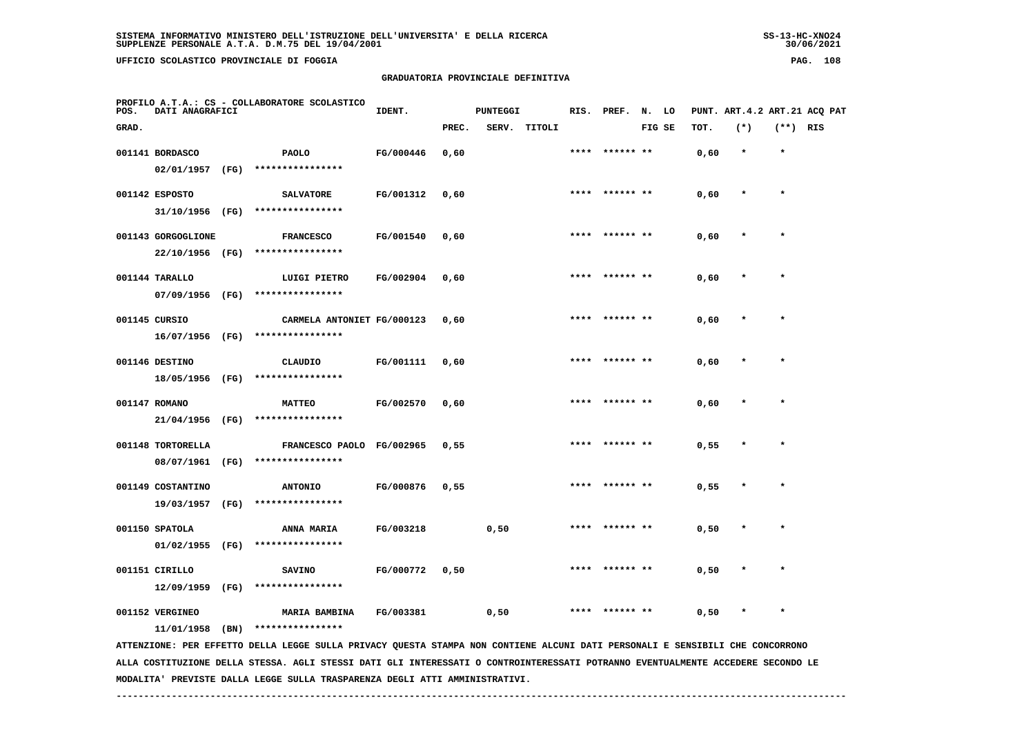SISTEMA INFORMATIVO MINISTERO DELL'ISTRUZIONE DELL'UNIVERSITA' E DELLA RICERCA
SUPPLENZE PERSONALE A.T.A. D.M.75 DEL 19/04/2001

UFFICIO SCOLASTICO PROVINCIALE DI FOGGIA

## GRADUATORIA PROVINCIALE DEFINITIVA

PROFILO A.T.A.: CS - COLLABORATORE SCOLASTICO

| POS. GRAD. | DATI ANAGRAFICI | | IDENT. | PUNTEGGI PREC. | SERV. | TITOLI | RIS. | PREF. | N. LO FIG SE | PUNT. TOT. | ART.4.2 (*) | ART.21 (**) | ACQ PAT RIS |
|---|---|---|---|---|---|---|---|---|---|---|---|---|---|
| 001141 | BORDASCO 02/01/1957 (FG) | PAOLO **************** | FG/000446 | 0,60 | | | **** | ****** ** | | 0,60 | * | * | |
| 001142 | ESPOSTO 31/10/1956 (FG) | SALVATORE **************** | FG/001312 | 0,60 | | | **** | ****** ** | | 0,60 | * | * | |
| 001143 | GORGOGLIONE 22/10/1956 (FG) | FRANCESCO **************** | FG/001540 | 0,60 | | | **** | ****** ** | | 0,60 | * | * | |
| 001144 | TARALLO 07/09/1956 (FG) | LUIGI PIETRO **************** | FG/002904 | 0,60 | | | **** | ****** ** | | 0,60 | * | * | |
| 001145 | CURSIO 16/07/1956 (FG) | CARMELA ANTONIET **************** | FG/000123 | 0,60 | | | **** | ****** ** | | 0,60 | * | * | |
| 001146 | DESTINO 18/05/1956 (FG) | CLAUDIO **************** | FG/001111 | 0,60 | | | **** | ****** ** | | 0,60 | * | * | |
| 001147 | ROMANO 21/04/1956 (FG) | MATTEO **************** | FG/002570 | 0,60 | | | **** | ****** ** | | 0,60 | * | * | |
| 001148 | TORTORELLA 08/07/1961 (FG) | FRANCESCO PAOLO **************** | FG/002965 | 0,55 | | | **** | ****** ** | | 0,55 | * | * | |
| 001149 | COSTANTINO 19/03/1957 (FG) | ANTONIO **************** | FG/000876 | 0,55 | | | **** | ****** ** | | 0,55 | * | * | |
| 001150 | SPATOLA 01/02/1955 (FG) | ANNA MARIA **************** | FG/003218 | | 0,50 | | **** | ****** ** | | 0,50 | * | * | |
| 001151 | CIRILLO 12/09/1959 (FG) | SAVINO **************** | FG/000772 | 0,50 | | | **** | ****** ** | | 0,50 | * | * | |
| 001152 | VERGINEO 11/01/1958 (BN) | MARIA BAMBINA **************** | FG/003381 | | 0,50 | | **** | ****** ** | | 0,50 | * | * | |

ATTENZIONE: PER EFFETTO DELLA LEGGE SULLA PRIVACY QUESTA STAMPA NON CONTIENE ALCUNI DATI PERSONALI E SENSIBILI CHE CONCORRONO ALLA COSTITUZIONE DELLA STESSA. AGLI STESSI DATI GLI INTERESSATI O CONTROINTERESSATI POTRANNO EVENTUALMENTE ACCEDERE SECONDO LE MODALITA' PREVISTE DALLA LEGGE SULLA TRASPARENZA DEGLI ATTI AMMINISTRATIVI.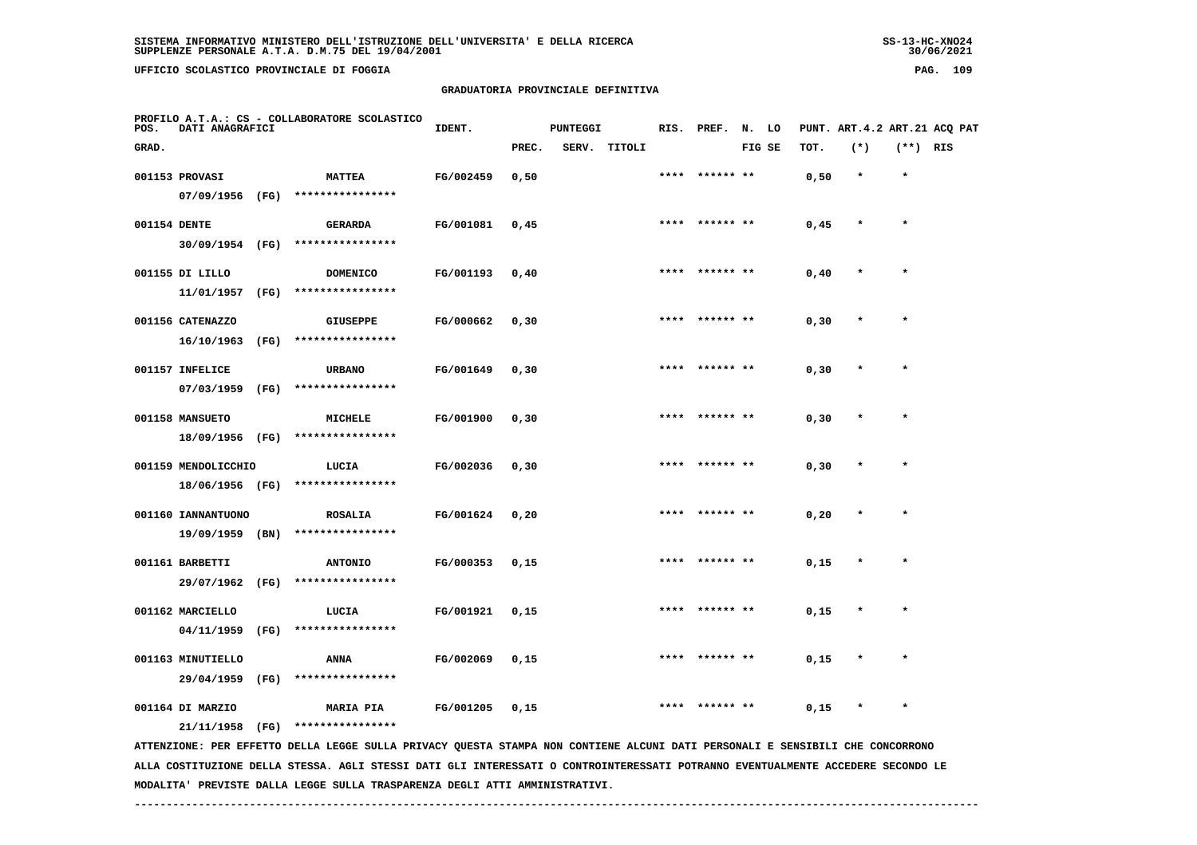SISTEMA INFORMATIVO MINISTERO DELL'ISTRUZIONE DELL'UNIVERSITA' E DELLA RICERCA
SUPPLENZE PERSONALE A.T.A. D.M.75 DEL 19/04/2001

UFFICIO SCOLASTICO PROVINCIALE DI FOGGIA

## GRADUATORIA PROVINCIALE DEFINITIVA

PROFILO A.T.A.: CS - COLLABORATORE SCOLASTICO

| POS. GRAD. | DATI ANAGRAFICI | | IDENT. | PUNTEGGI PREC. | SERV. | TITOLI | RIS. | PREF. | N. FIG | LO SE | PUNT. TOT. | ART.4.2 (*) | ART.21 (**) | ACQ PAT RIS |
|---|---|---|---|---|---|---|---|---|---|---|---|---|---|---|
| 001153 | PROVASI 07/09/1956 (FG) | MATTEA **************** | FG/002459 | 0,50 | | | **** | ****** | ** | | 0,50 | * | * | |
| 001154 | DENTE 30/09/1954 (FG) | GERARDA **************** | FG/001081 | 0,45 | | | **** | ****** | ** | | 0,45 | * | * | |
| 001155 | DI LILLO 11/01/1957 (FG) | DOMENICO **************** | FG/001193 | 0,40 | | | **** | ****** | ** | | 0,40 | * | * | |
| 001156 | CATENAZZO 16/10/1963 (FG) | GIUSEPPE **************** | FG/000662 | 0,30 | | | **** | ****** | ** | | 0,30 | * | * | |
| 001157 | INFELICE 07/03/1959 (FG) | URBANO **************** | FG/001649 | 0,30 | | | **** | ****** | ** | | 0,30 | * | * | |
| 001158 | MANSUETO 18/09/1956 (FG) | MICHELE **************** | FG/001900 | 0,30 | | | **** | ****** | ** | | 0,30 | * | * | |
| 001159 | MENDOLICCHIO 18/06/1956 (FG) | LUCIA **************** | FG/002036 | 0,30 | | | **** | ****** | ** | | 0,30 | * | * | |
| 001160 | IANNANTUONO 19/09/1959 (BN) | ROSALIA **************** | FG/001624 | 0,20 | | | **** | ****** | ** | | 0,20 | * | * | |
| 001161 | BARBETTI 29/07/1962 (FG) | ANTONIO **************** | FG/000353 | 0,15 | | | **** | ****** | ** | | 0,15 | * | * | |
| 001162 | MARCIELLO 04/11/1959 (FG) | LUCIA **************** | FG/001921 | 0,15 | | | **** | ****** | ** | | 0,15 | * | * | |
| 001163 | MINUTIELLO 29/04/1959 (FG) | ANNA **************** | FG/002069 | 0,15 | | | **** | ****** | ** | | 0,15 | * | * | |
| 001164 | DI MARZIO 21/11/1958 (FG) | MARIA PIA **************** | FG/001205 | 0,15 | | | **** | ****** | ** | | 0,15 | * | * | |

ATTENZIONE: PER EFFETTO DELLA LEGGE SULLA PRIVACY QUESTA STAMPA NON CONTIENE ALCUNI DATI PERSONALI E SENSIBILI CHE CONCORRONO ALLA COSTITUZIONE DELLA STESSA. AGLI STESSI DATI GLI INTERESSATI O CONTROINTERESSATI POTRANNO EVENTUALMENTE ACCEDERE SECONDO LE MODALITA' PREVISTE DALLA LEGGE SULLA TRASPARENZA DEGLI ATTI AMMINISTRATIVI.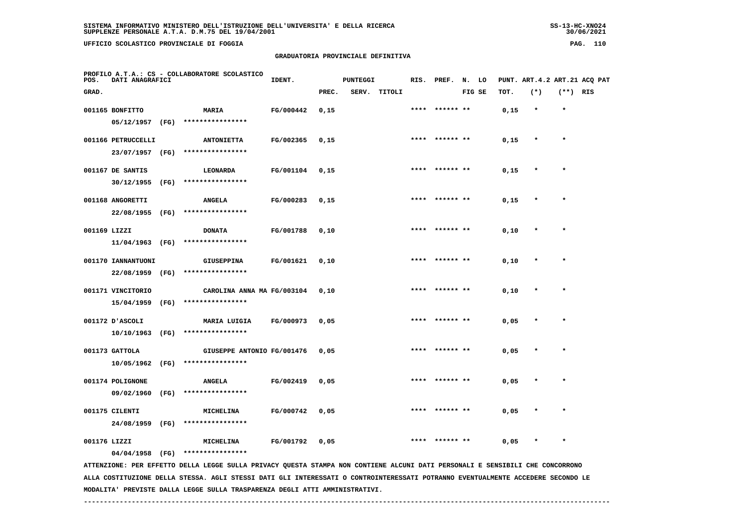SISTEMA INFORMATIVO MINISTERO DELL'ISTRUZIONE DELL'UNIVERSITA' E DELLA RICERCA
SUPPLENZE PERSONALE A.T.A. D.M.75 DEL 19/04/2001

UFFICIO SCOLASTICO PROVINCIALE DI FOGGIA

GRADUATORIA PROVINCIALE DEFINITIVA

PROFILO A.T.A.: CS - COLLABORATORE SCOLASTICO

| POS. GRAD. | DATI ANAGRAFICI | | IDENT. | PUNTEGGI PREC. | SERV. | TITOLI | RIS. | PREF. | N. LO FIG SE | PUNT. TOT. | ART.4.2 (*) | ART.21 (**) | ACQ PAT RIS |
|---|---|---|---|---|---|---|---|---|---|---|---|---|---|
| 001165 | BONFITTO 05/12/1957 (FG) | MARIA **************** | FG/000442 | 0,15 | | | **** | ****** ** | | 0,15 | * | * | |
| 001166 | PETRUCCELLI 23/07/1957 (FG) | ANTONIETTA **************** | FG/002365 | 0,15 | | | **** | ****** ** | | 0,15 | * | * | |
| 001167 | DE SANTIS 30/12/1955 (FG) | LEONARDA **************** | FG/001104 | 0,15 | | | **** | ****** ** | | 0,15 | * | * | |
| 001168 | ANGORETTI 22/08/1955 (FG) | ANGELA **************** | FG/000283 | 0,15 | | | **** | ****** ** | | 0,15 | * | * | |
| 001169 | LIZZI 11/04/1963 (FG) | DONATA **************** | FG/001788 | 0,10 | | | **** | ****** ** | | 0,10 | * | * | |
| 001170 | IANNANTUONI 22/08/1959 (FG) | GIUSEPPINA **************** | FG/001621 | 0,10 | | | **** | ****** ** | | 0,10 | * | * | |
| 001171 | VINCITORIO 15/04/1959 (FG) | CAROLINA ANNA MA **************** | FG/003104 | 0,10 | | | **** | ****** ** | | 0,10 | * | * | |
| 001172 | D'ASCOLI 10/10/1963 (FG) | MARIA LUIGIA **************** | FG/000973 | 0,05 | | | **** | ****** ** | | 0,05 | * | * | |
| 001173 | GATTOLA 10/05/1962 (FG) | GIUSEPPE ANTONIO **************** | FG/001476 | 0,05 | | | **** | ****** ** | | 0,05 | * | * | |
| 001174 | POLIGNONE 09/02/1960 (FG) | ANGELA **************** | FG/002419 | 0,05 | | | **** | ****** ** | | 0,05 | * | * | |
| 001175 | CILENTI 24/08/1959 (FG) | MICHELINA **************** | FG/000742 | 0,05 | | | **** | ****** ** | | 0,05 | * | * | |
| 001176 | LIZZI 04/04/1958 (FG) | MICHELINA **************** | FG/001792 | 0,05 | | | **** | ****** ** | | 0,05 | * | * | |

ATTENZIONE: PER EFFETTO DELLA LEGGE SULLA PRIVACY QUESTA STAMPA NON CONTIENE ALCUNI DATI PERSONALI E SENSIBILI CHE CONCORRONO ALLA COSTITUZIONE DELLA STESSA. AGLI STESSI DATI GLI INTERESSATI O CONTROINTERESSATI POTRANNO EVENTUALMENTE ACCEDERE SECONDO LE MODALITA' PREVISTE DALLA LEGGE SULLA TRASPARENZA DEGLI ATTI AMMINISTRATIVI.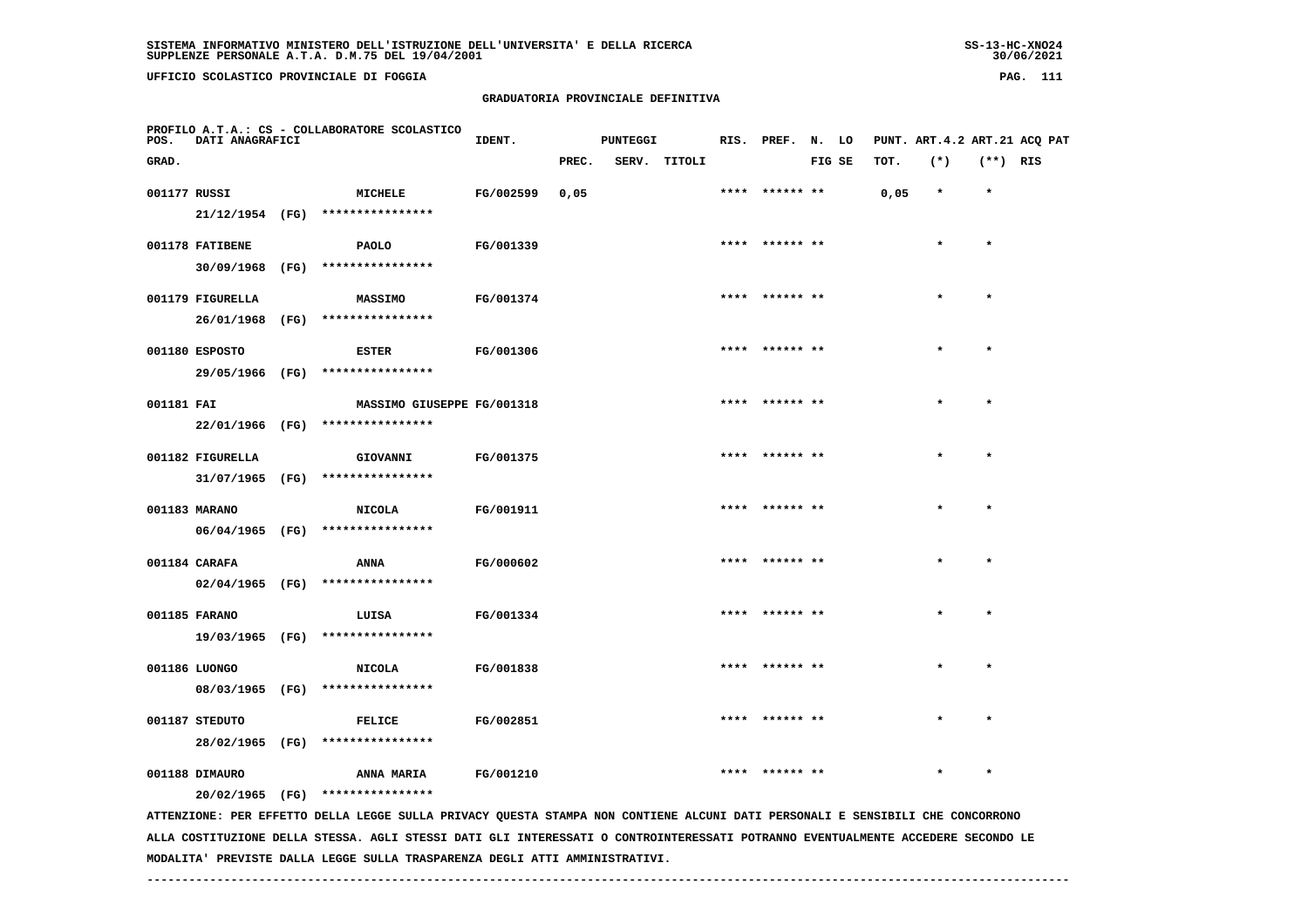SISTEMA INFORMATIVO MINISTERO DELL'ISTRUZIONE DELL'UNIVERSITA' E DELLA RICERCA
SUPPLENZE PERSONALE A.T.A. D.M.75 DEL 19/04/2001

UFFICIO SCOLASTICO PROVINCIALE DI FOGGIA

## GRADUATORIA PROVINCIALE DEFINITIVA

PROFILO A.T.A.: CS - COLLABORATORE SCOLASTICO

| POS. GRAD. | DATI ANAGRAFICI | | IDENT. | PUNTEGGI PREC. | SERV. | TITOLI | RIS. | PREF. | N. LO FIG SE | PUNT. TOT. | ART.4.2 (*) | ART.21 (**) | ACQ PAT RIS |
|---|---|---|---|---|---|---|---|---|---|---|---|---|---|
| 001177 | RUSSI 21/12/1954 (FG) | MICHELE **************** | FG/002599 | 0,05 | | | **** | ****** ** | | 0,05 | * | * | |
| 001178 | FATIBENE 30/09/1968 (FG) | PAOLO **************** | FG/001339 | | | | **** | ****** ** | | | * | * | |
| 001179 | FIGURELLA 26/01/1968 (FG) | MASSIMO **************** | FG/001374 | | | | **** | ****** ** | | | * | * | |
| 001180 | ESPOSTO 29/05/1966 (FG) | ESTER **************** | FG/001306 | | | | **** | ****** ** | | | * | * | |
| 001181 | FAI 22/01/1966 (FG) | MASSIMO GIUSEPPE **************** | FG/001318 | | | | **** | ****** ** | | | * | * | |
| 001182 | FIGURELLA 31/07/1965 (FG) | GIOVANNI **************** | FG/001375 | | | | **** | ****** ** | | | * | * | |
| 001183 | MARANO 06/04/1965 (FG) | NICOLA **************** | FG/001911 | | | | **** | ****** ** | | | * | * | |
| 001184 | CARAFA 02/04/1965 (FG) | ANNA **************** | FG/000602 | | | | **** | ****** ** | | | * | * | |
| 001185 | FARANO 19/03/1965 (FG) | LUISA **************** | FG/001334 | | | | **** | ****** ** | | | * | * | |
| 001186 | LUONGO 08/03/1965 (FG) | NICOLA **************** | FG/001838 | | | | **** | ****** ** | | | * | * | |
| 001187 | STEDUTO 28/02/1965 (FG) | FELICE **************** | FG/002851 | | | | **** | ****** ** | | | * | * | |
| 001188 | DIMAURO 20/02/1965 (FG) | ANNA MARIA **************** | FG/001210 | | | | **** | ****** ** | | | * | * | |

ATTENZIONE: PER EFFETTO DELLA LEGGE SULLA PRIVACY QUESTA STAMPA NON CONTIENE ALCUNI DATI PERSONALI E SENSIBILI CHE CONCORRONO ALLA COSTITUZIONE DELLA STESSA. AGLI STESSI DATI GLI INTERESSATI O CONTROINTERESSATI POTRANNO EVENTUALMENTE ACCEDERE SECONDO LE MODALITA' PREVISTE DALLA LEGGE SULLA TRASPARENZA DEGLI ATTI AMMINISTRATIVI.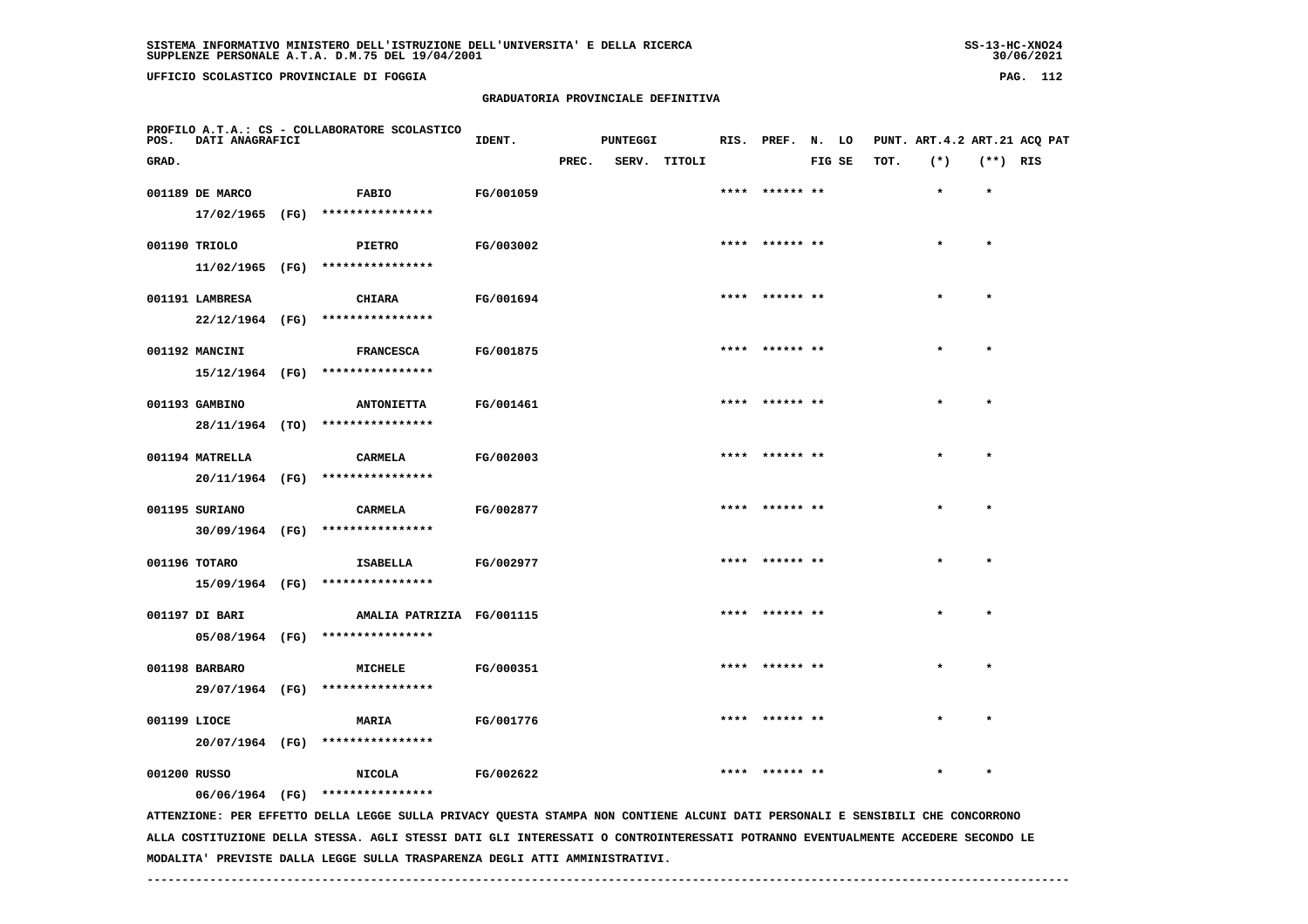SISTEMA INFORMATIVO MINISTERO DELL'ISTRUZIONE DELL'UNIVERSITA' E DELLA RICERCA
SUPPLENZE PERSONALE A.T.A. D.M.75 DEL 19/04/2001

UFFICIO SCOLASTICO PROVINCIALE DI FOGGIA

## GRADUATORIA PROVINCIALE DEFINITIVA

PROFILO A.T.A.: CS - COLLABORATORE SCOLASTICO

| POS. GRAD. | DATI ANAGRAFICI | | IDENT. | PUNTEGGI PREC. | SERV. | TITOLI | RIS. | PREF. | N. FIG | LO SE | PUNT. TOT. | ART.4.2 (*) | ART.21 (**) | ACQ RIS | PAT |
|---|---|---|---|---|---|---|---|---|---|---|---|---|---|---|---|
| 001189 | DE MARCO 17/02/1965 (FG) | FABIO **************** | FG/001059 | | | | **** | ****** | ** | | | * | * | | |
| 001190 | TRIOLO 11/02/1965 (FG) | PIETRO **************** | FG/003002 | | | | **** | ****** | ** | | | * | * | | |
| 001191 | LAMBRESA 22/12/1964 (FG) | CHIARA **************** | FG/001694 | | | | **** | ****** | ** | | | * | * | | |
| 001192 | MANCINI 15/12/1964 (FG) | FRANCESCA **************** | FG/001875 | | | | **** | ****** | ** | | | * | * | | |
| 001193 | GAMBINO 28/11/1964 (TO) | ANTONIETTA **************** | FG/001461 | | | | **** | ****** | ** | | | * | * | | |
| 001194 | MATRELLA 20/11/1964 (FG) | CARMELA **************** | FG/002003 | | | | **** | ****** | ** | | | * | * | | |
| 001195 | SURIANO 30/09/1964 (FG) | CARMELA **************** | FG/002877 | | | | **** | ****** | ** | | | * | * | | |
| 001196 | TOTARO 15/09/1964 (FG) | ISABELLA **************** | FG/002977 | | | | **** | ****** | ** | | | * | * | | |
| 001197 | DI BARI 05/08/1964 (FG) | AMALIA PATRIZIA **************** | FG/001115 | | | | **** | ****** | ** | | | * | * | | |
| 001198 | BARBARO 29/07/1964 (FG) | MICHELE **************** | FG/000351 | | | | **** | ****** | ** | | | * | * | | |
| 001199 | LIOCE 20/07/1964 (FG) | MARIA **************** | FG/001776 | | | | **** | ****** | ** | | | * | * | | |
| 001200 | RUSSO 06/06/1964 (FG) | NICOLA **************** | FG/002622 | | | | **** | ****** | ** | | | * | * | | |

ATTENZIONE: PER EFFETTO DELLA LEGGE SULLA PRIVACY QUESTA STAMPA NON CONTIENE ALCUNI DATI PERSONALI E SENSIBILI CHE CONCORRONO ALLA COSTITUZIONE DELLA STESSA. AGLI STESSI DATI GLI INTERESSATI O CONTROINTERESSATI POTRANNO EVENTUALMENTE ACCEDERE SECONDO LE MODALITA' PREVISTE DALLA LEGGE SULLA TRASPARENZA DEGLI ATTI AMMINISTRATIVI.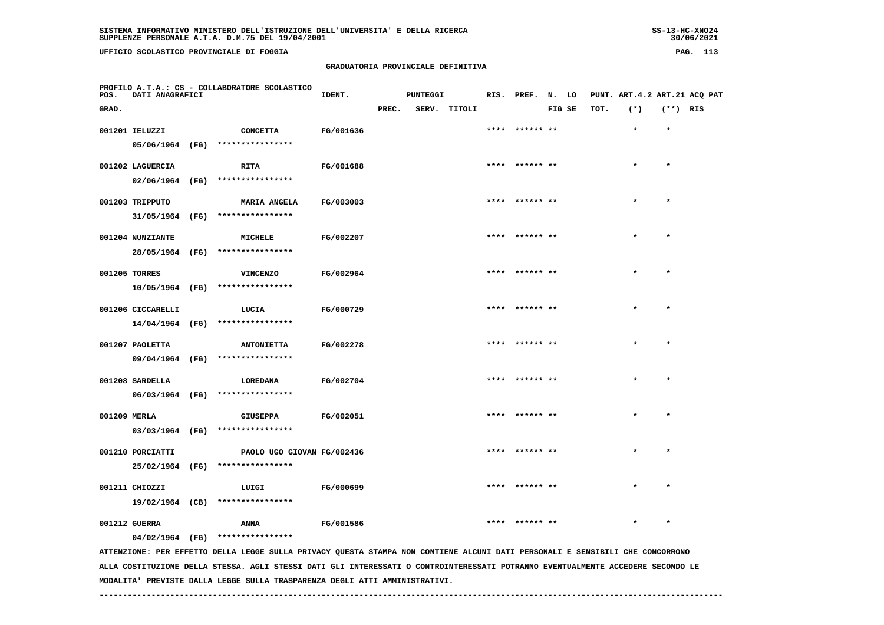SISTEMA INFORMATIVO MINISTERO DELL'ISTRUZIONE DELL'UNIVERSITA' E DELLA RICERCA
SUPPLENZE PERSONALE A.T.A. D.M.75 DEL 19/04/2001

UFFICIO SCOLASTICO PROVINCIALE DI FOGGIA

## GRADUATORIA PROVINCIALE DEFINITIVA

PROFILO A.T.A.: CS - COLLABORATORE SCOLASTICO

| POS. GRAD. | DATI ANAGRAFICI | | IDENT. | PUNTEGGI PREC. | SERV. | TITOLI | RIS. | PREF. | N. FIG | LO SE | PUNT. TOT. | ART.4.2 (*) | ART.21 (**) | ACQ RIS | PAT |
|---|---|---|---|---|---|---|---|---|---|---|---|---|---|---|---|
| 001201 | IELUZZI 05/06/1964 (FG) | CONCETTA **************** | FG/001636 | | | | **** | ****** | ** | | | * | * | | |
| 001202 | LAGUERCIA 02/06/1964 (FG) | RITA **************** | FG/001688 | | | | **** | ****** | ** | | | * | * | | |
| 001203 | TRIPPUTO 31/05/1964 (FG) | MARIA ANGELA **************** | FG/003003 | | | | **** | ****** | ** | | | * | * | | |
| 001204 | NUNZIANTE 28/05/1964 (FG) | MICHELE **************** | FG/002207 | | | | **** | ****** | ** | | | * | * | | |
| 001205 | TORRES 10/05/1964 (FG) | VINCENZO **************** | FG/002964 | | | | **** | ****** | ** | | | * | * | | |
| 001206 | CICCARELLI 14/04/1964 (FG) | LUCIA **************** | FG/000729 | | | | **** | ****** | ** | | | * | * | | |
| 001207 | PAOLETTA 09/04/1964 (FG) | ANTONIETTA **************** | FG/002278 | | | | **** | ****** | ** | | | * | * | | |
| 001208 | SARDELLA 06/03/1964 (FG) | LOREDANA **************** | FG/002704 | | | | **** | ****** | ** | | | * | * | | |
| 001209 | MERLA 03/03/1964 (FG) | GIUSEPPA **************** | FG/002051 | | | | **** | ****** | ** | | | * | * | | |
| 001210 | PORCIATTI 25/02/1964 (FG) | PAOLO UGO GIOVAN **************** | FG/002436 | | | | **** | ****** | ** | | | * | * | | |
| 001211 | CHIOZZI 19/02/1964 (CB) | LUIGI **************** | FG/000699 | | | | **** | ****** | ** | | | * | * | | |
| 001212 | GUERRA 04/02/1964 (FG) | ANNA **************** | FG/001586 | | | | **** | ****** | ** | | | * | * | | |

ATTENZIONE: PER EFFETTO DELLA LEGGE SULLA PRIVACY QUESTA STAMPA NON CONTIENE ALCUNI DATI PERSONALI E SENSIBILI CHE CONCORRONO ALLA COSTITUZIONE DELLA STESSA. AGLI STESSI DATI GLI INTERESSATI O CONTROINTERESSATI POTRANNO EVENTUALMENTE ACCEDERE SECONDO LE MODALITA' PREVISTE DALLA LEGGE SULLA TRASPARENZA DEGLI ATTI AMMINISTRATIVI.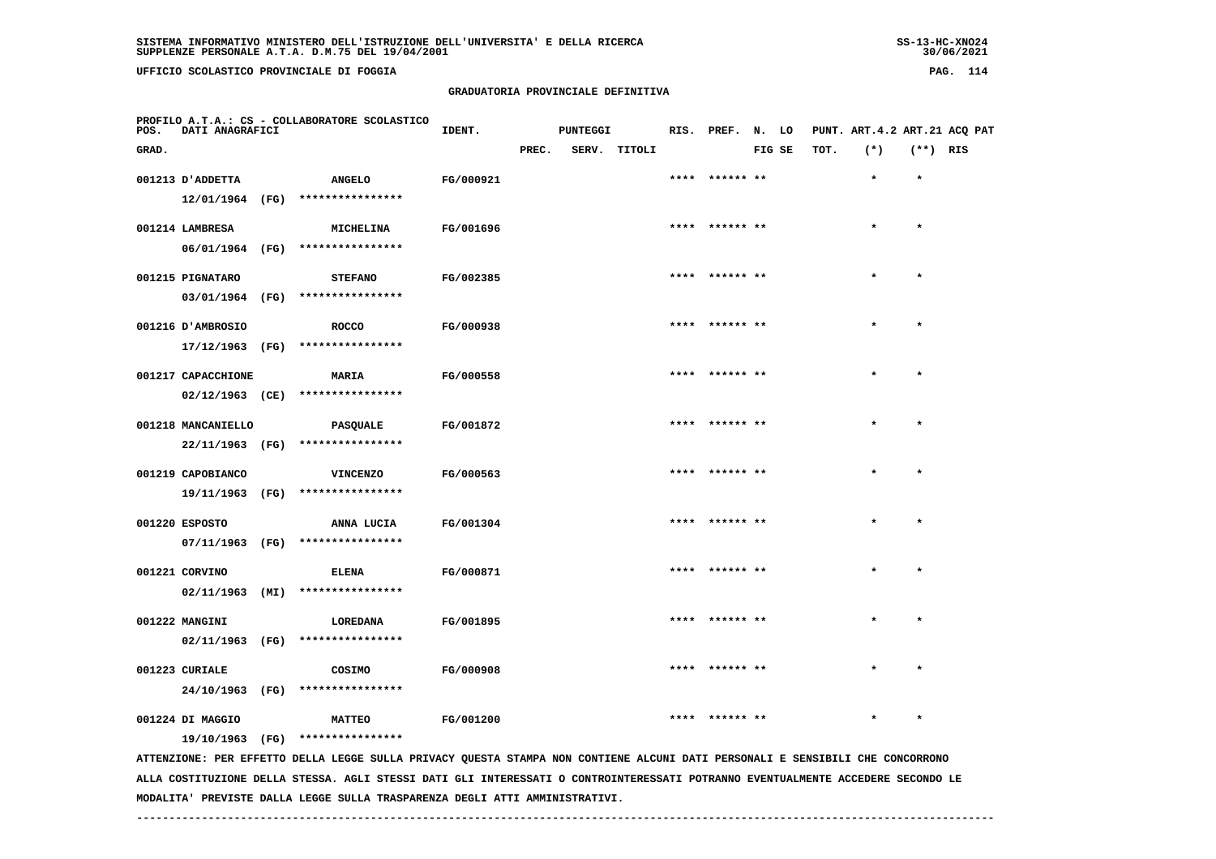UFFICIO SCOLASTICO PROVINCIALE DI FOGGIA

GRADUATORIA PROVINCIALE DEFINITIVA

PROFILO A.T.A.: CS - COLLABORATORE SCOLASTICO

| POS. GRAD. | DATI ANAGRAFICI | | IDENT. | PUNTEGGI PREC. | SERV. | TITOLI | RIS. | PREF. | N. FIG | LO SE | PUNT. TOT. | ART.4.2 (*) | ART.21 (**) | ACQ PAT RIS |
|---|---|---|---|---|---|---|---|---|---|---|---|---|---|---|
| 001213 | D'ADDETTA 12/01/1964 (FG) | ANGELO **************** | FG/000921 | | | | **** | ****** | ** | | | * | * | |
| 001214 | LAMBRESA 06/01/1964 (FG) | MICHELINA **************** | FG/001696 | | | | **** | ****** | ** | | | * | * | |
| 001215 | PIGNATARO 03/01/1964 (FG) | STEFANO **************** | FG/002385 | | | | **** | ****** | ** | | | * | * | |
| 001216 | D'AMBROSIO 17/12/1963 (FG) | ROCCO **************** | FG/000938 | | | | **** | ****** | ** | | | * | * | |
| 001217 | CAPACCHIONE 02/12/1963 (CE) | MARIA **************** | FG/000558 | | | | **** | ****** | ** | | | * | * | |
| 001218 | MANCANIELLO 22/11/1963 (FG) | PASQUALE **************** | FG/001872 | | | | **** | ****** | ** | | | * | * | |
| 001219 | CAPOBIANCO 19/11/1963 (FG) | VINCENZO **************** | FG/000563 | | | | **** | ****** | ** | | | * | * | |
| 001220 | ESPOSTO 07/11/1963 (FG) | ANNA LUCIA **************** | FG/001304 | | | | **** | ****** | ** | | | * | * | |
| 001221 | CORVINO 02/11/1963 (MI) | ELENA **************** | FG/000871 | | | | **** | ****** | ** | | | * | * | |
| 001222 | MANGINI 02/11/1963 (FG) | LOREDANA **************** | FG/001895 | | | | **** | ****** | ** | | | * | * | |
| 001223 | CURIALE 24/10/1963 (FG) | COSIMO **************** | FG/000908 | | | | **** | ****** | ** | | | * | * | |
| 001224 | DI MAGGIO 19/10/1963 (FG) | MATTEO **************** | FG/001200 | | | | **** | ****** | ** | | | * | * | |

ATTENZIONE: PER EFFETTO DELLA LEGGE SULLA PRIVACY QUESTA STAMPA NON CONTIENE ALCUNI DATI PERSONALI E SENSIBILI CHE CONCORRONO ALLA COSTITUZIONE DELLA STESSA. AGLI STESSI DATI GLI INTERESSATI O CONTROINTERESSATI POTRANNO EVENTUALMENTE ACCEDERE SECONDO LE MODALITA' PREVISTE DALLA LEGGE SULLA TRASPARENZA DEGLI ATTI AMMINISTRATIVI.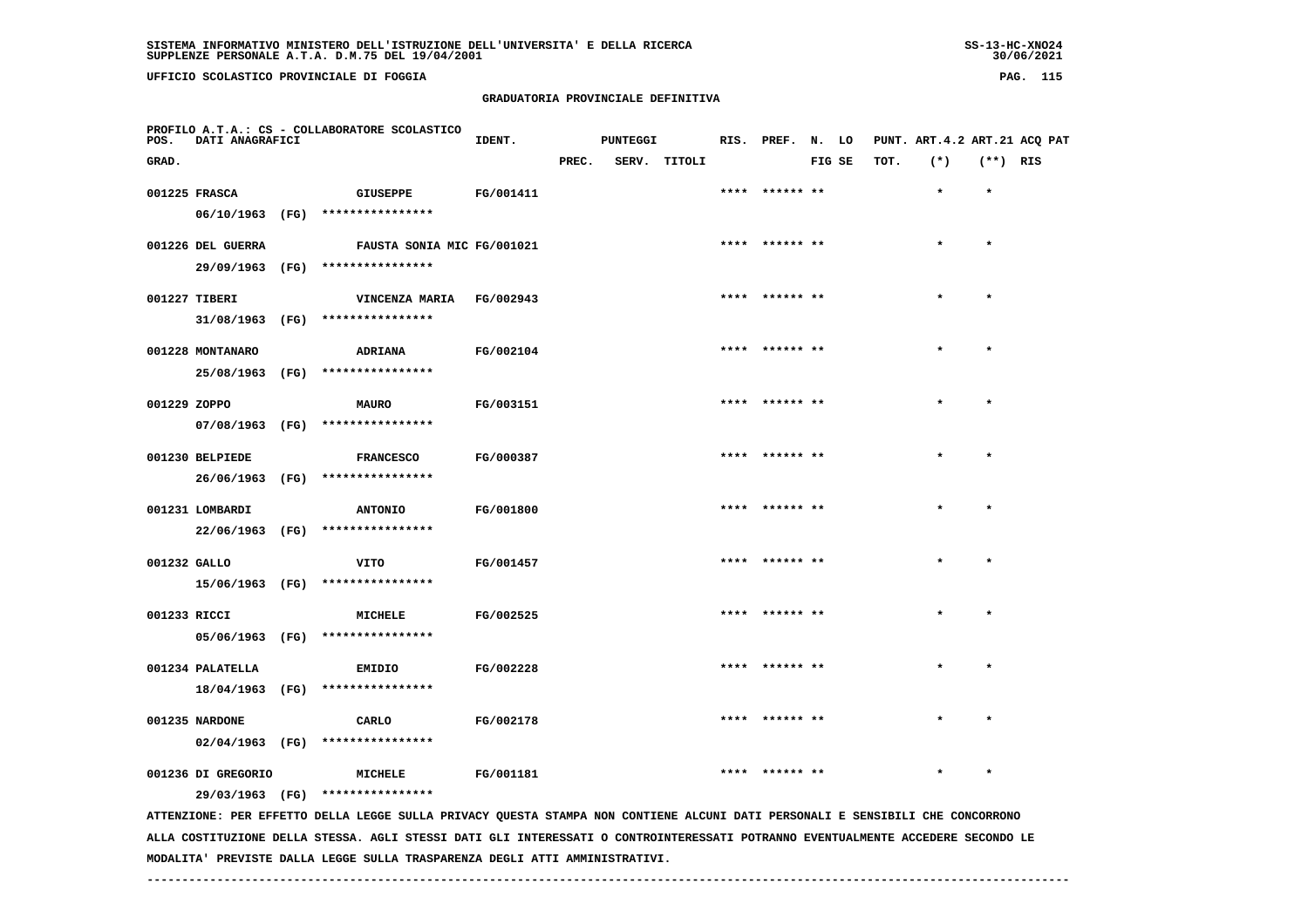## UFFICIO SCOLASTICO PROVINCIALE DI FOGGIA

### GRADUATORIA PROVINCIALE DEFINITIVA

PROFILO A.T.A.: CS - COLLABORATORE SCOLASTICO

| POS. GRAD. | DATI ANAGRAFICI | | IDENT. | PUNTEGGI PREC. | SERV. | TITOLI | RIS. | PREF. | N. FIG | LO SE | PUNT. TOT. | ART.4.2 (*) | ART.21 (**) | ACQ RIS | PAT |
|---|---|---|---|---|---|---|---|---|---|---|---|---|---|---|---|
| 001225 | FRASCA | GIUSEPPE | FG/001411 | | | | **** | ****** | ** | | | * | * | | |
| | 06/10/1963 (FG) | **************** | | | | | | | | | | | | | |
| 001226 | DEL GUERRA | FAUSTA SONIA MIC | FG/001021 | | | | **** | ****** | ** | | | * | * | | |
| | 29/09/1963 (FG) | **************** | | | | | | | | | | | | | |
| 001227 | TIBERI | VINCENZA MARIA | FG/002943 | | | | **** | ****** | ** | | | * | * | | |
| | 31/08/1963 (FG) | **************** | | | | | | | | | | | | | |
| 001228 | MONTANARO | ADRIANA | FG/002104 | | | | **** | ****** | ** | | | * | * | | |
| | 25/08/1963 (FG) | **************** | | | | | | | | | | | | | |
| 001229 | ZOPPO | MAURO | FG/003151 | | | | **** | ****** | ** | | | * | * | | |
| | 07/08/1963 (FG) | **************** | | | | | | | | | | | | | |
| 001230 | BELPIEDE | FRANCESCO | FG/000387 | | | | **** | ****** | ** | | | * | * | | |
| | 26/06/1963 (FG) | **************** | | | | | | | | | | | | | |
| 001231 | LOMBARDI | ANTONIO | FG/001800 | | | | **** | ****** | ** | | | * | * | | |
| | 22/06/1963 (FG) | **************** | | | | | | | | | | | | | |
| 001232 | GALLO | VITO | FG/001457 | | | | **** | ****** | ** | | | * | * | | |
| | 15/06/1963 (FG) | **************** | | | | | | | | | | | | | |
| 001233 | RICCI | MICHELE | FG/002525 | | | | **** | ****** | ** | | | * | * | | |
| | 05/06/1963 (FG) | **************** | | | | | | | | | | | | | |
| 001234 | PALATELLA | EMIDIO | FG/002228 | | | | **** | ****** | ** | | | * | * | | |
| | 18/04/1963 (FG) | **************** | | | | | | | | | | | | | |
| 001235 | NARDONE | CARLO | FG/002178 | | | | **** | ****** | ** | | | * | * | | |
| | 02/04/1963 (FG) | **************** | | | | | | | | | | | | | |
| 001236 | DI GREGORIO | MICHELE | FG/001181 | | | | **** | ****** | ** | | | * | * | | |
| | 29/03/1963 (FG) | **************** | | | | | | | | | | | | | |

ATTENZIONE: PER EFFETTO DELLA LEGGE SULLA PRIVACY QUESTA STAMPA NON CONTIENE ALCUNI DATI PERSONALI E SENSIBILI CHE CONCORRONO ALLA COSTITUZIONE DELLA STESSA. AGLI STESSI DATI GLI INTERESSATI O CONTROINTERESSATI POTRANNO EVENTUALMENTE ACCEDERE SECONDO LE MODALITA' PREVISTE DALLA LEGGE SULLA TRASPARENZA DEGLI ATTI AMMINISTRATIVI.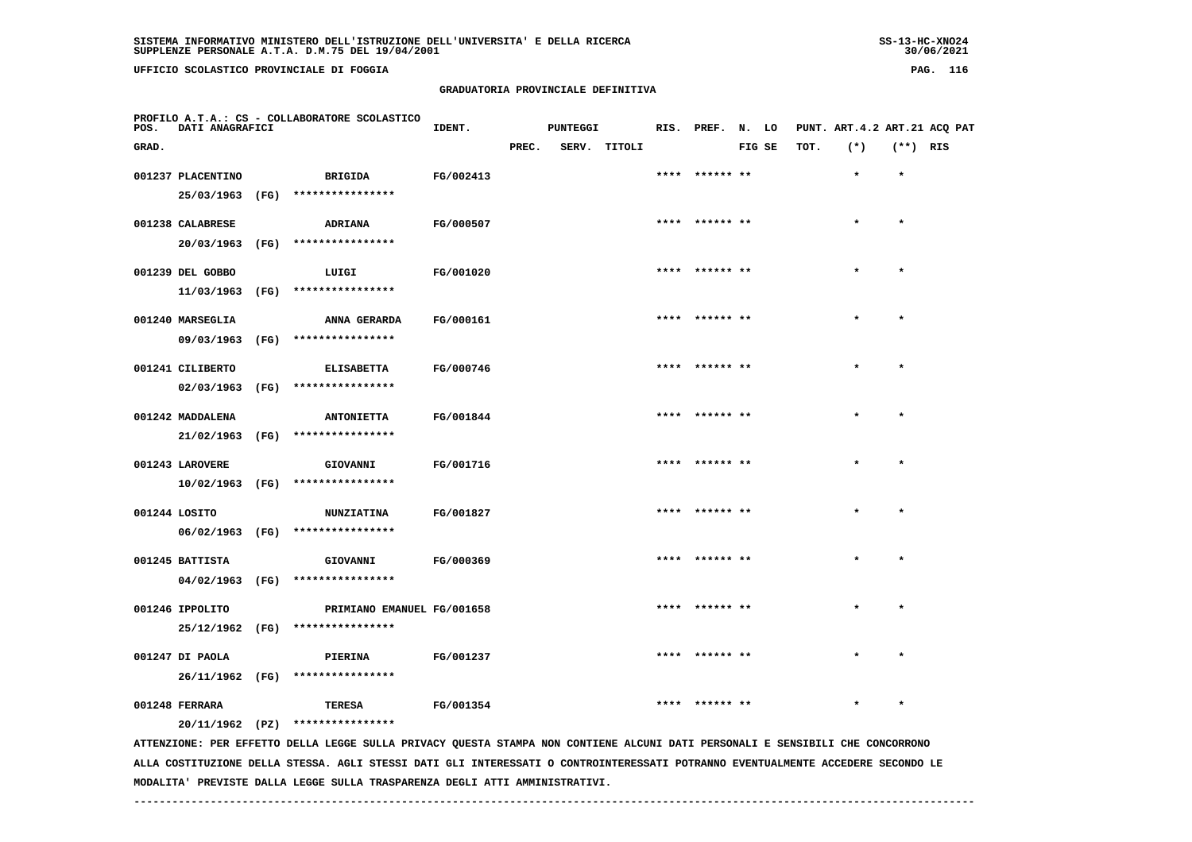## GRADUATORIA PROVINCIALE DEFINITIVA

PROFILO A.T.A.: CS - COLLABORATORE SCOLASTICO

| POS. GRAD. | DATI ANAGRAFICI | | IDENT. | PUNTEGGI PREC. | SERV. | TITOLI | RIS. | PREF. | N. FIG | LO SE | PUNT. TOT. | ART.4.2 (*) | ART.21 (**) | ACQ PAT RIS |
|---|---|---|---|---|---|---|---|---|---|---|---|---|---|---|
| 001237 | PLACENTINO 25/03/1963 (FG) | BRIGIDA **************** | FG/002413 | | | | **** | ****** | ** | | | * | * | |
| 001238 | CALABRESE 20/03/1963 (FG) | ADRIANA **************** | FG/000507 | | | | **** | ****** | ** | | | * | * | |
| 001239 | DEL GOBBO 11/03/1963 (FG) | LUIGI **************** | FG/001020 | | | | **** | ****** | ** | | | * | * | |
| 001240 | MARSEGLIA 09/03/1963 (FG) | ANNA GERARDA **************** | FG/000161 | | | | **** | ****** | ** | | | * | * | |
| 001241 | CILIBERTO 02/03/1963 (FG) | ELISABETTA **************** | FG/000746 | | | | **** | ****** | ** | | | * | * | |
| 001242 | MADDALENA 21/02/1963 (FG) | ANTONIETTA **************** | FG/001844 | | | | **** | ****** | ** | | | * | * | |
| 001243 | LAROVERE 10/02/1963 (FG) | GIOVANNI **************** | FG/001716 | | | | **** | ****** | ** | | | * | * | |
| 001244 | LOSITO 06/02/1963 (FG) | NUNZIATINA **************** | FG/001827 | | | | **** | ****** | ** | | | * | * | |
| 001245 | BATTISTA 04/02/1963 (FG) | GIOVANNI **************** | FG/000369 | | | | **** | ****** | ** | | | * | * | |
| 001246 | IPPOLITO 25/12/1962 (FG) | PRIMIANO EMANUEL **************** | FG/001658 | | | | **** | ****** | ** | | | * | * | |
| 001247 | DI PAOLA 26/11/1962 (FG) | PIERINA **************** | FG/001237 | | | | **** | ****** | ** | | | * | * | |
| 001248 | FERRARA 20/11/1962 (PZ) | TERESA **************** | FG/001354 | | | | **** | ****** | ** | | | * | * | |

ATTENZIONE: PER EFFETTO DELLA LEGGE SULLA PRIVACY QUESTA STAMPA NON CONTIENE ALCUNI DATI PERSONALI E SENSIBILI CHE CONCORRONO ALLA COSTITUZIONE DELLA STESSA. AGLI STESSI DATI GLI INTERESSATI O CONTROINTERESSATI POTRANNO EVENTUALMENTE ACCEDERE SECONDO LE MODALITA' PREVISTE DALLA LEGGE SULLA TRASPARENZA DEGLI ATTI AMMINISTRATIVI.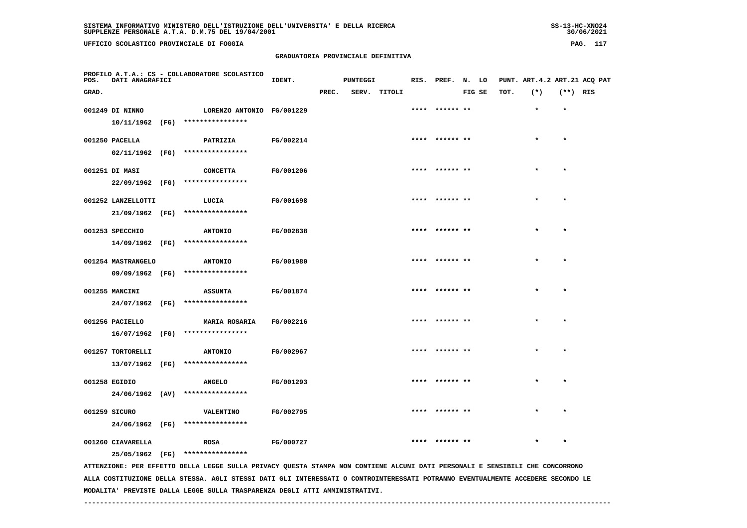SISTEMA INFORMATIVO MINISTERO DELL'ISTRUZIONE DELL'UNIVERSITA' E DELLA RICERCA
SUPPLENZE PERSONALE A.T.A. D.M.75 DEL 19/04/2001

UFFICIO SCOLASTICO PROVINCIALE DI FOGGIA

## GRADUATORIA PROVINCIALE DEFINITIVA

PROFILO A.T.A.: CS - COLLABORATORE SCOLASTICO

| POS. GRAD. | DATI ANAGRAFICI | | IDENT. | PUNTEGGI PREC. | SERV. | TITOLI | RIS. | PREF. | N. LO FIG SE | PUNT. TOT. | ART.4.2 (*) | ART.21 (**) | ACQ PAT RIS |
|---|---|---|---|---|---|---|---|---|---|---|---|---|---|
| 001249 | DI NINNO 10/11/1962 (FG) | LORENZO ANTONIO **************** | FG/001229 | | | | **** | ****** ** | | | * | * | |
| 001250 | PACELLA 02/11/1962 (FG) | PATRIZIA **************** | FG/002214 | | | | **** | ****** ** | | | * | * | |
| 001251 | DI MASI 22/09/1962 (FG) | CONCETTA **************** | FG/001206 | | | | **** | ****** ** | | | * | * | |
| 001252 | LANZELLOTTI 21/09/1962 (FG) | LUCIA **************** | FG/001698 | | | | **** | ****** ** | | | * | * | |
| 001253 | SPECCHIO 14/09/1962 (FG) | ANTONIO **************** | FG/002838 | | | | **** | ****** ** | | | * | * | |
| 001254 | MASTRANGELO 09/09/1962 (FG) | ANTONIO **************** | FG/001980 | | | | **** | ****** ** | | | * | * | |
| 001255 | MANCINI 24/07/1962 (FG) | ASSUNTA **************** | FG/001874 | | | | **** | ****** ** | | | * | * | |
| 001256 | PACIELLO 16/07/1962 (FG) | MARIA ROSARIA **************** | FG/002216 | | | | **** | ****** ** | | | * | * | |
| 001257 | TORTORELLI 13/07/1962 (FG) | ANTONIO **************** | FG/002967 | | | | **** | ****** ** | | | * | * | |
| 001258 | EGIDIO 24/06/1962 (AV) | ANGELO **************** | FG/001293 | | | | **** | ****** ** | | | * | * | |
| 001259 | SICURO 24/06/1962 (FG) | VALENTINO **************** | FG/002795 | | | | **** | ****** ** | | | * | * | |
| 001260 | CIAVARELLA 25/05/1962 (FG) | ROSA **************** | FG/000727 | | | | **** | ****** ** | | | * | * | |

ATTENZIONE: PER EFFETTO DELLA LEGGE SULLA PRIVACY QUESTA STAMPA NON CONTIENE ALCUNI DATI PERSONALI E SENSIBILI CHE CONCORRONO ALLA COSTITUZIONE DELLA STESSA. AGLI STESSI DATI GLI INTERESSATI O CONTROINTERESSATI POTRANNO EVENTUALMENTE ACCEDERE SECONDO LE MODALITA' PREVISTE DALLA LEGGE SULLA TRASPARENZA DEGLI ATTI AMMINISTRATIVI.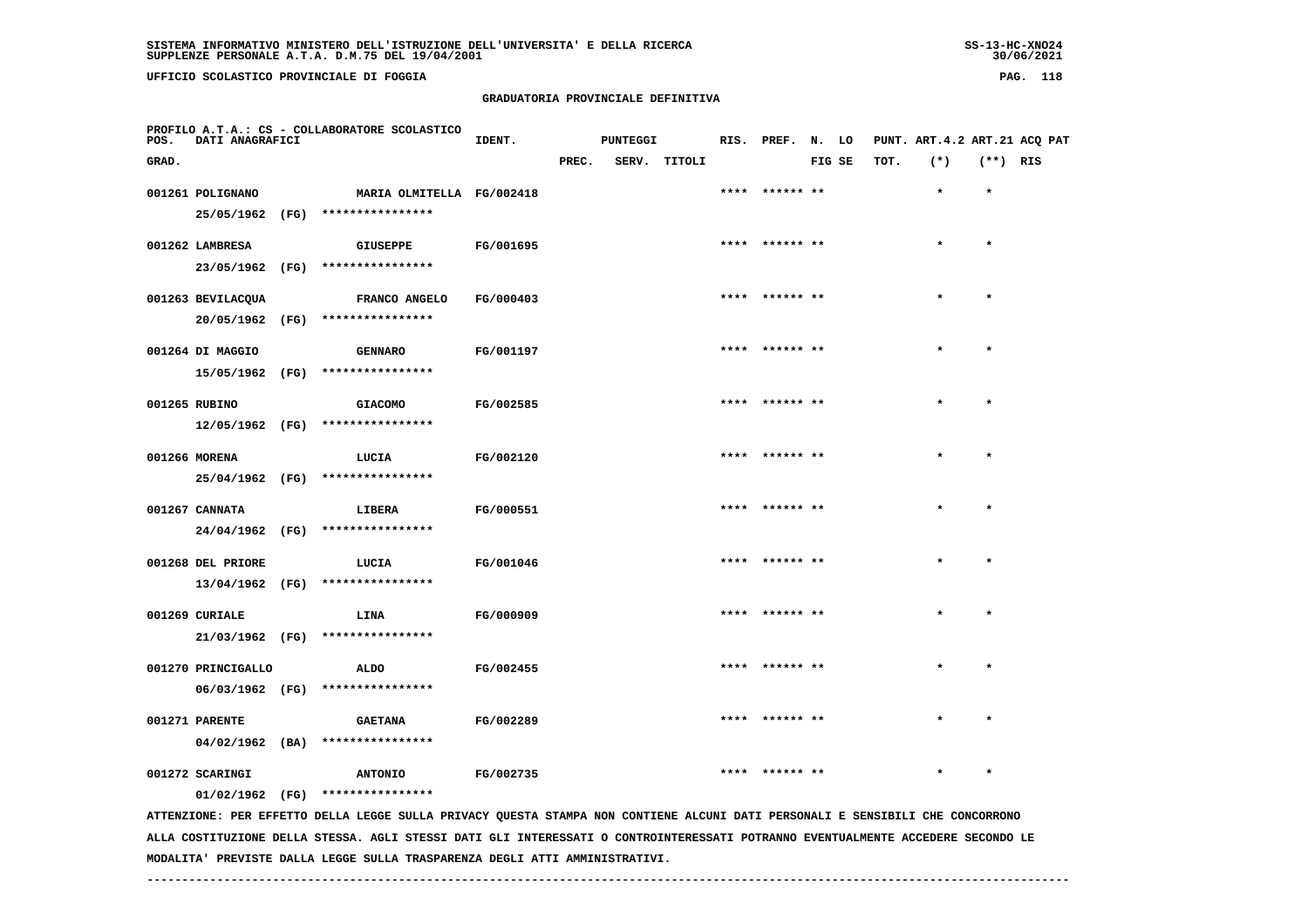## UFFICIO SCOLASTICO PROVINCIALE DI FOGGIA

### GRADUATORIA PROVINCIALE DEFINITIVA

PROFILO A.T.A.: CS - COLLABORATORE SCOLASTICO

| POS. GRAD. | DATI ANAGRAFICI | | IDENT. | PUNTEGGI PREC. | SERV. | TITOLI | RIS. | PREF. | N. FIG | LO SE | PUNT. TOT. | ART.4.2 (*) | ART.21 (**) | ACQ PAT RIS |
|---|---|---|---|---|---|---|---|---|---|---|---|---|---|---|
| 001261 | POLIGNANO 25/05/1962 (FG) | MARIA OLMITELLA **************** | FG/002418 | | | | **** | ****** | ** | | | * | * | |
| 001262 | LAMBRESA 23/05/1962 (FG) | GIUSEPPE **************** | FG/001695 | | | | **** | ****** | ** | | | * | * | |
| 001263 | BEVILACQUA 20/05/1962 (FG) | FRANCO ANGELO **************** | FG/000403 | | | | **** | ****** | ** | | | * | * | |
| 001264 | DI MAGGIO 15/05/1962 (FG) | GENNARO **************** | FG/001197 | | | | **** | ****** | ** | | | * | * | |
| 001265 | RUBINO 12/05/1962 (FG) | GIACOMO **************** | FG/002585 | | | | **** | ****** | ** | | | * | * | |
| 001266 | MORENA 25/04/1962 (FG) | LUCIA **************** | FG/002120 | | | | **** | ****** | ** | | | * | * | |
| 001267 | CANNATA 24/04/1962 (FG) | LIBERA **************** | FG/000551 | | | | **** | ****** | ** | | | * | * | |
| 001268 | DEL PRIORE 13/04/1962 (FG) | LUCIA **************** | FG/001046 | | | | **** | ****** | ** | | | * | * | |
| 001269 | CURIALE 21/03/1962 (FG) | LINA **************** | FG/000909 | | | | **** | ****** | ** | | | * | * | |
| 001270 | PRINCIGALLO 06/03/1962 (FG) | ALDO **************** | FG/002455 | | | | **** | ****** | ** | | | * | * | |
| 001271 | PARENTE 04/02/1962 (BA) | GAETANA **************** | FG/002289 | | | | **** | ****** | ** | | | * | * | |
| 001272 | SCARINGI 01/02/1962 (FG) | ANTONIO **************** | FG/002735 | | | | **** | ****** | ** | | | * | * | |

ATTENZIONE: PER EFFETTO DELLA LEGGE SULLA PRIVACY QUESTA STAMPA NON CONTIENE ALCUNI DATI PERSONALI E SENSIBILI CHE CONCORRONO ALLA COSTITUZIONE DELLA STESSA. AGLI STESSI DATI GLI INTERESSATI O CONTROINTERESSATI POTRANNO EVENTUALMENTE ACCEDERE SECONDO LE MODALITA' PREVISTE DALLA LEGGE SULLA TRASPARENZA DEGLI ATTI AMMINISTRATIVI.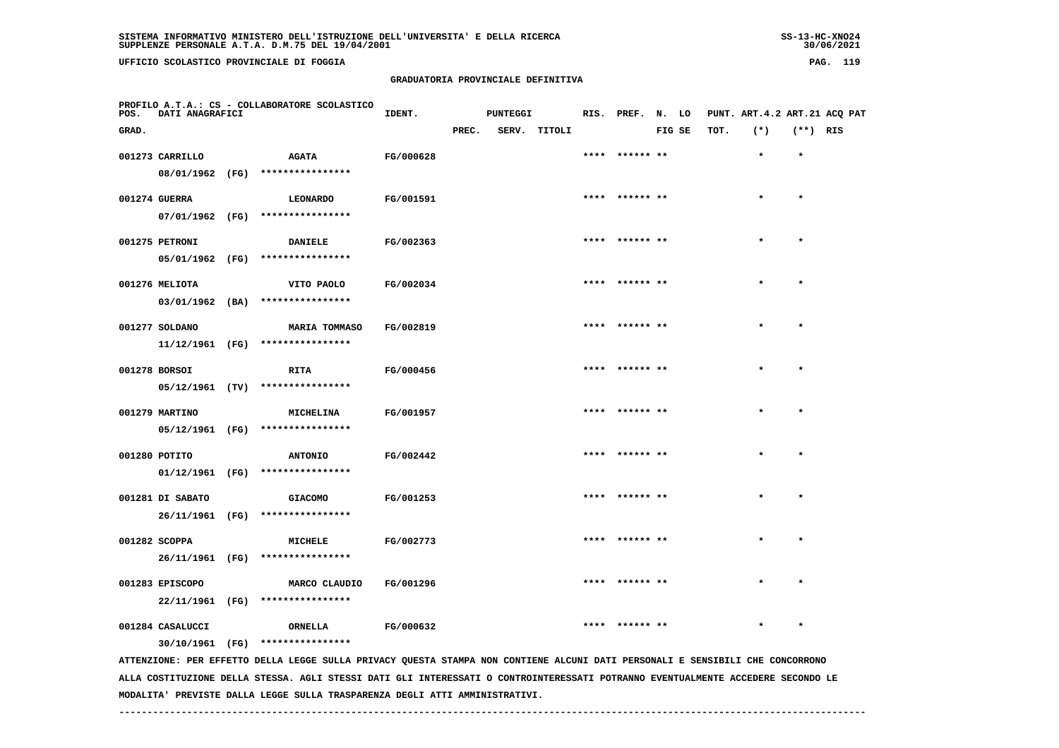**GRADUATORIA PROVINCIALE DEFINITIVA**

PROFILO A.T.A.: CS - COLLABORATORE SCOLASTICO

| POS. GRAD. | DATI ANAGRAFICI | | IDENT. | PUNTEGGI PREC. | SERV. | TITOLI | RIS. | PREF. | N. FIG | LO SE | PUNT. TOT. | ART.4.2 (*) | ART.21 (**) | ACQ RIS | PAT |
|---|---|---|---|---|---|---|---|---|---|---|---|---|---|---|---|
| 001273 | CARRILLO 08/01/1962 (FG) | AGATA **************** | FG/000628 | | | | **** | ****** | ** | | | * | * | | |
| 001274 | GUERRA 07/01/1962 (FG) | LEONARDO **************** | FG/001591 | | | | **** | ****** | ** | | | * | * | | |
| 001275 | PETRONI 05/01/1962 (FG) | DANIELE **************** | FG/002363 | | | | **** | ****** | ** | | | * | * | | |
| 001276 | MELIOTA 03/01/1962 (BA) | VITO PAOLO **************** | FG/002034 | | | | **** | ****** | ** | | | * | * | | |
| 001277 | SOLDANO 11/12/1961 (FG) | MARIA TOMMASO **************** | FG/002819 | | | | **** | ****** | ** | | | * | * | | |
| 001278 | BORSOI 05/12/1961 (TV) | RITA **************** | FG/000456 | | | | **** | ****** | ** | | | * | * | | |
| 001279 | MARTINO 05/12/1961 (FG) | MICHELINA **************** | FG/001957 | | | | **** | ****** | ** | | | * | * | | |
| 001280 | POTITO 01/12/1961 (FG) | ANTONIO **************** | FG/002442 | | | | **** | ****** | ** | | | * | * | | |
| 001281 | DI SABATO 26/11/1961 (FG) | GIACOMO **************** | FG/001253 | | | | **** | ****** | ** | | | * | * | | |
| 001282 | SCOPPA 26/11/1961 (FG) | MICHELE **************** | FG/002773 | | | | **** | ****** | ** | | | * | * | | |
| 001283 | EPISCOPO 22/11/1961 (FG) | MARCO CLAUDIO **************** | FG/001296 | | | | **** | ****** | ** | | | * | * | | |
| 001284 | CASALUCCI 30/10/1961 (FG) | ORNELLA **************** | FG/000632 | | | | **** | ****** | ** | | | * | * | | |

ATTENZIONE: PER EFFETTO DELLA LEGGE SULLA PRIVACY QUESTA STAMPA NON CONTIENE ALCUNI DATI PERSONALI E SENSIBILI CHE CONCORRONO ALLA COSTITUZIONE DELLA STESSA. AGLI STESSI DATI GLI INTERESSATI O CONTROINTERESSATI POTRANNO EVENTUALMENTE ACCEDERE SECONDO LE MODALITA' PREVISTE DALLA LEGGE SULLA TRASPARENZA DEGLI ATTI AMMINISTRATIVI.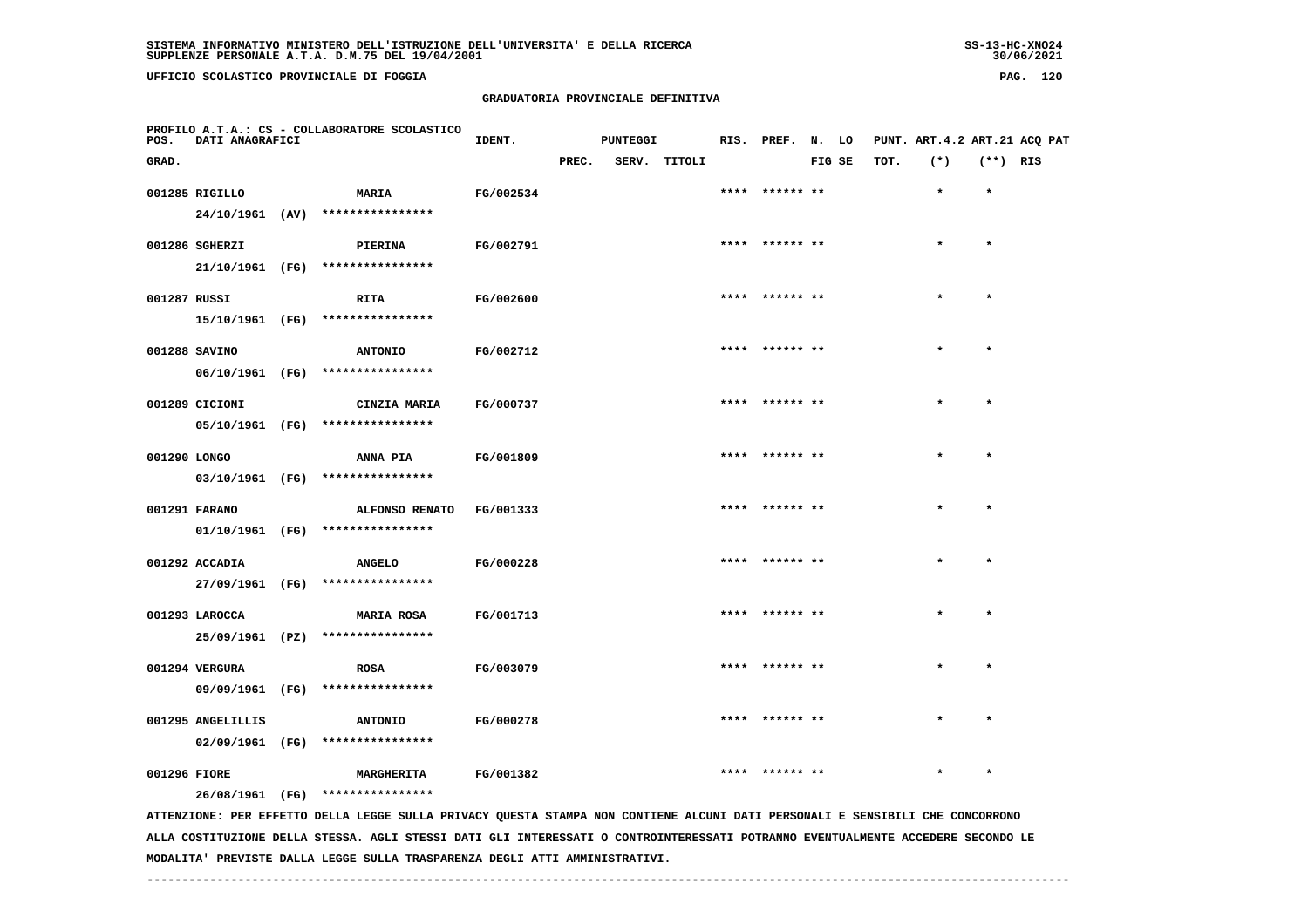SISTEMA INFORMATIVO MINISTERO DELL'ISTRUZIONE DELL'UNIVERSITA' E DELLA RICERCA
SUPPLENZE PERSONALE A.T.A. D.M.75 DEL 19/04/2001

UFFICIO SCOLASTICO PROVINCIALE DI FOGGIA

## GRADUATORIA PROVINCIALE DEFINITIVA

PROFILO A.T.A.: CS - COLLABORATORE SCOLASTICO

| POS. GRAD. | DATI ANAGRAFICI | | IDENT. | PUNTEGGI PREC. | SERV. | TITOLI | RIS. | PREF. | N. FIG | LO SE | PUNT. TOT. | ART.4.2 (*) | ART.21 (**) | ACQ RIS | PAT |
|---|---|---|---|---|---|---|---|---|---|---|---|---|---|---|---|
| 001285 | RIGILLO | MARIA | FG/002534 | | | | **** | ****** | ** | | | * | * | | |
| | 24/10/1961 (AV) | **************** | | | | | | | | | | | | | |
| 001286 | SGHERZI | PIERINA | FG/002791 | | | | **** | ****** | ** | | | * | * | | |
| | 21/10/1961 (FG) | **************** | | | | | | | | | | | | | |
| 001287 | RUSSI | RITA | FG/002600 | | | | **** | ****** | ** | | | * | * | | |
| | 15/10/1961 (FG) | **************** | | | | | | | | | | | | | |
| 001288 | SAVINO | ANTONIO | FG/002712 | | | | **** | ****** | ** | | | * | * | | |
| | 06/10/1961 (FG) | **************** | | | | | | | | | | | | | |
| 001289 | CICIONI | CINZIA MARIA | FG/000737 | | | | **** | ****** | ** | | | * | * | | |
| | 05/10/1961 (FG) | **************** | | | | | | | | | | | | | |
| 001290 | LONGO | ANNA PIA | FG/001809 | | | | **** | ****** | ** | | | * | * | | |
| | 03/10/1961 (FG) | **************** | | | | | | | | | | | | | |
| 001291 | FARANO | ALFONSO RENATO | FG/001333 | | | | **** | ****** | ** | | | * | * | | |
| | 01/10/1961 (FG) | **************** | | | | | | | | | | | | | |
| 001292 | ACCADIA | ANGELO | FG/000228 | | | | **** | ****** | ** | | | * | * | | |
| | 27/09/1961 (FG) | **************** | | | | | | | | | | | | | |
| 001293 | LAROCCA | MARIA ROSA | FG/001713 | | | | **** | ****** | ** | | | * | * | | |
| | 25/09/1961 (PZ) | **************** | | | | | | | | | | | | | |
| 001294 | VERGURA | ROSA | FG/003079 | | | | **** | ****** | ** | | | * | * | | |
| | 09/09/1961 (FG) | **************** | | | | | | | | | | | | | |
| 001295 | ANGELILLIS | ANTONIO | FG/000278 | | | | **** | ****** | ** | | | * | * | | |
| | 02/09/1961 (FG) | **************** | | | | | | | | | | | | | |
| 001296 | FIORE | MARGHERITA | FG/001382 | | | | **** | ****** | ** | | | * | * | | |
| | 26/08/1961 (FG) | **************** | | | | | | | | | | | | | |

ATTENZIONE: PER EFFETTO DELLA LEGGE SULLA PRIVACY QUESTA STAMPA NON CONTIENE ALCUNI DATI PERSONALI E SENSIBILI CHE CONCORRONO ALLA COSTITUZIONE DELLA STESSA. AGLI STESSI DATI GLI INTERESSATI O CONTROINTERESSATI POTRANNO EVENTUALMENTE ACCEDERE SECONDO LE MODALITA' PREVISTE DALLA LEGGE SULLA TRASPARENZA DEGLI ATTI AMMINISTRATIVI.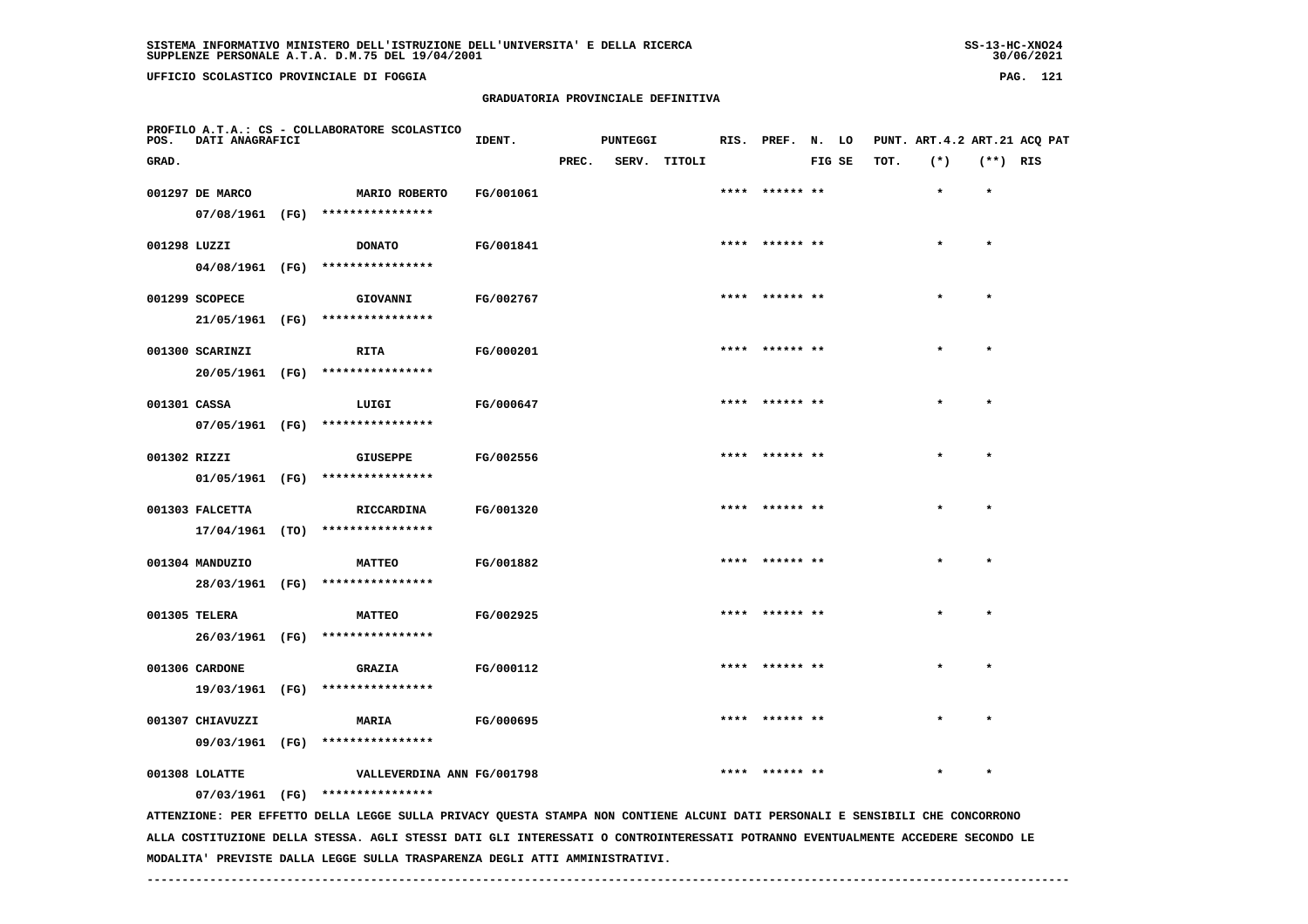SISTEMA INFORMATIVO MINISTERO DELL'ISTRUZIONE DELL'UNIVERSITA' E DELLA RICERCA
SUPPLENZE PERSONALE A.T.A. D.M.75 DEL 19/04/2001

UFFICIO SCOLASTICO PROVINCIALE DI FOGGIA

## GRADUATORIA PROVINCIALE DEFINITIVA

PROFILO A.T.A.: CS - COLLABORATORE SCOLASTICO

| POS. GRAD. | DATI ANAGRAFICI | | IDENT. | PUNTEGGI PREC. | SERV. | TITOLI | RIS. | PREF. | N. FIG | LO SE | PUNT. TOT. | ART.4.2 (*) | ART.21 (**) | ACQ RIS | PAT |
|---|---|---|---|---|---|---|---|---|---|---|---|---|---|---|---|
| 001297 | DE MARCO 07/08/1961 (FG) | MARIO ROBERTO **************** | FG/001061 | | | | **** | ****** | ** | | | * | * | | |
| 001298 | LUZZI 04/08/1961 (FG) | DONATO **************** | FG/001841 | | | | **** | ****** | ** | | | * | * | | |
| 001299 | SCOPECE 21/05/1961 (FG) | GIOVANNI **************** | FG/002767 | | | | **** | ****** | ** | | | * | * | | |
| 001300 | SCARINZI 20/05/1961 (FG) | RITA **************** | FG/000201 | | | | **** | ****** | ** | | | * | * | | |
| 001301 | CASSA 07/05/1961 (FG) | LUIGI **************** | FG/000647 | | | | **** | ****** | ** | | | * | * | | |
| 001302 | RIZZI 01/05/1961 (FG) | GIUSEPPE **************** | FG/002556 | | | | **** | ****** | ** | | | * | * | | |
| 001303 | FALCETTA 17/04/1961 (TO) | RICCARDINA **************** | FG/001320 | | | | **** | ****** | ** | | | * | * | | |
| 001304 | MANDUZIO 28/03/1961 (FG) | MATTEO **************** | FG/001882 | | | | **** | ****** | ** | | | * | * | | |
| 001305 | TELERA 26/03/1961 (FG) | MATTEO **************** | FG/002925 | | | | **** | ****** | ** | | | * | * | | |
| 001306 | CARDONE 19/03/1961 (FG) | GRAZIA **************** | FG/000112 | | | | **** | ****** | ** | | | * | * | | |
| 001307 | CHIAVUZZI 09/03/1961 (FG) | MARIA **************** | FG/000695 | | | | **** | ****** | ** | | | * | * | | |
| 001308 | LOLATTE 07/03/1961 (FG) | VALLEVERDINA ANN **************** | FG/001798 | | | | **** | ****** | ** | | | * | * | | |

ATTENZIONE: PER EFFETTO DELLA LEGGE SULLA PRIVACY QUESTA STAMPA NON CONTIENE ALCUNI DATI PERSONALI E SENSIBILI CHE CONCORRONO ALLA COSTITUZIONE DELLA STESSA. AGLI STESSI DATI GLI INTERESSATI O CONTROINTERESSATI POTRANNO EVENTUALMENTE ACCEDERE SECONDO LE MODALITA' PREVISTE DALLA LEGGE SULLA TRASPARENZA DEGLI ATTI AMMINISTRATIVI.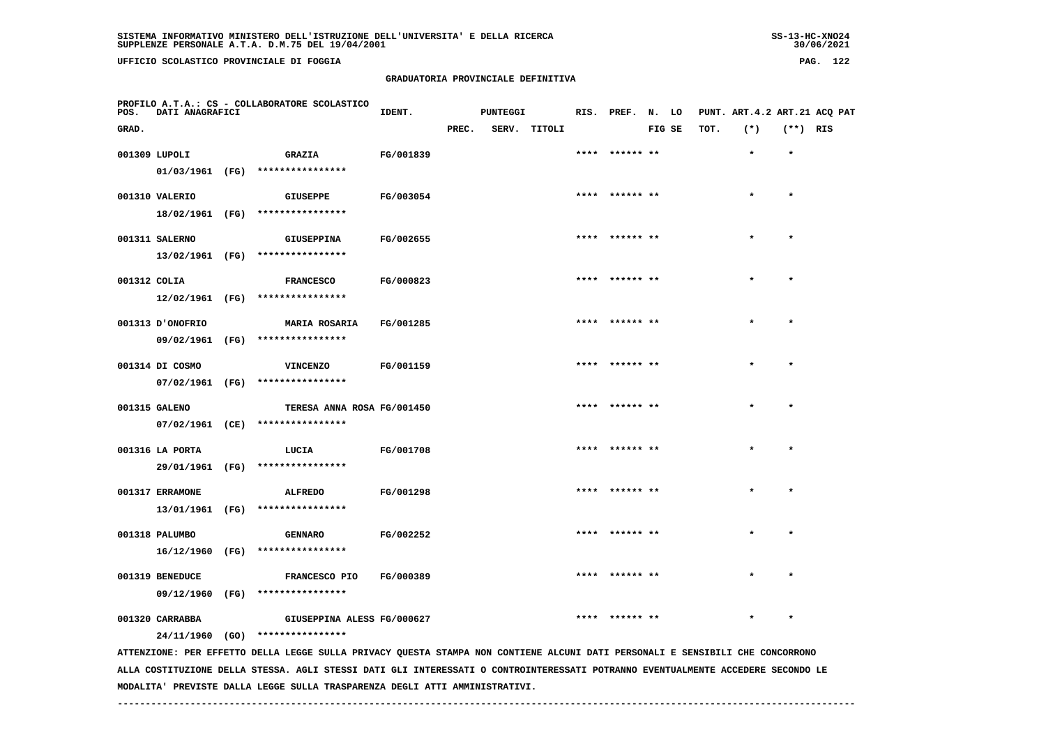SISTEMA INFORMATIVO MINISTERO DELL'ISTRUZIONE DELL'UNIVERSITA' E DELLA RICERCA
SUPPLENZE PERSONALE A.T.A. D.M.75 DEL 19/04/2001

UFFICIO SCOLASTICO PROVINCIALE DI FOGGIA

## GRADUATORIA PROVINCIALE DEFINITIVA

PROFILO A.T.A.: CS - COLLABORATORE SCOLASTICO

| POS. GRAD. | DATI ANAGRAFICI | | IDENT. | PUNTEGGI PREC. | SERV. | TITOLI | RIS. | PREF. | N. LO FIG SE | PUNT. TOT. | ART.4.2 (*) | ART.21 (**) | ACQ PAT RIS |
|---|---|---|---|---|---|---|---|---|---|---|---|---|---|
| 001309 | LUPOLI 01/03/1961 (FG) | GRAZIA **************** | FG/001839 | | | | **** | ****** ** | | | * | * | |
| 001310 | VALERIO 18/02/1961 (FG) | GIUSEPPE **************** | FG/003054 | | | | **** | ****** ** | | | * | * | |
| 001311 | SALERNO 13/02/1961 (FG) | GIUSEPPINA **************** | FG/002655 | | | | **** | ****** ** | | | * | * | |
| 001312 | COLIA 12/02/1961 (FG) | FRANCESCO **************** | FG/000823 | | | | **** | ****** ** | | | * | * | |
| 001313 | D'ONOFRIO 09/02/1961 (FG) | MARIA ROSARIA **************** | FG/001285 | | | | **** | ****** ** | | | * | * | |
| 001314 | DI COSMO 07/02/1961 (FG) | VINCENZO **************** | FG/001159 | | | | **** | ****** ** | | | * | * | |
| 001315 | GALENO 07/02/1961 (CE) | TERESA ANNA ROSA **************** | FG/001450 | | | | **** | ****** ** | | | * | * | |
| 001316 | LA PORTA 29/01/1961 (FG) | LUCIA **************** | FG/001708 | | | | **** | ****** ** | | | * | * | |
| 001317 | ERRAMONE 13/01/1961 (FG) | ALFREDO **************** | FG/001298 | | | | **** | ****** ** | | | * | * | |
| 001318 | PALUMBO 16/12/1960 (FG) | GENNARO **************** | FG/002252 | | | | **** | ****** ** | | | * | * | |
| 001319 | BENEDUCE 09/12/1960 (FG) | FRANCESCO PIO **************** | FG/000389 | | | | **** | ****** ** | | | * | * | |
| 001320 | CARRABBA 24/11/1960 (GO) | GIUSEPPINA ALESS **************** | FG/000627 | | | | **** | ****** ** | | | * | * | |

ATTENZIONE: PER EFFETTO DELLA LEGGE SULLA PRIVACY QUESTA STAMPA NON CONTIENE ALCUNI DATI PERSONALI E SENSIBILI CHE CONCORRONO ALLA COSTITUZIONE DELLA STESSA. AGLI STESSI DATI GLI INTERESSATI O CONTROINTERESSATI POTRANNO EVENTUALMENTE ACCEDERE SECONDO LE MODALITA' PREVISTE DALLA LEGGE SULLA TRASPARENZA DEGLI ATTI AMMINISTRATIVI.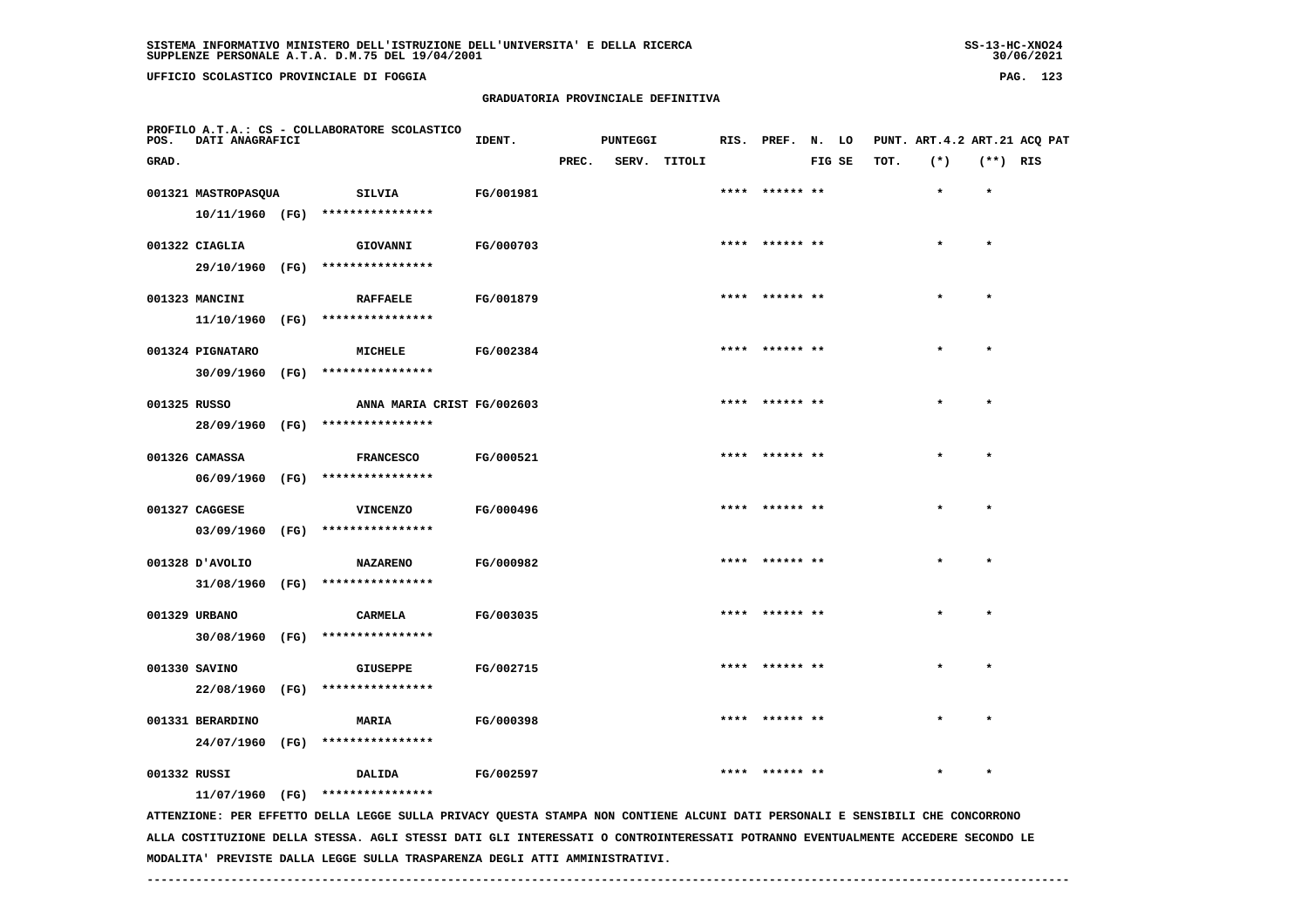UFFICIO SCOLASTICO PROVINCIALE DI FOGGIA

## GRADUATORIA PROVINCIALE DEFINITIVA

PROFILO A.T.A.: CS - COLLABORATORE SCOLASTICO

| POS. GRAD. | DATI ANAGRAFICI | | IDENT. | PUNTEGGI PREC. | SERV. | TITOLI | RIS. | PREF. | N. FIG | LO SE | PUNT. TOT. | ART.4.2 (*) | ART.21 (**) | ACQ PAT RIS |
|---|---|---|---|---|---|---|---|---|---|---|---|---|---|---|
| 001321 | MASTROPASQUA 10/11/1960 (FG) | SILVIA **************** | FG/001981 | | | | **** | ****** | ** | | | * | * | |
| 001322 | CIAGLIA 29/10/1960 (FG) | GIOVANNI **************** | FG/000703 | | | | **** | ****** | ** | | | * | * | |
| 001323 | MANCINI 11/10/1960 (FG) | RAFFAELE **************** | FG/001879 | | | | **** | ****** | ** | | | * | * | |
| 001324 | PIGNATARO 30/09/1960 (FG) | MICHELE **************** | FG/002384 | | | | **** | ****** | ** | | | * | * | |
| 001325 | RUSSO 28/09/1960 (FG) | ANNA MARIA CRIST **************** | FG/002603 | | | | **** | ****** | ** | | | * | * | |
| 001326 | CAMASSA 06/09/1960 (FG) | FRANCESCO **************** | FG/000521 | | | | **** | ****** | ** | | | * | * | |
| 001327 | CAGGESE 03/09/1960 (FG) | VINCENZO **************** | FG/000496 | | | | **** | ****** | ** | | | * | * | |
| 001328 | D'AVOLIO 31/08/1960 (FG) | NAZARENO **************** | FG/000982 | | | | **** | ****** | ** | | | * | * | |
| 001329 | URBANO 30/08/1960 (FG) | CARMELA **************** | FG/003035 | | | | **** | ****** | ** | | | * | * | |
| 001330 | SAVINO 22/08/1960 (FG) | GIUSEPPE **************** | FG/002715 | | | | **** | ****** | ** | | | * | * | |
| 001331 | BERARDINO 24/07/1960 (FG) | MARIA **************** | FG/000398 | | | | **** | ****** | ** | | | * | * | |
| 001332 | RUSSI 11/07/1960 (FG) | DALIDA **************** | FG/002597 | | | | **** | ****** | ** | | | * | * | |

ATTENZIONE: PER EFFETTO DELLA LEGGE SULLA PRIVACY QUESTA STAMPA NON CONTIENE ALCUNI DATI PERSONALI E SENSIBILI CHE CONCORRONO ALLA COSTITUZIONE DELLA STESSA. AGLI STESSI DATI GLI INTERESSATI O CONTROINTERESSATI POTRANNO EVENTUALMENTE ACCEDERE SECONDO LE MODALITA' PREVISTE DALLA LEGGE SULLA TRASPARENZA DEGLI ATTI AMMINISTRATIVI.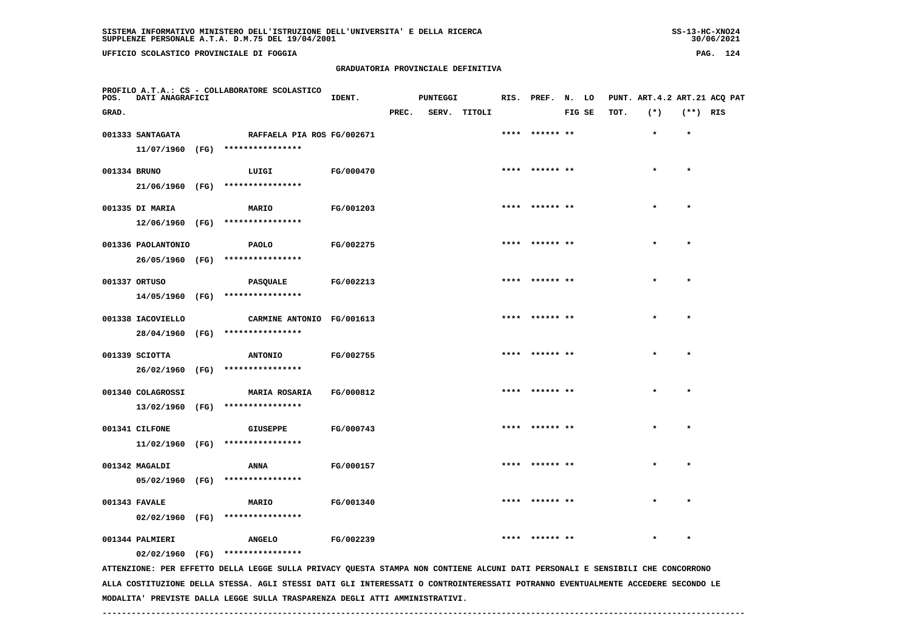SISTEMA INFORMATIVO MINISTERO DELL'ISTRUZIONE DELL'UNIVERSITA' E DELLA RICERCA
SUPPLENZE PERSONALE A.T.A. D.M.75 DEL 19/04/2001

UFFICIO SCOLASTICO PROVINCIALE DI FOGGIA

## GRADUATORIA PROVINCIALE DEFINITIVA

PROFILO A.T.A.: CS - COLLABORATORE SCOLASTICO

| POS. GRAD. | DATI ANAGRAFICI | | IDENT. | PUNTEGGI PREC. | SERV. | TITOLI | RIS. | PREF. | N. LO FIG SE | PUNT. ART.4.2 TOT. | (*) | ART.21 ACQ PAT (**) RIS |
|---|---|---|---|---|---|---|---|---|---|---|---|---|
| 001333 | SANTAGATA 11/07/1960 (FG) | RAFFAELA PIA ROS **************** | FG/002671 | | | | **** | ****** ** | | | * | * |
| 001334 | BRUNO 21/06/1960 (FG) | LUIGI **************** | FG/000470 | | | | **** | ****** ** | | | * | * |
| 001335 | DI MARIA 12/06/1960 (FG) | MARIO **************** | FG/001203 | | | | **** | ****** ** | | | * | * |
| 001336 | PAOLANTONIO 26/05/1960 (FG) | PAOLO **************** | FG/002275 | | | | **** | ****** ** | | | * | * |
| 001337 | ORTUSO 14/05/1960 (FG) | PASQUALE **************** | FG/002213 | | | | **** | ****** ** | | | * | * |
| 001338 | IACOVIELLO 28/04/1960 (FG) | CARMINE ANTONIO **************** | FG/001613 | | | | **** | ****** ** | | | * | * |
| 001339 | SCIOTTA 26/02/1960 (FG) | ANTONIO **************** | FG/002755 | | | | **** | ****** ** | | | * | * |
| 001340 | COLAGROSSI 13/02/1960 (FG) | MARIA ROSARIA **************** | FG/000812 | | | | **** | ****** ** | | | * | * |
| 001341 | CILFONE 11/02/1960 (FG) | GIUSEPPE **************** | FG/000743 | | | | **** | ****** ** | | | * | * |
| 001342 | MAGALDI 05/02/1960 (FG) | ANNA **************** | FG/000157 | | | | **** | ****** ** | | | * | * |
| 001343 | FAVALE 02/02/1960 (FG) | MARIO **************** | FG/001340 | | | | **** | ****** ** | | | * | * |
| 001344 | PALMIERI 02/02/1960 (FG) | ANGELO **************** | FG/002239 | | | | **** | ****** ** | | | * | * |

ATTENZIONE: PER EFFETTO DELLA LEGGE SULLA PRIVACY QUESTA STAMPA NON CONTIENE ALCUNI DATI PERSONALI E SENSIBILI CHE CONCORRONO ALLA COSTITUZIONE DELLA STESSA. AGLI STESSI DATI GLI INTERESSATI O CONTROINTERESSATI POTRANNO EVENTUALMENTE ACCEDERE SECONDO LE MODALITA' PREVISTE DALLA LEGGE SULLA TRASPARENZA DEGLI ATTI AMMINISTRATIVI.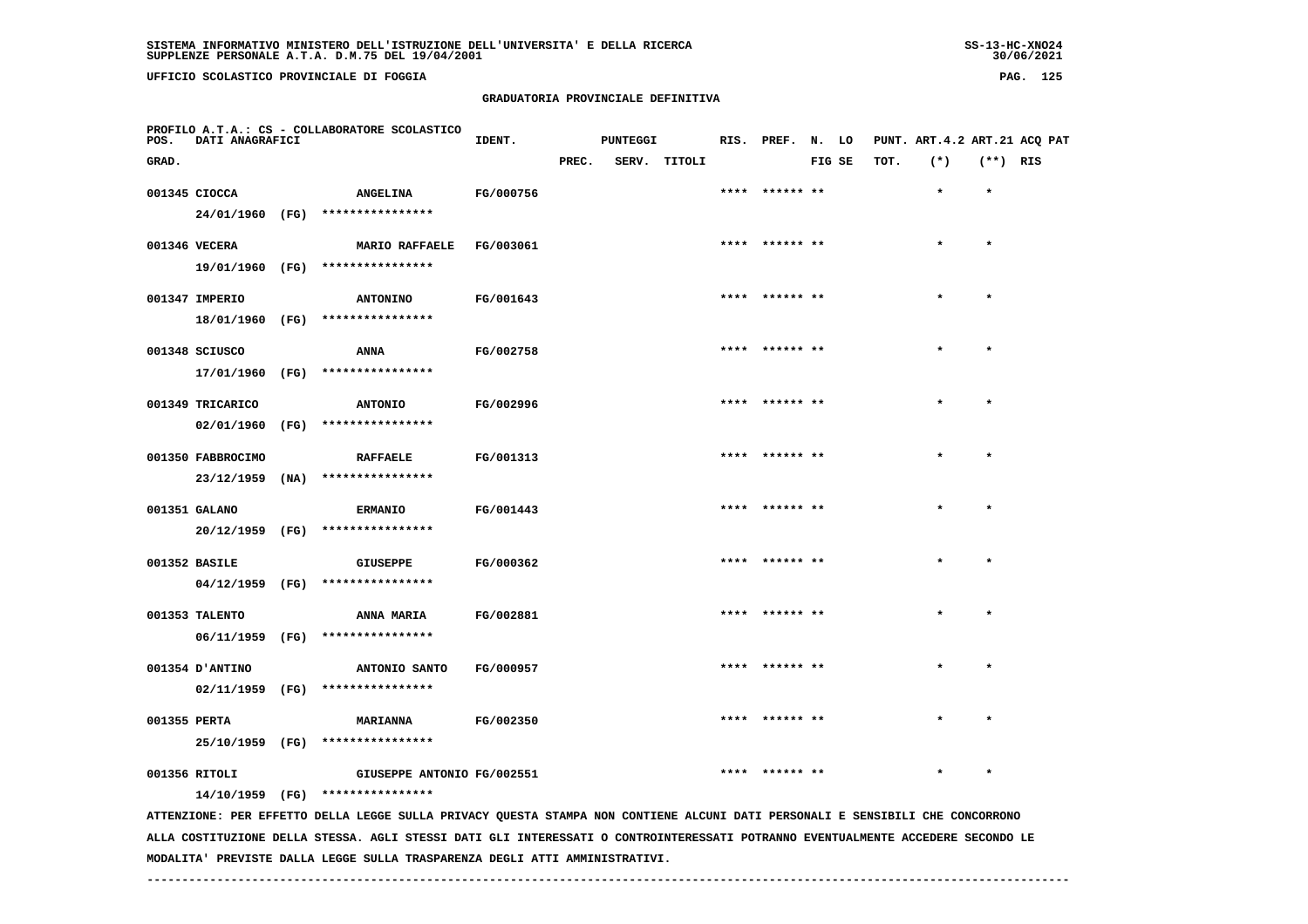SISTEMA INFORMATIVO MINISTERO DELL'ISTRUZIONE DELL'UNIVERSITA' E DELLA RICERCA
SUPPLENZE PERSONALE A.T.A. D.M.75 DEL 19/04/2001

UFFICIO SCOLASTICO PROVINCIALE DI FOGGIA

## GRADUATORIA PROVINCIALE DEFINITIVA

PROFILO A.T.A.: CS - COLLABORATORE SCOLASTICO

| POS. GRAD. | DATI ANAGRAFICI | | IDENT. | PUNTEGGI PREC. | SERV. | TITOLI | RIS. | PREF. | N. LO FIG SE | PUNT. TOT. | ART.4.2 (*) | ART.21 (**) | ACQ PAT RIS |
|---|---|---|---|---|---|---|---|---|---|---|---|---|---|
| 001345 | CIOCCA 24/01/1960 (FG) | ANGELINA **************** | FG/000756 | | | | **** | ****** | ** | | * | * | |
| 001346 | VECERA 19/01/1960 (FG) | MARIO RAFFAELE **************** | FG/003061 | | | | **** | ****** | ** | | * | * | |
| 001347 | IMPERIO 18/01/1960 (FG) | ANTONINO **************** | FG/001643 | | | | **** | ****** | ** | | * | * | |
| 001348 | SCIUSCO 17/01/1960 (FG) | ANNA **************** | FG/002758 | | | | **** | ****** | ** | | * | * | |
| 001349 | TRICARICO 02/01/1960 (FG) | ANTONIO **************** | FG/002996 | | | | **** | ****** | ** | | * | * | |
| 001350 | FABBROCIMO 23/12/1959 (NA) | RAFFAELE **************** | FG/001313 | | | | **** | ****** | ** | | * | * | |
| 001351 | GALANO 20/12/1959 (FG) | ERMANIO **************** | FG/001443 | | | | **** | ****** | ** | | * | * | |
| 001352 | BASILE 04/12/1959 (FG) | GIUSEPPE **************** | FG/000362 | | | | **** | ****** | ** | | * | * | |
| 001353 | TALENTO 06/11/1959 (FG) | ANNA MARIA **************** | FG/002881 | | | | **** | ****** | ** | | * | * | |
| 001354 | D'ANTINO 02/11/1959 (FG) | ANTONIO SANTO **************** | FG/000957 | | | | **** | ****** | ** | | * | * | |
| 001355 | PERTA 25/10/1959 (FG) | MARIANNA **************** | FG/002350 | | | | **** | ****** | ** | | * | * | |
| 001356 | RITOLI 14/10/1959 (FG) | GIUSEPPE ANTONIO **************** | FG/002551 | | | | **** | ****** | ** | | * | * | |

ATTENZIONE: PER EFFETTO DELLA LEGGE SULLA PRIVACY QUESTA STAMPA NON CONTIENE ALCUNI DATI PERSONALI E SENSIBILI CHE CONCORRONO ALLA COSTITUZIONE DELLA STESSA. AGLI STESSI DATI GLI INTERESSATI O CONTROINTERESSATI POTRANNO EVENTUALMENTE ACCEDERE SECONDO LE MODALITA' PREVISTE DALLA LEGGE SULLA TRASPARENZA DEGLI ATTI AMMINISTRATIVI.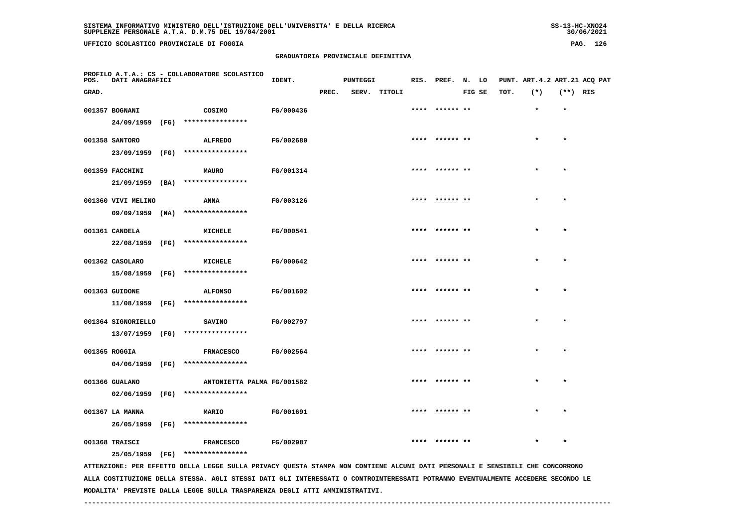SISTEMA INFORMATIVO MINISTERO DELL'ISTRUZIONE DELL'UNIVERSITA' E DELLA RICERCA
SUPPLENZE PERSONALE A.T.A. D.M.75 DEL 19/04/2001

UFFICIO SCOLASTICO PROVINCIALE DI FOGGIA

## GRADUATORIA PROVINCIALE DEFINITIVA

PROFILO A.T.A.: CS - COLLABORATORE SCOLASTICO

| POS. GRAD. | DATI ANAGRAFICI | | IDENT. | PUNTEGGI PREC. | SERV. | TITOLI | RIS. | PREF. | N. LO FIG SE | PUNT. TOT. | ART.4.2 (*) | ART.21 (**) | ACQ PAT RIS |
|---|---|---|---|---|---|---|---|---|---|---|---|---|---|
| 001357 | BOGNANI 24/09/1959 (FG) | COSIMO **************** | FG/000436 | | | | **** | ****** | ** | | * | * | |
| 001358 | SANTORO 23/09/1959 (FG) | ALFREDO **************** | FG/002680 | | | | **** | ****** | ** | | * | * | |
| 001359 | FACCHINI 21/09/1959 (BA) | MAURO **************** | FG/001314 | | | | **** | ****** | ** | | * | * | |
| 001360 | VIVI MELINO 09/09/1959 (NA) | ANNA **************** | FG/003126 | | | | **** | ****** | ** | | * | * | |
| 001361 | CANDELA 22/08/1959 (FG) | MICHELE **************** | FG/000541 | | | | **** | ****** | ** | | * | * | |
| 001362 | CASOLARO 15/08/1959 (FG) | MICHELE **************** | FG/000642 | | | | **** | ****** | ** | | * | * | |
| 001363 | GUIDONE 11/08/1959 (FG) | ALFONSO **************** | FG/001602 | | | | **** | ****** | ** | | * | * | |
| 001364 | SIGNORIELLO 13/07/1959 (FG) | SAVINO **************** | FG/002797 | | | | **** | ****** | ** | | * | * | |
| 001365 | ROGGIA 04/06/1959 (FG) | FRNACESCO **************** | FG/002564 | | | | **** | ****** | ** | | * | * | |
| 001366 | GUALANO 02/06/1959 (FG) | ANTONIETTA PALMA **************** | FG/001582 | | | | **** | ****** | ** | | * | * | |
| 001367 | LA MANNA 26/05/1959 (FG) | MARIO **************** | FG/001691 | | | | **** | ****** | ** | | * | * | |
| 001368 | TRAISCI 25/05/1959 (FG) | FRANCESCO **************** | FG/002987 | | | | **** | ****** | ** | | * | * | |

ATTENZIONE: PER EFFETTO DELLA LEGGE SULLA PRIVACY QUESTA STAMPA NON CONTIENE ALCUNI DATI PERSONALI E SENSIBILI CHE CONCORRONO ALLA COSTITUZIONE DELLA STESSA. AGLI STESSI DATI GLI INTERESSATI O CONTROINTERESSATI POTRANNO EVENTUALMENTE ACCEDERE SECONDO LE MODALITA' PREVISTE DALLA LEGGE SULLA TRASPARENZA DEGLI ATTI AMMINISTRATIVI.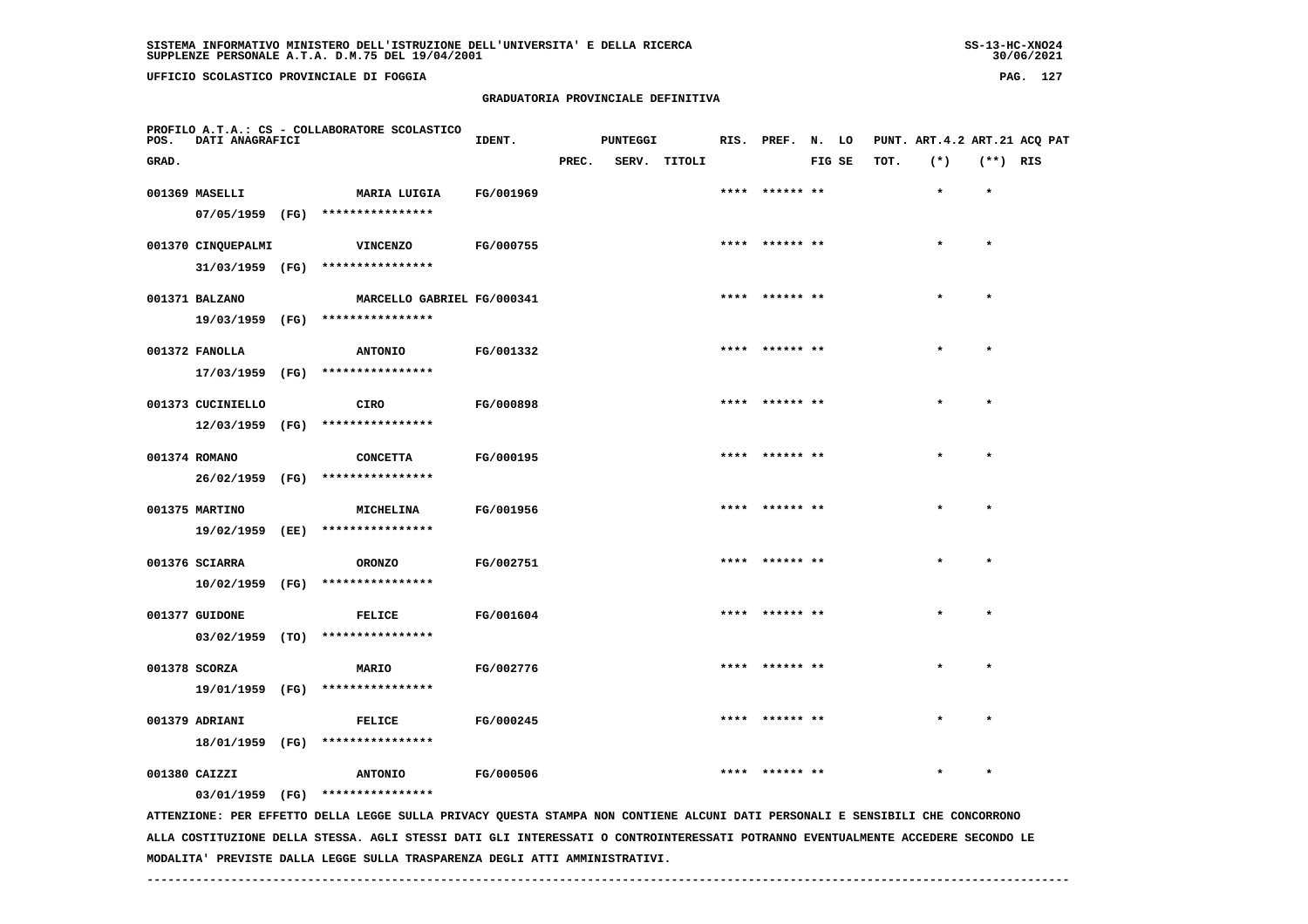SISTEMA INFORMATIVO MINISTERO DELL'ISTRUZIONE DELL'UNIVERSITA' E DELLA RICERCA
SUPPLENZE PERSONALE A.T.A. D.M.75 DEL 19/04/2001

UFFICIO SCOLASTICO PROVINCIALE DI FOGGIA

## GRADUATORIA PROVINCIALE DEFINITIVA

PROFILO A.T.A.: CS - COLLABORATORE SCOLASTICO

| POS. GRAD. | DATI ANAGRAFICI | | IDENT. | PUNTEGGI PREC. | SERV. | TITOLI | RIS. | PREF. | N. FIG | LO SE | PUNT. ART.4.2 TOT. | (*) | ART.21 (**) | ACQ PAT RIS |
|---|---|---|---|---|---|---|---|---|---|---|---|---|---|---|
| 001369 | MASELLI 07/05/1959 (FG) | MARIA LUIGIA **************** | FG/001969 | | | | **** | ****** | ** | | | * | * | |
| 001370 | CINQUEPALMI 31/03/1959 (FG) | VINCENZO **************** | FG/000755 | | | | **** | ****** | ** | | | * | * | |
| 001371 | BALZANO 19/03/1959 (FG) | MARCELLO GABRIEL **************** | FG/000341 | | | | **** | ****** | ** | | | * | * | |
| 001372 | FANOLLA 17/03/1959 (FG) | ANTONIO **************** | FG/001332 | | | | **** | ****** | ** | | | * | * | |
| 001373 | CUCINIELLO 12/03/1959 (FG) | CIRO **************** | FG/000898 | | | | **** | ****** | ** | | | * | * | |
| 001374 | ROMANO 26/02/1959 (FG) | CONCETTA **************** | FG/000195 | | | | **** | ****** | ** | | | * | * | |
| 001375 | MARTINO 19/02/1959 (EE) | MICHELINA **************** | FG/001956 | | | | **** | ****** | ** | | | * | * | |
| 001376 | SCIARRA 10/02/1959 (FG) | ORONZO **************** | FG/002751 | | | | **** | ****** | ** | | | * | * | |
| 001377 | GUIDONE 03/02/1959 (TO) | FELICE **************** | FG/001604 | | | | **** | ****** | ** | | | * | * | |
| 001378 | SCORZA 19/01/1959 (FG) | MARIO **************** | FG/002776 | | | | **** | ****** | ** | | | * | * | |
| 001379 | ADRIANI 18/01/1959 (FG) | FELICE **************** | FG/000245 | | | | **** | ****** | ** | | | * | * | |
| 001380 | CAIZZI 03/01/1959 (FG) | ANTONIO **************** | FG/000506 | | | | **** | ****** | ** | | | * | * | |

ATTENZIONE: PER EFFETTO DELLA LEGGE SULLA PRIVACY QUESTA STAMPA NON CONTIENE ALCUNI DATI PERSONALI E SENSIBILI CHE CONCORRONO ALLA COSTITUZIONE DELLA STESSA. AGLI STESSI DATI GLI INTERESSATI O CONTROINTERESSATI POTRANNO EVENTUALMENTE ACCEDERE SECONDO LE MODALITA' PREVISTE DALLA LEGGE SULLA TRASPARENZA DEGLI ATTI AMMINISTRATIVI.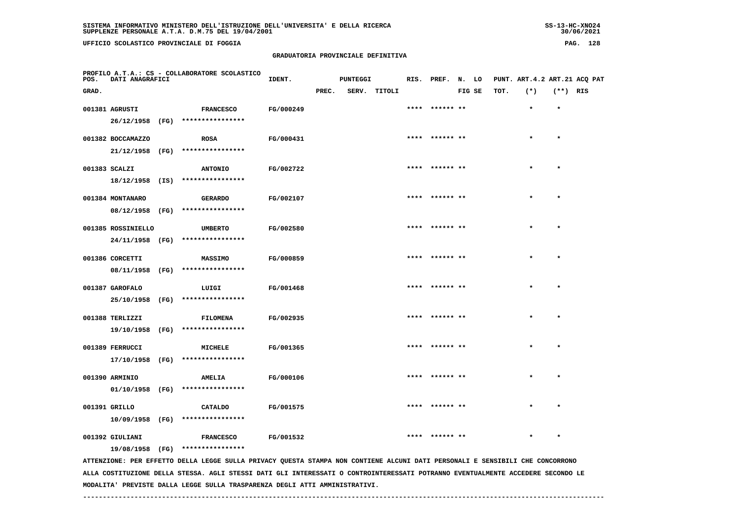SISTEMA INFORMATIVO MINISTERO DELL'ISTRUZIONE DELL'UNIVERSITA' E DELLA RICERCA
SUPPLENZE PERSONALE A.T.A. D.M.75 DEL 19/04/2001

UFFICIO SCOLASTICO PROVINCIALE DI FOGGIA

## GRADUATORIA PROVINCIALE DEFINITIVA

PROFILO A.T.A.: CS - COLLABORATORE SCOLASTICO

| POS. GRAD. | DATI ANAGRAFICI | | IDENT. | PUNTEGGI PREC. | SERV. | TITOLI | RIS. | PREF. | N. FIG | LO SE | PUNT. TOT. | ART.4.2 (*) | ART.21 (**) | ACQ RIS | PAT |
|---|---|---|---|---|---|---|---|---|---|---|---|---|---|---|---|
| 001381 | AGRUSTI | FRANCESCO | FG/000249 | | | | **** | ****** | ** | | | * | * | | |
| | 26/12/1958 (FG) | **************** | | | | | | | | | | | | | |
| 001382 | BOCCAMAZZO | ROSA | FG/000431 | | | | **** | ****** | ** | | | * | * | | |
| | 21/12/1958 (FG) | **************** | | | | | | | | | | | | | |
| 001383 | SCALZI | ANTONIO | FG/002722 | | | | **** | ****** | ** | | | * | * | | |
| | 18/12/1958 (IS) | **************** | | | | | | | | | | | | | |
| 001384 | MONTANARO | GERARDO | FG/002107 | | | | **** | ****** | ** | | | * | * | | |
| | 08/12/1958 (FG) | **************** | | | | | | | | | | | | | |
| 001385 | ROSSINIELLO | UMBERTO | FG/002580 | | | | **** | ****** | ** | | | * | * | | |
| | 24/11/1958 (FG) | **************** | | | | | | | | | | | | | |
| 001386 | CORCETTI | MASSIMO | FG/000859 | | | | **** | ****** | ** | | | * | * | | |
| | 08/11/1958 (FG) | **************** | | | | | | | | | | | | | |
| 001387 | GAROFALO | LUIGI | FG/001468 | | | | **** | ****** | ** | | | * | * | | |
| | 25/10/1958 (FG) | **************** | | | | | | | | | | | | | |
| 001388 | TERLIZZI | FILOMENA | FG/002935 | | | | **** | ****** | ** | | | * | * | | |
| | 19/10/1958 (FG) | **************** | | | | | | | | | | | | | |
| 001389 | FERRUCCI | MICHELE | FG/001365 | | | | **** | ****** | ** | | | * | * | | |
| | 17/10/1958 (FG) | **************** | | | | | | | | | | | | | |
| 001390 | ARMINIO | AMELIA | FG/000106 | | | | **** | ****** | ** | | | * | * | | |
| | 01/10/1958 (FG) | **************** | | | | | | | | | | | | | |
| 001391 | GRILLO | CATALDO | FG/001575 | | | | **** | ****** | ** | | | * | * | | |
| | 10/09/1958 (FG) | **************** | | | | | | | | | | | | | |
| 001392 | GIULIANI | FRANCESCO | FG/001532 | | | | **** | ****** | ** | | | * | * | | |
| | 19/08/1958 (FG) | **************** | | | | | | | | | | | | | |

ATTENZIONE: PER EFFETTO DELLA LEGGE SULLA PRIVACY QUESTA STAMPA NON CONTIENE ALCUNI DATI PERSONALI E SENSIBILI CHE CONCORRONO ALLA COSTITUZIONE DELLA STESSA. AGLI STESSI DATI GLI INTERESSATI O CONTROINTERESSATI POTRANNO EVENTUALMENTE ACCEDERE SECONDO LE MODALITA' PREVISTE DALLA LEGGE SULLA TRASPARENZA DEGLI ATTI AMMINISTRATIVI.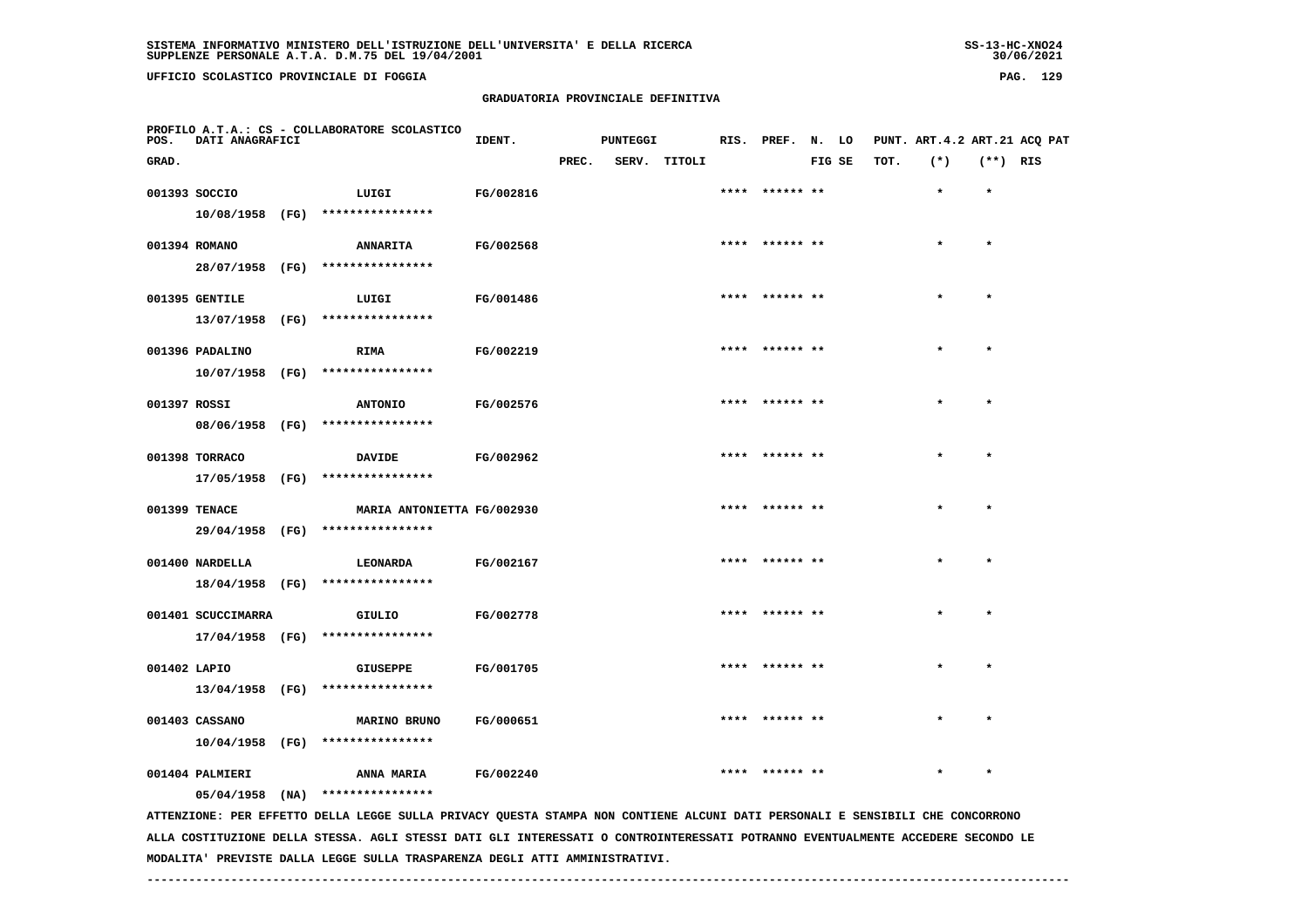SISTEMA INFORMATIVO MINISTERO DELL'ISTRUZIONE DELL'UNIVERSITA' E DELLA RICERCA
SUPPLENZE PERSONALE A.T.A. D.M.75 DEL 19/04/2001

UFFICIO SCOLASTICO PROVINCIALE DI FOGGIA

## GRADUATORIA PROVINCIALE DEFINITIVA

PROFILO A.T.A.: CS - COLLABORATORE SCOLASTICO

| POS. GRAD. | DATI ANAGRAFICI | | IDENT. | PUNTEGGI PREC. | SERV. | TITOLI | RIS. | PREF. | N. FIG | LO SE | PUNT. TOT. | ART.4.2 (*) | ART.21 (**) | ACQ PAT RIS |
|---|---|---|---|---|---|---|---|---|---|---|---|---|---|---|
| 001393 | SOCCIO | LUIGI | FG/002816 | | | | **** | ****** | ** | | | * | * | |
| | 10/08/1958 (FG) | **************** | | | | | | | | | | | | |
| 001394 | ROMANO | ANNARITA | FG/002568 | | | | **** | ****** | ** | | | * | * | |
| | 28/07/1958 (FG) | **************** | | | | | | | | | | | | |
| 001395 | GENTILE | LUIGI | FG/001486 | | | | **** | ****** | ** | | | * | * | |
| | 13/07/1958 (FG) | **************** | | | | | | | | | | | | |
| 001396 | PADALINO | RIMA | FG/002219 | | | | **** | ****** | ** | | | * | * | |
| | 10/07/1958 (FG) | **************** | | | | | | | | | | | | |
| 001397 | ROSSI | ANTONIO | FG/002576 | | | | **** | ****** | ** | | | * | * | |
| | 08/06/1958 (FG) | **************** | | | | | | | | | | | | |
| 001398 | TORRACO | DAVIDE | FG/002962 | | | | **** | ****** | ** | | | * | * | |
| | 17/05/1958 (FG) | **************** | | | | | | | | | | | | |
| 001399 | TENACE | MARIA ANTONIETTA | FG/002930 | | | | **** | ****** | ** | | | * | * | |
| | 29/04/1958 (FG) | **************** | | | | | | | | | | | | |
| 001400 | NARDELLA | LEONARDA | FG/002167 | | | | **** | ****** | ** | | | * | * | |
| | 18/04/1958 (FG) | **************** | | | | | | | | | | | | |
| 001401 | SCUCCIMARRA | GIULIO | FG/002778 | | | | **** | ****** | ** | | | * | * | |
| | 17/04/1958 (FG) | **************** | | | | | | | | | | | | |
| 001402 | LAPIO | GIUSEPPE | FG/001705 | | | | **** | ****** | ** | | | * | * | |
| | 13/04/1958 (FG) | **************** | | | | | | | | | | | | |
| 001403 | CASSANO | MARINO BRUNO | FG/000651 | | | | **** | ****** | ** | | | * | * | |
| | 10/04/1958 (FG) | **************** | | | | | | | | | | | | |
| 001404 | PALMIERI | ANNA MARIA | FG/002240 | | | | **** | ****** | ** | | | * | * | |
| | 05/04/1958 (NA) | **************** | | | | | | | | | | | | |

ATTENZIONE: PER EFFETTO DELLA LEGGE SULLA PRIVACY QUESTA STAMPA NON CONTIENE ALCUNI DATI PERSONALI E SENSIBILI CHE CONCORRONO ALLA COSTITUZIONE DELLA STESSA. AGLI STESSI DATI GLI INTERESSATI O CONTROINTERESSATI POTRANNO EVENTUALMENTE ACCEDERE SECONDO LE MODALITA' PREVISTE DALLA LEGGE SULLA TRASPARENZA DEGLI ATTI AMMINISTRATIVI.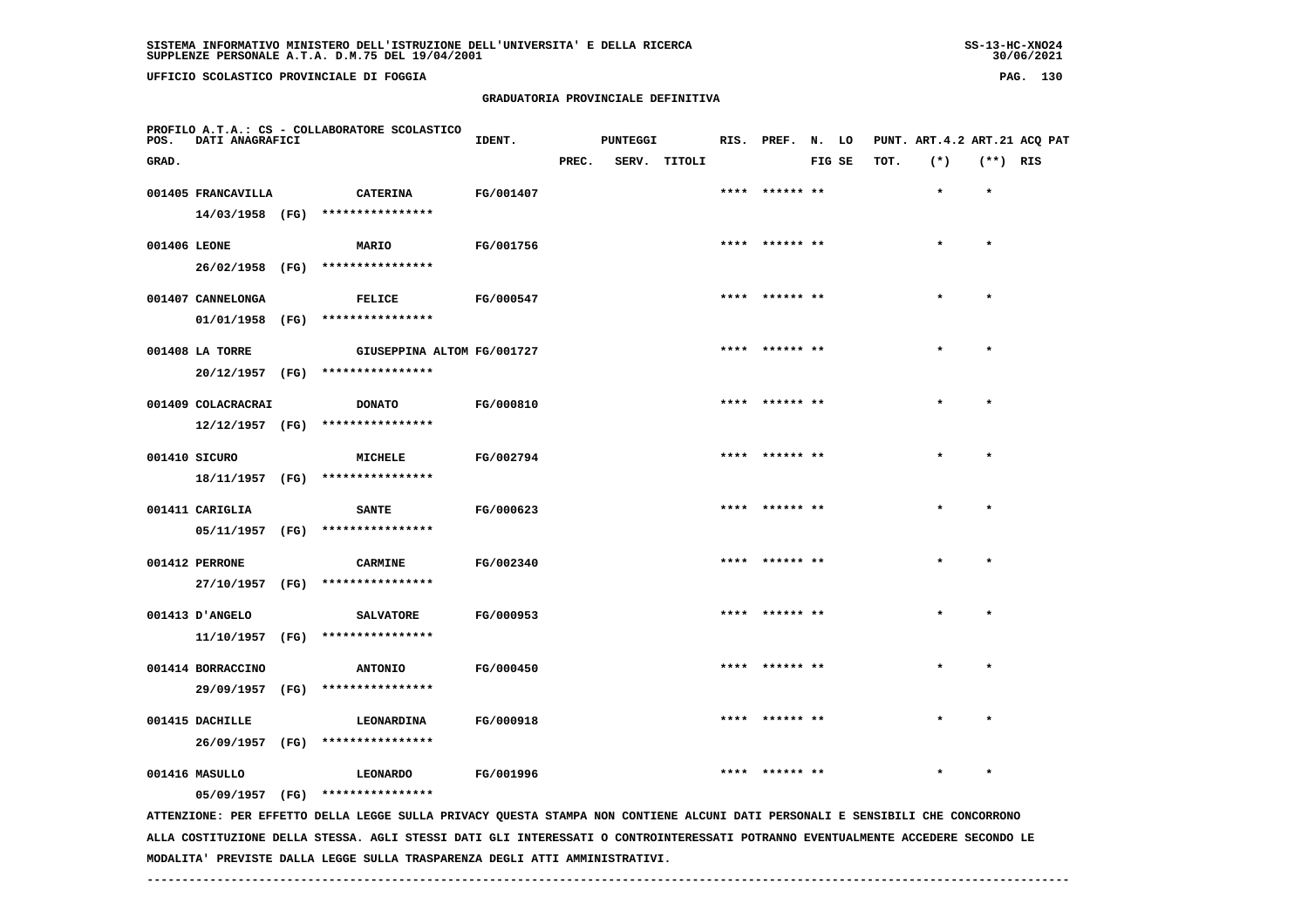SISTEMA INFORMATIVO MINISTERO DELL'ISTRUZIONE DELL'UNIVERSITA' E DELLA RICERCA
SUPPLENZE PERSONALE A.T.A. D.M.75 DEL 19/04/2001

UFFICIO SCOLASTICO PROVINCIALE DI FOGGIA

GRADUATORIA PROVINCIALE DEFINITIVA

PROFILO A.T.A.: CS - COLLABORATORE SCOLASTICO

| POS. GRAD. | DATI ANAGRAFICI | | IDENT. | PUNTEGGI PREC. | SERV. | TITOLI | RIS. | PREF. | N. LO FIG SE | PUNT. TOT. | ART.4.2 (*) | ART.21 (**) | ACQ PAT RIS |
|---|---|---|---|---|---|---|---|---|---|---|---|---|---|
| 001405 | FRANCAVILLA 14/03/1958 (FG) | CATERINA **************** | FG/001407 | | | | **** | ****** | ** | | * | * | |
| 001406 | LEONE 26/02/1958 (FG) | MARIO **************** | FG/001756 | | | | **** | ****** | ** | | * | * | |
| 001407 | CANNELONGA 01/01/1958 (FG) | FELICE **************** | FG/000547 | | | | **** | ****** | ** | | * | * | |
| 001408 | LA TORRE 20/12/1957 (FG) | GIUSEPPINA ALTOM **************** | FG/001727 | | | | **** | ****** | ** | | * | * | |
| 001409 | COLACRACRAI 12/12/1957 (FG) | DONATO **************** | FG/000810 | | | | **** | ****** | ** | | * | * | |
| 001410 | SICURO 18/11/1957 (FG) | MICHELE **************** | FG/002794 | | | | **** | ****** | ** | | * | * | |
| 001411 | CARIGLIA 05/11/1957 (FG) | SANTE **************** | FG/000623 | | | | **** | ****** | ** | | * | * | |
| 001412 | PERRONE 27/10/1957 (FG) | CARMINE **************** | FG/002340 | | | | **** | ****** | ** | | * | * | |
| 001413 | D'ANGELO 11/10/1957 (FG) | SALVATORE **************** | FG/000953 | | | | **** | ****** | ** | | * | * | |
| 001414 | BORRACCINO 29/09/1957 (FG) | ANTONIO **************** | FG/000450 | | | | **** | ****** | ** | | * | * | |
| 001415 | DACHILLE 26/09/1957 (FG) | LEONARDINA **************** | FG/000918 | | | | **** | ****** | ** | | * | * | |
| 001416 | MASULLO 05/09/1957 (FG) | LEONARDO **************** | FG/001996 | | | | **** | ****** | ** | | * | * | |

ATTENZIONE: PER EFFETTO DELLA LEGGE SULLA PRIVACY QUESTA STAMPA NON CONTIENE ALCUNI DATI PERSONALI E SENSIBILI CHE CONCORRONO ALLA COSTITUZIONE DELLA STESSA. AGLI STESSI DATI GLI INTERESSATI O CONTROINTERESSATI POTRANNO EVENTUALMENTE ACCEDERE SECONDO LE MODALITA' PREVISTE DALLA LEGGE SULLA TRASPARENZA DEGLI ATTI AMMINISTRATIVI.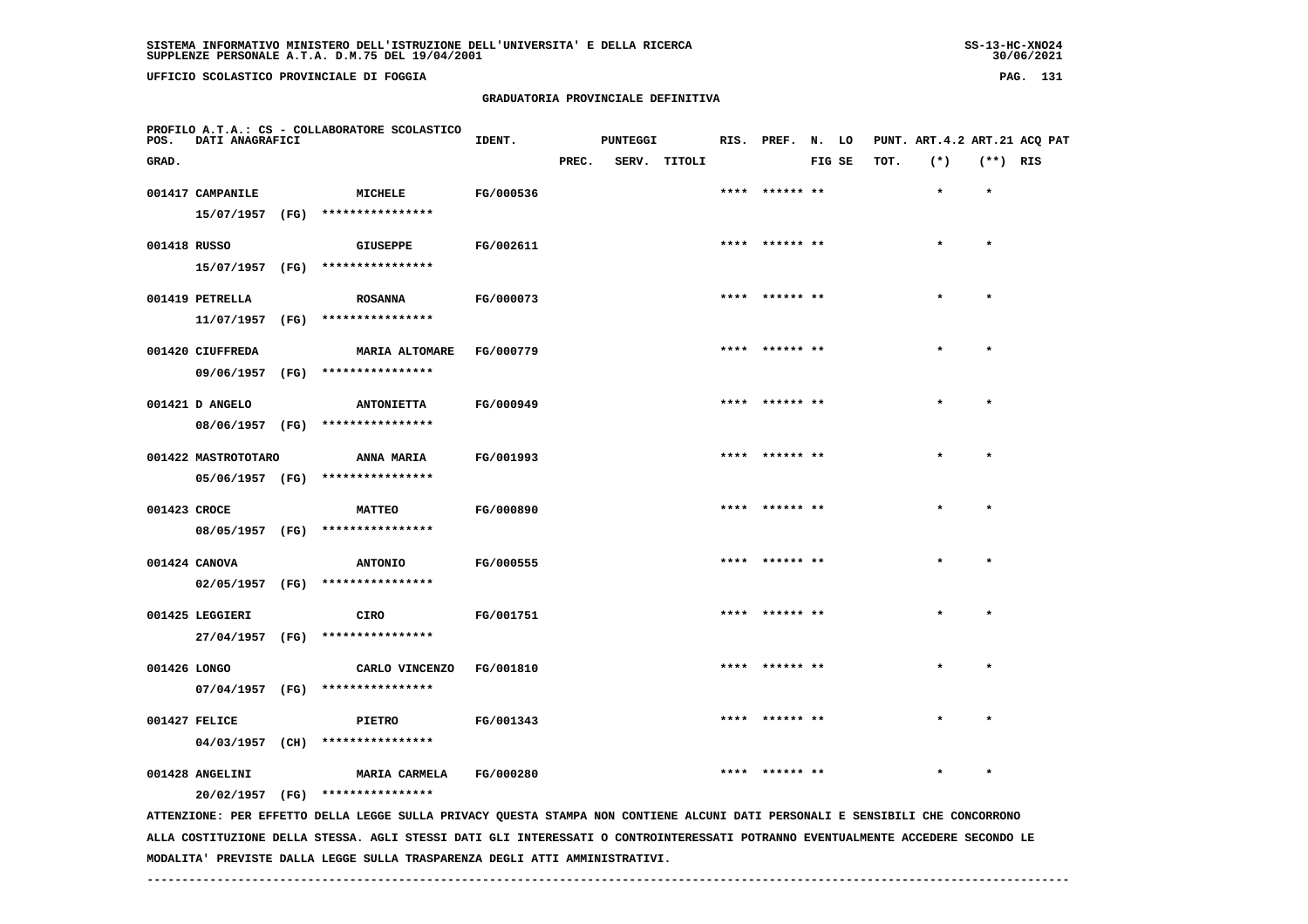GRADUATORIA PROVINCIALE DEFINITIVA

PROFILO A.T.A.: CS - COLLABORATORE SCOLASTICO

| POS. GRAD. | DATI ANAGRAFICI | | IDENT. | PUNTEGGI PREC. | SERV. | TITOLI | RIS. | PREF. | N. FIG | LO SE | PUNT. ART.4.2 TOT. | (*) | ART.21 (**) | ACQ PAT RIS |
|---|---|---|---|---|---|---|---|---|---|---|---|---|---|---|
| 001417 | CAMPANILE 15/07/1957 (FG) | MICHELE **************** | FG/000536 | | | | **** | ****** | ** | | | * | * | |
| 001418 | RUSSO 15/07/1957 (FG) | GIUSEPPE **************** | FG/002611 | | | | **** | ****** | ** | | | * | * | |
| 001419 | PETRELLA 11/07/1957 (FG) | ROSANNA **************** | FG/000073 | | | | **** | ****** | ** | | | * | * | |
| 001420 | CIUFFREDA 09/06/1957 (FG) | MARIA ALTOMARE **************** | FG/000779 | | | | **** | ****** | ** | | | * | * | |
| 001421 | D ANGELO 08/06/1957 (FG) | ANTONIETTA **************** | FG/000949 | | | | **** | ****** | ** | | | * | * | |
| 001422 | MASTROTOTARO 05/06/1957 (FG) | ANNA MARIA **************** | FG/001993 | | | | **** | ****** | ** | | | * | * | |
| 001423 | CROCE 08/05/1957 (FG) | MATTEO **************** | FG/000890 | | | | **** | ****** | ** | | | * | * | |
| 001424 | CANOVA 02/05/1957 (FG) | ANTONIO **************** | FG/000555 | | | | **** | ****** | ** | | | * | * | |
| 001425 | LEGGIERI 27/04/1957 (FG) | CIRO **************** | FG/001751 | | | | **** | ****** | ** | | | * | * | |
| 001426 | LONGO 07/04/1957 (FG) | CARLO VINCENZO **************** | FG/001810 | | | | **** | ****** | ** | | | * | * | |
| 001427 | FELICE 04/03/1957 (CH) | PIETRO **************** | FG/001343 | | | | **** | ****** | ** | | | * | * | |
| 001428 | ANGELINI 20/02/1957 (FG) | MARIA CARMELA **************** | FG/000280 | | | | **** | ****** | ** | | | * | * | |

ATTENZIONE: PER EFFETTO DELLA LEGGE SULLA PRIVACY QUESTA STAMPA NON CONTIENE ALCUNI DATI PERSONALI E SENSIBILI CHE CONCORRONO ALLA COSTITUZIONE DELLA STESSA. AGLI STESSI DATI GLI INTERESSATI O CONTROINTERESSATI POTRANNO EVENTUALMENTE ACCEDERE SECONDO LE MODALITA' PREVISTE DALLA LEGGE SULLA TRASPARENZA DEGLI ATTI AMMINISTRATIVI.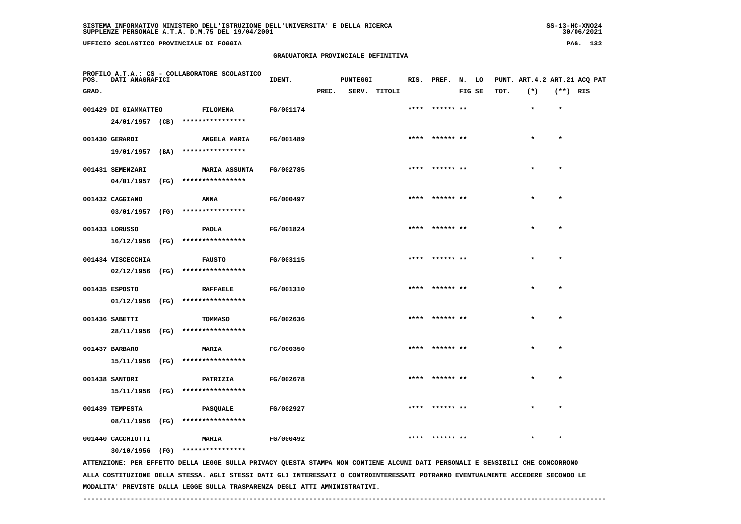SISTEMA INFORMATIVO MINISTERO DELL'ISTRUZIONE DELL'UNIVERSITA' E DELLA RICERCA
SUPPLENZE PERSONALE A.T.A. D.M.75 DEL 19/04/2001

UFFICIO SCOLASTICO PROVINCIALE DI FOGGIA

## GRADUATORIA PROVINCIALE DEFINITIVA

PROFILO A.T.A.: CS - COLLABORATORE SCOLASTICO

| POS. GRAD. | DATI ANAGRAFICI | | IDENT. | PUNTEGGI PREC. | SERV. | TITOLI | RIS. | PREF. | N. FIG | LO SE | PUNT. TOT. | ART.4.2 (*) | ART.21 (**) | ACQ RIS | PAT |
|---|---|---|---|---|---|---|---|---|---|---|---|---|---|---|---|
| 001429 | DI GIAMMATTEO 24/01/1957 (CB) | FILOMENA **************** | FG/001174 | | | | **** | ****** | ** | | | * | * | | |
| 001430 | GERARDI 19/01/1957 (BA) | ANGELA MARIA **************** | FG/001489 | | | | **** | ****** | ** | | | * | * | | |
| 001431 | SEMENZARI 04/01/1957 (FG) | MARIA ASSUNTA **************** | FG/002785 | | | | **** | ****** | ** | | | * | * | | |
| 001432 | CAGGIANO 03/01/1957 (FG) | ANNA **************** | FG/000497 | | | | **** | ****** | ** | | | * | * | | |
| 001433 | LORUSSO 16/12/1956 (FG) | PAOLA **************** | FG/001824 | | | | **** | ****** | ** | | | * | * | | |
| 001434 | VISCECCHIA 02/12/1956 (FG) | FAUSTO **************** | FG/003115 | | | | **** | ****** | ** | | | * | * | | |
| 001435 | ESPOSTO 01/12/1956 (FG) | RAFFAELE **************** | FG/001310 | | | | **** | ****** | ** | | | * | * | | |
| 001436 | SABETTI 28/11/1956 (FG) | TOMMASO **************** | FG/002636 | | | | **** | ****** | ** | | | * | * | | |
| 001437 | BARBARO 15/11/1956 (FG) | MARIA **************** | FG/000350 | | | | **** | ****** | ** | | | * | * | | |
| 001438 | SANTORI 15/11/1956 (FG) | PATRIZIA **************** | FG/002678 | | | | **** | ****** | ** | | | * | * | | |
| 001439 | TEMPESTA 08/11/1956 (FG) | PASQUALE **************** | FG/002927 | | | | **** | ****** | ** | | | * | * | | |
| 001440 | CACCHIOTTI 30/10/1956 (FG) | MARIA **************** | FG/000492 | | | | **** | ****** | ** | | | * | * | | |

ATTENZIONE: PER EFFETTO DELLA LEGGE SULLA PRIVACY QUESTA STAMPA NON CONTIENE ALCUNI DATI PERSONALI E SENSIBILI CHE CONCORRONO ALLA COSTITUZIONE DELLA STESSA. AGLI STESSI DATI GLI INTERESSATI O CONTROINTERESSATI POTRANNO EVENTUALMENTE ACCEDERE SECONDO LE MODALITA' PREVISTE DALLA LEGGE SULLA TRASPARENZA DEGLI ATTI AMMINISTRATIVI.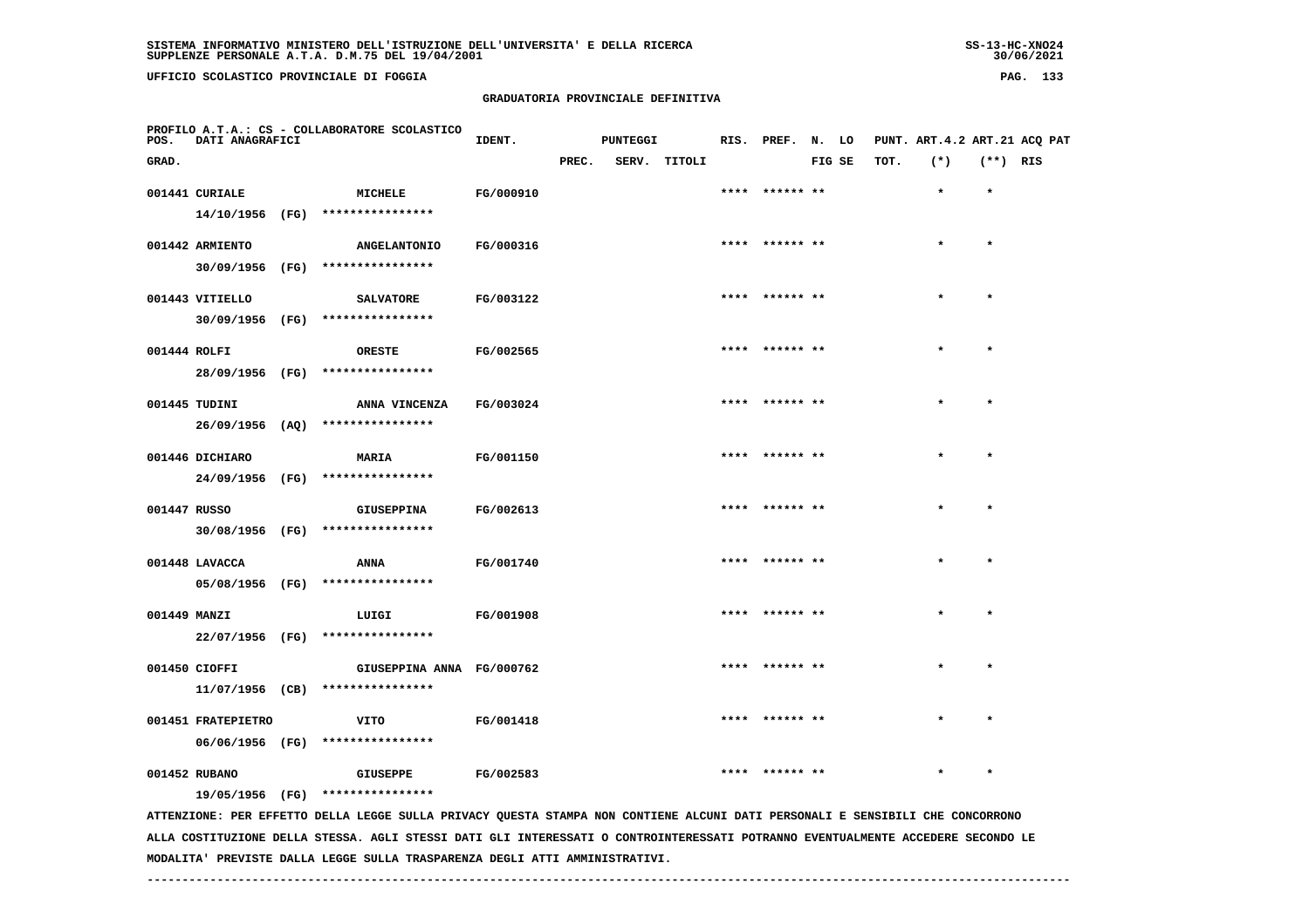SISTEMA INFORMATIVO MINISTERO DELL'ISTRUZIONE DELL'UNIVERSITA' E DELLA RICERCA
SUPPLENZE PERSONALE A.T.A. D.M.75 DEL 19/04/2001

UFFICIO SCOLASTICO PROVINCIALE DI FOGGIA

## GRADUATORIA PROVINCIALE DEFINITIVA

PROFILO A.T.A.: CS - COLLABORATORE SCOLASTICO

| POS. GRAD. | DATI ANAGRAFICI | | IDENT. | PUNTEGGI PREC. | SERV. | TITOLI | RIS. | PREF. | N. FIG | LO SE | PUNT. TOT. | ART.4.2 (*) | ART.21 (**) | ACQ PAT RIS |
|---|---|---|---|---|---|---|---|---|---|---|---|---|---|---|
| 001441 | CURIALE 14/10/1956 (FG) | MICHELE **************** | FG/000910 | | | | **** | ****** | ** | | | * | * | |
| 001442 | ARMIENTO 30/09/1956 (FG) | ANGELANTONIO **************** | FG/000316 | | | | **** | ****** | ** | | | * | * | |
| 001443 | VITIELLO 30/09/1956 (FG) | SALVATORE **************** | FG/003122 | | | | **** | ****** | ** | | | * | * | |
| 001444 | ROLFI 28/09/1956 (FG) | ORESTE **************** | FG/002565 | | | | **** | ****** | ** | | | * | * | |
| 001445 | TUDINI 26/09/1956 (AQ) | ANNA VINCENZA **************** | FG/003024 | | | | **** | ****** | ** | | | * | * | |
| 001446 | DICHIARO 24/09/1956 (FG) | MARIA **************** | FG/001150 | | | | **** | ****** | ** | | | * | * | |
| 001447 | RUSSO 30/08/1956 (FG) | GIUSEPPINA **************** | FG/002613 | | | | **** | ****** | ** | | | * | * | |
| 001448 | LAVACCA 05/08/1956 (FG) | ANNA **************** | FG/001740 | | | | **** | ****** | ** | | | * | * | |
| 001449 | MANZI 22/07/1956 (FG) | LUIGI **************** | FG/001908 | | | | **** | ****** | ** | | | * | * | |
| 001450 | CIOFFI 11/07/1956 (CB) | GIUSEPPINA ANNA **************** | FG/000762 | | | | **** | ****** | ** | | | * | * | |
| 001451 | FRATEPIETRO 06/06/1956 (FG) | VITO **************** | FG/001418 | | | | **** | ****** | ** | | | * | * | |
| 001452 | RUBANO 19/05/1956 (FG) | GIUSEPPE **************** | FG/002583 | | | | **** | ****** | ** | | | * | * | |

ATTENZIONE: PER EFFETTO DELLA LEGGE SULLA PRIVACY QUESTA STAMPA NON CONTIENE ALCUNI DATI PERSONALI E SENSIBILI CHE CONCORRONO ALLA COSTITUZIONE DELLA STESSA. AGLI STESSI DATI GLI INTERESSATI O CONTROINTERESSATI POTRANNO EVENTUALMENTE ACCEDERE SECONDO LE MODALITA' PREVISTE DALLA LEGGE SULLA TRASPARENZA DEGLI ATTI AMMINISTRATIVI.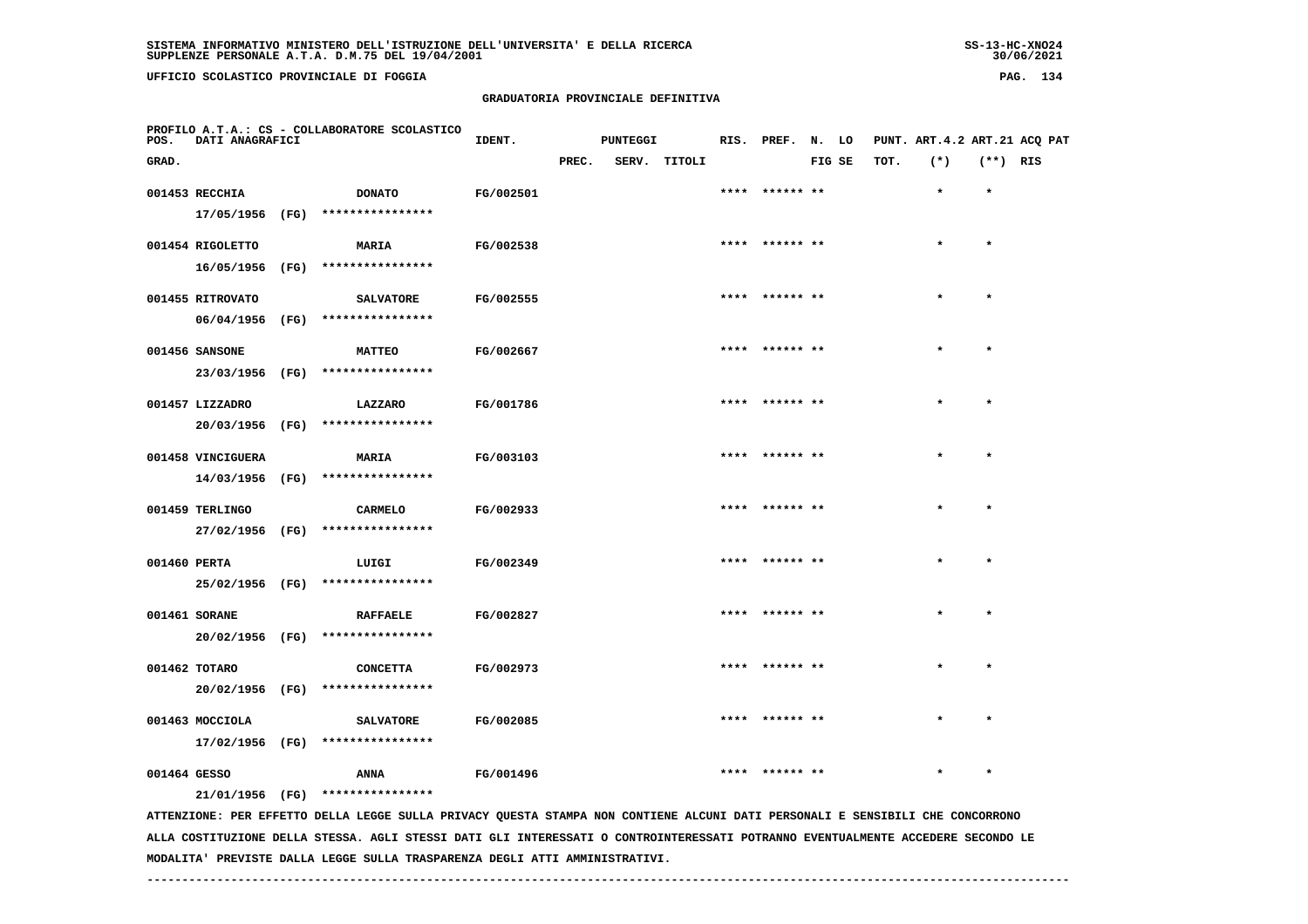SISTEMA INFORMATIVO MINISTERO DELL'ISTRUZIONE DELL'UNIVERSITA' E DELLA RICERCA
SUPPLENZE PERSONALE A.T.A. D.M.75 DEL 19/04/2001

UFFICIO SCOLASTICO PROVINCIALE DI FOGGIA

## GRADUATORIA PROVINCIALE DEFINITIVA

PROFILO A.T.A.: CS - COLLABORATORE SCOLASTICO

| POS. GRAD. | DATI ANAGRAFICI | | IDENT. | PUNTEGGI PREC. | SERV. | TITOLI | RIS. | PREF. | N. FIG | LO SE | PUNT. TOT. | ART.4.2 (*) | ART.21 (**) | ACQ RIS | PAT |
|---|---|---|---|---|---|---|---|---|---|---|---|---|---|---|---|
| 001453 | RECCHIA 17/05/1956 (FG) | DONATO **************** | FG/002501 | | | | **** | ****** | ** | | | * | * | | |
| 001454 | RIGOLETTO 16/05/1956 (FG) | MARIA **************** | FG/002538 | | | | **** | ****** | ** | | | * | * | | |
| 001455 | RITROVATO 06/04/1956 (FG) | SALVATORE **************** | FG/002555 | | | | **** | ****** | ** | | | * | * | | |
| 001456 | SANSONE 23/03/1956 (FG) | MATTEO **************** | FG/002667 | | | | **** | ****** | ** | | | * | * | | |
| 001457 | LIZZADRO 20/03/1956 (FG) | LAZZARO **************** | FG/001786 | | | | **** | ****** | ** | | | * | * | | |
| 001458 | VINCIGUERA 14/03/1956 (FG) | MARIA **************** | FG/003103 | | | | **** | ****** | ** | | | * | * | | |
| 001459 | TERLINGO 27/02/1956 (FG) | CARMELO **************** | FG/002933 | | | | **** | ****** | ** | | | * | * | | |
| 001460 | PERTA 25/02/1956 (FG) | LUIGI **************** | FG/002349 | | | | **** | ****** | ** | | | * | * | | |
| 001461 | SORANE 20/02/1956 (FG) | RAFFAELE **************** | FG/002827 | | | | **** | ****** | ** | | | * | * | | |
| 001462 | TOTARO 20/02/1956 (FG) | CONCETTA **************** | FG/002973 | | | | **** | ****** | ** | | | * | * | | |
| 001463 | MOCCIOLA 17/02/1956 (FG) | SALVATORE **************** | FG/002085 | | | | **** | ****** | ** | | | * | * | | |
| 001464 | GESSO 21/01/1956 (FG) | ANNA **************** | FG/001496 | | | | **** | ****** | ** | | | * | * | | |

ATTENZIONE: PER EFFETTO DELLA LEGGE SULLA PRIVACY QUESTA STAMPA NON CONTIENE ALCUNI DATI PERSONALI E SENSIBILI CHE CONCORRONO ALLA COSTITUZIONE DELLA STESSA. AGLI STESSI DATI GLI INTERESSATI O CONTROINTERESSATI POTRANNO EVENTUALMENTE ACCEDERE SECONDO LE MODALITA' PREVISTE DALLA LEGGE SULLA TRASPARENZA DEGLI ATTI AMMINISTRATIVI.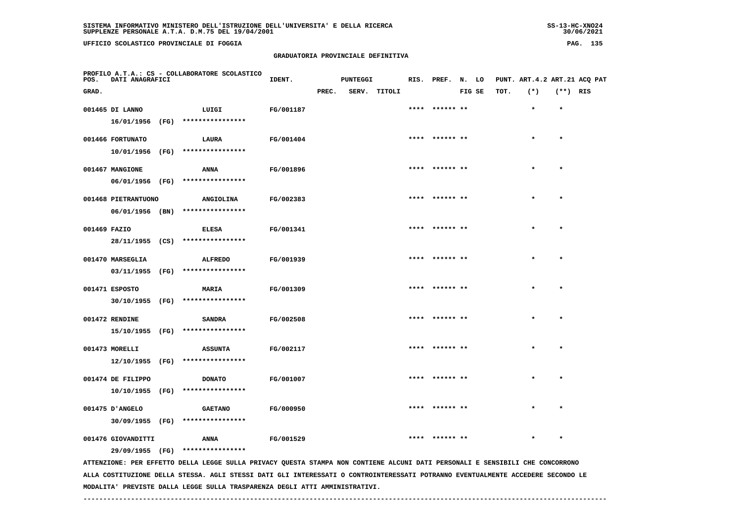SISTEMA INFORMATIVO MINISTERO DELL'ISTRUZIONE DELL'UNIVERSITA' E DELLA RICERCA
SUPPLENZE PERSONALE A.T.A. D.M.75 DEL 19/04/2001

UFFICIO SCOLASTICO PROVINCIALE DI FOGGIA

## GRADUATORIA PROVINCIALE DEFINITIVA

PROFILO A.T.A.: CS - COLLABORATORE SCOLASTICO

| POS. GRAD. | DATI ANAGRAFICI | | IDENT. | PUNTEGGI PREC. | SERV. | TITOLI | RIS. | PREF. | N. FIG | LO SE | PUNT. TOT. | ART.4.2 (*) | ART.21 (**) | ACQ PAT RIS |
|---|---|---|---|---|---|---|---|---|---|---|---|---|---|---|
| 001465 | DI LANNO 16/01/1956 (FG) | LUIGI **************** | FG/001187 | | | | **** | ****** | ** | | | * | * | |
| 001466 | FORTUNATO 10/01/1956 (FG) | LAURA **************** | FG/001404 | | | | **** | ****** | ** | | | * | * | |
| 001467 | MANGIONE 06/01/1956 (FG) | ANNA **************** | FG/001896 | | | | **** | ****** | ** | | | * | * | |
| 001468 | PIETRANTUONO 06/01/1956 (BN) | ANGIOLINA **************** | FG/002383 | | | | **** | ****** | ** | | | * | * | |
| 001469 | FAZIO 28/11/1955 (CS) | ELESA **************** | FG/001341 | | | | **** | ****** | ** | | | * | * | |
| 001470 | MARSEGLIA 03/11/1955 (FG) | ALFREDO **************** | FG/001939 | | | | **** | ****** | ** | | | * | * | |
| 001471 | ESPOSTO 30/10/1955 (FG) | MARIA **************** | FG/001309 | | | | **** | ****** | ** | | | * | * | |
| 001472 | RENDINE 15/10/1955 (FG) | SANDRA **************** | FG/002508 | | | | **** | ****** | ** | | | * | * | |
| 001473 | MORELLI 12/10/1955 (FG) | ASSUNTA **************** | FG/002117 | | | | **** | ****** | ** | | | * | * | |
| 001474 | DE FILIPPO 10/10/1955 (FG) | DONATO **************** | FG/001007 | | | | **** | ****** | ** | | | * | * | |
| 001475 | D'ANGELO 30/09/1955 (FG) | GAETANO **************** | FG/000950 | | | | **** | ****** | ** | | | * | * | |
| 001476 | GIOVANDITTI 29/09/1955 (FG) | ANNA **************** | FG/001529 | | | | **** | ****** | ** | | | * | * | |

ATTENZIONE: PER EFFETTO DELLA LEGGE SULLA PRIVACY QUESTA STAMPA NON CONTIENE ALCUNI DATI PERSONALI E SENSIBILI CHE CONCORRONO ALLA COSTITUZIONE DELLA STESSA. AGLI STESSI DATI GLI INTERESSATI O CONTROINTERESSATI POTRANNO EVENTUALMENTE ACCEDERE SECONDO LE MODALITA' PREVISTE DALLA LEGGE SULLA TRASPARENZA DEGLI ATTI AMMINISTRATIVI.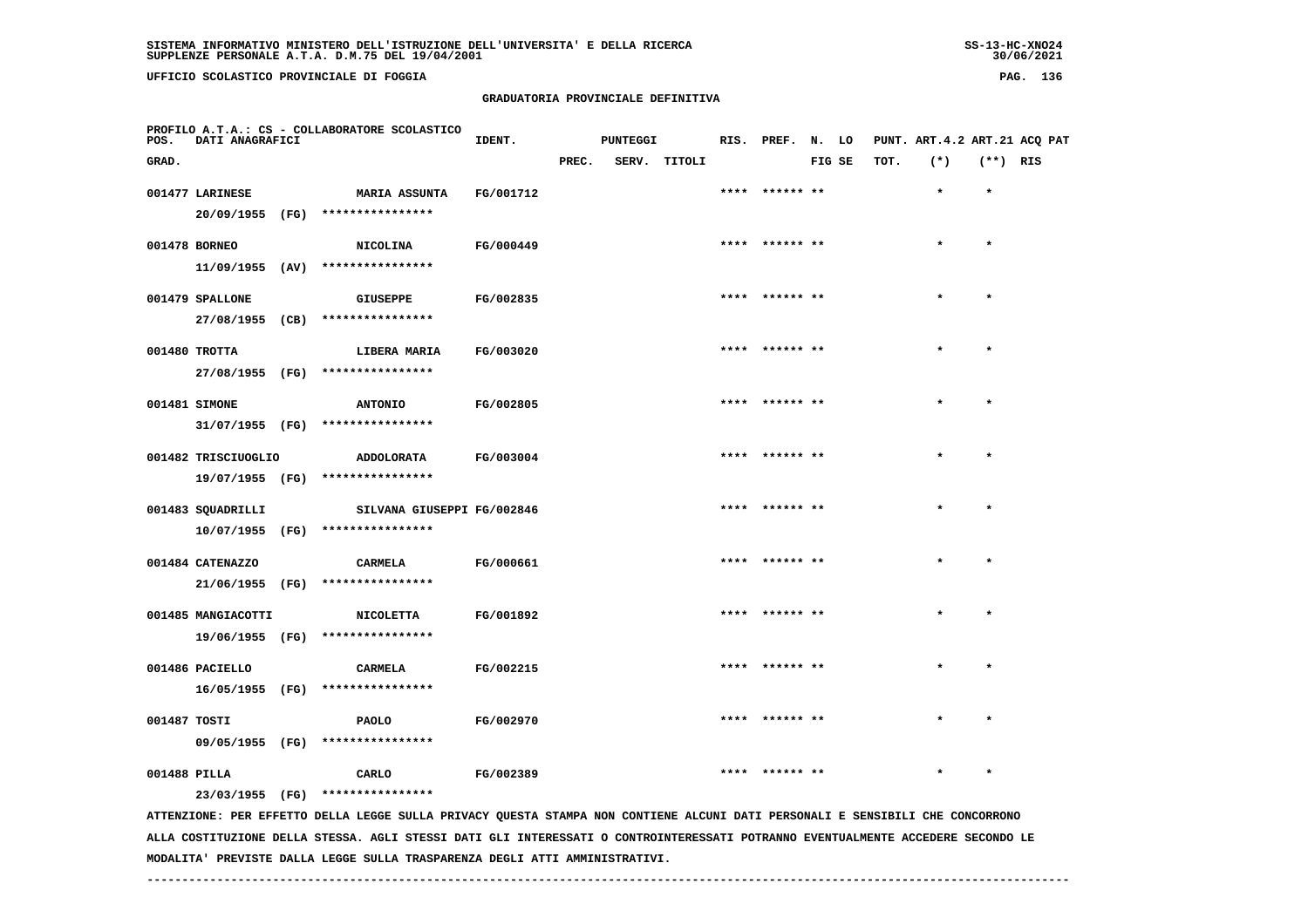SISTEMA INFORMATIVO MINISTERO DELL'ISTRUZIONE DELL'UNIVERSITA' E DELLA RICERCA
SUPPLENZE PERSONALE A.T.A. D.M.75 DEL 19/04/2001

UFFICIO SCOLASTICO PROVINCIALE DI FOGGIA

## GRADUATORIA PROVINCIALE DEFINITIVA

PROFILO A.T.A.: CS - COLLABORATORE SCOLASTICO

| POS. GRAD. | DATI ANAGRAFICI | | IDENT. | PUNTEGGI PREC. | SERV. | TITOLI | RIS. | PREF. | N. FIG | LO SE | PUNT. TOT. | ART.4.2 (*) | ART.21 (**) | ACQ PAT RIS |
|---|---|---|---|---|---|---|---|---|---|---|---|---|---|---|
| 001477 | LARINESE 20/09/1955 (FG) | MARIA ASSUNTA **************** | FG/001712 | | | | **** | ****** | ** | | | * | * | |
| 001478 | BORNEO 11/09/1955 (AV) | NICOLINA **************** | FG/000449 | | | | **** | ****** | ** | | | * | * | |
| 001479 | SPALLONE 27/08/1955 (CB) | GIUSEPPE **************** | FG/002835 | | | | **** | ****** | ** | | | * | * | |
| 001480 | TROTTA 27/08/1955 (FG) | LIBERA MARIA **************** | FG/003020 | | | | **** | ****** | ** | | | * | * | |
| 001481 | SIMONE 31/07/1955 (FG) | ANTONIO **************** | FG/002805 | | | | **** | ****** | ** | | | * | * | |
| 001482 | TRISCIUOGLIO 19/07/1955 (FG) | ADDOLORATA **************** | FG/003004 | | | | **** | ****** | ** | | | * | * | |
| 001483 | SQUADRILLI 10/07/1955 (FG) | SILVANA GIUSEPPI **************** | FG/002846 | | | | **** | ****** | ** | | | * | * | |
| 001484 | CATENAZZO 21/06/1955 (FG) | CARMELA **************** | FG/000661 | | | | **** | ****** | ** | | | * | * | |
| 001485 | MANGIACOTTI 19/06/1955 (FG) | NICOLETTA **************** | FG/001892 | | | | **** | ****** | ** | | | * | * | |
| 001486 | PACIELLO 16/05/1955 (FG) | CARMELA **************** | FG/002215 | | | | **** | ****** | ** | | | * | * | |
| 001487 | TOSTI 09/05/1955 (FG) | PAOLO **************** | FG/002970 | | | | **** | ****** | ** | | | * | * | |
| 001488 | PILLA 23/03/1955 (FG) | CARLO **************** | FG/002389 | | | | **** | ****** | ** | | | * | * | |

ATTENZIONE: PER EFFETTO DELLA LEGGE SULLA PRIVACY QUESTA STAMPA NON CONTIENE ALCUNI DATI PERSONALI E SENSIBILI CHE CONCORRONO ALLA COSTITUZIONE DELLA STESSA. AGLI STESSI DATI GLI INTERESSATI O CONTROINTERESSATI POTRANNO EVENTUALMENTE ACCEDERE SECONDO LE MODALITA' PREVISTE DALLA LEGGE SULLA TRASPARENZA DEGLI ATTI AMMINISTRATIVI.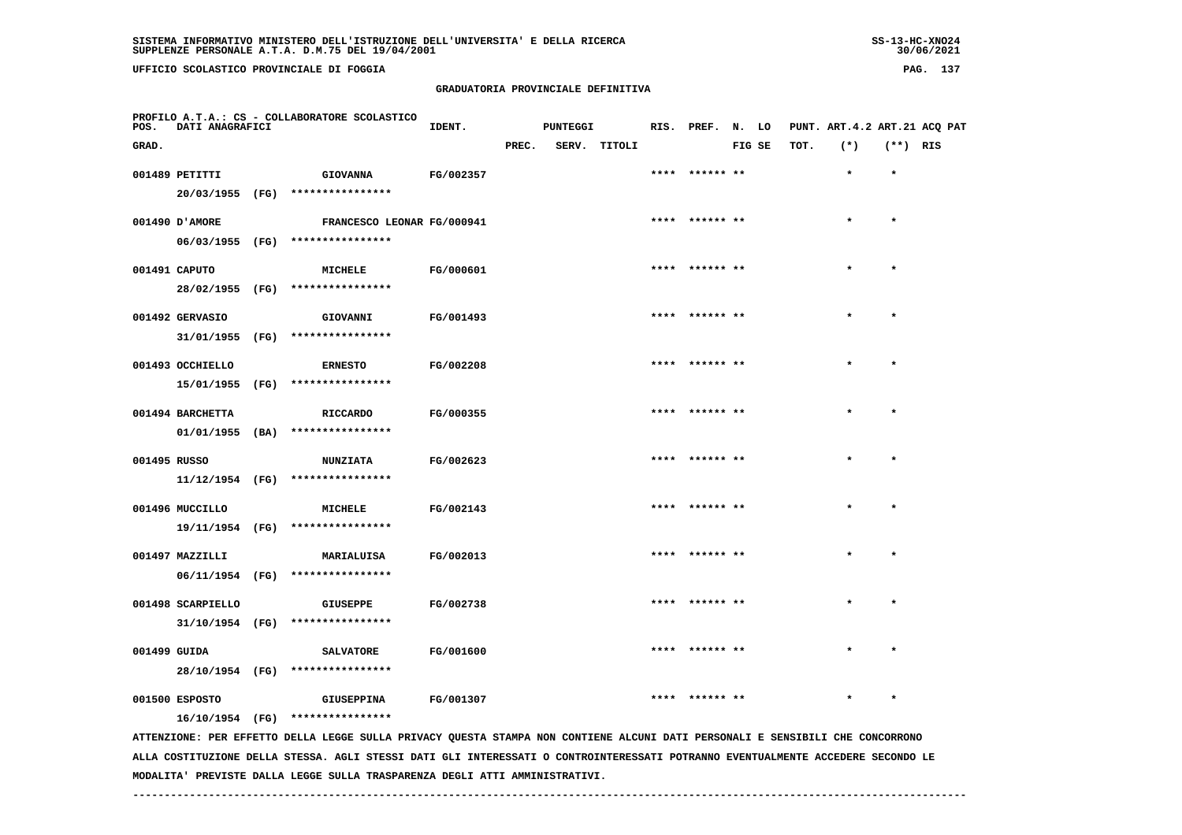SISTEMA INFORMATIVO MINISTERO DELL'ISTRUZIONE DELL'UNIVERSITA' E DELLA RICERCA
SUPPLENZE PERSONALE A.T.A. D.M.75 DEL 19/04/2001

UFFICIO SCOLASTICO PROVINCIALE DI FOGGIA

## GRADUATORIA PROVINCIALE DEFINITIVA

PROFILO A.T.A.: CS - COLLABORATORE SCOLASTICO

| POS. GRAD. | DATI ANAGRAFICI | | IDENT. | PUNTEGGI PREC. | SERV. | TITOLI | RIS. | PREF. | N. LO FIG SE | PUNT. TOT. | ART.4.2 (*) | ART.21 (**) | ACQ PAT RIS |
|---|---|---|---|---|---|---|---|---|---|---|---|---|---|
| 001489 | PETITTI 20/03/1955 (FG) | GIOVANNA **************** | FG/002357 | | | | **** | ****** ** | | | * | * | |
| 001490 | D'AMORE 06/03/1955 (FG) | FRANCESCO LEONAR **************** | FG/000941 | | | | **** | ****** ** | | | * | * | |
| 001491 | CAPUTO 28/02/1955 (FG) | MICHELE **************** | FG/000601 | | | | **** | ****** ** | | | * | * | |
| 001492 | GERVASIO 31/01/1955 (FG) | GIOVANNI **************** | FG/001493 | | | | **** | ****** ** | | | * | * | |
| 001493 | OCCHIELLO 15/01/1955 (FG) | ERNESTO **************** | FG/002208 | | | | **** | ****** ** | | | * | * | |
| 001494 | BARCHETTA 01/01/1955 (BA) | RICCARDO **************** | FG/000355 | | | | **** | ****** ** | | | * | * | |
| 001495 | RUSSO 11/12/1954 (FG) | NUNZIATA **************** | FG/002623 | | | | **** | ****** ** | | | * | * | |
| 001496 | MUCCILLO 19/11/1954 (FG) | MICHELE **************** | FG/002143 | | | | **** | ****** ** | | | * | * | |
| 001497 | MAZZILLI 06/11/1954 (FG) | MARIALUISA **************** | FG/002013 | | | | **** | ****** ** | | | * | * | |
| 001498 | SCARPIELLO 31/10/1954 (FG) | GIUSEPPE **************** | FG/002738 | | | | **** | ****** ** | | | * | * | |
| 001499 | GUIDA 28/10/1954 (FG) | SALVATORE **************** | FG/001600 | | | | **** | ****** ** | | | * | * | |
| 001500 | ESPOSTO 16/10/1954 (FG) | GIUSEPPINA **************** | FG/001307 | | | | **** | ****** ** | | | * | * | |

ATTENZIONE: PER EFFETTO DELLA LEGGE SULLA PRIVACY QUESTA STAMPA NON CONTIENE ALCUNI DATI PERSONALI E SENSIBILI CHE CONCORRONO ALLA COSTITUZIONE DELLA STESSA. AGLI STESSI DATI GLI INTERESSATI O CONTROINTERESSATI POTRANNO EVENTUALMENTE ACCEDERE SECONDO LE MODALITA' PREVISTE DALLA LEGGE SULLA TRASPARENZA DEGLI ATTI AMMINISTRATIVI.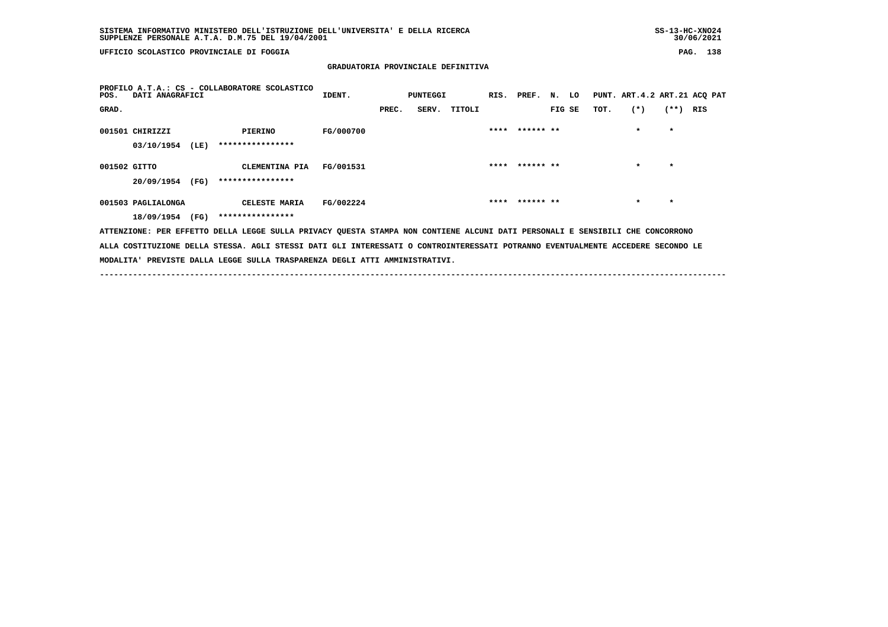GRADUATORIA PROVINCIALE DEFINITIVA

PROFILO A.T.A.: CS - COLLABORATORE SCOLASTICO

| POS. GRAD. | DATI ANAGRAFICI | | IDENT. | PUNTEGGI PREC. | SERV. | TITOLI | RIS. | PREF. | N. FIG | LO SE | PUNT. TOT. | ART.4.2 (*) | ART.21 (**) | ACQ RIS | PAT |
|---|---|---|---|---|---|---|---|---|---|---|---|---|---|---|---|
| 001501 | CHIRIZZI 03/10/1954 (LE) | PIERINO **************** | FG/000700 | | | | **** | ****** | ** | | | * | * | | |
| 001502 | GITTO 20/09/1954 (FG) | CLEMENTINA PIA **************** | FG/001531 | | | | **** | ****** | ** | | | * | * | | |
| 001503 | PAGLIALONGA 18/09/1954 (FG) | CELESTE MARIA **************** | FG/002224 | | | | **** | ****** | ** | | | * | * | | |

ATTENZIONE: PER EFFETTO DELLA LEGGE SULLA PRIVACY QUESTA STAMPA NON CONTIENE ALCUNI DATI PERSONALI E SENSIBILI CHE CONCORRONO ALLA COSTITUZIONE DELLA STESSA. AGLI STESSI DATI GLI INTERESSATI O CONTROINTERESSATI POTRANNO EVENTUALMENTE ACCEDERE SECONDO LE MODALITA' PREVISTE DALLA LEGGE SULLA TRASPARENZA DEGLI ATTI AMMINISTRATIVI.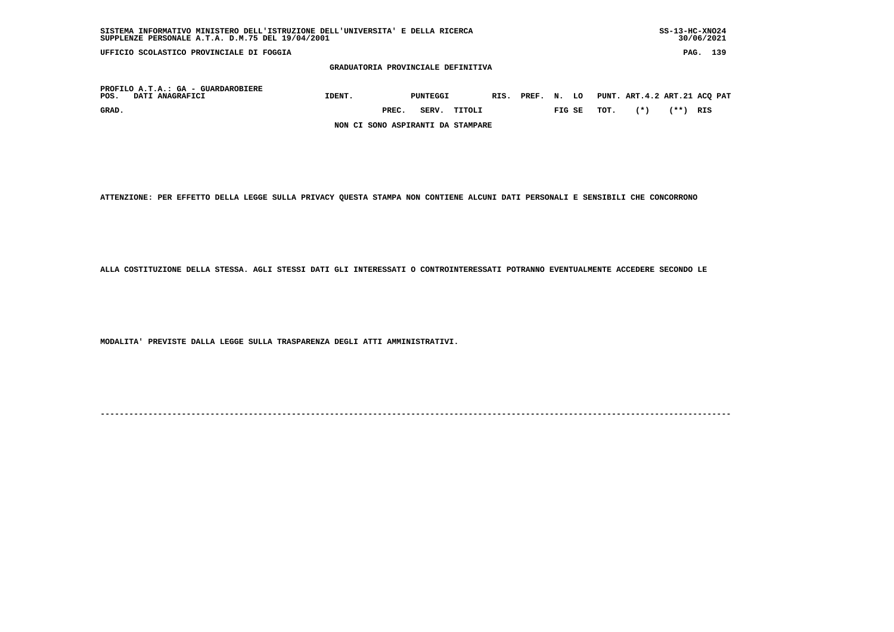**UFFICIO SCOLASTICO PROVINCIALE DI FOGGIA**

**GRADUATORIA PROVINCIALE DEFINITIVA**

**PROFILO A.T.A.: GA - GUARDAROBIERE**

| POS. | DATI ANAGRAFICI | IDENT. | PUNTEGGI | | | RIS. | PREF. | N. LO | | PUNT. | ART.4.2 | ART.21 | ACQ PAT |
|---|---|---|---|---|---|---|---|---|---|---|---|---|---|
| GRAD. | | | PREC. | SERV. | TITOLI | | | FIG | SE | TOT. | (*) | (**) | RIS |

NON CI SONO ASPIRANTI DA STAMPARE

ATTENZIONE: PER EFFETTO DELLA LEGGE SULLA PRIVACY QUESTA STAMPA NON CONTIENE ALCUNI DATI PERSONALI E SENSIBILI CHE CONCORRONO

ALLA COSTITUZIONE DELLA STESSA. AGLI STESSI DATI GLI INTERESSATI O CONTROINTERESSATI POTRANNO EVENTUALMENTE ACCEDERE SECONDO LE

MODALITA' PREVISTE DALLA LEGGE SULLA TRASPARENZA DEGLI ATTI AMMINISTRATIVI.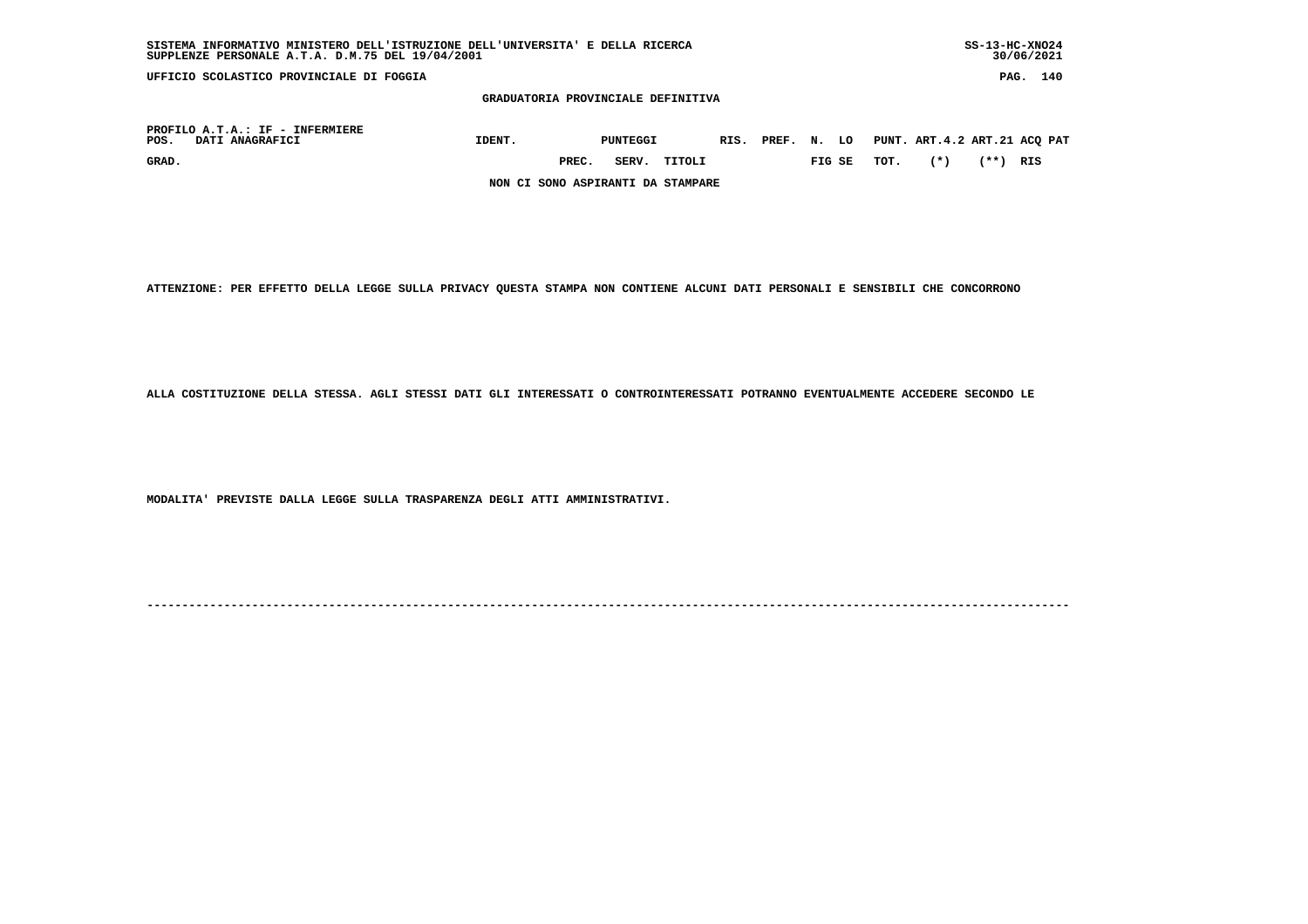GRADUATORIA PROVINCIALE DEFINITIVA

PROFILO A.T.A.: IF - INFERMIERE

| POS. | DATI ANAGRAFICI | IDENT. | PUNTEGGI | | | RIS. | PREF. | N. LO | | PUNT. | ART.4.2 | ART.21 | ACQ PAT |
|---|---|---|---|---|---|---|---|---|---|---|---|---|---|
| GRAD. | | | PREC. | SERV. | TITOLI | | | FIG | SE | TOT. | (*) | (**) | RIS |

NON CI SONO ASPIRANTI DA STAMPARE

ATTENZIONE: PER EFFETTO DELLA LEGGE SULLA PRIVACY QUESTA STAMPA NON CONTIENE ALCUNI DATI PERSONALI E SENSIBILI CHE CONCORRONO

ALLA COSTITUZIONE DELLA STESSA. AGLI STESSI DATI GLI INTERESSATI O CONTROINTERESSATI POTRANNO EVENTUALMENTE ACCEDERE SECONDO LE

MODALITA' PREVISTE DALLA LEGGE SULLA TRASPARENZA DEGLI ATTI AMMINISTRATIVI.

---